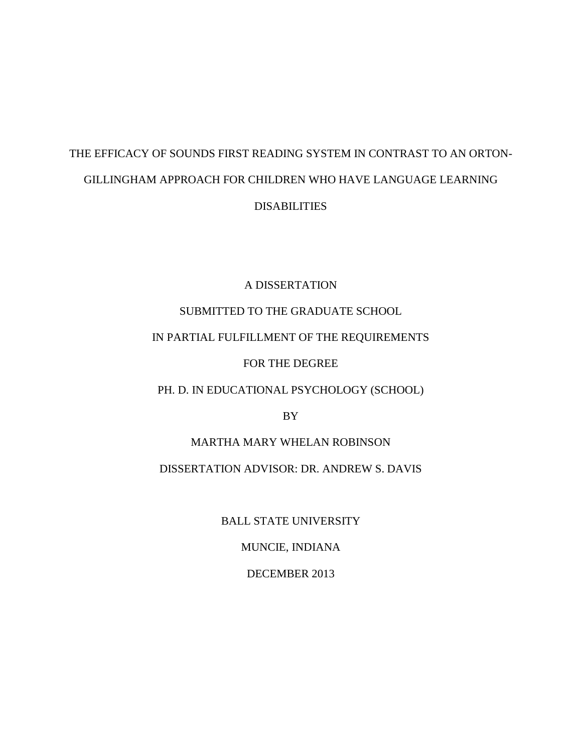# THE EFFICACY OF SOUNDS FIRST READING SYSTEM IN CONTRAST TO AN ORTON-GILLINGHAM APPROACH FOR CHILDREN WHO HAVE LANGUAGE LEARNING DISABILITIES

A DISSERTATION

SUBMITTED TO THE GRADUATE SCHOOL

IN PARTIAL FULFILLMENT OF THE REQUIREMENTS

FOR THE DEGREE

PH. D. IN EDUCATIONAL PSYCHOLOGY (SCHOOL)

BY

MARTHA MARY WHELAN ROBINSON

DISSERTATION ADVISOR: DR. ANDREW S. DAVIS

BALL STATE UNIVERSITY

MUNCIE, INDIANA

DECEMBER 2013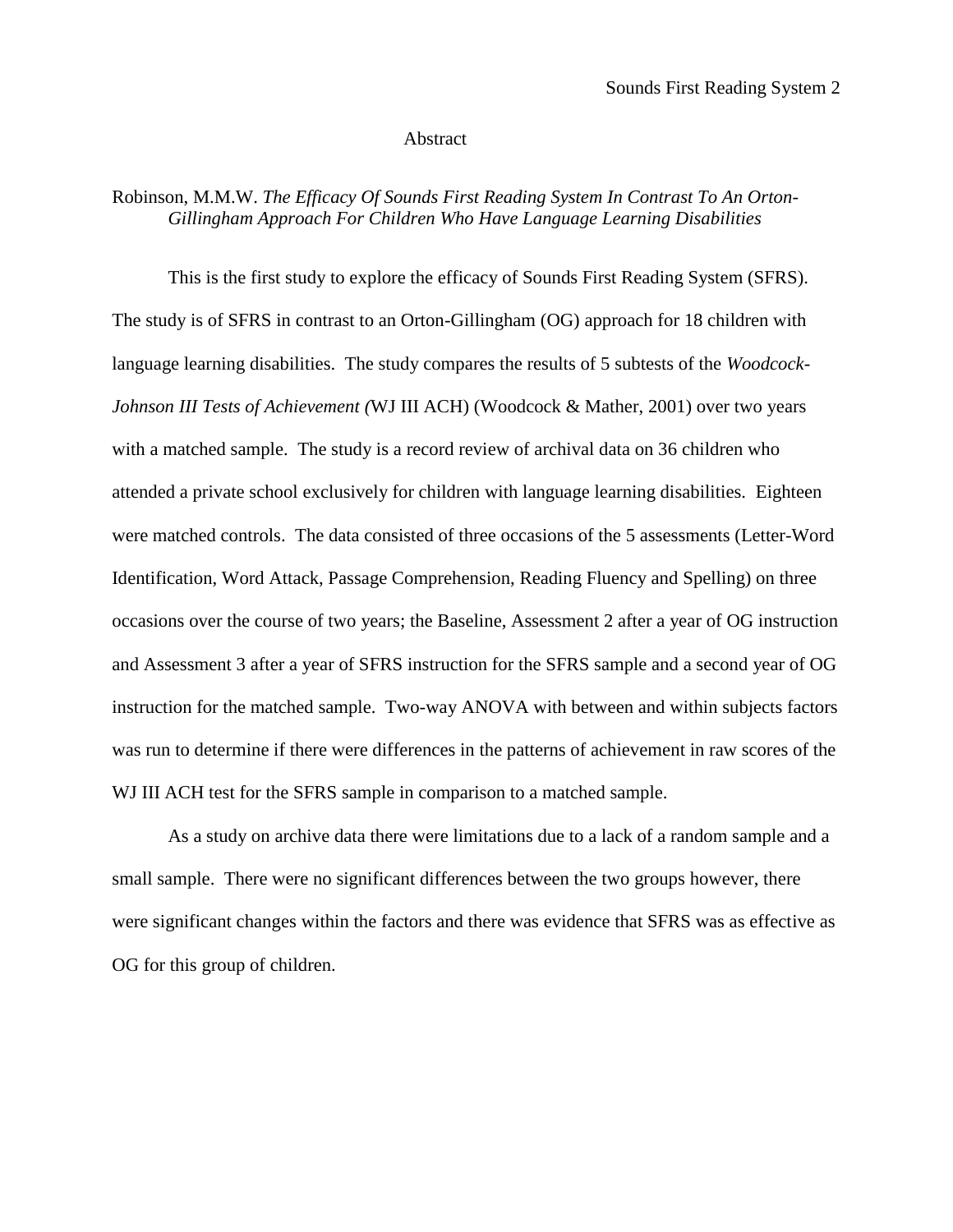# Abstract

Robinson, M.M.W. *The Efficacy Of Sounds First Reading System In Contrast To An Orton-Gillingham Approach For Children Who Have Language Learning Disabilities*

This is the first study to explore the efficacy of Sounds First Reading System (SFRS). The study is of SFRS in contrast to an Orton-Gillingham (OG) approach for 18 children with language learning disabilities. The study compares the results of 5 subtests of the *Woodcock-Johnson III Tests of Achievement (*WJ III ACH) (Woodcock & Mather, 2001) over two years with a matched sample. The study is a record review of archival data on 36 children who attended a private school exclusively for children with language learning disabilities. Eighteen were matched controls. The data consisted of three occasions of the 5 assessments (Letter-Word Identification, Word Attack, Passage Comprehension, Reading Fluency and Spelling) on three occasions over the course of two years; the Baseline, Assessment 2 after a year of OG instruction and Assessment 3 after a year of SFRS instruction for the SFRS sample and a second year of OG instruction for the matched sample. Two-way ANOVA with between and within subjects factors was run to determine if there were differences in the patterns of achievement in raw scores of the WJ III ACH test for the SFRS sample in comparison to a matched sample.

As a study on archive data there were limitations due to a lack of a random sample and a small sample. There were no significant differences between the two groups however, there were significant changes within the factors and there was evidence that SFRS was as effective as OG for this group of children.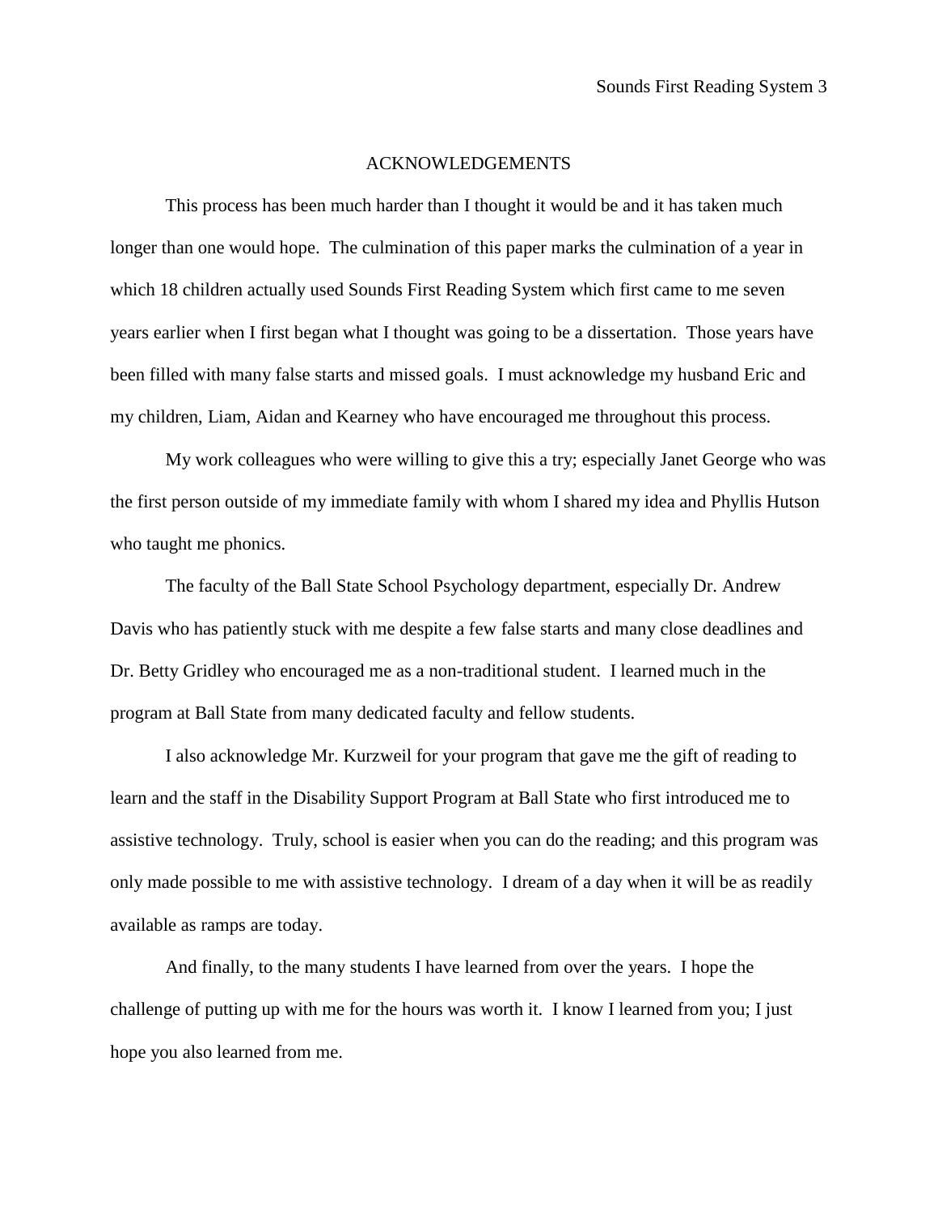# ACKNOWLEDGEMENTS

This process has been much harder than I thought it would be and it has taken much longer than one would hope. The culmination of this paper marks the culmination of a year in which 18 children actually used Sounds First Reading System which first came to me seven years earlier when I first began what I thought was going to be a dissertation. Those years have been filled with many false starts and missed goals. I must acknowledge my husband Eric and my children, Liam, Aidan and Kearney who have encouraged me throughout this process.

My work colleagues who were willing to give this a try; especially Janet George who was the first person outside of my immediate family with whom I shared my idea and Phyllis Hutson who taught me phonics.

The faculty of the Ball State School Psychology department, especially Dr. Andrew Davis who has patiently stuck with me despite a few false starts and many close deadlines and Dr. Betty Gridley who encouraged me as a non-traditional student. I learned much in the program at Ball State from many dedicated faculty and fellow students.

I also acknowledge Mr. Kurzweil for your program that gave me the gift of reading to learn and the staff in the Disability Support Program at Ball State who first introduced me to assistive technology. Truly, school is easier when you can do the reading; and this program was only made possible to me with assistive technology. I dream of a day when it will be as readily available as ramps are today.

And finally, to the many students I have learned from over the years. I hope the challenge of putting up with me for the hours was worth it. I know I learned from you; I just hope you also learned from me.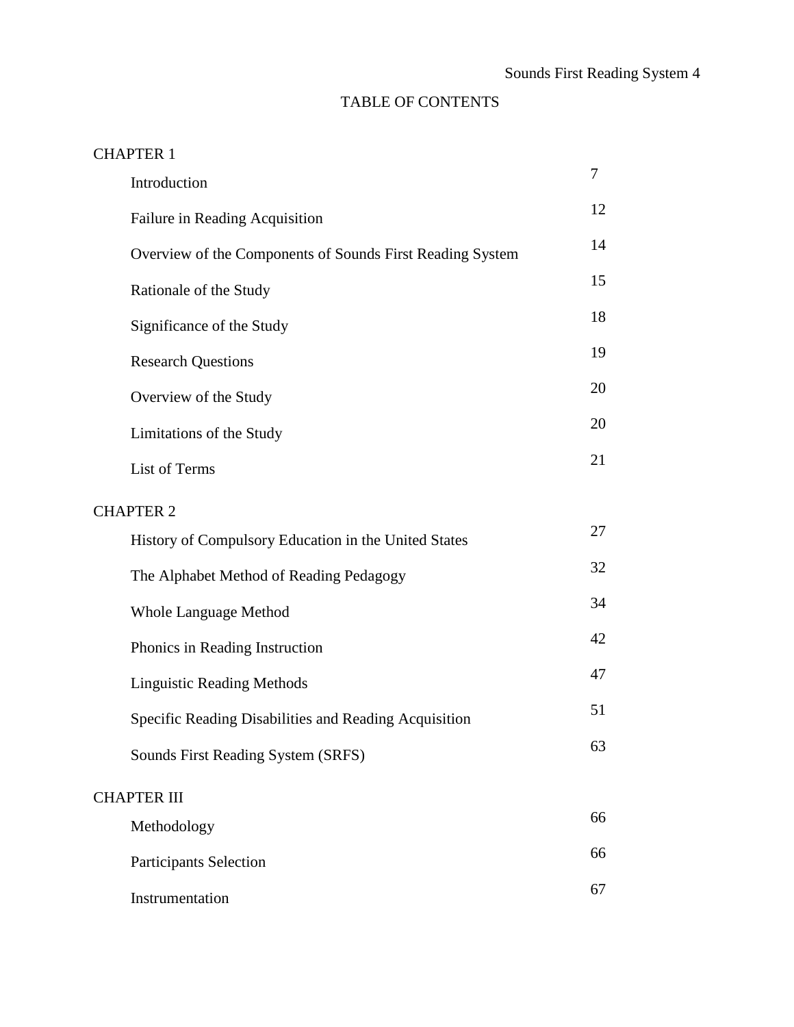# TABLE OF CONTENTS

| | |
|---|---|
| **CHAPTER 1** | |
| Introduction | 7 |
| Failure in Reading Acquisition | 12 |
| Overview of the Components of Sounds First Reading System | 14 |
| Rationale of the Study | 15 |
| Significance of the Study | 18 |
| Research Questions | 19 |
| Overview of the Study | 20 |
| Limitations of the Study | 20 |
| List of Terms | 21 |
| **CHAPTER 2** | |
| History of Compulsory Education in the United States | 27 |
| The Alphabet Method of Reading Pedagogy | 32 |
| Whole Language Method | 34 |
| Phonics in Reading Instruction | 42 |
| Linguistic Reading Methods | 47 |
| Specific Reading Disabilities and Reading Acquisition | 51 |
| Sounds First Reading System (SRFS) | 63 |
| **CHAPTER III** | |
| Methodology | 66 |
| Participants Selection | 66 |
| Instrumentation | 67 |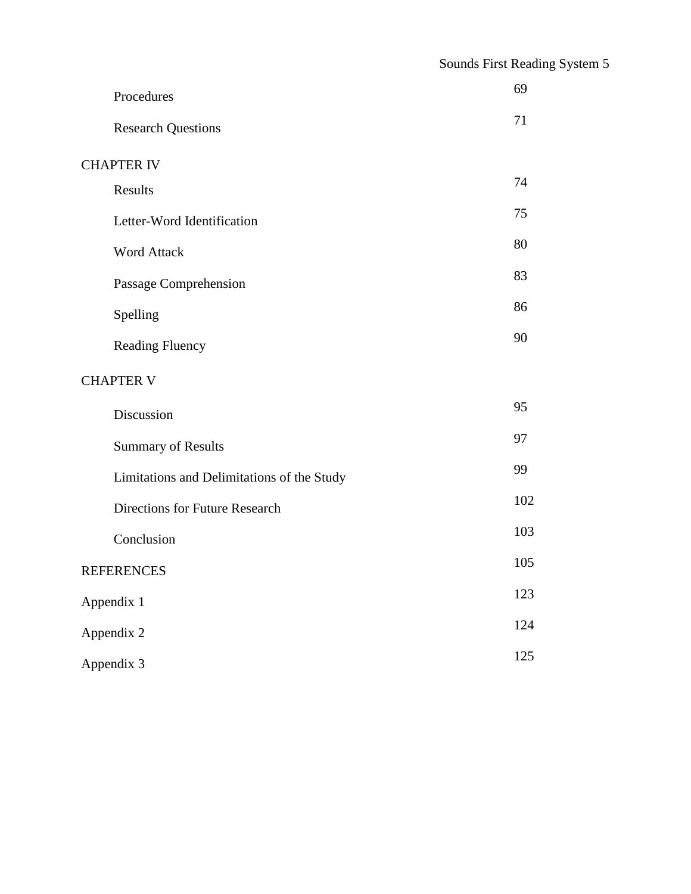| | |
|---|---|
| Procedures | 69 |
| Research Questions | 71 |
| CHAPTER IV | |
| Results | 74 |
| Letter-Word Identification | 75 |
| Word Attack | 80 |
| Passage Comprehension | 83 |
| Spelling | 86 |
| Reading Fluency | 90 |
| CHAPTER V | |
| Discussion | 95 |
| Summary of Results | 97 |
| Limitations and Delimitations of the Study | 99 |
| Directions for Future Research | 102 |
| Conclusion | 103 |
| REFERENCES | 105 |
| Appendix 1 | 123 |
| Appendix 2 | 124 |
| Appendix 3 | 125 |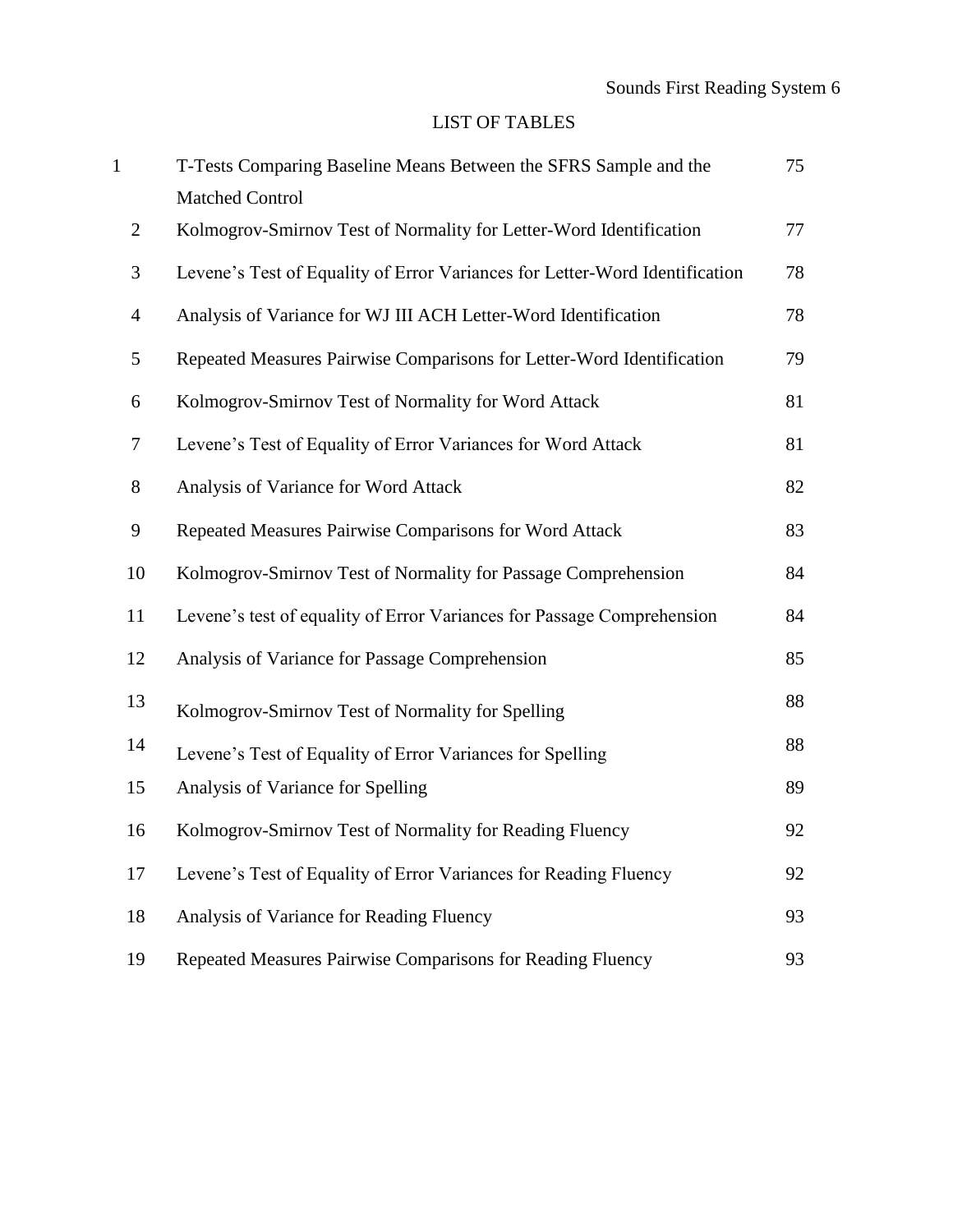# LIST OF TABLES

| | | |
|---|---|---|
| 1 | T-Tests Comparing Baseline Means Between the SFRS Sample and the Matched Control | 75 |
| 2 | Kolmogrov-Smirnov Test of Normality for Letter-Word Identification | 77 |
| 3 | Levene’s Test of Equality of Error Variances for Letter-Word Identification | 78 |
| 4 | Analysis of Variance for WJ III ACH Letter-Word Identification | 78 |
| 5 | Repeated Measures Pairwise Comparisons for Letter-Word Identification | 79 |
| 6 | Kolmogrov-Smirnov Test of Normality for Word Attack | 81 |
| 7 | Levene’s Test of Equality of Error Variances for Word Attack | 81 |
| 8 | Analysis of Variance for Word Attack | 82 |
| 9 | Repeated Measures Pairwise Comparisons for Word Attack | 83 |
| 10 | Kolmogrov-Smirnov Test of Normality for Passage Comprehension | 84 |
| 11 | Levene’s test of equality of Error Variances for Passage Comprehension | 84 |
| 12 | Analysis of Variance for Passage Comprehension | 85 |
| 13 | Kolmogrov-Smirnov Test of Normality for Spelling | 88 |
| 14 | Levene’s Test of Equality of Error Variances for Spelling | 88 |
| 15 | Analysis of Variance for Spelling | 89 |
| 16 | Kolmogrov-Smirnov Test of Normality for Reading Fluency | 92 |
| 17 | Levene’s Test of Equality of Error Variances for Reading Fluency | 92 |
| 18 | Analysis of Variance for Reading Fluency | 93 |
| 19 | Repeated Measures Pairwise Comparisons for Reading Fluency | 93 |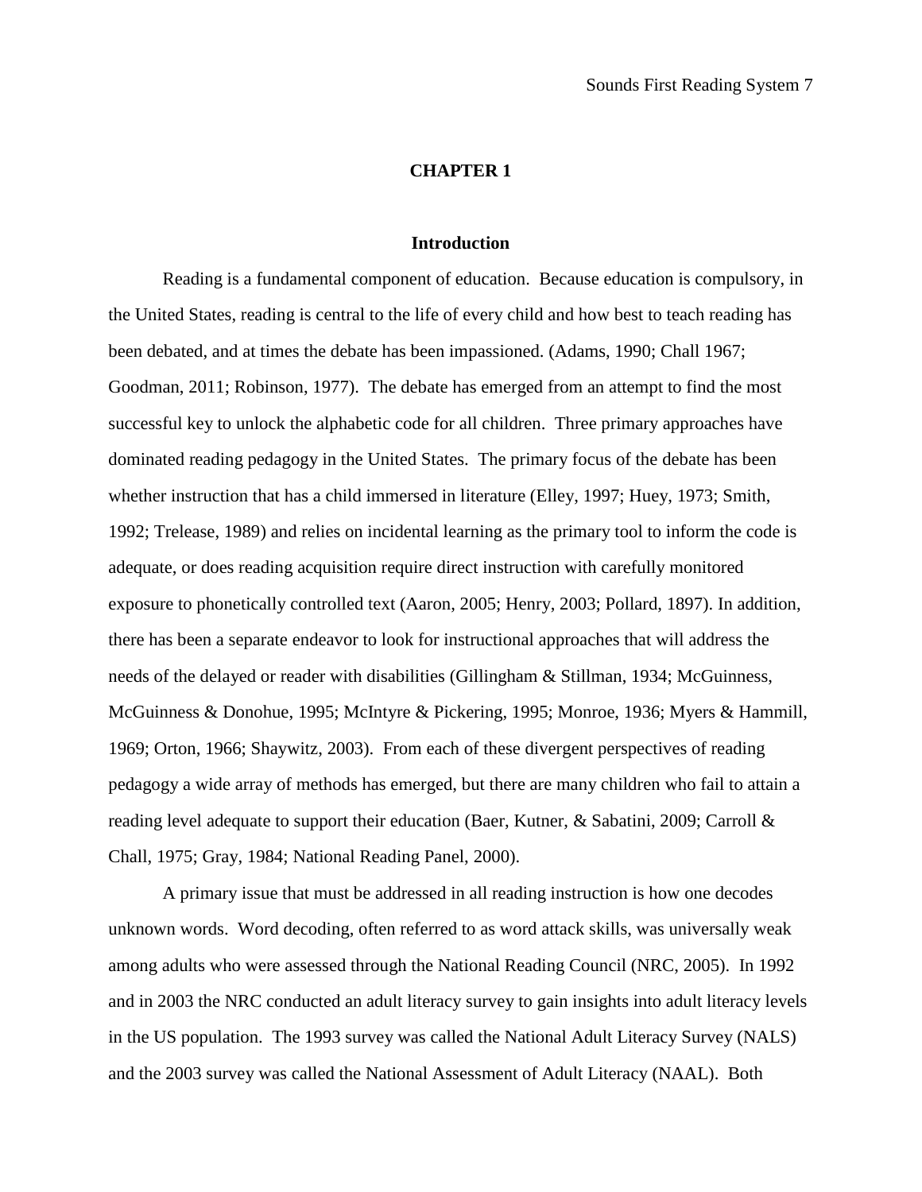# CHAPTER 1

## Introduction

Reading is a fundamental component of education. Because education is compulsory, in the United States, reading is central to the life of every child and how best to teach reading has been debated, and at times the debate has been impassioned. (Adams, 1990; Chall 1967; Goodman, 2011; Robinson, 1977). The debate has emerged from an attempt to find the most successful key to unlock the alphabetic code for all children. Three primary approaches have dominated reading pedagogy in the United States. The primary focus of the debate has been whether instruction that has a child immersed in literature (Elley, 1997; Huey, 1973; Smith, 1992; Trelease, 1989) and relies on incidental learning as the primary tool to inform the code is adequate, or does reading acquisition require direct instruction with carefully monitored exposure to phonetically controlled text (Aaron, 2005; Henry, 2003; Pollard, 1897). In addition, there has been a separate endeavor to look for instructional approaches that will address the needs of the delayed or reader with disabilities (Gillingham & Stillman, 1934; McGuinness, McGuinness & Donohue, 1995; McIntyre & Pickering, 1995; Monroe, 1936; Myers & Hammill, 1969; Orton, 1966; Shaywitz, 2003). From each of these divergent perspectives of reading pedagogy a wide array of methods has emerged, but there are many children who fail to attain a reading level adequate to support their education (Baer, Kutner, & Sabatini, 2009; Carroll & Chall, 1975; Gray, 1984; National Reading Panel, 2000).

A primary issue that must be addressed in all reading instruction is how one decodes unknown words. Word decoding, often referred to as word attack skills, was universally weak among adults who were assessed through the National Reading Council (NRC, 2005). In 1992 and in 2003 the NRC conducted an adult literacy survey to gain insights into adult literacy levels in the US population. The 1993 survey was called the National Adult Literacy Survey (NALS) and the 2003 survey was called the National Assessment of Adult Literacy (NAAL). Both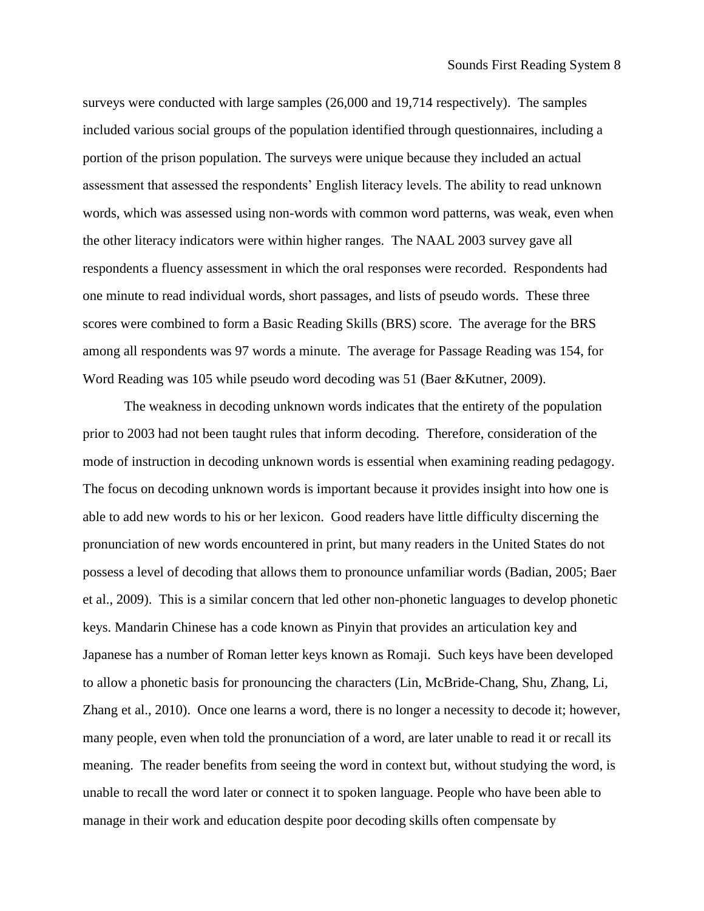surveys were conducted with large samples (26,000 and 19,714 respectively). The samples included various social groups of the population identified through questionnaires, including a portion of the prison population. The surveys were unique because they included an actual assessment that assessed the respondents' English literacy levels. The ability to read unknown words, which was assessed using non-words with common word patterns, was weak, even when the other literacy indicators were within higher ranges. The NAAL 2003 survey gave all respondents a fluency assessment in which the oral responses were recorded. Respondents had one minute to read individual words, short passages, and lists of pseudo words. These three scores were combined to form a Basic Reading Skills (BRS) score. The average for the BRS among all respondents was 97 words a minute. The average for Passage Reading was 154, for Word Reading was 105 while pseudo word decoding was 51 (Baer &Kutner, 2009).

The weakness in decoding unknown words indicates that the entirety of the population prior to 2003 had not been taught rules that inform decoding. Therefore, consideration of the mode of instruction in decoding unknown words is essential when examining reading pedagogy. The focus on decoding unknown words is important because it provides insight into how one is able to add new words to his or her lexicon. Good readers have little difficulty discerning the pronunciation of new words encountered in print, but many readers in the United States do not possess a level of decoding that allows them to pronounce unfamiliar words (Badian, 2005; Baer et al., 2009). This is a similar concern that led other non-phonetic languages to develop phonetic keys. Mandarin Chinese has a code known as Pinyin that provides an articulation key and Japanese has a number of Roman letter keys known as Romaji. Such keys have been developed to allow a phonetic basis for pronouncing the characters (Lin, McBride-Chang, Shu, Zhang, Li, Zhang et al., 2010). Once one learns a word, there is no longer a necessity to decode it; however, many people, even when told the pronunciation of a word, are later unable to read it or recall its meaning. The reader benefits from seeing the word in context but, without studying the word, is unable to recall the word later or connect it to spoken language. People who have been able to manage in their work and education despite poor decoding skills often compensate by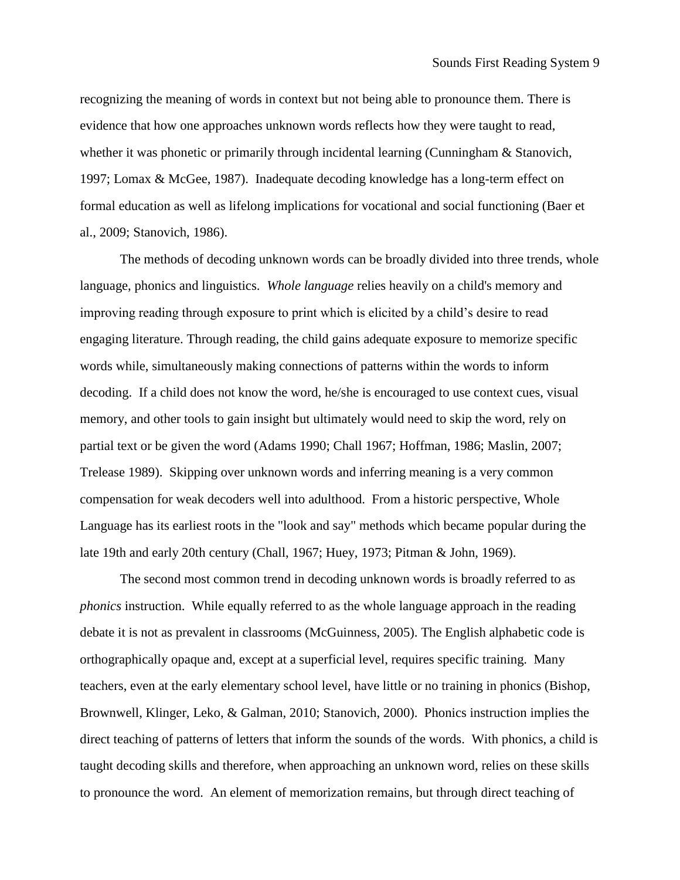recognizing the meaning of words in context but not being able to pronounce them. There is evidence that how one approaches unknown words reflects how they were taught to read, whether it was phonetic or primarily through incidental learning (Cunningham & Stanovich, 1997; Lomax & McGee, 1987). Inadequate decoding knowledge has a long-term effect on formal education as well as lifelong implications for vocational and social functioning (Baer et al., 2009; Stanovich, 1986).

The methods of decoding unknown words can be broadly divided into three trends, whole language, phonics and linguistics. *Whole language* relies heavily on a child's memory and improving reading through exposure to print which is elicited by a child's desire to read engaging literature. Through reading, the child gains adequate exposure to memorize specific words while, simultaneously making connections of patterns within the words to inform decoding. If a child does not know the word, he/she is encouraged to use context cues, visual memory, and other tools to gain insight but ultimately would need to skip the word, rely on partial text or be given the word (Adams 1990; Chall 1967; Hoffman, 1986; Maslin, 2007; Trelease 1989). Skipping over unknown words and inferring meaning is a very common compensation for weak decoders well into adulthood. From a historic perspective, Whole Language has its earliest roots in the "look and say" methods which became popular during the late 19th and early 20th century (Chall, 1967; Huey, 1973; Pitman & John, 1969).

The second most common trend in decoding unknown words is broadly referred to as *phonics* instruction. While equally referred to as the whole language approach in the reading debate it is not as prevalent in classrooms (McGuinness, 2005). The English alphabetic code is orthographically opaque and, except at a superficial level, requires specific training. Many teachers, even at the early elementary school level, have little or no training in phonics (Bishop, Brownwell, Klinger, Leko, & Galman, 2010; Stanovich, 2000). Phonics instruction implies the direct teaching of patterns of letters that inform the sounds of the words. With phonics, a child is taught decoding skills and therefore, when approaching an unknown word, relies on these skills to pronounce the word. An element of memorization remains, but through direct teaching of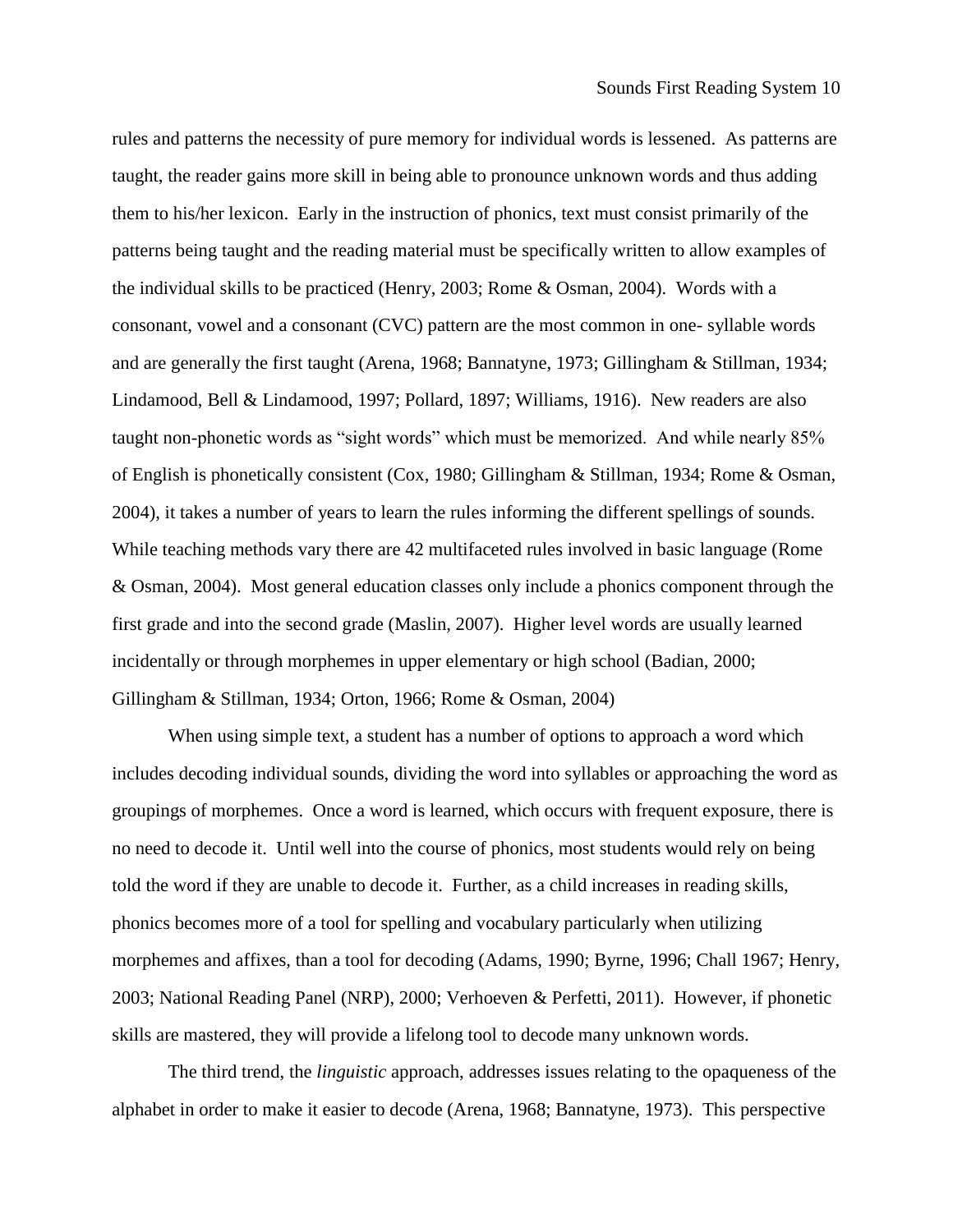rules and patterns the necessity of pure memory for individual words is lessened. As patterns are taught, the reader gains more skill in being able to pronounce unknown words and thus adding them to his/her lexicon. Early in the instruction of phonics, text must consist primarily of the patterns being taught and the reading material must be specifically written to allow examples of the individual skills to be practiced (Henry, 2003; Rome & Osman, 2004). Words with a consonant, vowel and a consonant (CVC) pattern are the most common in one- syllable words and are generally the first taught (Arena, 1968; Bannatyne, 1973; Gillingham & Stillman, 1934; Lindamood, Bell & Lindamood, 1997; Pollard, 1897; Williams, 1916). New readers are also taught non-phonetic words as "sight words" which must be memorized. And while nearly 85% of English is phonetically consistent (Cox, 1980; Gillingham & Stillman, 1934; Rome & Osman, 2004), it takes a number of years to learn the rules informing the different spellings of sounds. While teaching methods vary there are 42 multifaceted rules involved in basic language (Rome & Osman, 2004). Most general education classes only include a phonics component through the first grade and into the second grade (Maslin, 2007). Higher level words are usually learned incidentally or through morphemes in upper elementary or high school (Badian, 2000; Gillingham & Stillman, 1934; Orton, 1966; Rome & Osman, 2004)

When using simple text, a student has a number of options to approach a word which includes decoding individual sounds, dividing the word into syllables or approaching the word as groupings of morphemes. Once a word is learned, which occurs with frequent exposure, there is no need to decode it. Until well into the course of phonics, most students would rely on being told the word if they are unable to decode it. Further, as a child increases in reading skills, phonics becomes more of a tool for spelling and vocabulary particularly when utilizing morphemes and affixes, than a tool for decoding (Adams, 1990; Byrne, 1996; Chall 1967; Henry, 2003; National Reading Panel (NRP), 2000; Verhoeven & Perfetti, 2011). However, if phonetic skills are mastered, they will provide a lifelong tool to decode many unknown words.

The third trend, the *linguistic* approach, addresses issues relating to the opaqueness of the alphabet in order to make it easier to decode (Arena, 1968; Bannatyne, 1973). This perspective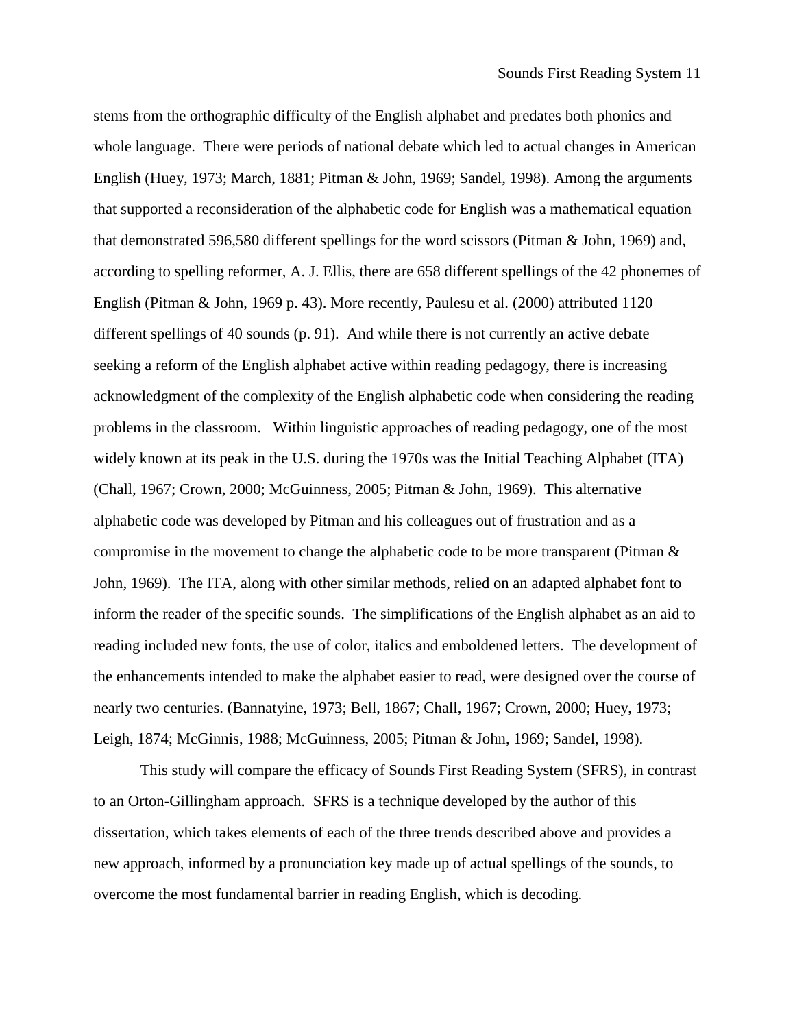stems from the orthographic difficulty of the English alphabet and predates both phonics and whole language. There were periods of national debate which led to actual changes in American English (Huey, 1973; March, 1881; Pitman & John, 1969; Sandel, 1998). Among the arguments that supported a reconsideration of the alphabetic code for English was a mathematical equation that demonstrated 596,580 different spellings for the word scissors (Pitman & John, 1969) and, according to spelling reformer, A. J. Ellis, there are 658 different spellings of the 42 phonemes of English (Pitman & John, 1969 p. 43). More recently, Paulesu et al. (2000) attributed 1120 different spellings of 40 sounds (p. 91). And while there is not currently an active debate seeking a reform of the English alphabet active within reading pedagogy, there is increasing acknowledgment of the complexity of the English alphabetic code when considering the reading problems in the classroom. Within linguistic approaches of reading pedagogy, one of the most widely known at its peak in the U.S. during the 1970s was the Initial Teaching Alphabet (ITA) (Chall, 1967; Crown, 2000; McGuinness, 2005; Pitman & John, 1969). This alternative alphabetic code was developed by Pitman and his colleagues out of frustration and as a compromise in the movement to change the alphabetic code to be more transparent (Pitman & John, 1969). The ITA, along with other similar methods, relied on an adapted alphabet font to inform the reader of the specific sounds. The simplifications of the English alphabet as an aid to reading included new fonts, the use of color, italics and emboldened letters. The development of the enhancements intended to make the alphabet easier to read, were designed over the course of nearly two centuries. (Bannatyine, 1973; Bell, 1867; Chall, 1967; Crown, 2000; Huey, 1973; Leigh, 1874; McGinnis, 1988; McGuinness, 2005; Pitman & John, 1969; Sandel, 1998).

This study will compare the efficacy of Sounds First Reading System (SFRS), in contrast to an Orton-Gillingham approach. SFRS is a technique developed by the author of this dissertation, which takes elements of each of the three trends described above and provides a new approach, informed by a pronunciation key made up of actual spellings of the sounds, to overcome the most fundamental barrier in reading English, which is decoding.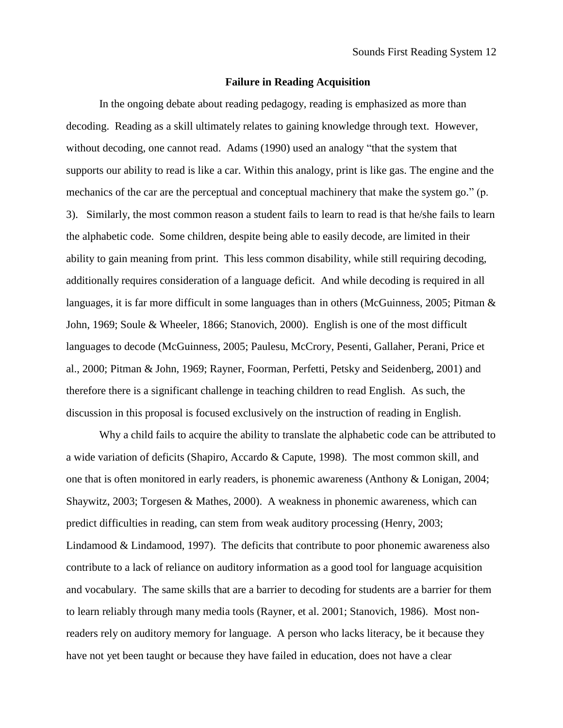## Failure in Reading Acquisition

In the ongoing debate about reading pedagogy, reading is emphasized as more than decoding. Reading as a skill ultimately relates to gaining knowledge through text. However, without decoding, one cannot read. Adams (1990) used an analogy "that the system that supports our ability to read is like a car. Within this analogy, print is like gas. The engine and the mechanics of the car are the perceptual and conceptual machinery that make the system go." (p. 3). Similarly, the most common reason a student fails to learn to read is that he/she fails to learn the alphabetic code. Some children, despite being able to easily decode, are limited in their ability to gain meaning from print. This less common disability, while still requiring decoding, additionally requires consideration of a language deficit. And while decoding is required in all languages, it is far more difficult in some languages than in others (McGuinness, 2005; Pitman & John, 1969; Soule & Wheeler, 1866; Stanovich, 2000). English is one of the most difficult languages to decode (McGuinness, 2005; Paulesu, McCrory, Pesenti, Gallaher, Perani, Price et al., 2000; Pitman & John, 1969; Rayner, Foorman, Perfetti, Petsky and Seidenberg, 2001) and therefore there is a significant challenge in teaching children to read English. As such, the discussion in this proposal is focused exclusively on the instruction of reading in English.

Why a child fails to acquire the ability to translate the alphabetic code can be attributed to a wide variation of deficits (Shapiro, Accardo & Capute, 1998). The most common skill, and one that is often monitored in early readers, is phonemic awareness (Anthony & Lonigan, 2004; Shaywitz, 2003; Torgesen & Mathes, 2000). A weakness in phonemic awareness, which can predict difficulties in reading, can stem from weak auditory processing (Henry, 2003; Lindamood & Lindamood, 1997). The deficits that contribute to poor phonemic awareness also contribute to a lack of reliance on auditory information as a good tool for language acquisition and vocabulary. The same skills that are a barrier to decoding for students are a barrier for them to learn reliably through many media tools (Rayner, et al. 2001; Stanovich, 1986). Most non-readers rely on auditory memory for language. A person who lacks literacy, be it because they have not yet been taught or because they have failed in education, does not have a clear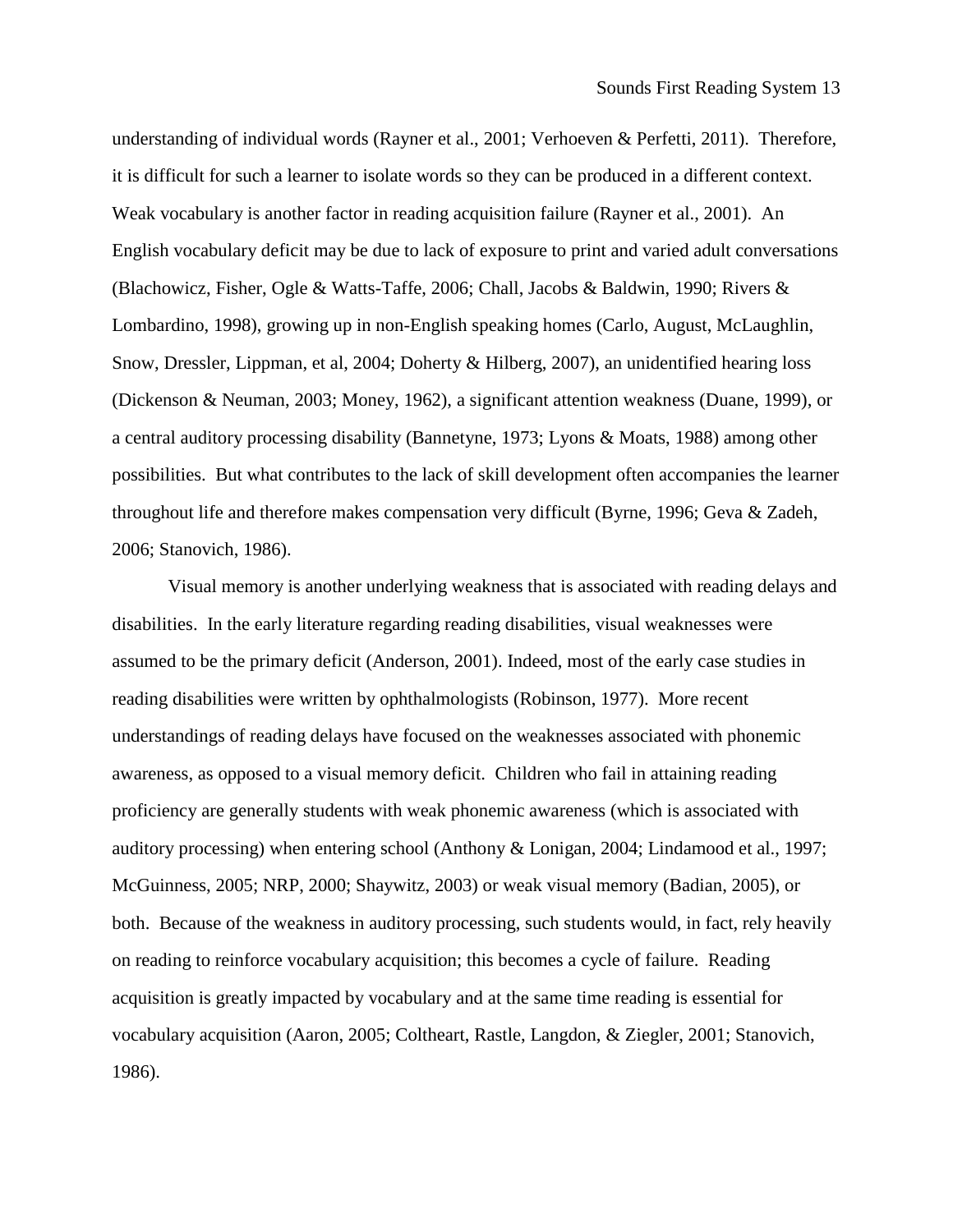understanding of individual words (Rayner et al., 2001; Verhoeven & Perfetti, 2011). Therefore, it is difficult for such a learner to isolate words so they can be produced in a different context. Weak vocabulary is another factor in reading acquisition failure (Rayner et al., 2001). An English vocabulary deficit may be due to lack of exposure to print and varied adult conversations (Blachowicz, Fisher, Ogle & Watts-Taffe, 2006; Chall, Jacobs & Baldwin, 1990; Rivers & Lombardino, 1998), growing up in non-English speaking homes (Carlo, August, McLaughlin, Snow, Dressler, Lippman, et al, 2004; Doherty & Hilberg, 2007), an unidentified hearing loss (Dickenson & Neuman, 2003; Money, 1962), a significant attention weakness (Duane, 1999), or a central auditory processing disability (Bannetyne, 1973; Lyons & Moats, 1988) among other possibilities. But what contributes to the lack of skill development often accompanies the learner throughout life and therefore makes compensation very difficult (Byrne, 1996; Geva & Zadeh, 2006; Stanovich, 1986).

Visual memory is another underlying weakness that is associated with reading delays and disabilities. In the early literature regarding reading disabilities, visual weaknesses were assumed to be the primary deficit (Anderson, 2001). Indeed, most of the early case studies in reading disabilities were written by ophthalmologists (Robinson, 1977). More recent understandings of reading delays have focused on the weaknesses associated with phonemic awareness, as opposed to a visual memory deficit. Children who fail in attaining reading proficiency are generally students with weak phonemic awareness (which is associated with auditory processing) when entering school (Anthony & Lonigan, 2004; Lindamood et al., 1997; McGuinness, 2005; NRP, 2000; Shaywitz, 2003) or weak visual memory (Badian, 2005), or both. Because of the weakness in auditory processing, such students would, in fact, rely heavily on reading to reinforce vocabulary acquisition; this becomes a cycle of failure. Reading acquisition is greatly impacted by vocabulary and at the same time reading is essential for vocabulary acquisition (Aaron, 2005; Coltheart, Rastle, Langdon, & Ziegler, 2001; Stanovich, 1986).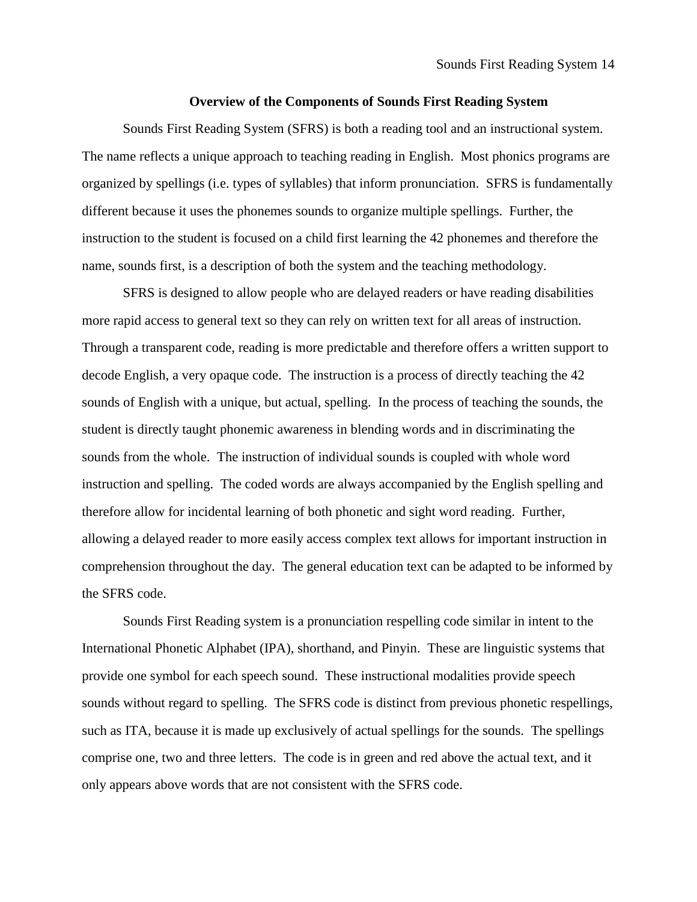## Overview of the Components of Sounds First Reading System

Sounds First Reading System (SFRS) is both a reading tool and an instructional system. The name reflects a unique approach to teaching reading in English. Most phonics programs are organized by spellings (i.e. types of syllables) that inform pronunciation. SFRS is fundamentally different because it uses the phonemes sounds to organize multiple spellings. Further, the instruction to the student is focused on a child first learning the 42 phonemes and therefore the name, sounds first, is a description of both the system and the teaching methodology.

SFRS is designed to allow people who are delayed readers or have reading disabilities more rapid access to general text so they can rely on written text for all areas of instruction. Through a transparent code, reading is more predictable and therefore offers a written support to decode English, a very opaque code. The instruction is a process of directly teaching the 42 sounds of English with a unique, but actual, spelling. In the process of teaching the sounds, the student is directly taught phonemic awareness in blending words and in discriminating the sounds from the whole. The instruction of individual sounds is coupled with whole word instruction and spelling. The coded words are always accompanied by the English spelling and therefore allow for incidental learning of both phonetic and sight word reading. Further, allowing a delayed reader to more easily access complex text allows for important instruction in comprehension throughout the day. The general education text can be adapted to be informed by the SFRS code.

Sounds First Reading system is a pronunciation respelling code similar in intent to the International Phonetic Alphabet (IPA), shorthand, and Pinyin. These are linguistic systems that provide one symbol for each speech sound. These instructional modalities provide speech sounds without regard to spelling. The SFRS code is distinct from previous phonetic respellings, such as ITA, because it is made up exclusively of actual spellings for the sounds. The spellings comprise one, two and three letters. The code is in green and red above the actual text, and it only appears above words that are not consistent with the SFRS code.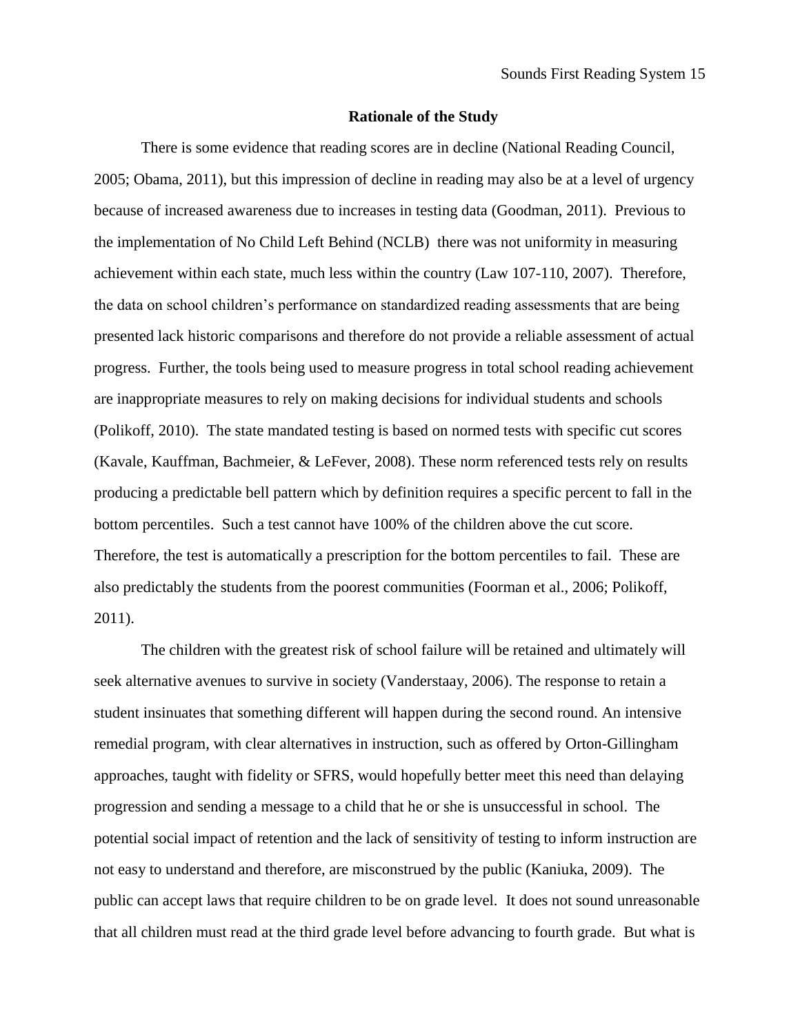## Rationale of the Study

There is some evidence that reading scores are in decline (National Reading Council, 2005; Obama, 2011), but this impression of decline in reading may also be at a level of urgency because of increased awareness due to increases in testing data (Goodman, 2011). Previous to the implementation of No Child Left Behind (NCLB) there was not uniformity in measuring achievement within each state, much less within the country (Law 107-110, 2007). Therefore, the data on school children's performance on standardized reading assessments that are being presented lack historic comparisons and therefore do not provide a reliable assessment of actual progress. Further, the tools being used to measure progress in total school reading achievement are inappropriate measures to rely on making decisions for individual students and schools (Polikoff, 2010). The state mandated testing is based on normed tests with specific cut scores (Kavale, Kauffman, Bachmeier, & LeFever, 2008). These norm referenced tests rely on results producing a predictable bell pattern which by definition requires a specific percent to fall in the bottom percentiles. Such a test cannot have 100% of the children above the cut score. Therefore, the test is automatically a prescription for the bottom percentiles to fail. These are also predictably the students from the poorest communities (Foorman et al., 2006; Polikoff, 2011).

The children with the greatest risk of school failure will be retained and ultimately will seek alternative avenues to survive in society (Vanderstaay, 2006). The response to retain a student insinuates that something different will happen during the second round. An intensive remedial program, with clear alternatives in instruction, such as offered by Orton-Gillingham approaches, taught with fidelity or SFRS, would hopefully better meet this need than delaying progression and sending a message to a child that he or she is unsuccessful in school. The potential social impact of retention and the lack of sensitivity of testing to inform instruction are not easy to understand and therefore, are misconstrued by the public (Kaniuka, 2009). The public can accept laws that require children to be on grade level. It does not sound unreasonable that all children must read at the third grade level before advancing to fourth grade. But what is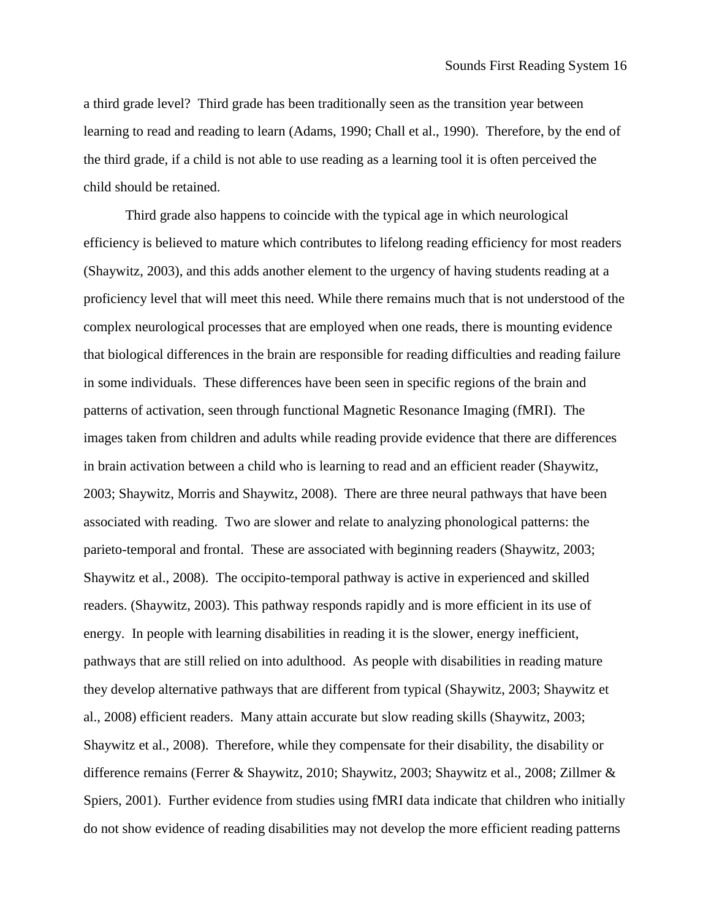a third grade level? Third grade has been traditionally seen as the transition year between learning to read and reading to learn (Adams, 1990; Chall et al., 1990). Therefore, by the end of the third grade, if a child is not able to use reading as a learning tool it is often perceived the child should be retained.

Third grade also happens to coincide with the typical age in which neurological efficiency is believed to mature which contributes to lifelong reading efficiency for most readers (Shaywitz, 2003), and this adds another element to the urgency of having students reading at a proficiency level that will meet this need. While there remains much that is not understood of the complex neurological processes that are employed when one reads, there is mounting evidence that biological differences in the brain are responsible for reading difficulties and reading failure in some individuals. These differences have been seen in specific regions of the brain and patterns of activation, seen through functional Magnetic Resonance Imaging (fMRI). The images taken from children and adults while reading provide evidence that there are differences in brain activation between a child who is learning to read and an efficient reader (Shaywitz, 2003; Shaywitz, Morris and Shaywitz, 2008). There are three neural pathways that have been associated with reading. Two are slower and relate to analyzing phonological patterns: the parieto-temporal and frontal. These are associated with beginning readers (Shaywitz, 2003; Shaywitz et al., 2008). The occipito-temporal pathway is active in experienced and skilled readers. (Shaywitz, 2003). This pathway responds rapidly and is more efficient in its use of energy. In people with learning disabilities in reading it is the slower, energy inefficient, pathways that are still relied on into adulthood. As people with disabilities in reading mature they develop alternative pathways that are different from typical (Shaywitz, 2003; Shaywitz et al., 2008) efficient readers. Many attain accurate but slow reading skills (Shaywitz, 2003; Shaywitz et al., 2008). Therefore, while they compensate for their disability, the disability or difference remains (Ferrer & Shaywitz, 2010; Shaywitz, 2003; Shaywitz et al., 2008; Zillmer & Spiers, 2001). Further evidence from studies using fMRI data indicate that children who initially do not show evidence of reading disabilities may not develop the more efficient reading patterns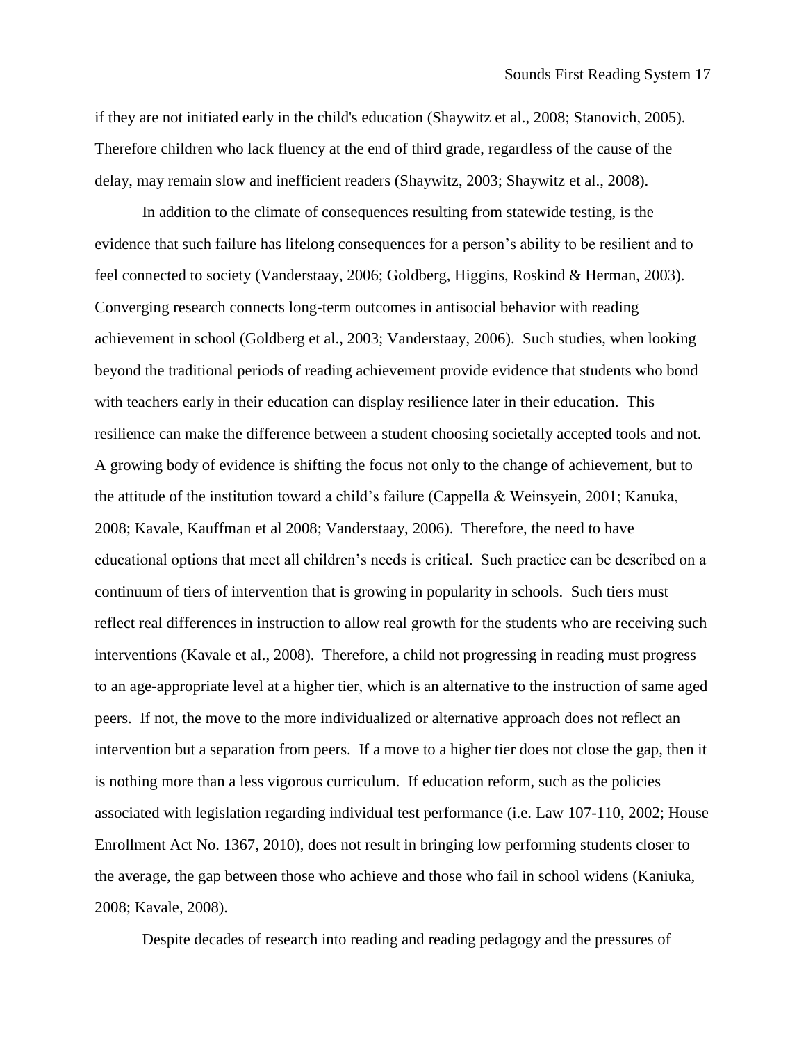if they are not initiated early in the child's education (Shaywitz et al., 2008; Stanovich, 2005). Therefore children who lack fluency at the end of third grade, regardless of the cause of the delay, may remain slow and inefficient readers (Shaywitz, 2003; Shaywitz et al., 2008).

In addition to the climate of consequences resulting from statewide testing, is the evidence that such failure has lifelong consequences for a person's ability to be resilient and to feel connected to society (Vanderstaay, 2006; Goldberg, Higgins, Roskind & Herman, 2003). Converging research connects long-term outcomes in antisocial behavior with reading achievement in school (Goldberg et al., 2003; Vanderstaay, 2006). Such studies, when looking beyond the traditional periods of reading achievement provide evidence that students who bond with teachers early in their education can display resilience later in their education. This resilience can make the difference between a student choosing societally accepted tools and not. A growing body of evidence is shifting the focus not only to the change of achievement, but to the attitude of the institution toward a child's failure (Cappella & Weinsyein, 2001; Kanuka, 2008; Kavale, Kauffman et al 2008; Vanderstaay, 2006). Therefore, the need to have educational options that meet all children's needs is critical. Such practice can be described on a continuum of tiers of intervention that is growing in popularity in schools. Such tiers must reflect real differences in instruction to allow real growth for the students who are receiving such interventions (Kavale et al., 2008). Therefore, a child not progressing in reading must progress to an age-appropriate level at a higher tier, which is an alternative to the instruction of same aged peers. If not, the move to the more individualized or alternative approach does not reflect an intervention but a separation from peers. If a move to a higher tier does not close the gap, then it is nothing more than a less vigorous curriculum. If education reform, such as the policies associated with legislation regarding individual test performance (i.e. Law 107-110, 2002; House Enrollment Act No. 1367, 2010), does not result in bringing low performing students closer to the average, the gap between those who achieve and those who fail in school widens (Kaniuka, 2008; Kavale, 2008).

Despite decades of research into reading and reading pedagogy and the pressures of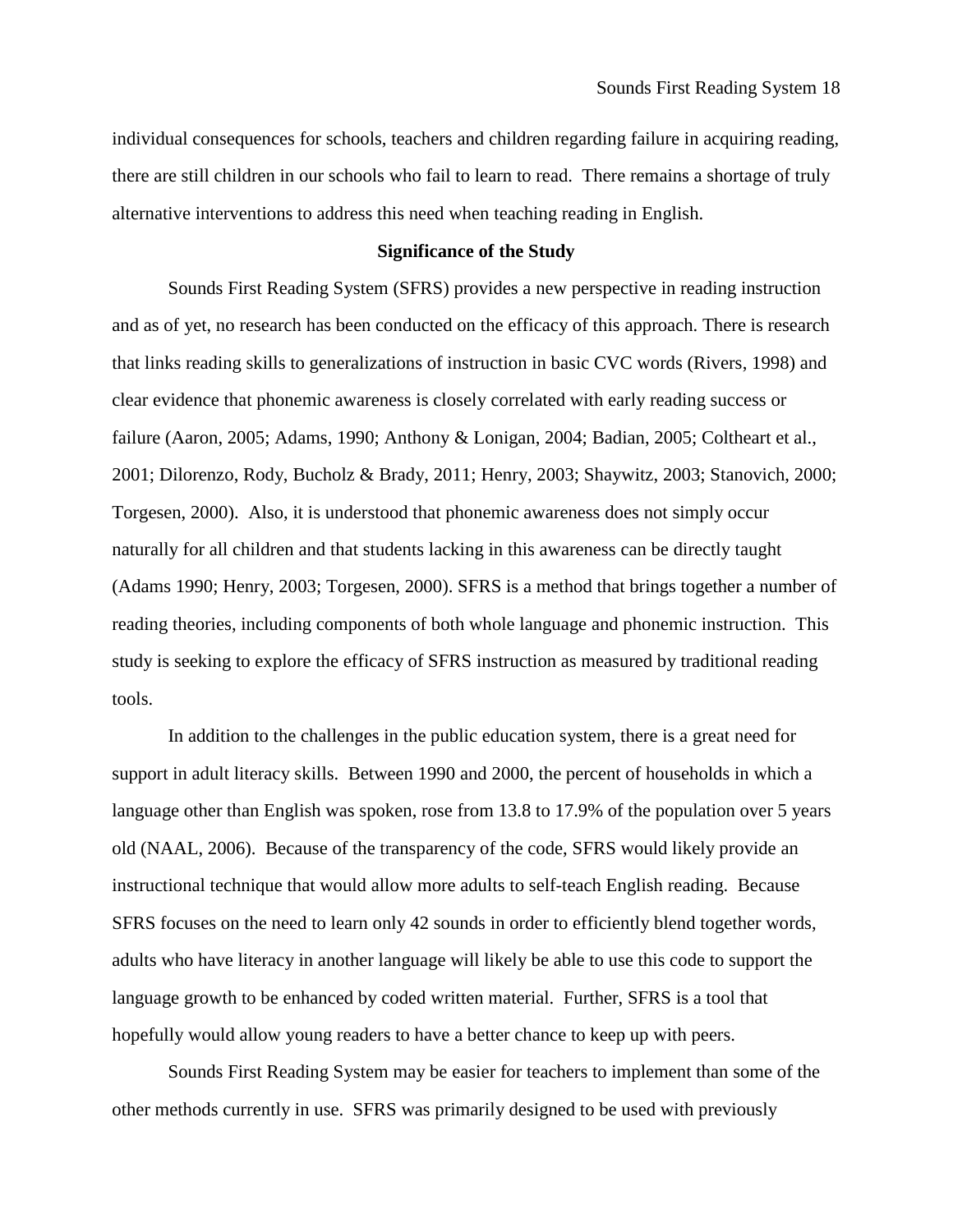individual consequences for schools, teachers and children regarding failure in acquiring reading, there are still children in our schools who fail to learn to read. There remains a shortage of truly alternative interventions to address this need when teaching reading in English.

## Significance of the Study

Sounds First Reading System (SFRS) provides a new perspective in reading instruction and as of yet, no research has been conducted on the efficacy of this approach. There is research that links reading skills to generalizations of instruction in basic CVC words (Rivers, 1998) and clear evidence that phonemic awareness is closely correlated with early reading success or failure (Aaron, 2005; Adams, 1990; Anthony & Lonigan, 2004; Badian, 2005; Coltheart et al., 2001; Dilorenzo, Rody, Bucholz & Brady, 2011; Henry, 2003; Shaywitz, 2003; Stanovich, 2000; Torgesen, 2000). Also, it is understood that phonemic awareness does not simply occur naturally for all children and that students lacking in this awareness can be directly taught (Adams 1990; Henry, 2003; Torgesen, 2000). SFRS is a method that brings together a number of reading theories, including components of both whole language and phonemic instruction. This study is seeking to explore the efficacy of SFRS instruction as measured by traditional reading tools.

In addition to the challenges in the public education system, there is a great need for support in adult literacy skills. Between 1990 and 2000, the percent of households in which a language other than English was spoken, rose from 13.8 to 17.9% of the population over 5 years old (NAAL, 2006). Because of the transparency of the code, SFRS would likely provide an instructional technique that would allow more adults to self-teach English reading. Because SFRS focuses on the need to learn only 42 sounds in order to efficiently blend together words, adults who have literacy in another language will likely be able to use this code to support the language growth to be enhanced by coded written material. Further, SFRS is a tool that hopefully would allow young readers to have a better chance to keep up with peers.

Sounds First Reading System may be easier for teachers to implement than some of the other methods currently in use. SFRS was primarily designed to be used with previously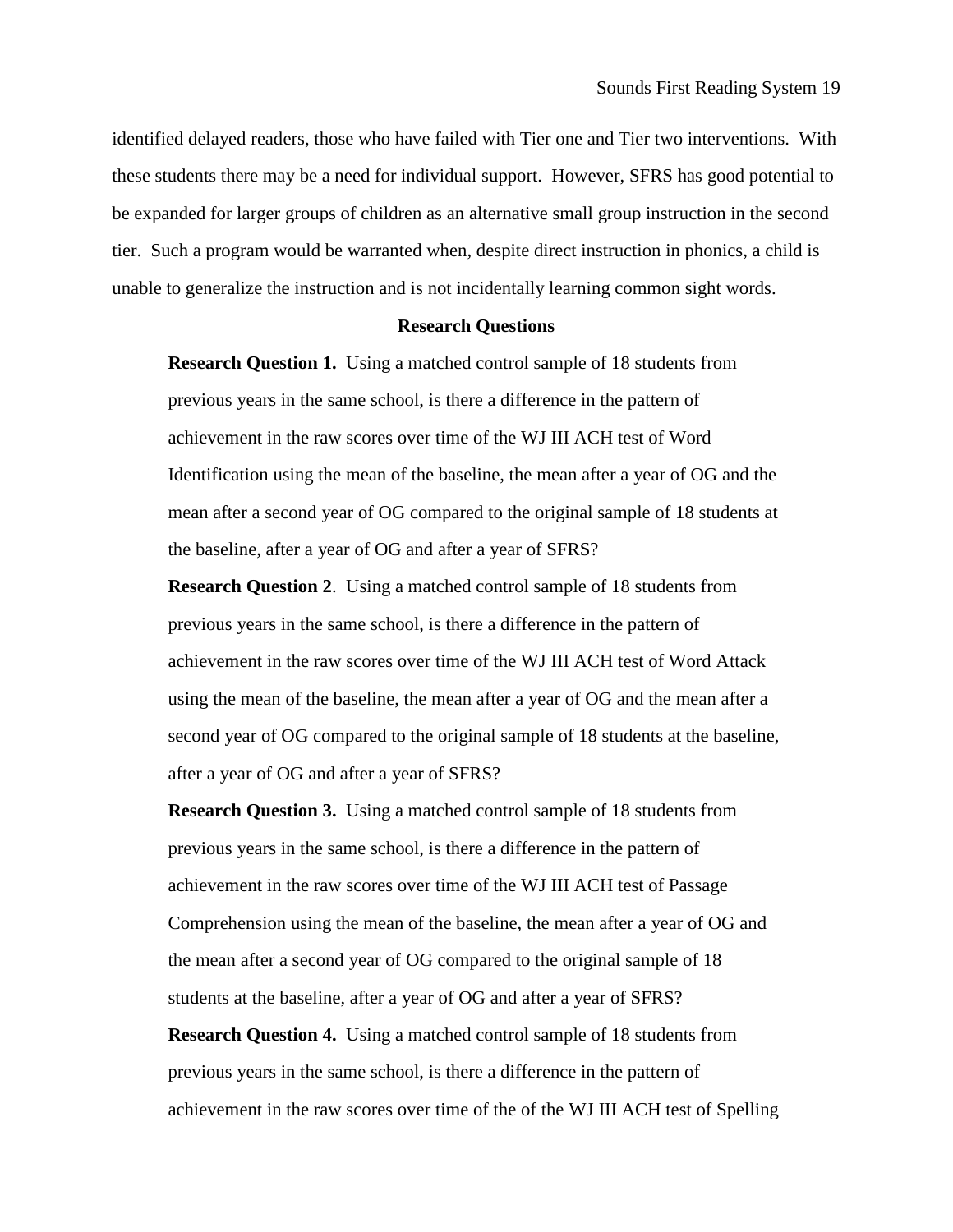identified delayed readers, those who have failed with Tier one and Tier two interventions. With these students there may be a need for individual support. However, SFRS has good potential to be expanded for larger groups of children as an alternative small group instruction in the second tier. Such a program would be warranted when, despite direct instruction in phonics, a child is unable to generalize the instruction and is not incidentally learning common sight words.

## Research Questions

**Research Question 1.** Using a matched control sample of 18 students from previous years in the same school, is there a difference in the pattern of achievement in the raw scores over time of the WJ III ACH test of Word Identification using the mean of the baseline, the mean after a year of OG and the mean after a second year of OG compared to the original sample of 18 students at the baseline, after a year of OG and after a year of SFRS?

**Research Question 2**. Using a matched control sample of 18 students from previous years in the same school, is there a difference in the pattern of achievement in the raw scores over time of the WJ III ACH test of Word Attack using the mean of the baseline, the mean after a year of OG and the mean after a second year of OG compared to the original sample of 18 students at the baseline, after a year of OG and after a year of SFRS?

**Research Question 3.** Using a matched control sample of 18 students from previous years in the same school, is there a difference in the pattern of achievement in the raw scores over time of the WJ III ACH test of Passage Comprehension using the mean of the baseline, the mean after a year of OG and the mean after a second year of OG compared to the original sample of 18 students at the baseline, after a year of OG and after a year of SFRS?

**Research Question 4.** Using a matched control sample of 18 students from previous years in the same school, is there a difference in the pattern of achievement in the raw scores over time of the of the WJ III ACH test of Spelling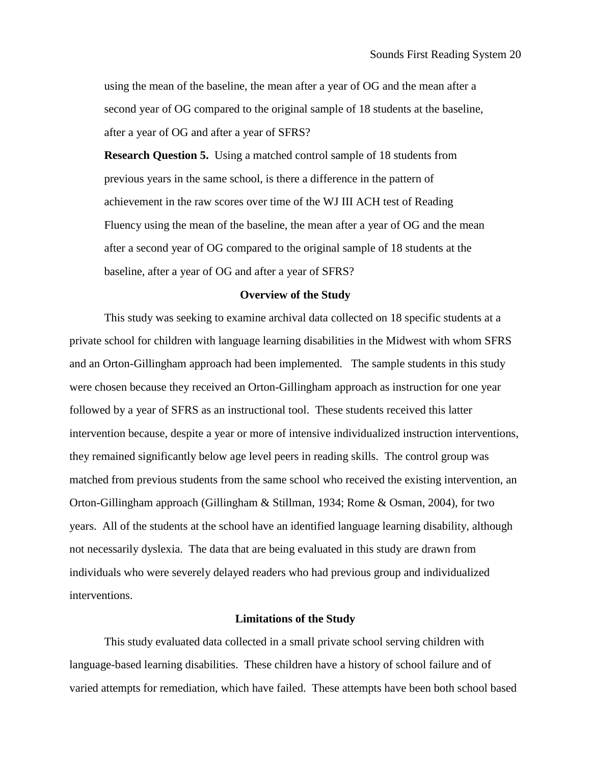using the mean of the baseline, the mean after a year of OG and the mean after a second year of OG compared to the original sample of 18 students at the baseline, after a year of OG and after a year of SFRS?

**Research Question 5.** Using a matched control sample of 18 students from previous years in the same school, is there a difference in the pattern of achievement in the raw scores over time of the WJ III ACH test of Reading Fluency using the mean of the baseline, the mean after a year of OG and the mean after a second year of OG compared to the original sample of 18 students at the baseline, after a year of OG and after a year of SFRS?

## Overview of the Study

This study was seeking to examine archival data collected on 18 specific students at a private school for children with language learning disabilities in the Midwest with whom SFRS and an Orton-Gillingham approach had been implemented. The sample students in this study were chosen because they received an Orton-Gillingham approach as instruction for one year followed by a year of SFRS as an instructional tool. These students received this latter intervention because, despite a year or more of intensive individualized instruction interventions, they remained significantly below age level peers in reading skills. The control group was matched from previous students from the same school who received the existing intervention, an Orton-Gillingham approach (Gillingham & Stillman, 1934; Rome & Osman, 2004), for two years. All of the students at the school have an identified language learning disability, although not necessarily dyslexia. The data that are being evaluated in this study are drawn from individuals who were severely delayed readers who had previous group and individualized interventions.

## Limitations of the Study

This study evaluated data collected in a small private school serving children with language-based learning disabilities. These children have a history of school failure and of varied attempts for remediation, which have failed. These attempts have been both school based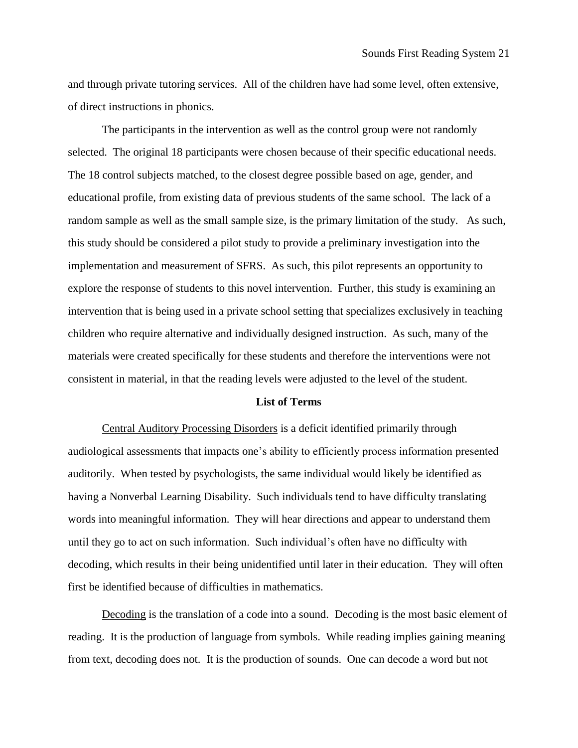and through private tutoring services. All of the children have had some level, often extensive, of direct instructions in phonics.

The participants in the intervention as well as the control group were not randomly selected. The original 18 participants were chosen because of their specific educational needs. The 18 control subjects matched, to the closest degree possible based on age, gender, and educational profile, from existing data of previous students of the same school. The lack of a random sample as well as the small sample size, is the primary limitation of the study. As such, this study should be considered a pilot study to provide a preliminary investigation into the implementation and measurement of SFRS. As such, this pilot represents an opportunity to explore the response of students to this novel intervention. Further, this study is examining an intervention that is being used in a private school setting that specializes exclusively in teaching children who require alternative and individually designed instruction. As such, many of the materials were created specifically for these students and therefore the interventions were not consistent in material, in that the reading levels were adjusted to the level of the student.

**List of Terms**

Central Auditory Processing Disorders is a deficit identified primarily through audiological assessments that impacts one's ability to efficiently process information presented auditorily. When tested by psychologists, the same individual would likely be identified as having a Nonverbal Learning Disability. Such individuals tend to have difficulty translating words into meaningful information. They will hear directions and appear to understand them until they go to act on such information. Such individual's often have no difficulty with decoding, which results in their being unidentified until later in their education. They will often first be identified because of difficulties in mathematics.

Decoding is the translation of a code into a sound. Decoding is the most basic element of reading. It is the production of language from symbols. While reading implies gaining meaning from text, decoding does not. It is the production of sounds. One can decode a word but not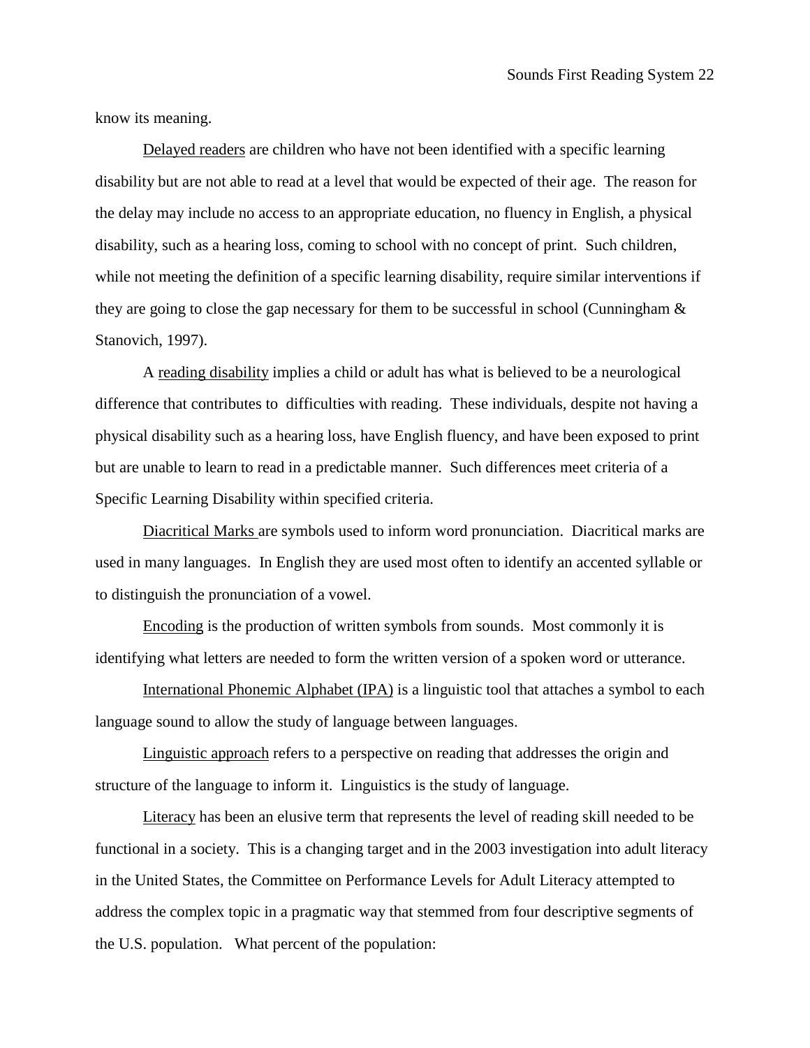know its meaning.

Delayed readers are children who have not been identified with a specific learning disability but are not able to read at a level that would be expected of their age. The reason for the delay may include no access to an appropriate education, no fluency in English, a physical disability, such as a hearing loss, coming to school with no concept of print. Such children, while not meeting the definition of a specific learning disability, require similar interventions if they are going to close the gap necessary for them to be successful in school (Cunningham & Stanovich, 1997).

A reading disability implies a child or adult has what is believed to be a neurological difference that contributes to difficulties with reading. These individuals, despite not having a physical disability such as a hearing loss, have English fluency, and have been exposed to print but are unable to learn to read in a predictable manner. Such differences meet criteria of a Specific Learning Disability within specified criteria.

Diacritical Marks are symbols used to inform word pronunciation. Diacritical marks are used in many languages. In English they are used most often to identify an accented syllable or to distinguish the pronunciation of a vowel.

Encoding is the production of written symbols from sounds. Most commonly it is identifying what letters are needed to form the written version of a spoken word or utterance.

International Phonemic Alphabet (IPA) is a linguistic tool that attaches a symbol to each language sound to allow the study of language between languages.

Linguistic approach refers to a perspective on reading that addresses the origin and structure of the language to inform it. Linguistics is the study of language.

Literacy has been an elusive term that represents the level of reading skill needed to be functional in a society. This is a changing target and in the 2003 investigation into adult literacy in the United States, the Committee on Performance Levels for Adult Literacy attempted to address the complex topic in a pragmatic way that stemmed from four descriptive segments of the U.S. population. What percent of the population: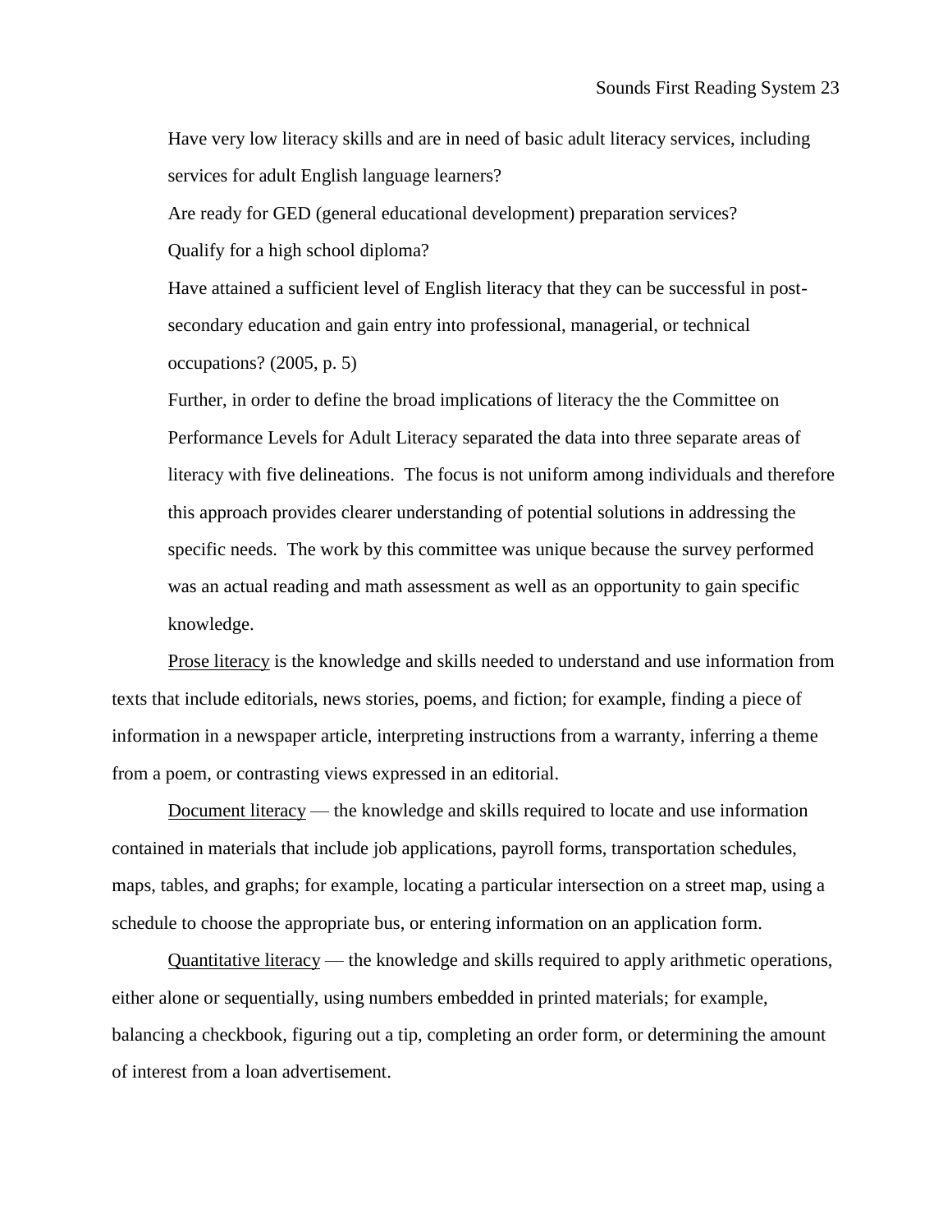Have very low literacy skills and are in need of basic adult literacy services, including services for adult English language learners?

Are ready for GED (general educational development) preparation services?

Qualify for a high school diploma?

Have attained a sufficient level of English literacy that they can be successful in post-secondary education and gain entry into professional, managerial, or technical occupations? (2005, p. 5)

Further, in order to define the broad implications of literacy the the Committee on Performance Levels for Adult Literacy separated the data into three separate areas of literacy with five delineations. The focus is not uniform among individuals and therefore this approach provides clearer understanding of potential solutions in addressing the specific needs. The work by this committee was unique because the survey performed was an actual reading and math assessment as well as an opportunity to gain specific knowledge.

Prose literacy is the knowledge and skills needed to understand and use information from texts that include editorials, news stories, poems, and fiction; for example, finding a piece of information in a newspaper article, interpreting instructions from a warranty, inferring a theme from a poem, or contrasting views expressed in an editorial.

Document literacy — the knowledge and skills required to locate and use information contained in materials that include job applications, payroll forms, transportation schedules, maps, tables, and graphs; for example, locating a particular intersection on a street map, using a schedule to choose the appropriate bus, or entering information on an application form.

Quantitative literacy — the knowledge and skills required to apply arithmetic operations, either alone or sequentially, using numbers embedded in printed materials; for example, balancing a checkbook, figuring out a tip, completing an order form, or determining the amount of interest from a loan advertisement.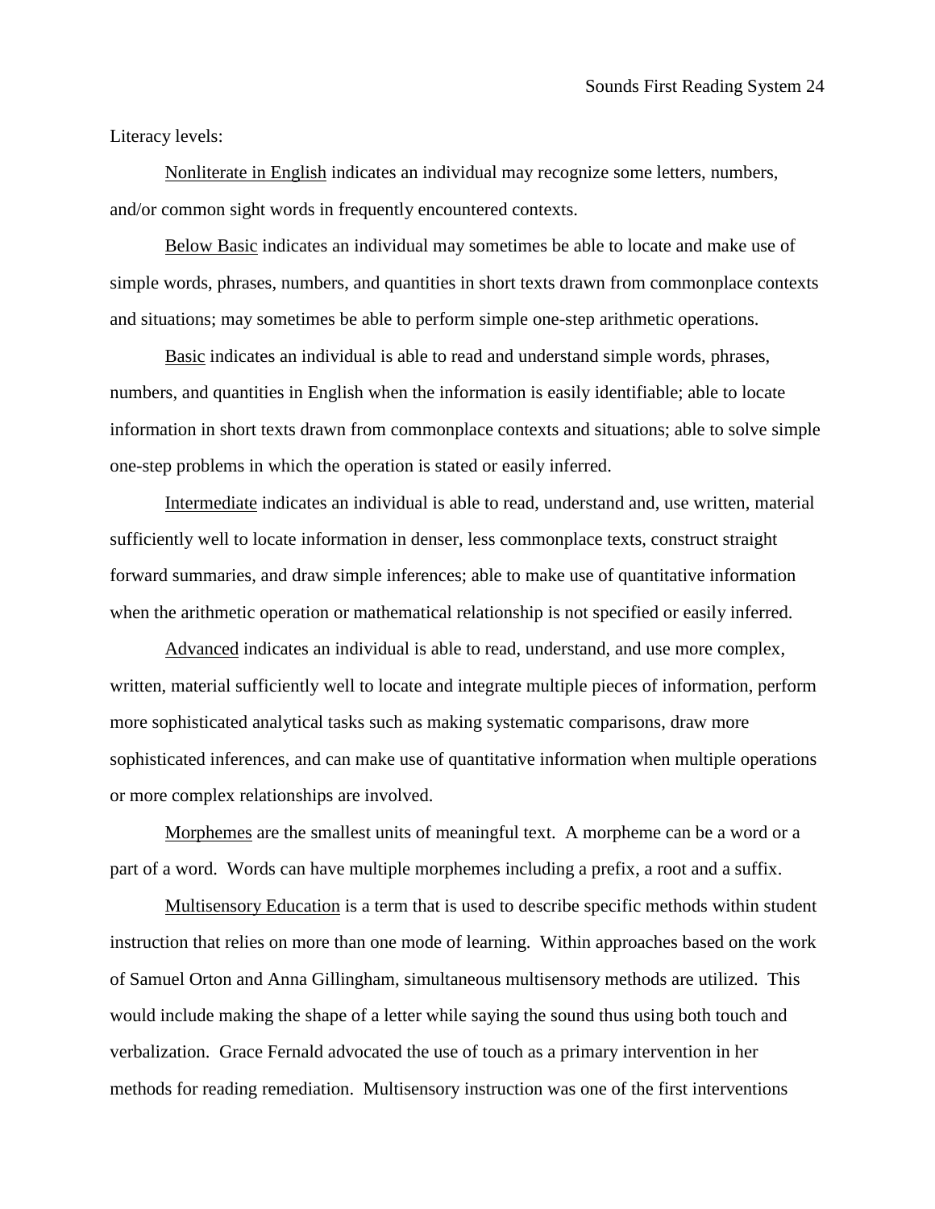Literacy levels:

Nonliterate in English indicates an individual may recognize some letters, numbers, and/or common sight words in frequently encountered contexts.

Below Basic indicates an individual may sometimes be able to locate and make use of simple words, phrases, numbers, and quantities in short texts drawn from commonplace contexts and situations; may sometimes be able to perform simple one-step arithmetic operations.

Basic indicates an individual is able to read and understand simple words, phrases, numbers, and quantities in English when the information is easily identifiable; able to locate information in short texts drawn from commonplace contexts and situations; able to solve simple one-step problems in which the operation is stated or easily inferred.

Intermediate indicates an individual is able to read, understand and, use written, material sufficiently well to locate information in denser, less commonplace texts, construct straight forward summaries, and draw simple inferences; able to make use of quantitative information when the arithmetic operation or mathematical relationship is not specified or easily inferred.

Advanced indicates an individual is able to read, understand, and use more complex, written, material sufficiently well to locate and integrate multiple pieces of information, perform more sophisticated analytical tasks such as making systematic comparisons, draw more sophisticated inferences, and can make use of quantitative information when multiple operations or more complex relationships are involved.

Morphemes are the smallest units of meaningful text. A morpheme can be a word or a part of a word. Words can have multiple morphemes including a prefix, a root and a suffix.

Multisensory Education is a term that is used to describe specific methods within student instruction that relies on more than one mode of learning. Within approaches based on the work of Samuel Orton and Anna Gillingham, simultaneous multisensory methods are utilized. This would include making the shape of a letter while saying the sound thus using both touch and verbalization. Grace Fernald advocated the use of touch as a primary intervention in her methods for reading remediation. Multisensory instruction was one of the first interventions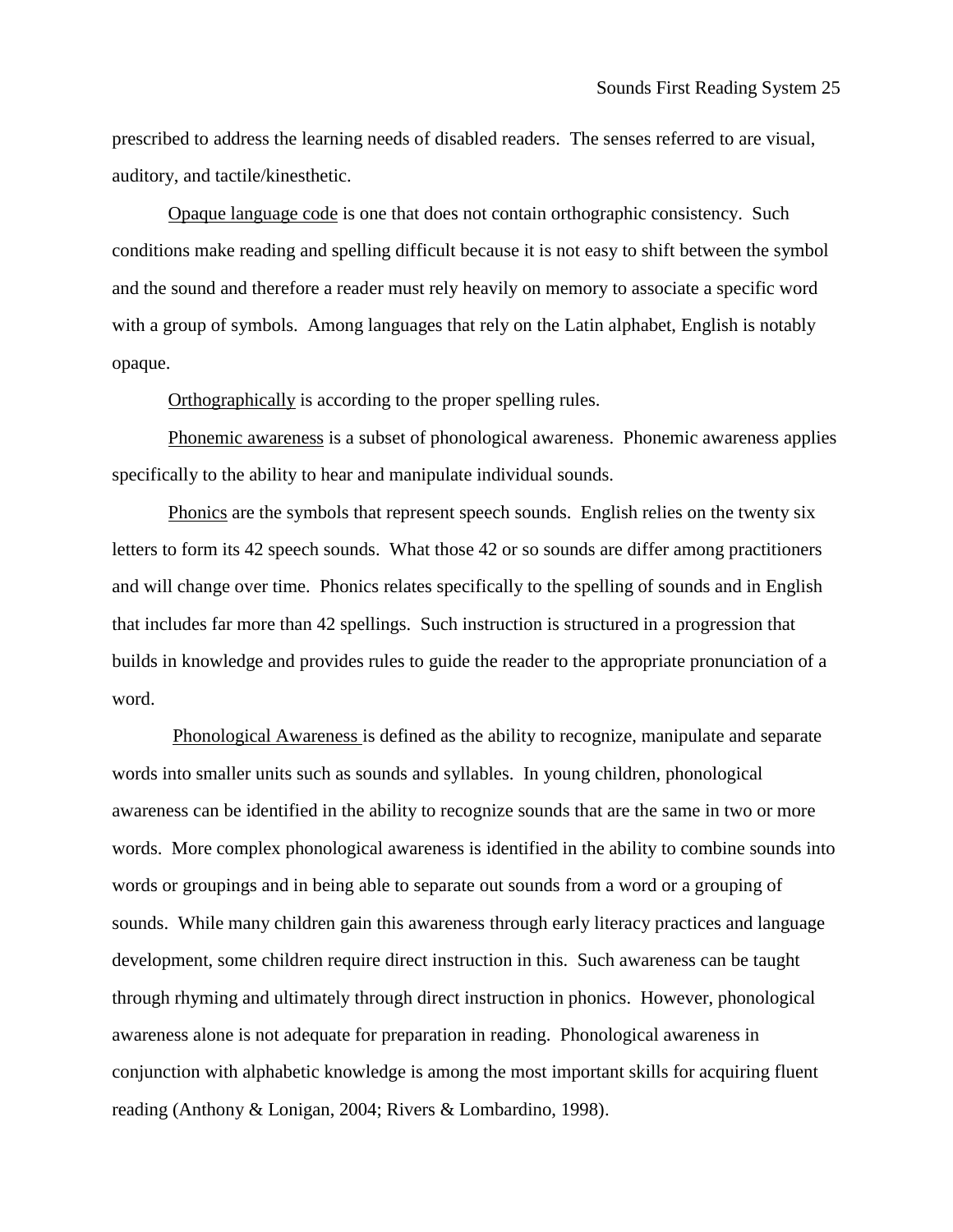prescribed to address the learning needs of disabled readers. The senses referred to are visual, auditory, and tactile/kinesthetic.

<u>Opaque language code</u> is one that does not contain orthographic consistency. Such conditions make reading and spelling difficult because it is not easy to shift between the symbol and the sound and therefore a reader must rely heavily on memory to associate a specific word with a group of symbols. Among languages that rely on the Latin alphabet, English is notably opaque.

<u>Orthographically</u> is according to the proper spelling rules.

<u>Phonemic awareness</u> is a subset of phonological awareness. Phonemic awareness applies specifically to the ability to hear and manipulate individual sounds.

<u>Phonics</u> are the symbols that represent speech sounds. English relies on the twenty six letters to form its 42 speech sounds. What those 42 or so sounds are differ among practitioners and will change over time. Phonics relates specifically to the spelling of sounds and in English that includes far more than 42 spellings. Such instruction is structured in a progression that builds in knowledge and provides rules to guide the reader to the appropriate pronunciation of a word.

<u>Phonological Awareness</u> is defined as the ability to recognize, manipulate and separate words into smaller units such as sounds and syllables. In young children, phonological awareness can be identified in the ability to recognize sounds that are the same in two or more words. More complex phonological awareness is identified in the ability to combine sounds into words or groupings and in being able to separate out sounds from a word or a grouping of sounds. While many children gain this awareness through early literacy practices and language development, some children require direct instruction in this. Such awareness can be taught through rhyming and ultimately through direct instruction in phonics. However, phonological awareness alone is not adequate for preparation in reading. Phonological awareness in conjunction with alphabetic knowledge is among the most important skills for acquiring fluent reading (Anthony & Lonigan, 2004; Rivers & Lombardino, 1998).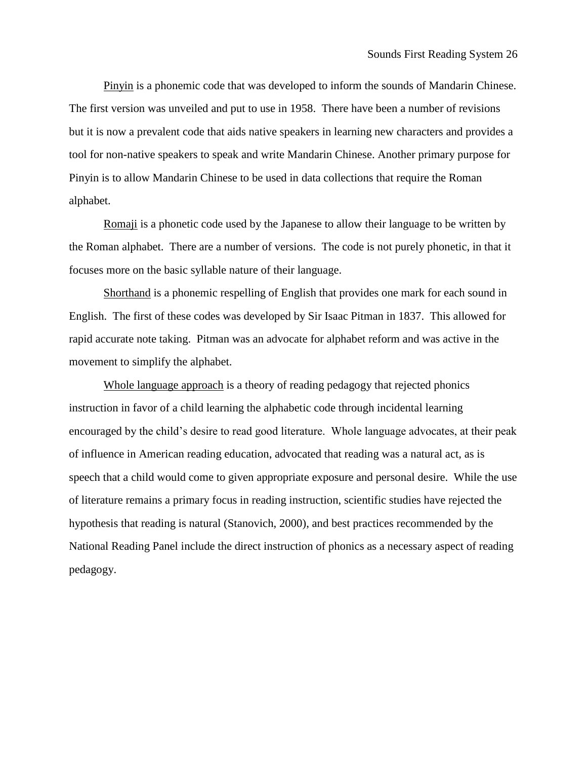<u>Pinyin</u> is a phonemic code that was developed to inform the sounds of Mandarin Chinese. The first version was unveiled and put to use in 1958. There have been a number of revisions but it is now a prevalent code that aids native speakers in learning new characters and provides a tool for non-native speakers to speak and write Mandarin Chinese. Another primary purpose for Pinyin is to allow Mandarin Chinese to be used in data collections that require the Roman alphabet.

<u>Romaji</u> is a phonetic code used by the Japanese to allow their language to be written by the Roman alphabet. There are a number of versions. The code is not purely phonetic, in that it focuses more on the basic syllable nature of their language.

<u>Shorthand</u> is a phonemic respelling of English that provides one mark for each sound in English. The first of these codes was developed by Sir Isaac Pitman in 1837. This allowed for rapid accurate note taking. Pitman was an advocate for alphabet reform and was active in the movement to simplify the alphabet.

<u>Whole language approach</u> is a theory of reading pedagogy that rejected phonics instruction in favor of a child learning the alphabetic code through incidental learning encouraged by the child's desire to read good literature. Whole language advocates, at their peak of influence in American reading education, advocated that reading was a natural act, as is speech that a child would come to given appropriate exposure and personal desire. While the use of literature remains a primary focus in reading instruction, scientific studies have rejected the hypothesis that reading is natural (Stanovich, 2000), and best practices recommended by the National Reading Panel include the direct instruction of phonics as a necessary aspect of reading pedagogy.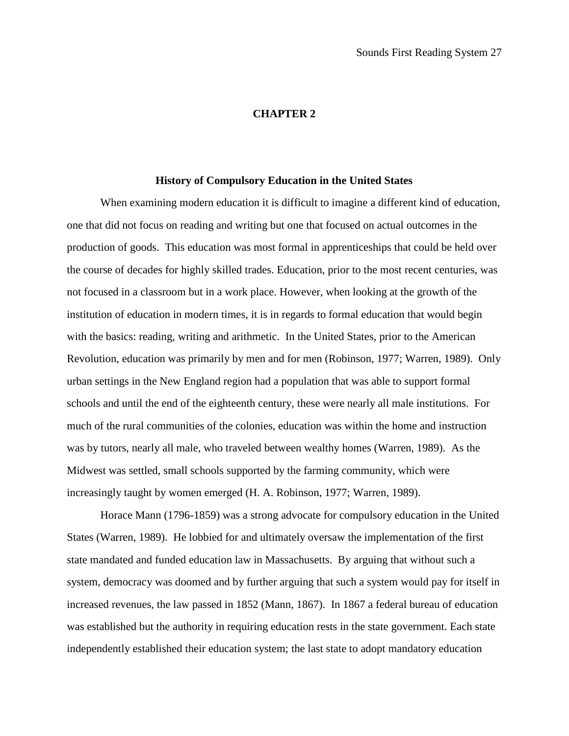# CHAPTER 2

## History of Compulsory Education in the United States

When examining modern education it is difficult to imagine a different kind of education, one that did not focus on reading and writing but one that focused on actual outcomes in the production of goods. This education was most formal in apprenticeships that could be held over the course of decades for highly skilled trades. Education, prior to the most recent centuries, was not focused in a classroom but in a work place. However, when looking at the growth of the institution of education in modern times, it is in regards to formal education that would begin with the basics: reading, writing and arithmetic. In the United States, prior to the American Revolution, education was primarily by men and for men (Robinson, 1977; Warren, 1989). Only urban settings in the New England region had a population that was able to support formal schools and until the end of the eighteenth century, these were nearly all male institutions. For much of the rural communities of the colonies, education was within the home and instruction was by tutors, nearly all male, who traveled between wealthy homes (Warren, 1989). As the Midwest was settled, small schools supported by the farming community, which were increasingly taught by women emerged (H. A. Robinson, 1977; Warren, 1989).

Horace Mann (1796-1859) was a strong advocate for compulsory education in the United States (Warren, 1989). He lobbied for and ultimately oversaw the implementation of the first state mandated and funded education law in Massachusetts. By arguing that without such a system, democracy was doomed and by further arguing that such a system would pay for itself in increased revenues, the law passed in 1852 (Mann, 1867). In 1867 a federal bureau of education was established but the authority in requiring education rests in the state government. Each state independently established their education system; the last state to adopt mandatory education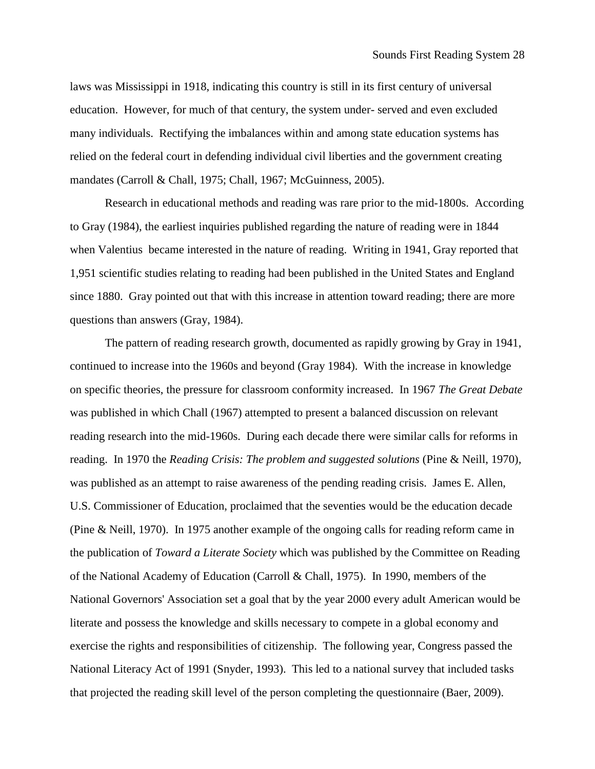laws was Mississippi in 1918, indicating this country is still in its first century of universal education. However, for much of that century, the system under- served and even excluded many individuals. Rectifying the imbalances within and among state education systems has relied on the federal court in defending individual civil liberties and the government creating mandates (Carroll & Chall, 1975; Chall, 1967; McGuinness, 2005).

Research in educational methods and reading was rare prior to the mid-1800s. According to Gray (1984), the earliest inquiries published regarding the nature of reading were in 1844 when Valentius became interested in the nature of reading. Writing in 1941, Gray reported that 1,951 scientific studies relating to reading had been published in the United States and England since 1880. Gray pointed out that with this increase in attention toward reading; there are more questions than answers (Gray, 1984).

The pattern of reading research growth, documented as rapidly growing by Gray in 1941, continued to increase into the 1960s and beyond (Gray 1984). With the increase in knowledge on specific theories, the pressure for classroom conformity increased. In 1967 *The Great Debate* was published in which Chall (1967) attempted to present a balanced discussion on relevant reading research into the mid-1960s. During each decade there were similar calls for reforms in reading. In 1970 the *Reading Crisis: The problem and suggested solutions* (Pine & Neill, 1970), was published as an attempt to raise awareness of the pending reading crisis. James E. Allen, U.S. Commissioner of Education, proclaimed that the seventies would be the education decade (Pine & Neill, 1970). In 1975 another example of the ongoing calls for reading reform came in the publication of *Toward a Literate Society* which was published by the Committee on Reading of the National Academy of Education (Carroll & Chall, 1975). In 1990, members of the National Governors' Association set a goal that by the year 2000 every adult American would be literate and possess the knowledge and skills necessary to compete in a global economy and exercise the rights and responsibilities of citizenship. The following year, Congress passed the National Literacy Act of 1991 (Snyder, 1993). This led to a national survey that included tasks that projected the reading skill level of the person completing the questionnaire (Baer, 2009).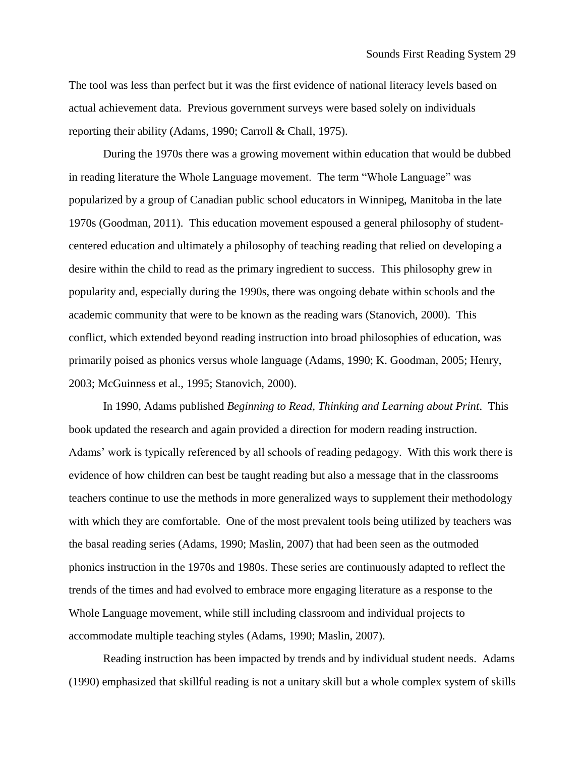The tool was less than perfect but it was the first evidence of national literacy levels based on actual achievement data. Previous government surveys were based solely on individuals reporting their ability (Adams, 1990; Carroll & Chall, 1975).

During the 1970s there was a growing movement within education that would be dubbed in reading literature the Whole Language movement. The term "Whole Language" was popularized by a group of Canadian public school educators in Winnipeg, Manitoba in the late 1970s (Goodman, 2011). This education movement espoused a general philosophy of student-centered education and ultimately a philosophy of teaching reading that relied on developing a desire within the child to read as the primary ingredient to success. This philosophy grew in popularity and, especially during the 1990s, there was ongoing debate within schools and the academic community that were to be known as the reading wars (Stanovich, 2000). This conflict, which extended beyond reading instruction into broad philosophies of education, was primarily poised as phonics versus whole language (Adams, 1990; K. Goodman, 2005; Henry, 2003; McGuinness et al., 1995; Stanovich, 2000).

In 1990, Adams published *Beginning to Read, Thinking and Learning about Print*. This book updated the research and again provided a direction for modern reading instruction. Adams' work is typically referenced by all schools of reading pedagogy. With this work there is evidence of how children can best be taught reading but also a message that in the classrooms teachers continue to use the methods in more generalized ways to supplement their methodology with which they are comfortable. One of the most prevalent tools being utilized by teachers was the basal reading series (Adams, 1990; Maslin, 2007) that had been seen as the outmoded phonics instruction in the 1970s and 1980s. These series are continuously adapted to reflect the trends of the times and had evolved to embrace more engaging literature as a response to the Whole Language movement, while still including classroom and individual projects to accommodate multiple teaching styles (Adams, 1990; Maslin, 2007).

Reading instruction has been impacted by trends and by individual student needs. Adams (1990) emphasized that skillful reading is not a unitary skill but a whole complex system of skills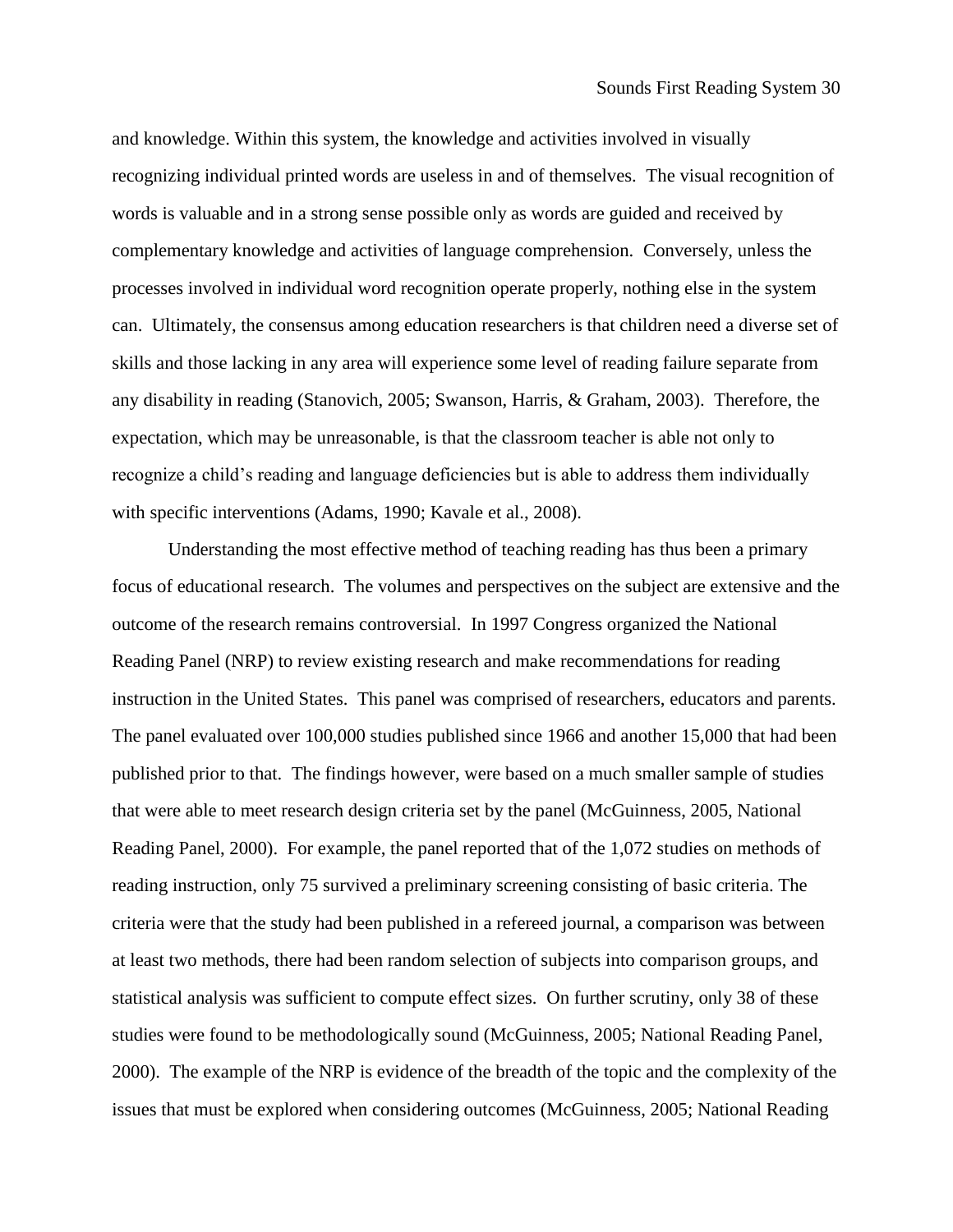and knowledge. Within this system, the knowledge and activities involved in visually recognizing individual printed words are useless in and of themselves. The visual recognition of words is valuable and in a strong sense possible only as words are guided and received by complementary knowledge and activities of language comprehension. Conversely, unless the processes involved in individual word recognition operate properly, nothing else in the system can. Ultimately, the consensus among education researchers is that children need a diverse set of skills and those lacking in any area will experience some level of reading failure separate from any disability in reading (Stanovich, 2005; Swanson, Harris, & Graham, 2003). Therefore, the expectation, which may be unreasonable, is that the classroom teacher is able not only to recognize a child's reading and language deficiencies but is able to address them individually with specific interventions (Adams, 1990; Kavale et al., 2008).

Understanding the most effective method of teaching reading has thus been a primary focus of educational research. The volumes and perspectives on the subject are extensive and the outcome of the research remains controversial. In 1997 Congress organized the National Reading Panel (NRP) to review existing research and make recommendations for reading instruction in the United States. This panel was comprised of researchers, educators and parents. The panel evaluated over 100,000 studies published since 1966 and another 15,000 that had been published prior to that. The findings however, were based on a much smaller sample of studies that were able to meet research design criteria set by the panel (McGuinness, 2005, National Reading Panel, 2000). For example, the panel reported that of the 1,072 studies on methods of reading instruction, only 75 survived a preliminary screening consisting of basic criteria. The criteria were that the study had been published in a refereed journal, a comparison was between at least two methods, there had been random selection of subjects into comparison groups, and statistical analysis was sufficient to compute effect sizes. On further scrutiny, only 38 of these studies were found to be methodologically sound (McGuinness, 2005; National Reading Panel, 2000). The example of the NRP is evidence of the breadth of the topic and the complexity of the issues that must be explored when considering outcomes (McGuinness, 2005; National Reading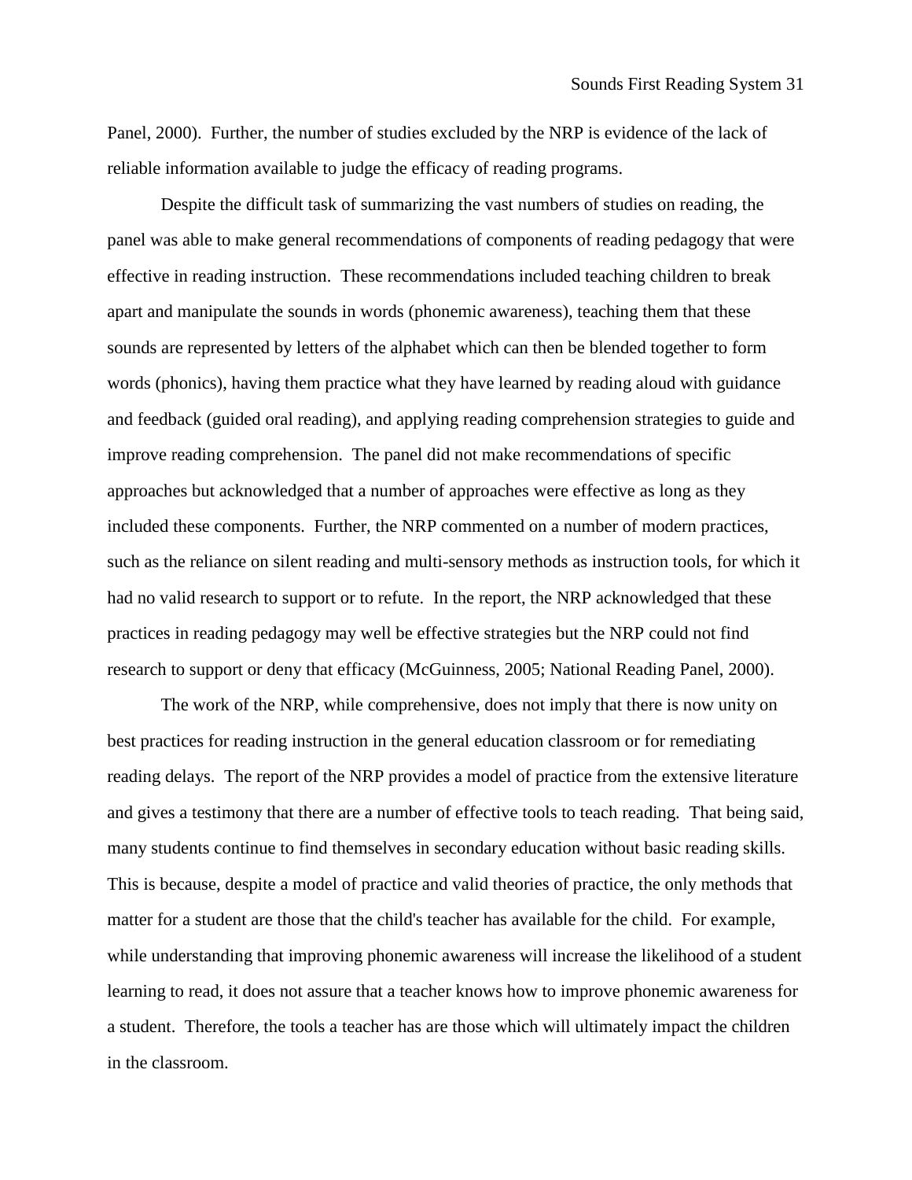Panel, 2000). Further, the number of studies excluded by the NRP is evidence of the lack of reliable information available to judge the efficacy of reading programs.

Despite the difficult task of summarizing the vast numbers of studies on reading, the panel was able to make general recommendations of components of reading pedagogy that were effective in reading instruction. These recommendations included teaching children to break apart and manipulate the sounds in words (phonemic awareness), teaching them that these sounds are represented by letters of the alphabet which can then be blended together to form words (phonics), having them practice what they have learned by reading aloud with guidance and feedback (guided oral reading), and applying reading comprehension strategies to guide and improve reading comprehension. The panel did not make recommendations of specific approaches but acknowledged that a number of approaches were effective as long as they included these components. Further, the NRP commented on a number of modern practices, such as the reliance on silent reading and multi-sensory methods as instruction tools, for which it had no valid research to support or to refute. In the report, the NRP acknowledged that these practices in reading pedagogy may well be effective strategies but the NRP could not find research to support or deny that efficacy (McGuinness, 2005; National Reading Panel, 2000).

The work of the NRP, while comprehensive, does not imply that there is now unity on best practices for reading instruction in the general education classroom or for remediating reading delays. The report of the NRP provides a model of practice from the extensive literature and gives a testimony that there are a number of effective tools to teach reading. That being said, many students continue to find themselves in secondary education without basic reading skills. This is because, despite a model of practice and valid theories of practice, the only methods that matter for a student are those that the child's teacher has available for the child. For example, while understanding that improving phonemic awareness will increase the likelihood of a student learning to read, it does not assure that a teacher knows how to improve phonemic awareness for a student. Therefore, the tools a teacher has are those which will ultimately impact the children in the classroom.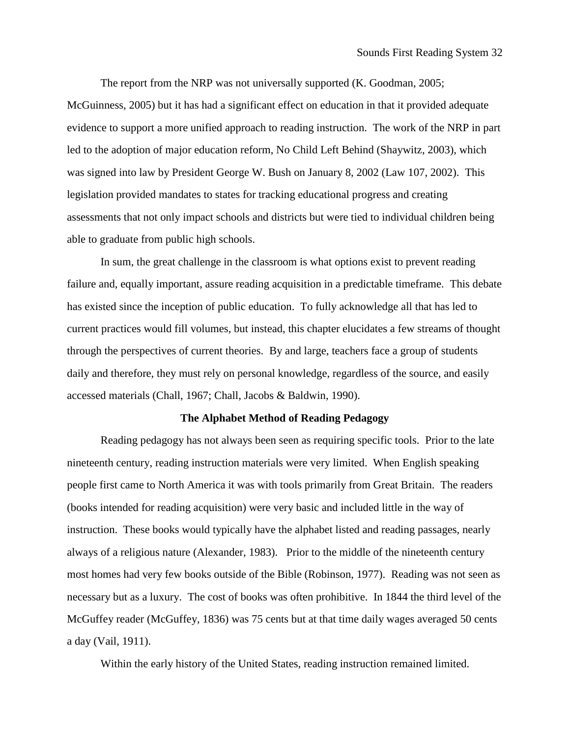The report from the NRP was not universally supported (K. Goodman, 2005; McGuinness, 2005) but it has had a significant effect on education in that it provided adequate evidence to support a more unified approach to reading instruction. The work of the NRP in part led to the adoption of major education reform, No Child Left Behind (Shaywitz, 2003), which was signed into law by President George W. Bush on January 8, 2002 (Law 107, 2002). This legislation provided mandates to states for tracking educational progress and creating assessments that not only impact schools and districts but were tied to individual children being able to graduate from public high schools.

In sum, the great challenge in the classroom is what options exist to prevent reading failure and, equally important, assure reading acquisition in a predictable timeframe. This debate has existed since the inception of public education. To fully acknowledge all that has led to current practices would fill volumes, but instead, this chapter elucidates a few streams of thought through the perspectives of current theories. By and large, teachers face a group of students daily and therefore, they must rely on personal knowledge, regardless of the source, and easily accessed materials (Chall, 1967; Chall, Jacobs & Baldwin, 1990).

## The Alphabet Method of Reading Pedagogy

Reading pedagogy has not always been seen as requiring specific tools. Prior to the late nineteenth century, reading instruction materials were very limited. When English speaking people first came to North America it was with tools primarily from Great Britain. The readers (books intended for reading acquisition) were very basic and included little in the way of instruction. These books would typically have the alphabet listed and reading passages, nearly always of a religious nature (Alexander, 1983). Prior to the middle of the nineteenth century most homes had very few books outside of the Bible (Robinson, 1977). Reading was not seen as necessary but as a luxury. The cost of books was often prohibitive. In 1844 the third level of the McGuffey reader (McGuffey, 1836) was 75 cents but at that time daily wages averaged 50 cents a day (Vail, 1911).

Within the early history of the United States, reading instruction remained limited.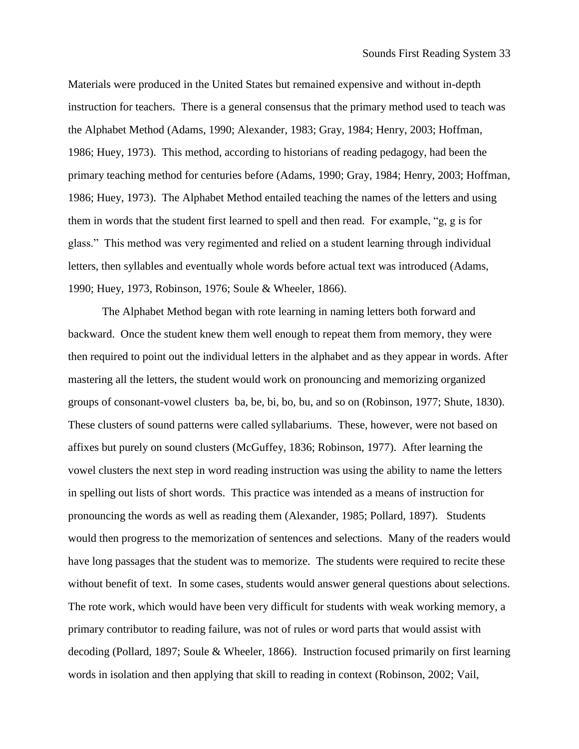Materials were produced in the United States but remained expensive and without in-depth instruction for teachers. There is a general consensus that the primary method used to teach was the Alphabet Method (Adams, 1990; Alexander, 1983; Gray, 1984; Henry, 2003; Hoffman, 1986; Huey, 1973). This method, according to historians of reading pedagogy, had been the primary teaching method for centuries before (Adams, 1990; Gray, 1984; Henry, 2003; Hoffman, 1986; Huey, 1973). The Alphabet Method entailed teaching the names of the letters and using them in words that the student first learned to spell and then read. For example, "g, g is for glass." This method was very regimented and relied on a student learning through individual letters, then syllables and eventually whole words before actual text was introduced (Adams, 1990; Huey, 1973, Robinson, 1976; Soule & Wheeler, 1866).

The Alphabet Method began with rote learning in naming letters both forward and backward. Once the student knew them well enough to repeat them from memory, they were then required to point out the individual letters in the alphabet and as they appear in words. After mastering all the letters, the student would work on pronouncing and memorizing organized groups of consonant-vowel clusters ba, be, bi, bo, bu, and so on (Robinson, 1977; Shute, 1830). These clusters of sound patterns were called syllabariums. These, however, were not based on affixes but purely on sound clusters (McGuffey, 1836; Robinson, 1977). After learning the vowel clusters the next step in word reading instruction was using the ability to name the letters in spelling out lists of short words. This practice was intended as a means of instruction for pronouncing the words as well as reading them (Alexander, 1985; Pollard, 1897). Students would then progress to the memorization of sentences and selections. Many of the readers would have long passages that the student was to memorize. The students were required to recite these without benefit of text. In some cases, students would answer general questions about selections. The rote work, which would have been very difficult for students with weak working memory, a primary contributor to reading failure, was not of rules or word parts that would assist with decoding (Pollard, 1897; Soule & Wheeler, 1866). Instruction focused primarily on first learning words in isolation and then applying that skill to reading in context (Robinson, 2002; Vail,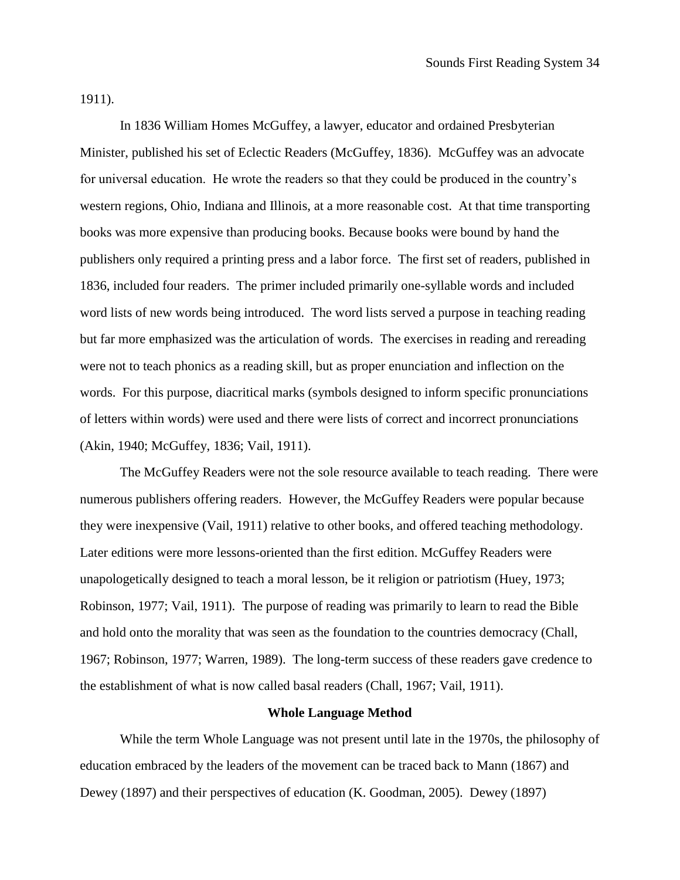1911).

In 1836 William Homes McGuffey, a lawyer, educator and ordained Presbyterian Minister, published his set of Eclectic Readers (McGuffey, 1836). McGuffey was an advocate for universal education. He wrote the readers so that they could be produced in the country's western regions, Ohio, Indiana and Illinois, at a more reasonable cost. At that time transporting books was more expensive than producing books. Because books were bound by hand the publishers only required a printing press and a labor force. The first set of readers, published in 1836, included four readers. The primer included primarily one-syllable words and included word lists of new words being introduced. The word lists served a purpose in teaching reading but far more emphasized was the articulation of words. The exercises in reading and rereading were not to teach phonics as a reading skill, but as proper enunciation and inflection on the words. For this purpose, diacritical marks (symbols designed to inform specific pronunciations of letters within words) were used and there were lists of correct and incorrect pronunciations (Akin, 1940; McGuffey, 1836; Vail, 1911).

The McGuffey Readers were not the sole resource available to teach reading. There were numerous publishers offering readers. However, the McGuffey Readers were popular because they were inexpensive (Vail, 1911) relative to other books, and offered teaching methodology. Later editions were more lessons-oriented than the first edition. McGuffey Readers were unapologetically designed to teach a moral lesson, be it religion or patriotism (Huey, 1973; Robinson, 1977; Vail, 1911). The purpose of reading was primarily to learn to read the Bible and hold onto the morality that was seen as the foundation to the countries democracy (Chall, 1967; Robinson, 1977; Warren, 1989). The long-term success of these readers gave credence to the establishment of what is now called basal readers (Chall, 1967; Vail, 1911).

### Whole Language Method

While the term Whole Language was not present until late in the 1970s, the philosophy of education embraced by the leaders of the movement can be traced back to Mann (1867) and Dewey (1897) and their perspectives of education (K. Goodman, 2005). Dewey (1897)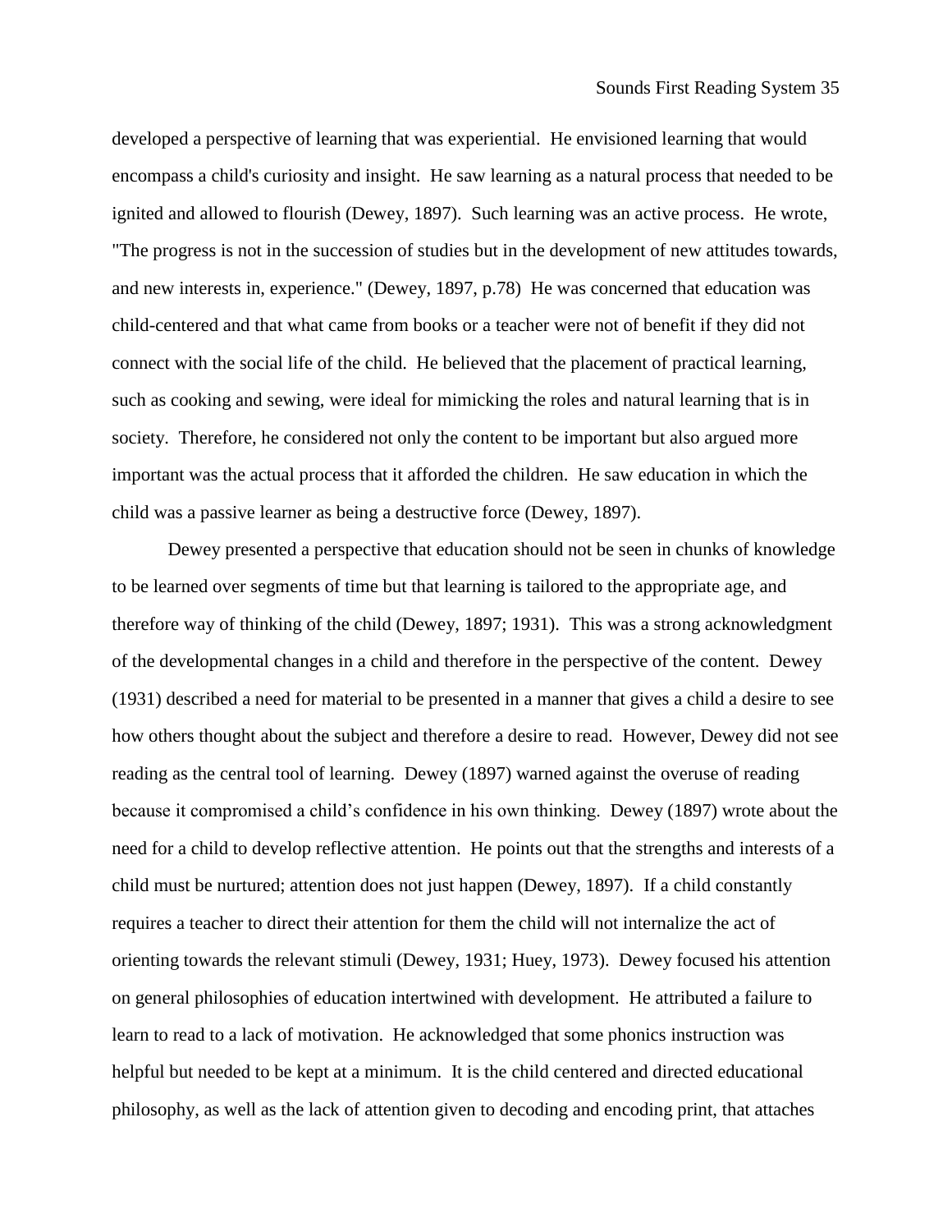developed a perspective of learning that was experiential. He envisioned learning that would encompass a child's curiosity and insight. He saw learning as a natural process that needed to be ignited and allowed to flourish (Dewey, 1897). Such learning was an active process. He wrote, "The progress is not in the succession of studies but in the development of new attitudes towards, and new interests in, experience." (Dewey, 1897, p.78) He was concerned that education was child-centered and that what came from books or a teacher were not of benefit if they did not connect with the social life of the child. He believed that the placement of practical learning, such as cooking and sewing, were ideal for mimicking the roles and natural learning that is in society. Therefore, he considered not only the content to be important but also argued more important was the actual process that it afforded the children. He saw education in which the child was a passive learner as being a destructive force (Dewey, 1897).

Dewey presented a perspective that education should not be seen in chunks of knowledge to be learned over segments of time but that learning is tailored to the appropriate age, and therefore way of thinking of the child (Dewey, 1897; 1931). This was a strong acknowledgment of the developmental changes in a child and therefore in the perspective of the content. Dewey (1931) described a need for material to be presented in a manner that gives a child a desire to see how others thought about the subject and therefore a desire to read. However, Dewey did not see reading as the central tool of learning. Dewey (1897) warned against the overuse of reading because it compromised a child's confidence in his own thinking. Dewey (1897) wrote about the need for a child to develop reflective attention. He points out that the strengths and interests of a child must be nurtured; attention does not just happen (Dewey, 1897). If a child constantly requires a teacher to direct their attention for them the child will not internalize the act of orienting towards the relevant stimuli (Dewey, 1931; Huey, 1973). Dewey focused his attention on general philosophies of education intertwined with development. He attributed a failure to learn to read to a lack of motivation. He acknowledged that some phonics instruction was helpful but needed to be kept at a minimum. It is the child centered and directed educational philosophy, as well as the lack of attention given to decoding and encoding print, that attaches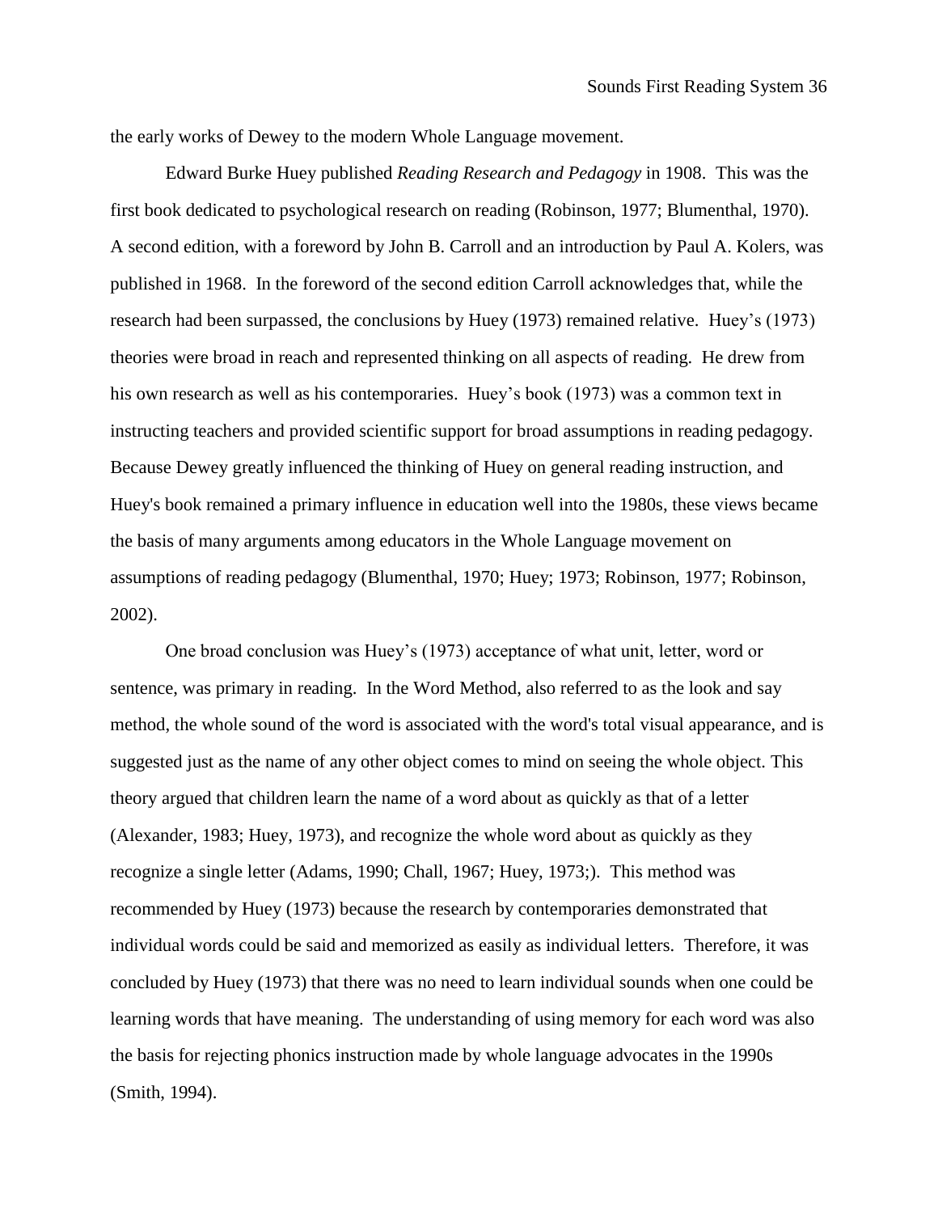the early works of Dewey to the modern Whole Language movement.

Edward Burke Huey published *Reading Research and Pedagogy* in 1908. This was the first book dedicated to psychological research on reading (Robinson, 1977; Blumenthal, 1970). A second edition, with a foreword by John B. Carroll and an introduction by Paul A. Kolers, was published in 1968. In the foreword of the second edition Carroll acknowledges that, while the research had been surpassed, the conclusions by Huey (1973) remained relative. Huey's (1973) theories were broad in reach and represented thinking on all aspects of reading. He drew from his own research as well as his contemporaries. Huey's book (1973) was a common text in instructing teachers and provided scientific support for broad assumptions in reading pedagogy. Because Dewey greatly influenced the thinking of Huey on general reading instruction, and Huey's book remained a primary influence in education well into the 1980s, these views became the basis of many arguments among educators in the Whole Language movement on assumptions of reading pedagogy (Blumenthal, 1970; Huey; 1973; Robinson, 1977; Robinson, 2002).

One broad conclusion was Huey's (1973) acceptance of what unit, letter, word or sentence, was primary in reading. In the Word Method, also referred to as the look and say method, the whole sound of the word is associated with the word's total visual appearance, and is suggested just as the name of any other object comes to mind on seeing the whole object. This theory argued that children learn the name of a word about as quickly as that of a letter (Alexander, 1983; Huey, 1973), and recognize the whole word about as quickly as they recognize a single letter (Adams, 1990; Chall, 1967; Huey, 1973;). This method was recommended by Huey (1973) because the research by contemporaries demonstrated that individual words could be said and memorized as easily as individual letters. Therefore, it was concluded by Huey (1973) that there was no need to learn individual sounds when one could be learning words that have meaning. The understanding of using memory for each word was also the basis for rejecting phonics instruction made by whole language advocates in the 1990s (Smith, 1994).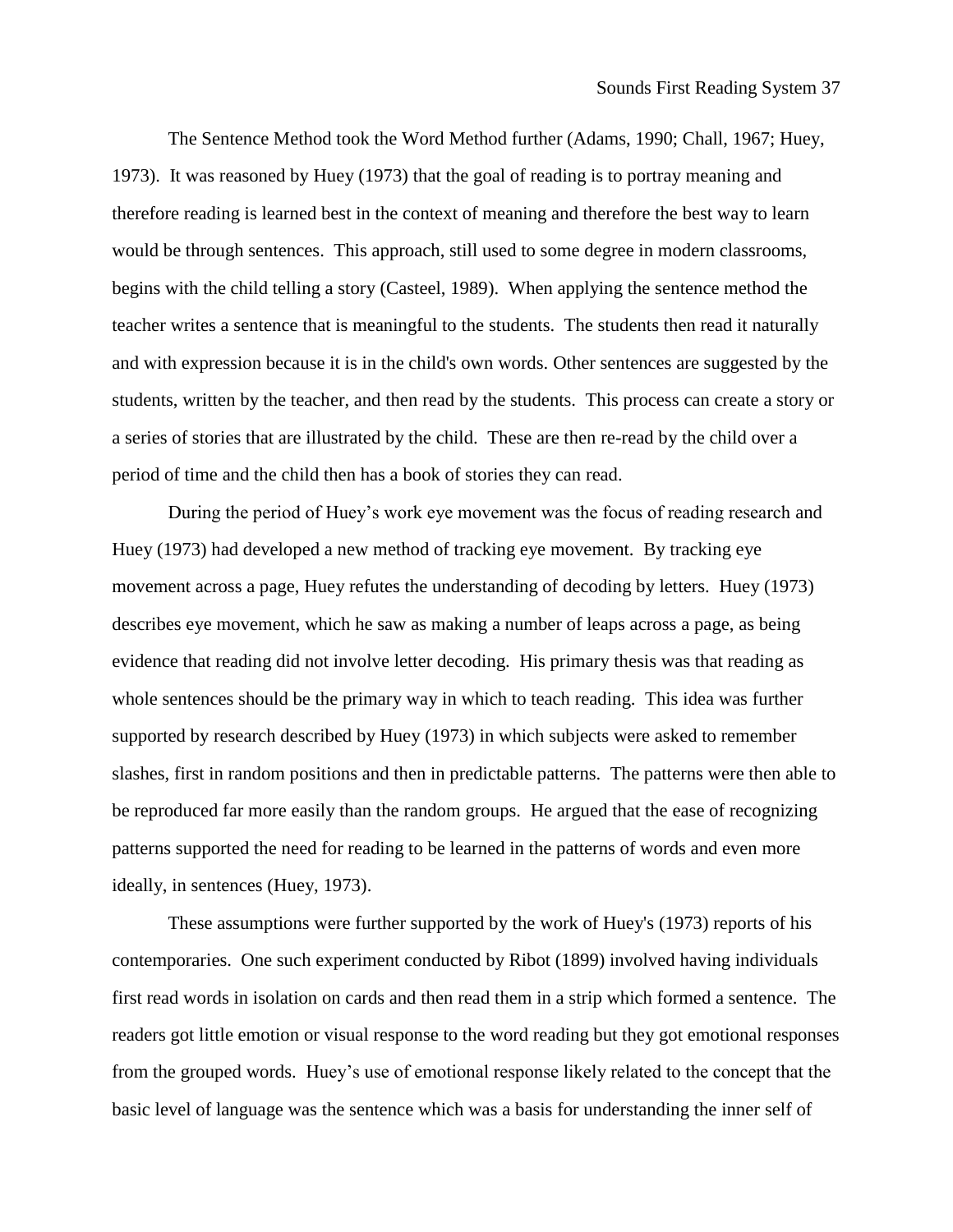The Sentence Method took the Word Method further (Adams, 1990; Chall, 1967; Huey, 1973). It was reasoned by Huey (1973) that the goal of reading is to portray meaning and therefore reading is learned best in the context of meaning and therefore the best way to learn would be through sentences. This approach, still used to some degree in modern classrooms, begins with the child telling a story (Casteel, 1989). When applying the sentence method the teacher writes a sentence that is meaningful to the students. The students then read it naturally and with expression because it is in the child's own words. Other sentences are suggested by the students, written by the teacher, and then read by the students. This process can create a story or a series of stories that are illustrated by the child. These are then re-read by the child over a period of time and the child then has a book of stories they can read.

During the period of Huey's work eye movement was the focus of reading research and Huey (1973) had developed a new method of tracking eye movement. By tracking eye movement across a page, Huey refutes the understanding of decoding by letters. Huey (1973) describes eye movement, which he saw as making a number of leaps across a page, as being evidence that reading did not involve letter decoding. His primary thesis was that reading as whole sentences should be the primary way in which to teach reading. This idea was further supported by research described by Huey (1973) in which subjects were asked to remember slashes, first in random positions and then in predictable patterns. The patterns were then able to be reproduced far more easily than the random groups. He argued that the ease of recognizing patterns supported the need for reading to be learned in the patterns of words and even more ideally, in sentences (Huey, 1973).

These assumptions were further supported by the work of Huey's (1973) reports of his contemporaries. One such experiment conducted by Ribot (1899) involved having individuals first read words in isolation on cards and then read them in a strip which formed a sentence. The readers got little emotion or visual response to the word reading but they got emotional responses from the grouped words. Huey's use of emotional response likely related to the concept that the basic level of language was the sentence which was a basis for understanding the inner self of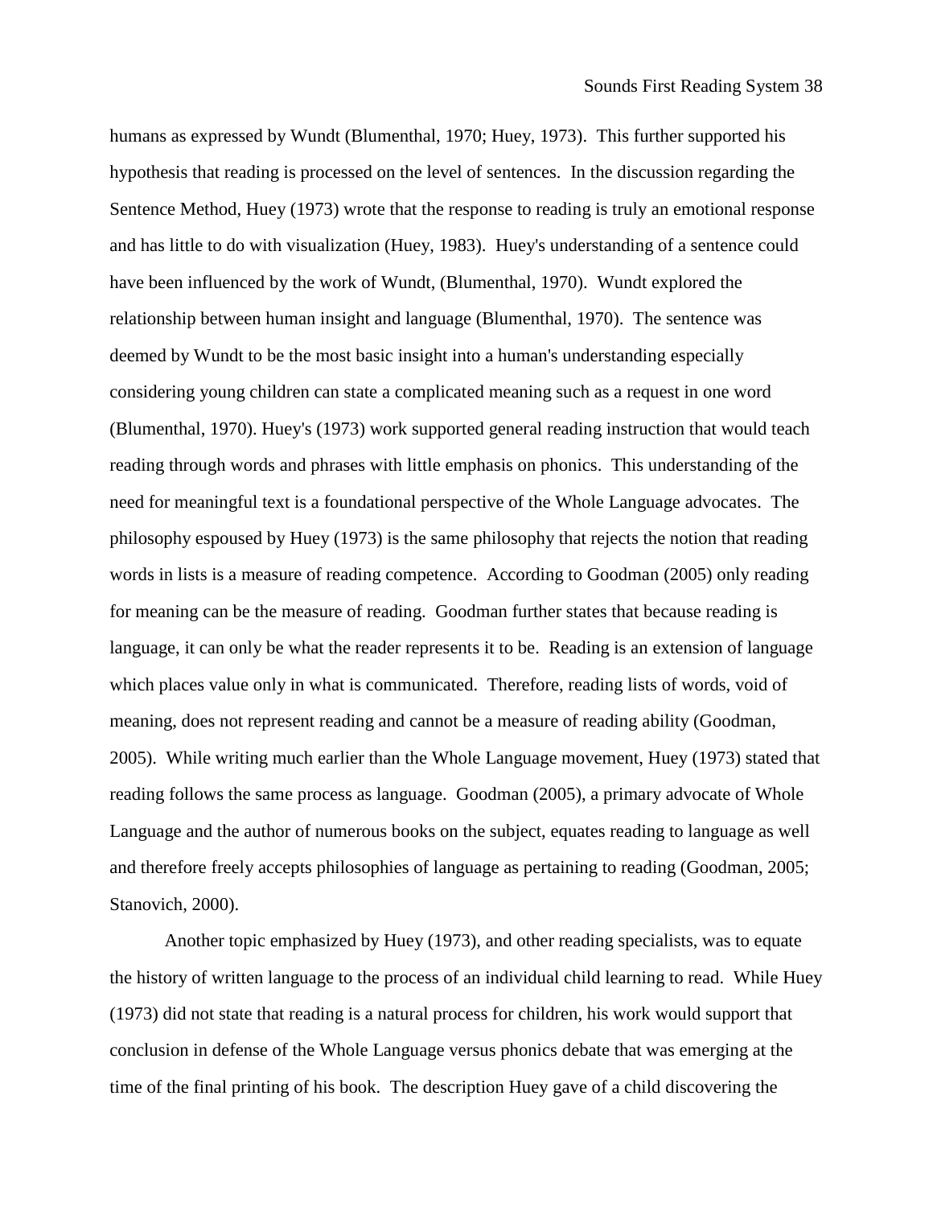humans as expressed by Wundt (Blumenthal, 1970; Huey, 1973). This further supported his hypothesis that reading is processed on the level of sentences. In the discussion regarding the Sentence Method, Huey (1973) wrote that the response to reading is truly an emotional response and has little to do with visualization (Huey, 1983). Huey's understanding of a sentence could have been influenced by the work of Wundt, (Blumenthal, 1970). Wundt explored the relationship between human insight and language (Blumenthal, 1970). The sentence was deemed by Wundt to be the most basic insight into a human's understanding especially considering young children can state a complicated meaning such as a request in one word (Blumenthal, 1970). Huey's (1973) work supported general reading instruction that would teach reading through words and phrases with little emphasis on phonics. This understanding of the need for meaningful text is a foundational perspective of the Whole Language advocates. The philosophy espoused by Huey (1973) is the same philosophy that rejects the notion that reading words in lists is a measure of reading competence. According to Goodman (2005) only reading for meaning can be the measure of reading. Goodman further states that because reading is language, it can only be what the reader represents it to be. Reading is an extension of language which places value only in what is communicated. Therefore, reading lists of words, void of meaning, does not represent reading and cannot be a measure of reading ability (Goodman, 2005). While writing much earlier than the Whole Language movement, Huey (1973) stated that reading follows the same process as language. Goodman (2005), a primary advocate of Whole Language and the author of numerous books on the subject, equates reading to language as well and therefore freely accepts philosophies of language as pertaining to reading (Goodman, 2005; Stanovich, 2000).

Another topic emphasized by Huey (1973), and other reading specialists, was to equate the history of written language to the process of an individual child learning to read. While Huey (1973) did not state that reading is a natural process for children, his work would support that conclusion in defense of the Whole Language versus phonics debate that was emerging at the time of the final printing of his book. The description Huey gave of a child discovering the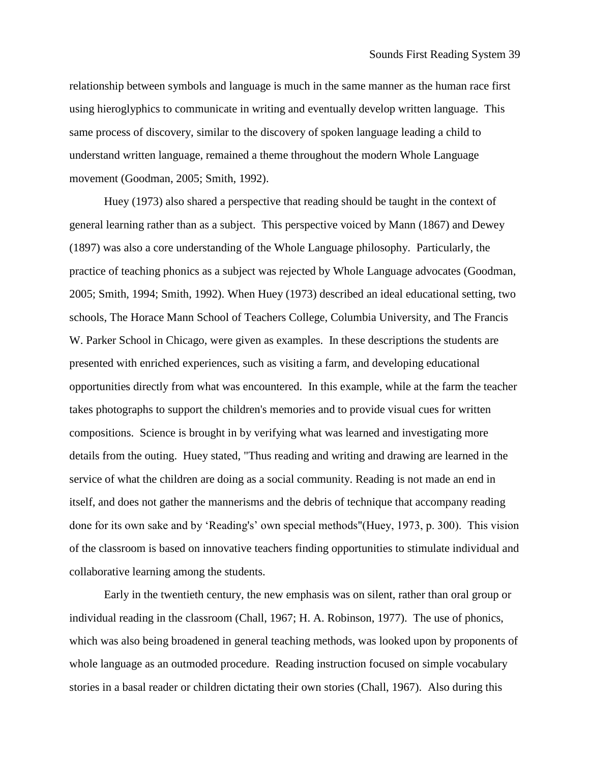relationship between symbols and language is much in the same manner as the human race first using hieroglyphics to communicate in writing and eventually develop written language. This same process of discovery, similar to the discovery of spoken language leading a child to understand written language, remained a theme throughout the modern Whole Language movement (Goodman, 2005; Smith, 1992).

Huey (1973) also shared a perspective that reading should be taught in the context of general learning rather than as a subject. This perspective voiced by Mann (1867) and Dewey (1897) was also a core understanding of the Whole Language philosophy. Particularly, the practice of teaching phonics as a subject was rejected by Whole Language advocates (Goodman, 2005; Smith, 1994; Smith, 1992). When Huey (1973) described an ideal educational setting, two schools, The Horace Mann School of Teachers College, Columbia University, and The Francis W. Parker School in Chicago, were given as examples. In these descriptions the students are presented with enriched experiences, such as visiting a farm, and developing educational opportunities directly from what was encountered. In this example, while at the farm the teacher takes photographs to support the children's memories and to provide visual cues for written compositions. Science is brought in by verifying what was learned and investigating more details from the outing. Huey stated, "Thus reading and writing and drawing are learned in the service of what the children are doing as a social community. Reading is not made an end in itself, and does not gather the mannerisms and the debris of technique that accompany reading done for its own sake and by 'Reading's' own special methods"(Huey, 1973, p. 300). This vision of the classroom is based on innovative teachers finding opportunities to stimulate individual and collaborative learning among the students.

Early in the twentieth century, the new emphasis was on silent, rather than oral group or individual reading in the classroom (Chall, 1967; H. A. Robinson, 1977). The use of phonics, which was also being broadened in general teaching methods, was looked upon by proponents of whole language as an outmoded procedure. Reading instruction focused on simple vocabulary stories in a basal reader or children dictating their own stories (Chall, 1967). Also during this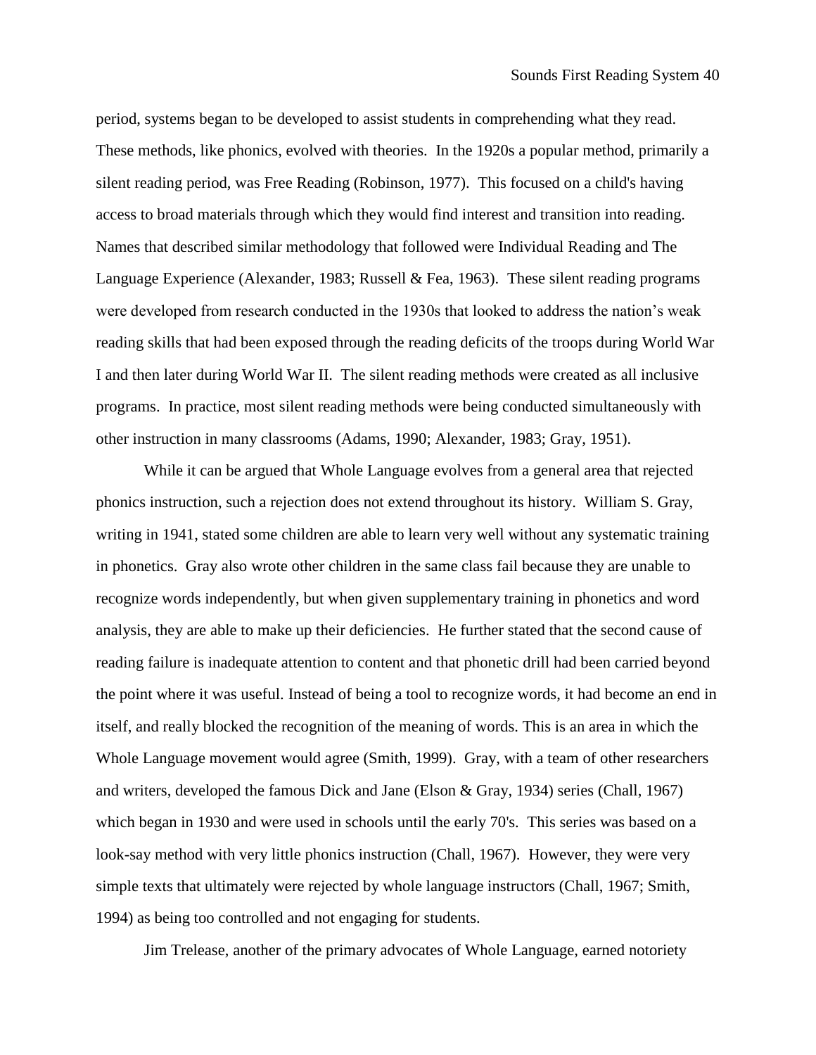period, systems began to be developed to assist students in comprehending what they read. These methods, like phonics, evolved with theories. In the 1920s a popular method, primarily a silent reading period, was Free Reading (Robinson, 1977). This focused on a child's having access to broad materials through which they would find interest and transition into reading. Names that described similar methodology that followed were Individual Reading and The Language Experience (Alexander, 1983; Russell & Fea, 1963). These silent reading programs were developed from research conducted in the 1930s that looked to address the nation's weak reading skills that had been exposed through the reading deficits of the troops during World War I and then later during World War II. The silent reading methods were created as all inclusive programs. In practice, most silent reading methods were being conducted simultaneously with other instruction in many classrooms (Adams, 1990; Alexander, 1983; Gray, 1951).

While it can be argued that Whole Language evolves from a general area that rejected phonics instruction, such a rejection does not extend throughout its history. William S. Gray, writing in 1941, stated some children are able to learn very well without any systematic training in phonetics. Gray also wrote other children in the same class fail because they are unable to recognize words independently, but when given supplementary training in phonetics and word analysis, they are able to make up their deficiencies. He further stated that the second cause of reading failure is inadequate attention to content and that phonetic drill had been carried beyond the point where it was useful. Instead of being a tool to recognize words, it had become an end in itself, and really blocked the recognition of the meaning of words. This is an area in which the Whole Language movement would agree (Smith, 1999). Gray, with a team of other researchers and writers, developed the famous Dick and Jane (Elson & Gray, 1934) series (Chall, 1967) which began in 1930 and were used in schools until the early 70's. This series was based on a look-say method with very little phonics instruction (Chall, 1967). However, they were very simple texts that ultimately were rejected by whole language instructors (Chall, 1967; Smith, 1994) as being too controlled and not engaging for students.

Jim Trelease, another of the primary advocates of Whole Language, earned notoriety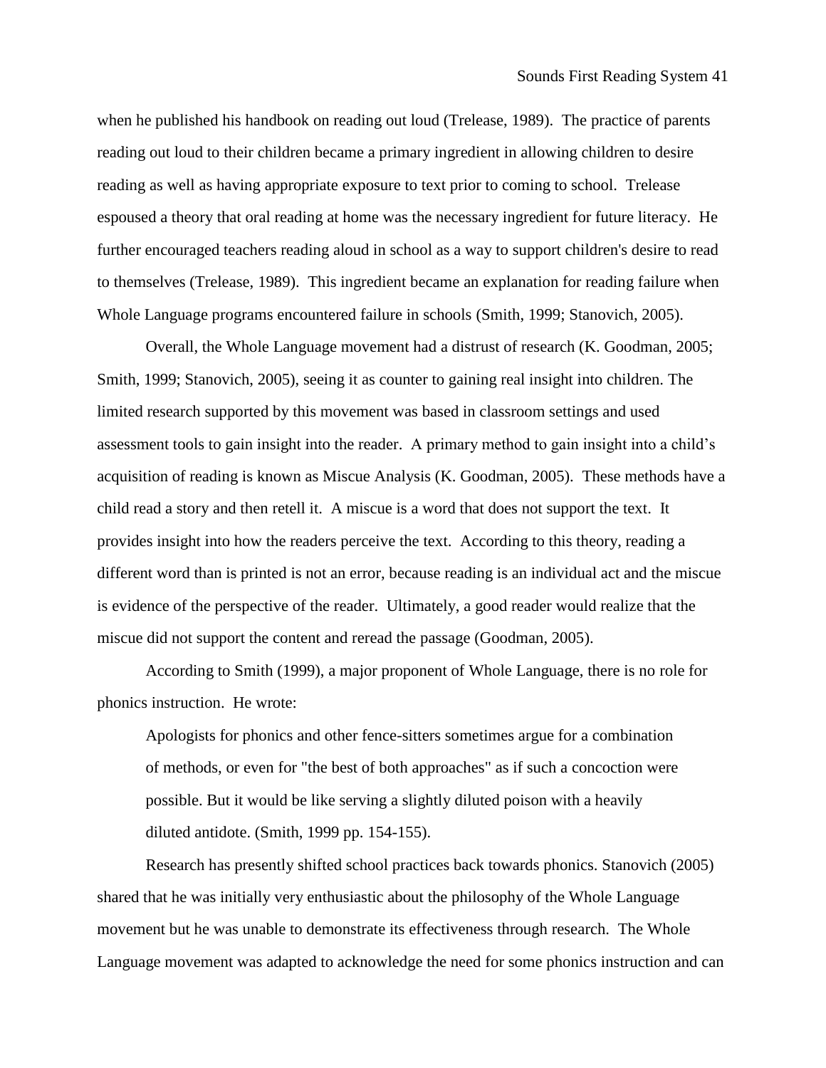when he published his handbook on reading out loud (Trelease, 1989). The practice of parents reading out loud to their children became a primary ingredient in allowing children to desire reading as well as having appropriate exposure to text prior to coming to school. Trelease espoused a theory that oral reading at home was the necessary ingredient for future literacy. He further encouraged teachers reading aloud in school as a way to support children's desire to read to themselves (Trelease, 1989). This ingredient became an explanation for reading failure when Whole Language programs encountered failure in schools (Smith, 1999; Stanovich, 2005).

Overall, the Whole Language movement had a distrust of research (K. Goodman, 2005; Smith, 1999; Stanovich, 2005), seeing it as counter to gaining real insight into children. The limited research supported by this movement was based in classroom settings and used assessment tools to gain insight into the reader. A primary method to gain insight into a child's acquisition of reading is known as Miscue Analysis (K. Goodman, 2005). These methods have a child read a story and then retell it. A miscue is a word that does not support the text. It provides insight into how the readers perceive the text. According to this theory, reading a different word than is printed is not an error, because reading is an individual act and the miscue is evidence of the perspective of the reader. Ultimately, a good reader would realize that the miscue did not support the content and reread the passage (Goodman, 2005).

According to Smith (1999), a major proponent of Whole Language, there is no role for phonics instruction. He wrote:

> Apologists for phonics and other fence-sitters sometimes argue for a combination of methods, or even for "the best of both approaches" as if such a concoction were possible. But it would be like serving a slightly diluted poison with a heavily diluted antidote. (Smith, 1999 pp. 154-155).

Research has presently shifted school practices back towards phonics. Stanovich (2005) shared that he was initially very enthusiastic about the philosophy of the Whole Language movement but he was unable to demonstrate its effectiveness through research. The Whole Language movement was adapted to acknowledge the need for some phonics instruction and can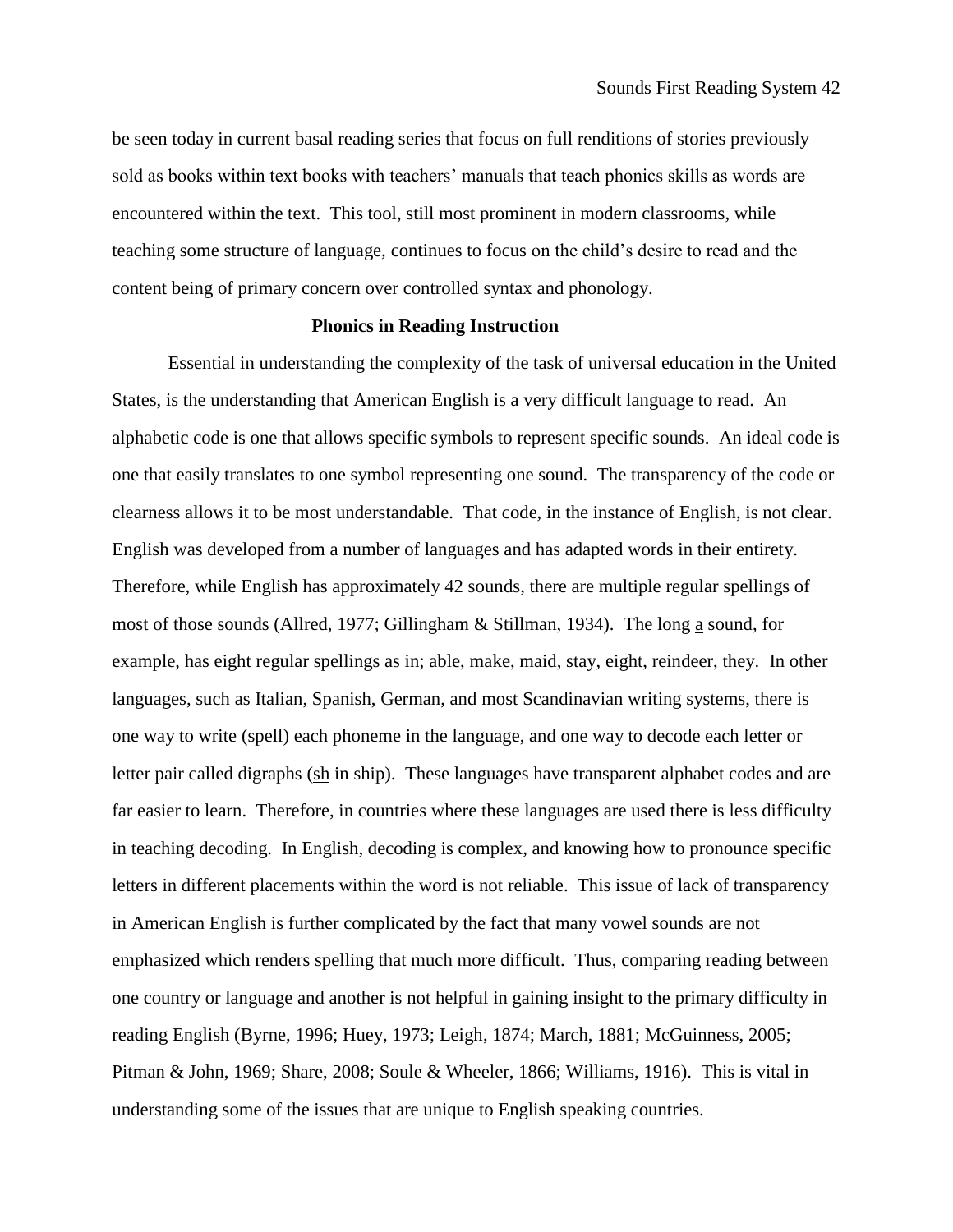be seen today in current basal reading series that focus on full renditions of stories previously sold as books within text books with teachers' manuals that teach phonics skills as words are encountered within the text. This tool, still most prominent in modern classrooms, while teaching some structure of language, continues to focus on the child's desire to read and the content being of primary concern over controlled syntax and phonology.

## Phonics in Reading Instruction

Essential in understanding the complexity of the task of universal education in the United States, is the understanding that American English is a very difficult language to read. An alphabetic code is one that allows specific symbols to represent specific sounds. An ideal code is one that easily translates to one symbol representing one sound. The transparency of the code or clearness allows it to be most understandable. That code, in the instance of English, is not clear. English was developed from a number of languages and has adapted words in their entirety. Therefore, while English has approximately 42 sounds, there are multiple regular spellings of most of those sounds (Allred, 1977; Gillingham & Stillman, 1934). The long <u>a</u> sound, for example, has eight regular spellings as in; able, make, maid, stay, eight, reindeer, they. In other languages, such as Italian, Spanish, German, and most Scandinavian writing systems, there is one way to write (spell) each phoneme in the language, and one way to decode each letter or letter pair called digraphs (<u>sh</u> in ship). These languages have transparent alphabet codes and are far easier to learn. Therefore, in countries where these languages are used there is less difficulty in teaching decoding. In English, decoding is complex, and knowing how to pronounce specific letters in different placements within the word is not reliable. This issue of lack of transparency in American English is further complicated by the fact that many vowel sounds are not emphasized which renders spelling that much more difficult. Thus, comparing reading between one country or language and another is not helpful in gaining insight to the primary difficulty in reading English (Byrne, 1996; Huey, 1973; Leigh, 1874; March, 1881; McGuinness, 2005; Pitman & John, 1969; Share, 2008; Soule & Wheeler, 1866; Williams, 1916). This is vital in understanding some of the issues that are unique to English speaking countries.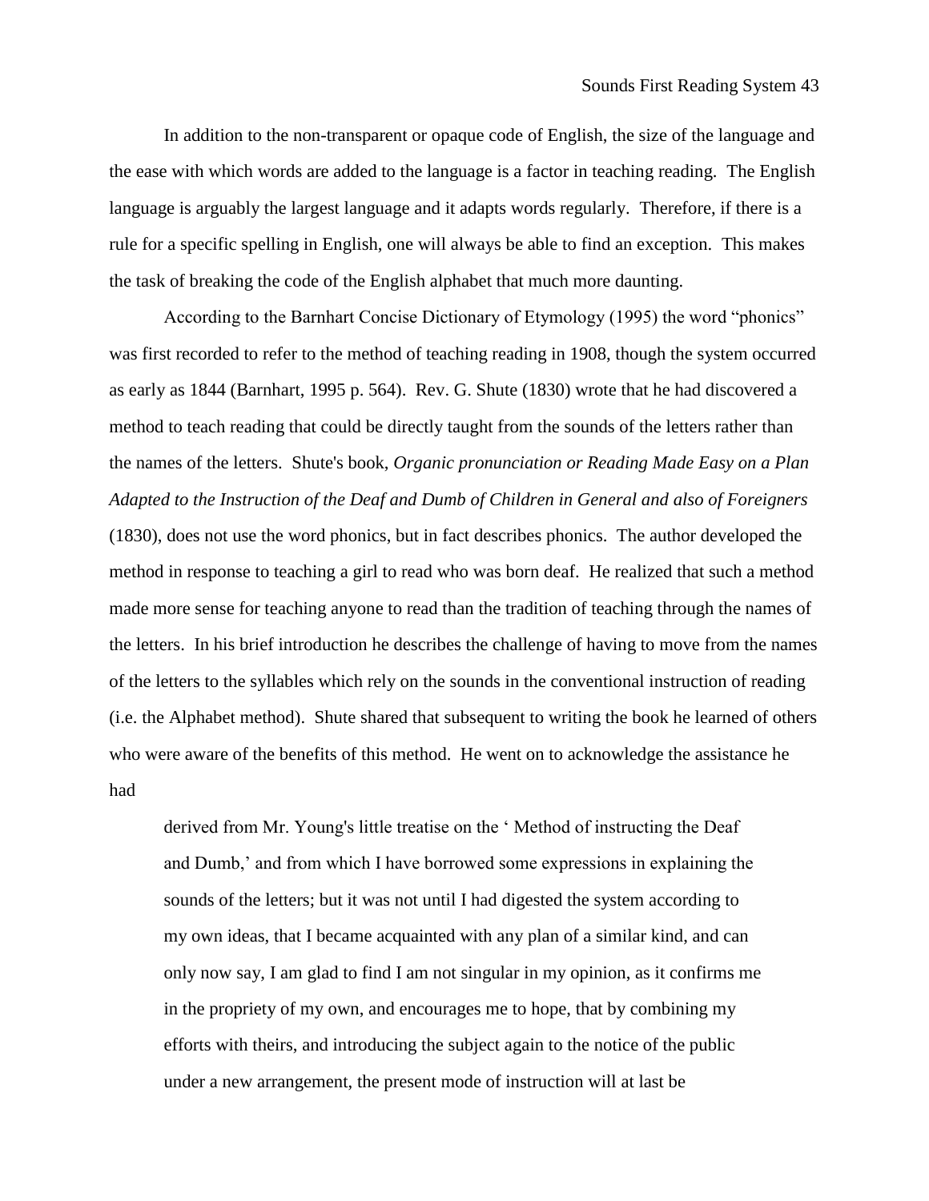In addition to the non-transparent or opaque code of English, the size of the language and the ease with which words are added to the language is a factor in teaching reading. The English language is arguably the largest language and it adapts words regularly. Therefore, if there is a rule for a specific spelling in English, one will always be able to find an exception. This makes the task of breaking the code of the English alphabet that much more daunting.

According to the Barnhart Concise Dictionary of Etymology (1995) the word "phonics" was first recorded to refer to the method of teaching reading in 1908, though the system occurred as early as 1844 (Barnhart, 1995 p. 564). Rev. G. Shute (1830) wrote that he had discovered a method to teach reading that could be directly taught from the sounds of the letters rather than the names of the letters. Shute's book, *Organic pronunciation or Reading Made Easy on a Plan Adapted to the Instruction of the Deaf and Dumb of Children in General and also of Foreigners* (1830), does not use the word phonics, but in fact describes phonics. The author developed the method in response to teaching a girl to read who was born deaf. He realized that such a method made more sense for teaching anyone to read than the tradition of teaching through the names of the letters. In his brief introduction he describes the challenge of having to move from the names of the letters to the syllables which rely on the sounds in the conventional instruction of reading (i.e. the Alphabet method). Shute shared that subsequent to writing the book he learned of others who were aware of the benefits of this method. He went on to acknowledge the assistance he had

> derived from Mr. Young's little treatise on the ' Method of instructing the Deaf and Dumb,' and from which I have borrowed some expressions in explaining the sounds of the letters; but it was not until I had digested the system according to my own ideas, that I became acquainted with any plan of a similar kind, and can only now say, I am glad to find I am not singular in my opinion, as it confirms me in the propriety of my own, and encourages me to hope, that by combining my efforts with theirs, and introducing the subject again to the notice of the public under a new arrangement, the present mode of instruction will at last be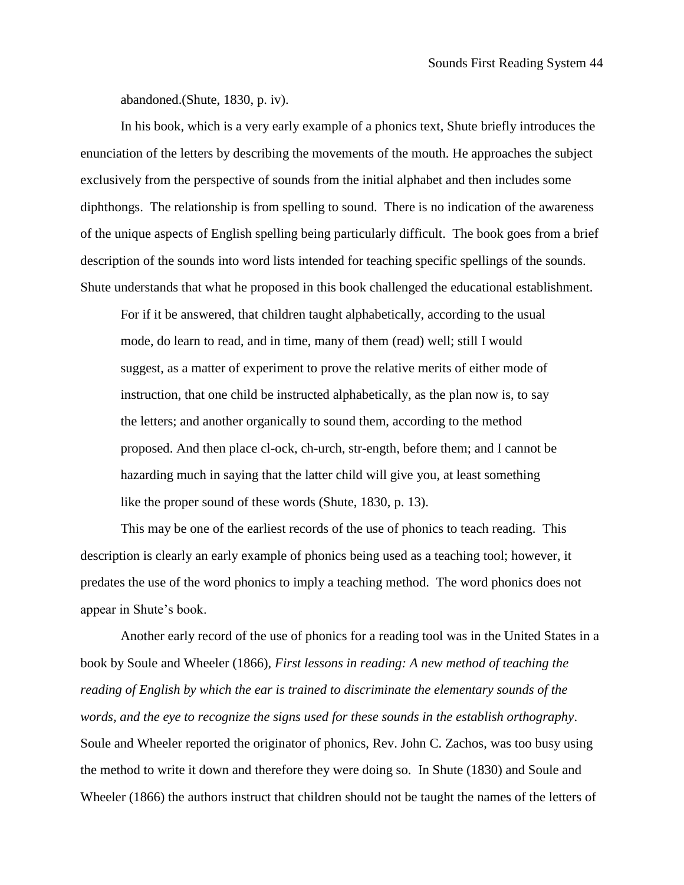abandoned.(Shute, 1830, p. iv).

In his book, which is a very early example of a phonics text, Shute briefly introduces the enunciation of the letters by describing the movements of the mouth. He approaches the subject exclusively from the perspective of sounds from the initial alphabet and then includes some diphthongs. The relationship is from spelling to sound. There is no indication of the awareness of the unique aspects of English spelling being particularly difficult. The book goes from a brief description of the sounds into word lists intended for teaching specific spellings of the sounds. Shute understands that what he proposed in this book challenged the educational establishment.

> For if it be answered, that children taught alphabetically, according to the usual mode, do learn to read, and in time, many of them (read) well; still I would suggest, as a matter of experiment to prove the relative merits of either mode of instruction, that one child be instructed alphabetically, as the plan now is, to say the letters; and another organically to sound them, according to the method proposed. And then place cl-ock, ch-urch, str-ength, before them; and I cannot be hazarding much in saying that the latter child will give you, at least something like the proper sound of these words (Shute, 1830, p. 13).

This may be one of the earliest records of the use of phonics to teach reading. This description is clearly an early example of phonics being used as a teaching tool; however, it predates the use of the word phonics to imply a teaching method. The word phonics does not appear in Shute's book.

Another early record of the use of phonics for a reading tool was in the United States in a book by Soule and Wheeler (1866), *First lessons in reading: A new method of teaching the reading of English by which the ear is trained to discriminate the elementary sounds of the words, and the eye to recognize the signs used for these sounds in the establish orthography*. Soule and Wheeler reported the originator of phonics, Rev. John C. Zachos, was too busy using the method to write it down and therefore they were doing so. In Shute (1830) and Soule and Wheeler (1866) the authors instruct that children should not be taught the names of the letters of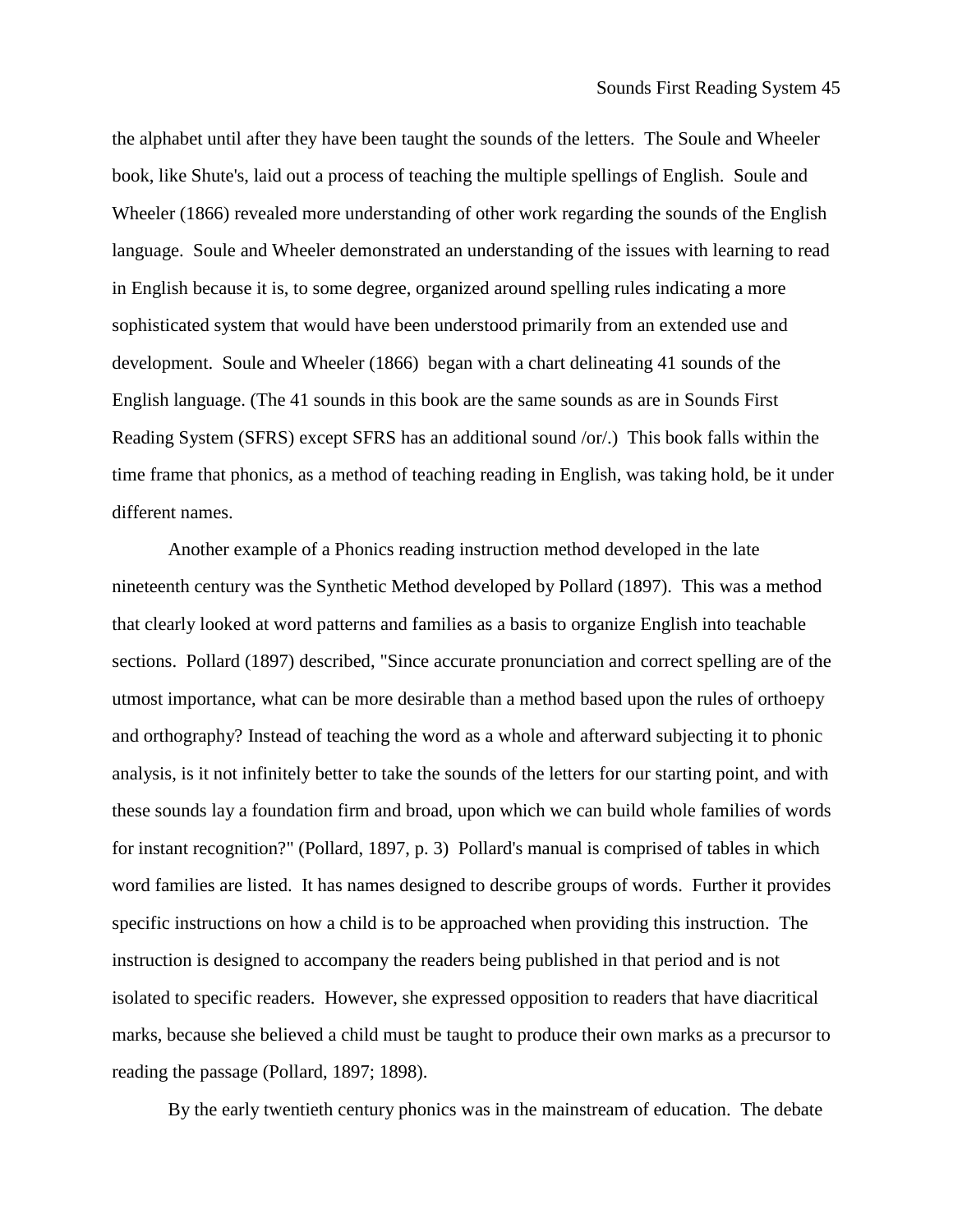the alphabet until after they have been taught the sounds of the letters. The Soule and Wheeler book, like Shute's, laid out a process of teaching the multiple spellings of English. Soule and Wheeler (1866) revealed more understanding of other work regarding the sounds of the English language. Soule and Wheeler demonstrated an understanding of the issues with learning to read in English because it is, to some degree, organized around spelling rules indicating a more sophisticated system that would have been understood primarily from an extended use and development. Soule and Wheeler (1866) began with a chart delineating 41 sounds of the English language. (The 41 sounds in this book are the same sounds as are in Sounds First Reading System (SFRS) except SFRS has an additional sound /or/.) This book falls within the time frame that phonics, as a method of teaching reading in English, was taking hold, be it under different names.

Another example of a Phonics reading instruction method developed in the late nineteenth century was the Synthetic Method developed by Pollard (1897). This was a method that clearly looked at word patterns and families as a basis to organize English into teachable sections. Pollard (1897) described, "Since accurate pronunciation and correct spelling are of the utmost importance, what can be more desirable than a method based upon the rules of orthoepy and orthography? Instead of teaching the word as a whole and afterward subjecting it to phonic analysis, is it not infinitely better to take the sounds of the letters for our starting point, and with these sounds lay a foundation firm and broad, upon which we can build whole families of words for instant recognition?" (Pollard, 1897, p. 3) Pollard's manual is comprised of tables in which word families are listed. It has names designed to describe groups of words. Further it provides specific instructions on how a child is to be approached when providing this instruction. The instruction is designed to accompany the readers being published in that period and is not isolated to specific readers. However, she expressed opposition to readers that have diacritical marks, because she believed a child must be taught to produce their own marks as a precursor to reading the passage (Pollard, 1897; 1898).

By the early twentieth century phonics was in the mainstream of education. The debate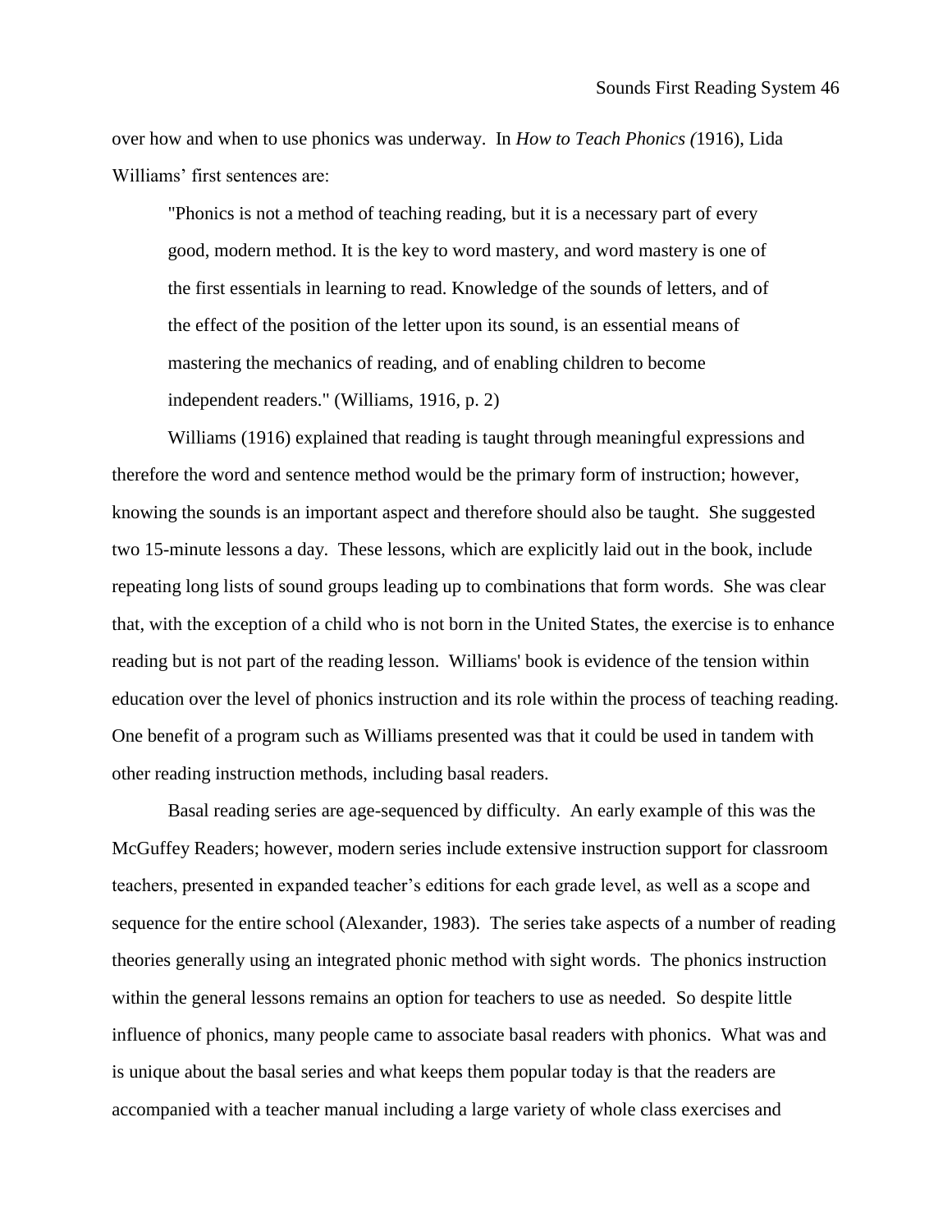over how and when to use phonics was underway. In *How to Teach Phonics (*1916), Lida Williams' first sentences are:

> "Phonics is not a method of teaching reading, but it is a necessary part of every good, modern method. It is the key to word mastery, and word mastery is one of the first essentials in learning to read. Knowledge of the sounds of letters, and of the effect of the position of the letter upon its sound, is an essential means of mastering the mechanics of reading, and of enabling children to become independent readers." (Williams, 1916, p. 2)

Williams (1916) explained that reading is taught through meaningful expressions and therefore the word and sentence method would be the primary form of instruction; however, knowing the sounds is an important aspect and therefore should also be taught. She suggested two 15-minute lessons a day. These lessons, which are explicitly laid out in the book, include repeating long lists of sound groups leading up to combinations that form words. She was clear that, with the exception of a child who is not born in the United States, the exercise is to enhance reading but is not part of the reading lesson. Williams' book is evidence of the tension within education over the level of phonics instruction and its role within the process of teaching reading. One benefit of a program such as Williams presented was that it could be used in tandem with other reading instruction methods, including basal readers.

Basal reading series are age-sequenced by difficulty. An early example of this was the McGuffey Readers; however, modern series include extensive instruction support for classroom teachers, presented in expanded teacher's editions for each grade level, as well as a scope and sequence for the entire school (Alexander, 1983). The series take aspects of a number of reading theories generally using an integrated phonic method with sight words. The phonics instruction within the general lessons remains an option for teachers to use as needed. So despite little influence of phonics, many people came to associate basal readers with phonics. What was and is unique about the basal series and what keeps them popular today is that the readers are accompanied with a teacher manual including a large variety of whole class exercises and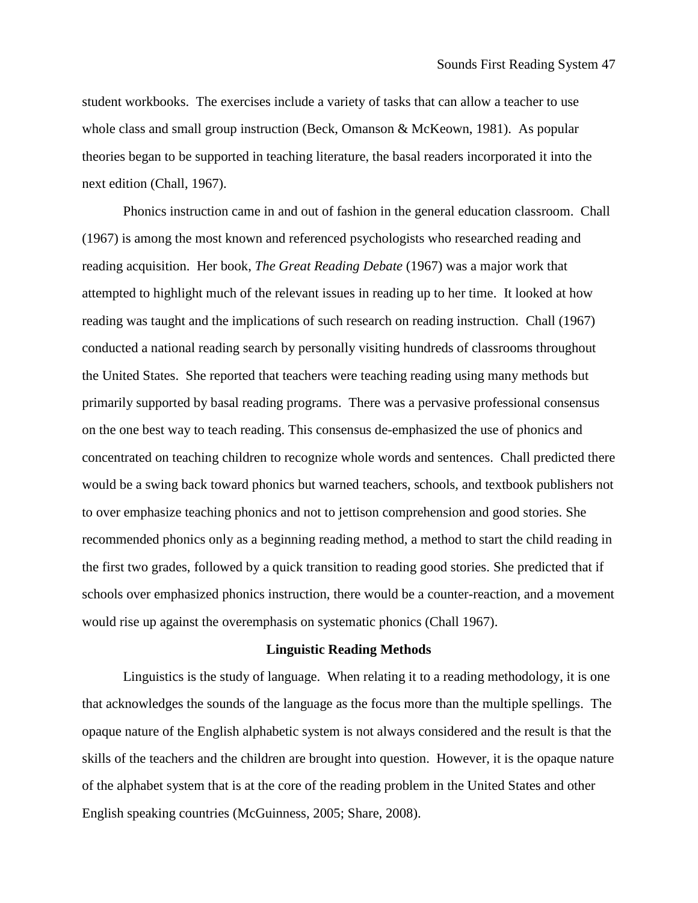student workbooks. The exercises include a variety of tasks that can allow a teacher to use whole class and small group instruction (Beck, Omanson & McKeown, 1981). As popular theories began to be supported in teaching literature, the basal readers incorporated it into the next edition (Chall, 1967).

Phonics instruction came in and out of fashion in the general education classroom. Chall (1967) is among the most known and referenced psychologists who researched reading and reading acquisition. Her book, *The Great Reading Debate* (1967) was a major work that attempted to highlight much of the relevant issues in reading up to her time. It looked at how reading was taught and the implications of such research on reading instruction. Chall (1967) conducted a national reading search by personally visiting hundreds of classrooms throughout the United States. She reported that teachers were teaching reading using many methods but primarily supported by basal reading programs. There was a pervasive professional consensus on the one best way to teach reading. This consensus de-emphasized the use of phonics and concentrated on teaching children to recognize whole words and sentences. Chall predicted there would be a swing back toward phonics but warned teachers, schools, and textbook publishers not to over emphasize teaching phonics and not to jettison comprehension and good stories. She recommended phonics only as a beginning reading method, a method to start the child reading in the first two grades, followed by a quick transition to reading good stories. She predicted that if schools over emphasized phonics instruction, there would be a counter-reaction, and a movement would rise up against the overemphasis on systematic phonics (Chall 1967).

## Linguistic Reading Methods

Linguistics is the study of language. When relating it to a reading methodology, it is one that acknowledges the sounds of the language as the focus more than the multiple spellings. The opaque nature of the English alphabetic system is not always considered and the result is that the skills of the teachers and the children are brought into question. However, it is the opaque nature of the alphabet system that is at the core of the reading problem in the United States and other English speaking countries (McGuinness, 2005; Share, 2008).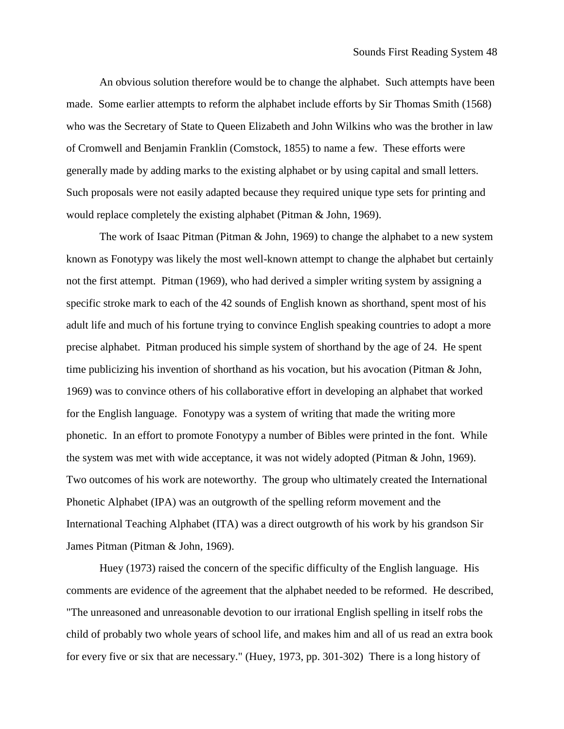An obvious solution therefore would be to change the alphabet. Such attempts have been made. Some earlier attempts to reform the alphabet include efforts by Sir Thomas Smith (1568) who was the Secretary of State to Queen Elizabeth and John Wilkins who was the brother in law of Cromwell and Benjamin Franklin (Comstock, 1855) to name a few. These efforts were generally made by adding marks to the existing alphabet or by using capital and small letters. Such proposals were not easily adapted because they required unique type sets for printing and would replace completely the existing alphabet (Pitman & John, 1969).

The work of Isaac Pitman (Pitman & John, 1969) to change the alphabet to a new system known as Fonotypy was likely the most well-known attempt to change the alphabet but certainly not the first attempt. Pitman (1969), who had derived a simpler writing system by assigning a specific stroke mark to each of the 42 sounds of English known as shorthand, spent most of his adult life and much of his fortune trying to convince English speaking countries to adopt a more precise alphabet. Pitman produced his simple system of shorthand by the age of 24. He spent time publicizing his invention of shorthand as his vocation, but his avocation (Pitman & John, 1969) was to convince others of his collaborative effort in developing an alphabet that worked for the English language. Fonotypy was a system of writing that made the writing more phonetic. In an effort to promote Fonotypy a number of Bibles were printed in the font. While the system was met with wide acceptance, it was not widely adopted (Pitman & John, 1969). Two outcomes of his work are noteworthy. The group who ultimately created the International Phonetic Alphabet (IPA) was an outgrowth of the spelling reform movement and the International Teaching Alphabet (ITA) was a direct outgrowth of his work by his grandson Sir James Pitman (Pitman & John, 1969).

Huey (1973) raised the concern of the specific difficulty of the English language. His comments are evidence of the agreement that the alphabet needed to be reformed. He described, "The unreasoned and unreasonable devotion to our irrational English spelling in itself robs the child of probably two whole years of school life, and makes him and all of us read an extra book for every five or six that are necessary." (Huey, 1973, pp. 301-302) There is a long history of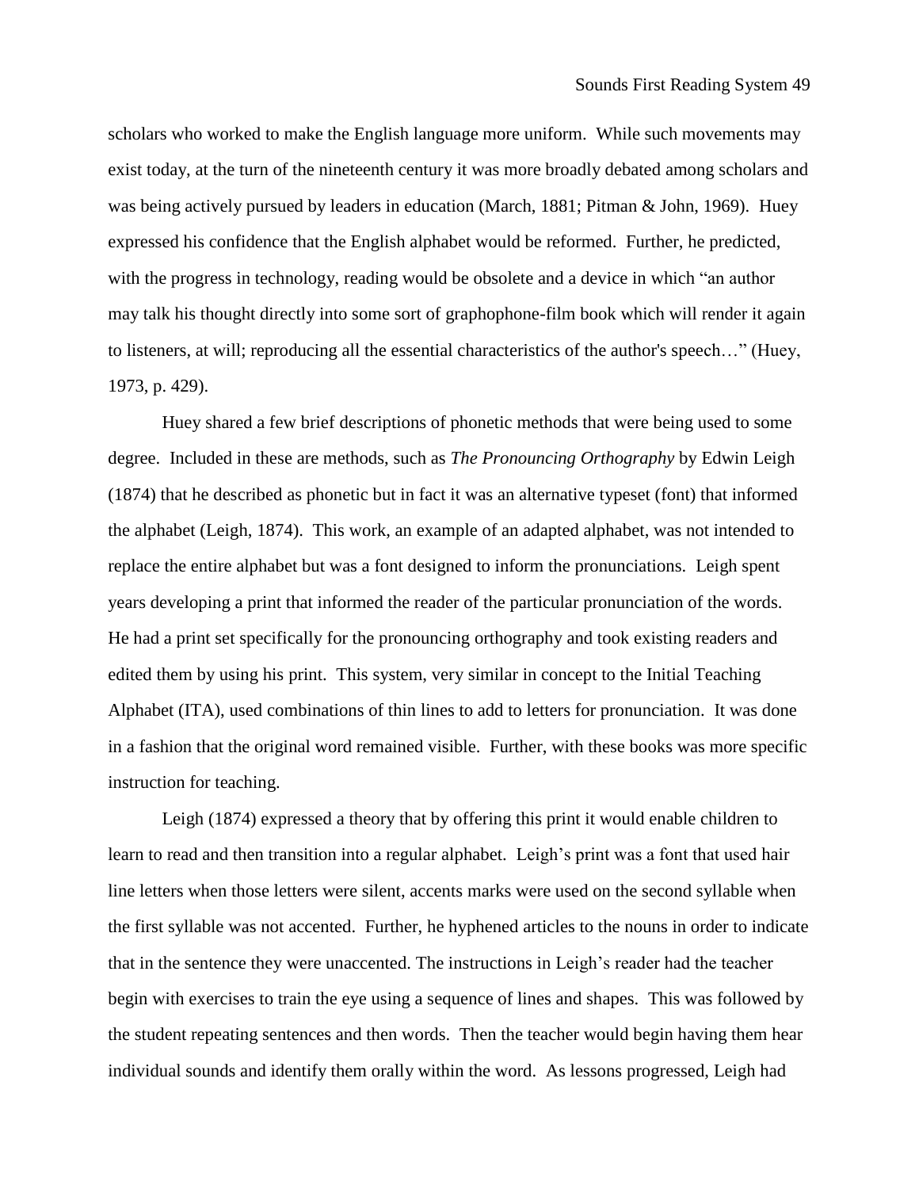scholars who worked to make the English language more uniform. While such movements may exist today, at the turn of the nineteenth century it was more broadly debated among scholars and was being actively pursued by leaders in education (March, 1881; Pitman & John, 1969). Huey expressed his confidence that the English alphabet would be reformed. Further, he predicted, with the progress in technology, reading would be obsolete and a device in which "an author may talk his thought directly into some sort of graphophone-film book which will render it again to listeners, at will; reproducing all the essential characteristics of the author's speech…" (Huey, 1973, p. 429).

Huey shared a few brief descriptions of phonetic methods that were being used to some degree. Included in these are methods, such as *The Pronouncing Orthography* by Edwin Leigh (1874) that he described as phonetic but in fact it was an alternative typeset (font) that informed the alphabet (Leigh, 1874). This work, an example of an adapted alphabet, was not intended to replace the entire alphabet but was a font designed to inform the pronunciations. Leigh spent years developing a print that informed the reader of the particular pronunciation of the words. He had a print set specifically for the pronouncing orthography and took existing readers and edited them by using his print. This system, very similar in concept to the Initial Teaching Alphabet (ITA), used combinations of thin lines to add to letters for pronunciation. It was done in a fashion that the original word remained visible. Further, with these books was more specific instruction for teaching.

Leigh (1874) expressed a theory that by offering this print it would enable children to learn to read and then transition into a regular alphabet. Leigh's print was a font that used hair line letters when those letters were silent, accents marks were used on the second syllable when the first syllable was not accented. Further, he hyphened articles to the nouns in order to indicate that in the sentence they were unaccented. The instructions in Leigh's reader had the teacher begin with exercises to train the eye using a sequence of lines and shapes. This was followed by the student repeating sentences and then words. Then the teacher would begin having them hear individual sounds and identify them orally within the word. As lessons progressed, Leigh had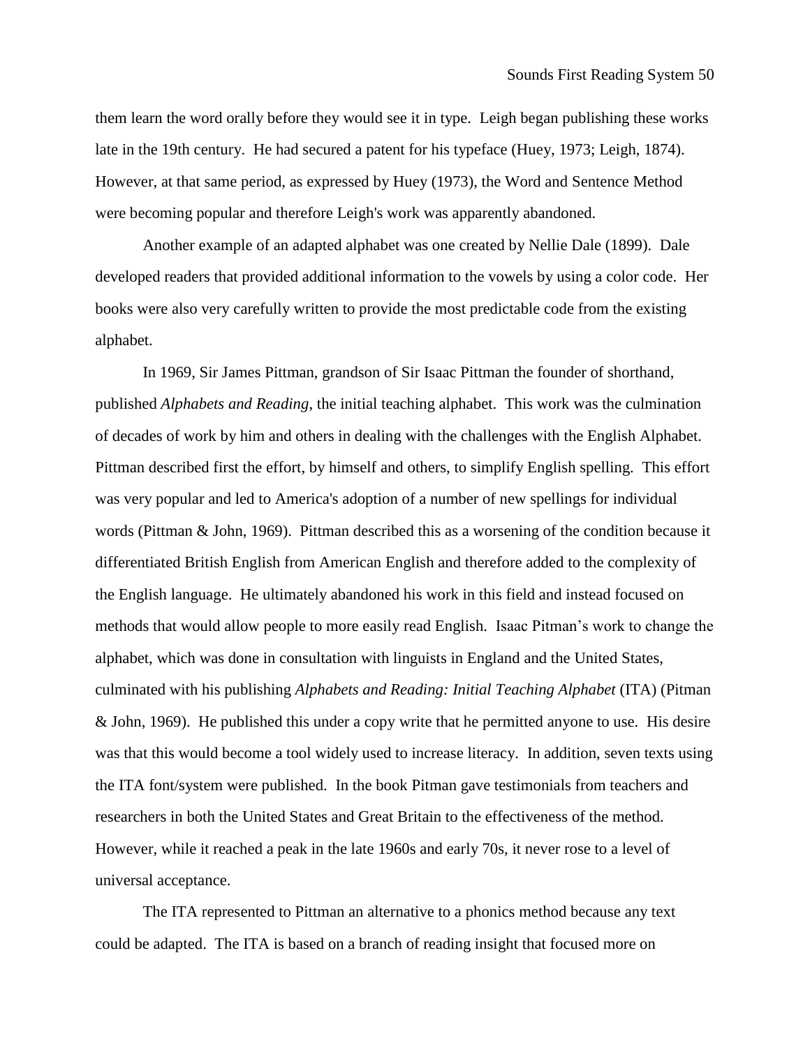them learn the word orally before they would see it in type. Leigh began publishing these works late in the 19th century. He had secured a patent for his typeface (Huey, 1973; Leigh, 1874). However, at that same period, as expressed by Huey (1973), the Word and Sentence Method were becoming popular and therefore Leigh's work was apparently abandoned.

Another example of an adapted alphabet was one created by Nellie Dale (1899). Dale developed readers that provided additional information to the vowels by using a color code. Her books were also very carefully written to provide the most predictable code from the existing alphabet.

In 1969, Sir James Pittman, grandson of Sir Isaac Pittman the founder of shorthand, published *Alphabets and Reading*, the initial teaching alphabet. This work was the culmination of decades of work by him and others in dealing with the challenges with the English Alphabet. Pittman described first the effort, by himself and others, to simplify English spelling. This effort was very popular and led to America's adoption of a number of new spellings for individual words (Pittman & John, 1969). Pittman described this as a worsening of the condition because it differentiated British English from American English and therefore added to the complexity of the English language. He ultimately abandoned his work in this field and instead focused on methods that would allow people to more easily read English. Isaac Pitman's work to change the alphabet, which was done in consultation with linguists in England and the United States, culminated with his publishing *Alphabets and Reading: Initial Teaching Alphabet* (ITA) (Pitman & John, 1969). He published this under a copy write that he permitted anyone to use. His desire was that this would become a tool widely used to increase literacy. In addition, seven texts using the ITA font/system were published. In the book Pitman gave testimonials from teachers and researchers in both the United States and Great Britain to the effectiveness of the method. However, while it reached a peak in the late 1960s and early 70s, it never rose to a level of universal acceptance.

The ITA represented to Pittman an alternative to a phonics method because any text could be adapted. The ITA is based on a branch of reading insight that focused more on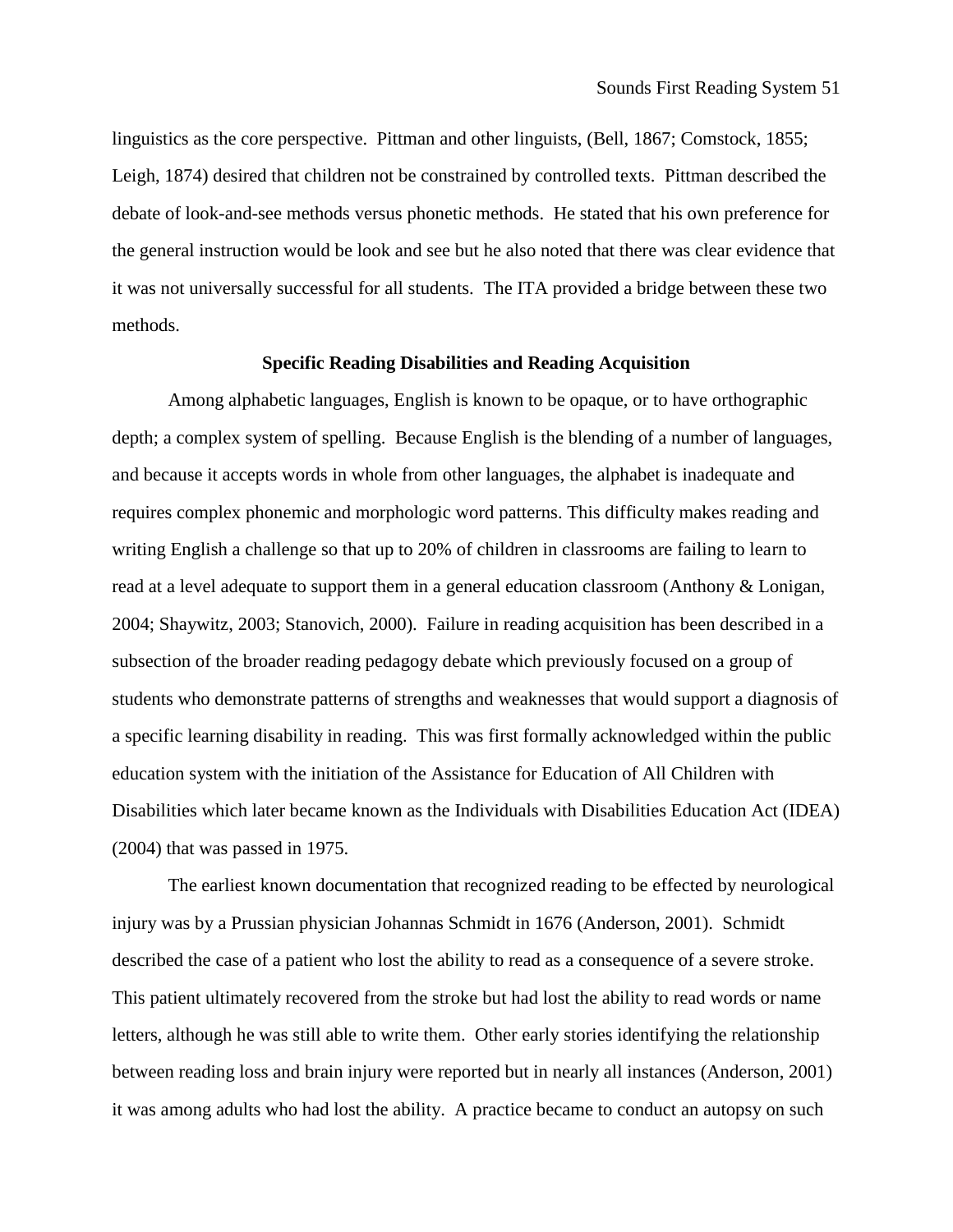linguistics as the core perspective. Pittman and other linguists, (Bell, 1867; Comstock, 1855; Leigh, 1874) desired that children not be constrained by controlled texts. Pittman described the debate of look-and-see methods versus phonetic methods. He stated that his own preference for the general instruction would be look and see but he also noted that there was clear evidence that it was not universally successful for all students. The ITA provided a bridge between these two methods.

## Specific Reading Disabilities and Reading Acquisition

Among alphabetic languages, English is known to be opaque, or to have orthographic depth; a complex system of spelling. Because English is the blending of a number of languages, and because it accepts words in whole from other languages, the alphabet is inadequate and requires complex phonemic and morphologic word patterns. This difficulty makes reading and writing English a challenge so that up to 20% of children in classrooms are failing to learn to read at a level adequate to support them in a general education classroom (Anthony & Lonigan, 2004; Shaywitz, 2003; Stanovich, 2000). Failure in reading acquisition has been described in a subsection of the broader reading pedagogy debate which previously focused on a group of students who demonstrate patterns of strengths and weaknesses that would support a diagnosis of a specific learning disability in reading. This was first formally acknowledged within the public education system with the initiation of the Assistance for Education of All Children with Disabilities which later became known as the Individuals with Disabilities Education Act (IDEA) (2004) that was passed in 1975.

The earliest known documentation that recognized reading to be effected by neurological injury was by a Prussian physician Johannas Schmidt in 1676 (Anderson, 2001). Schmidt described the case of a patient who lost the ability to read as a consequence of a severe stroke. This patient ultimately recovered from the stroke but had lost the ability to read words or name letters, although he was still able to write them. Other early stories identifying the relationship between reading loss and brain injury were reported but in nearly all instances (Anderson, 2001) it was among adults who had lost the ability. A practice became to conduct an autopsy on such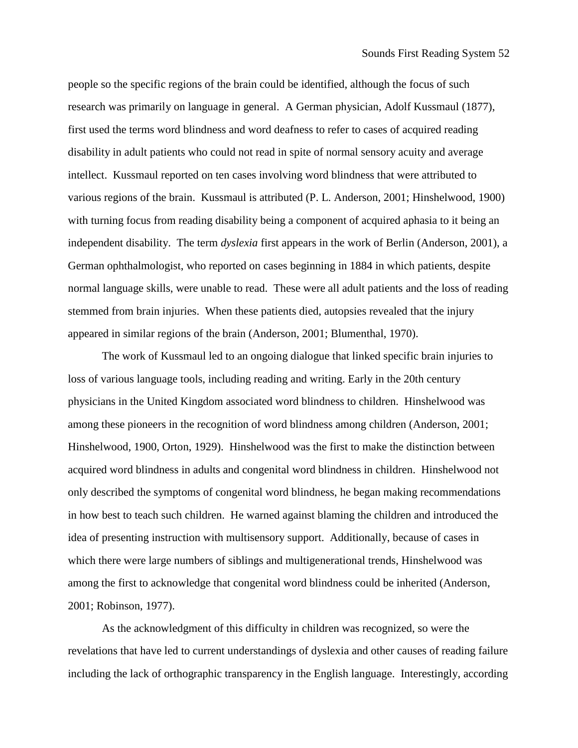people so the specific regions of the brain could be identified, although the focus of such research was primarily on language in general. A German physician, Adolf Kussmaul (1877), first used the terms word blindness and word deafness to refer to cases of acquired reading disability in adult patients who could not read in spite of normal sensory acuity and average intellect. Kussmaul reported on ten cases involving word blindness that were attributed to various regions of the brain. Kussmaul is attributed (P. L. Anderson, 2001; Hinshelwood, 1900) with turning focus from reading disability being a component of acquired aphasia to it being an independent disability. The term *dyslexia* first appears in the work of Berlin (Anderson, 2001), a German ophthalmologist, who reported on cases beginning in 1884 in which patients, despite normal language skills, were unable to read. These were all adult patients and the loss of reading stemmed from brain injuries. When these patients died, autopsies revealed that the injury appeared in similar regions of the brain (Anderson, 2001; Blumenthal, 1970).

The work of Kussmaul led to an ongoing dialogue that linked specific brain injuries to loss of various language tools, including reading and writing. Early in the 20th century physicians in the United Kingdom associated word blindness to children. Hinshelwood was among these pioneers in the recognition of word blindness among children (Anderson, 2001; Hinshelwood, 1900, Orton, 1929). Hinshelwood was the first to make the distinction between acquired word blindness in adults and congenital word blindness in children. Hinshelwood not only described the symptoms of congenital word blindness, he began making recommendations in how best to teach such children. He warned against blaming the children and introduced the idea of presenting instruction with multisensory support. Additionally, because of cases in which there were large numbers of siblings and multigenerational trends, Hinshelwood was among the first to acknowledge that congenital word blindness could be inherited (Anderson, 2001; Robinson, 1977).

As the acknowledgment of this difficulty in children was recognized, so were the revelations that have led to current understandings of dyslexia and other causes of reading failure including the lack of orthographic transparency in the English language. Interestingly, according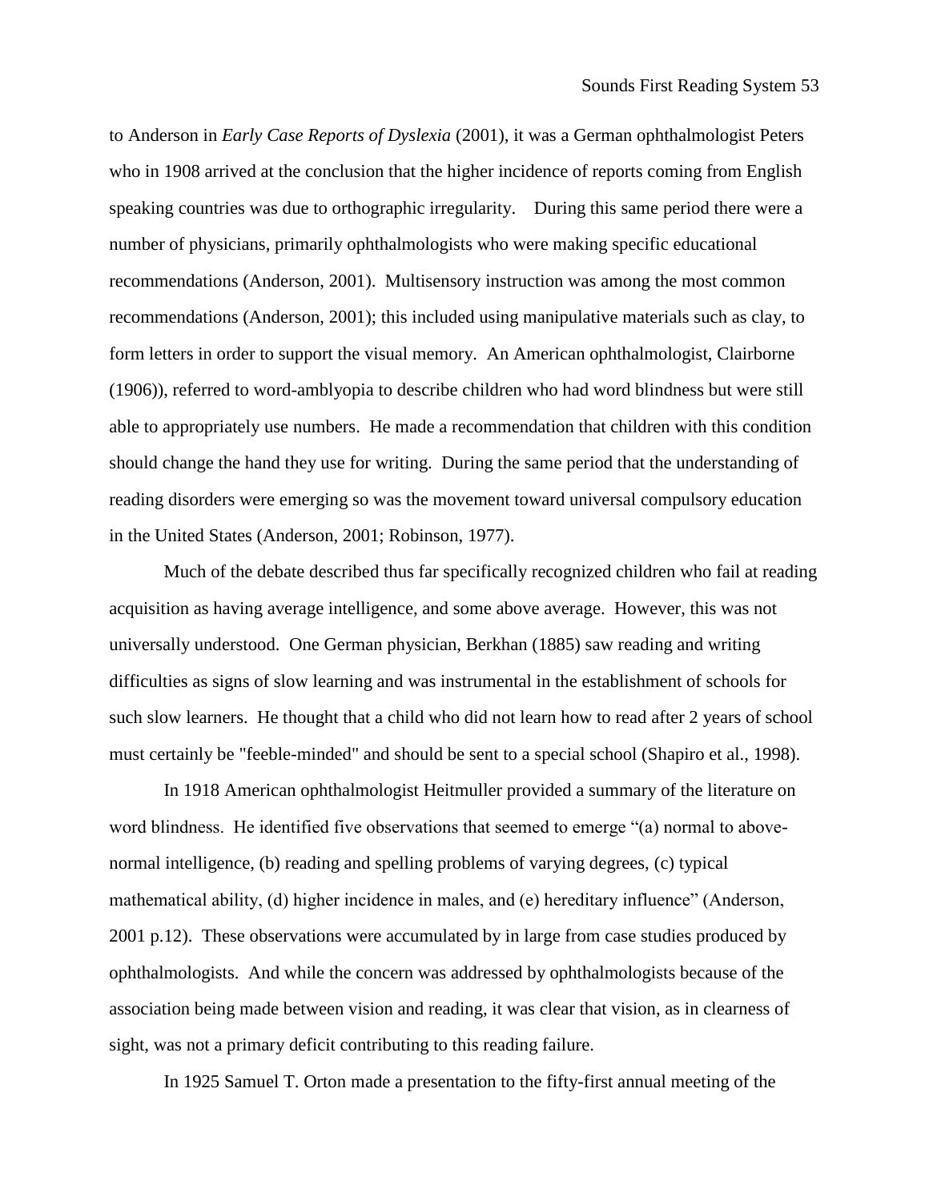to Anderson in *Early Case Reports of Dyslexia* (2001), it was a German ophthalmologist Peters who in 1908 arrived at the conclusion that the higher incidence of reports coming from English speaking countries was due to orthographic irregularity. During this same period there were a number of physicians, primarily ophthalmologists who were making specific educational recommendations (Anderson, 2001). Multisensory instruction was among the most common recommendations (Anderson, 2001); this included using manipulative materials such as clay, to form letters in order to support the visual memory. An American ophthalmologist, Clairborne (1906)), referred to word-amblyopia to describe children who had word blindness but were still able to appropriately use numbers. He made a recommendation that children with this condition should change the hand they use for writing. During the same period that the understanding of reading disorders were emerging so was the movement toward universal compulsory education in the United States (Anderson, 2001; Robinson, 1977).

Much of the debate described thus far specifically recognized children who fail at reading acquisition as having average intelligence, and some above average. However, this was not universally understood. One German physician, Berkhan (1885) saw reading and writing difficulties as signs of slow learning and was instrumental in the establishment of schools for such slow learners. He thought that a child who did not learn how to read after 2 years of school must certainly be "feeble-minded" and should be sent to a special school (Shapiro et al., 1998).

In 1918 American ophthalmologist Heitmuller provided a summary of the literature on word blindness. He identified five observations that seemed to emerge "(a) normal to above-normal intelligence, (b) reading and spelling problems of varying degrees, (c) typical mathematical ability, (d) higher incidence in males, and (e) hereditary influence" (Anderson, 2001 p.12). These observations were accumulated by in large from case studies produced by ophthalmologists. And while the concern was addressed by ophthalmologists because of the association being made between vision and reading, it was clear that vision, as in clearness of sight, was not a primary deficit contributing to this reading failure.

In 1925 Samuel T. Orton made a presentation to the fifty-first annual meeting of the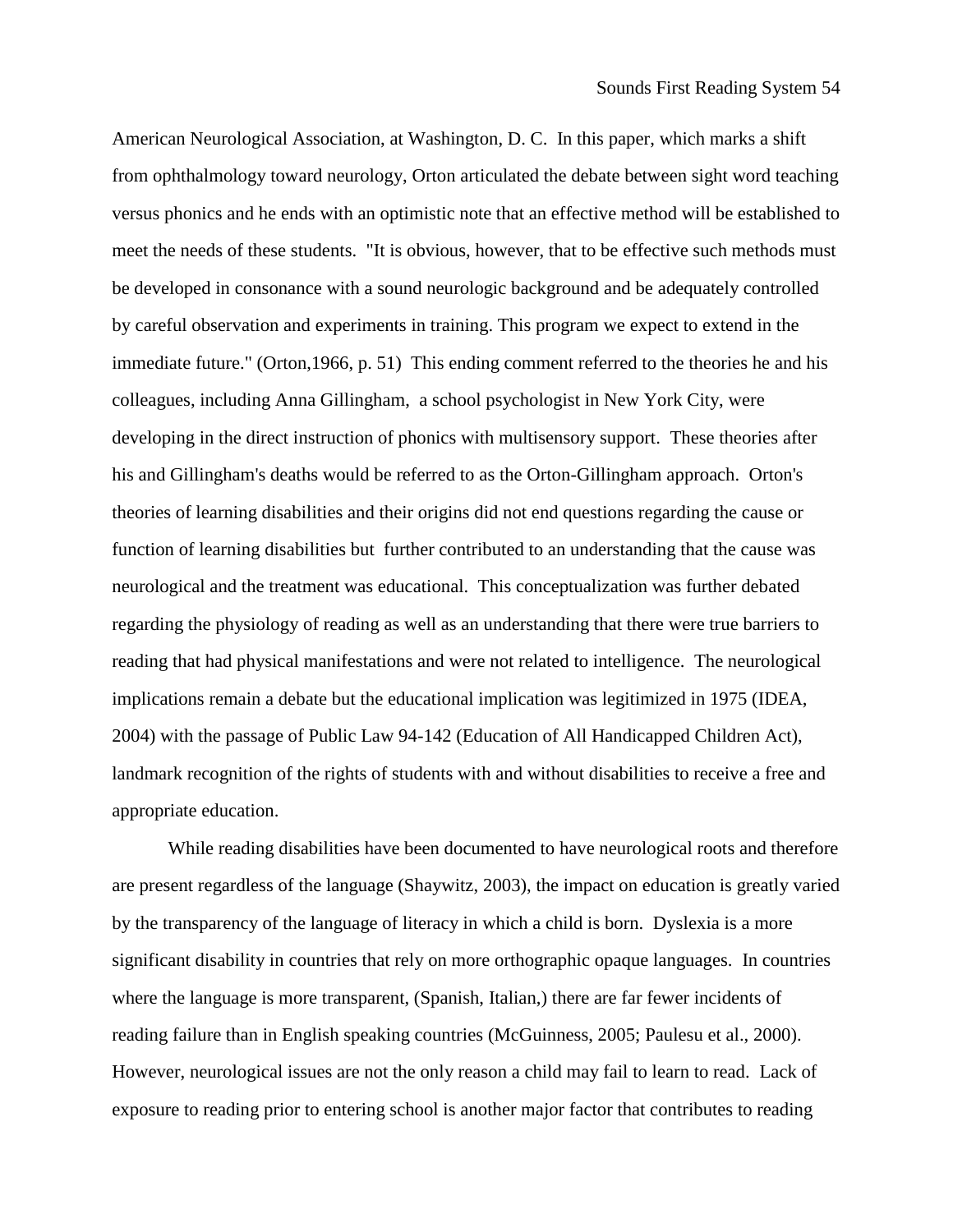American Neurological Association, at Washington, D. C. In this paper, which marks a shift from ophthalmology toward neurology, Orton articulated the debate between sight word teaching versus phonics and he ends with an optimistic note that an effective method will be established to meet the needs of these students. "It is obvious, however, that to be effective such methods must be developed in consonance with a sound neurologic background and be adequately controlled by careful observation and experiments in training. This program we expect to extend in the immediate future." (Orton,1966, p. 51) This ending comment referred to the theories he and his colleagues, including Anna Gillingham, a school psychologist in New York City, were developing in the direct instruction of phonics with multisensory support. These theories after his and Gillingham's deaths would be referred to as the Orton-Gillingham approach. Orton's theories of learning disabilities and their origins did not end questions regarding the cause or function of learning disabilities but further contributed to an understanding that the cause was neurological and the treatment was educational. This conceptualization was further debated regarding the physiology of reading as well as an understanding that there were true barriers to reading that had physical manifestations and were not related to intelligence. The neurological implications remain a debate but the educational implication was legitimized in 1975 (IDEA, 2004) with the passage of Public Law 94-142 (Education of All Handicapped Children Act), landmark recognition of the rights of students with and without disabilities to receive a free and appropriate education.

While reading disabilities have been documented to have neurological roots and therefore are present regardless of the language (Shaywitz, 2003), the impact on education is greatly varied by the transparency of the language of literacy in which a child is born. Dyslexia is a more significant disability in countries that rely on more orthographic opaque languages. In countries where the language is more transparent, (Spanish, Italian,) there are far fewer incidents of reading failure than in English speaking countries (McGuinness, 2005; Paulesu et al., 2000). However, neurological issues are not the only reason a child may fail to learn to read. Lack of exposure to reading prior to entering school is another major factor that contributes to reading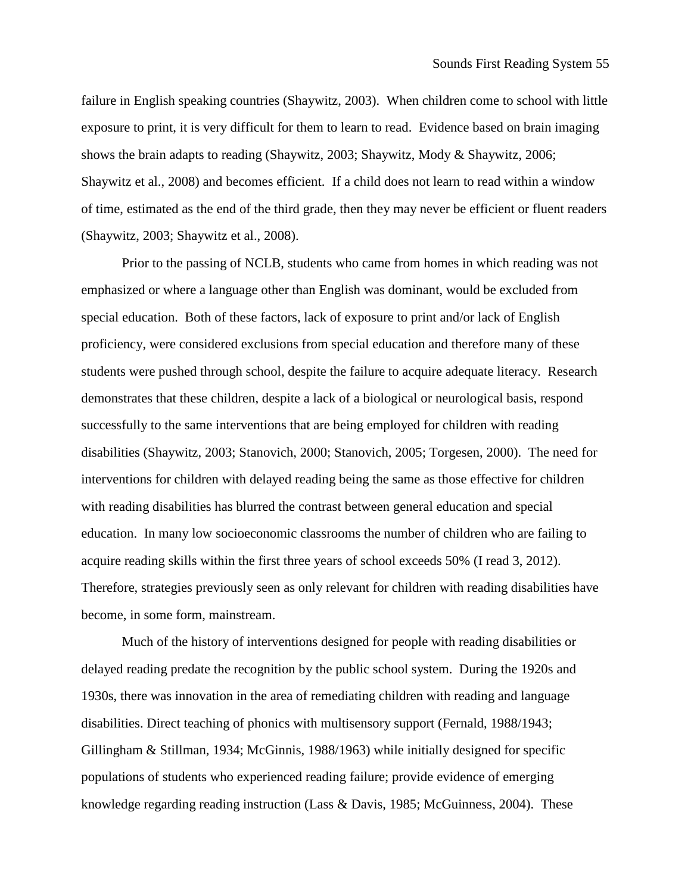failure in English speaking countries (Shaywitz, 2003). When children come to school with little exposure to print, it is very difficult for them to learn to read. Evidence based on brain imaging shows the brain adapts to reading (Shaywitz, 2003; Shaywitz, Mody & Shaywitz, 2006; Shaywitz et al., 2008) and becomes efficient. If a child does not learn to read within a window of time, estimated as the end of the third grade, then they may never be efficient or fluent readers (Shaywitz, 2003; Shaywitz et al., 2008).

Prior to the passing of NCLB, students who came from homes in which reading was not emphasized or where a language other than English was dominant, would be excluded from special education. Both of these factors, lack of exposure to print and/or lack of English proficiency, were considered exclusions from special education and therefore many of these students were pushed through school, despite the failure to acquire adequate literacy. Research demonstrates that these children, despite a lack of a biological or neurological basis, respond successfully to the same interventions that are being employed for children with reading disabilities (Shaywitz, 2003; Stanovich, 2000; Stanovich, 2005; Torgesen, 2000). The need for interventions for children with delayed reading being the same as those effective for children with reading disabilities has blurred the contrast between general education and special education. In many low socioeconomic classrooms the number of children who are failing to acquire reading skills within the first three years of school exceeds 50% (I read 3, 2012). Therefore, strategies previously seen as only relevant for children with reading disabilities have become, in some form, mainstream.

Much of the history of interventions designed for people with reading disabilities or delayed reading predate the recognition by the public school system. During the 1920s and 1930s, there was innovation in the area of remediating children with reading and language disabilities. Direct teaching of phonics with multisensory support (Fernald, 1988/1943; Gillingham & Stillman, 1934; McGinnis, 1988/1963) while initially designed for specific populations of students who experienced reading failure; provide evidence of emerging knowledge regarding reading instruction (Lass & Davis, 1985; McGuinness, 2004). These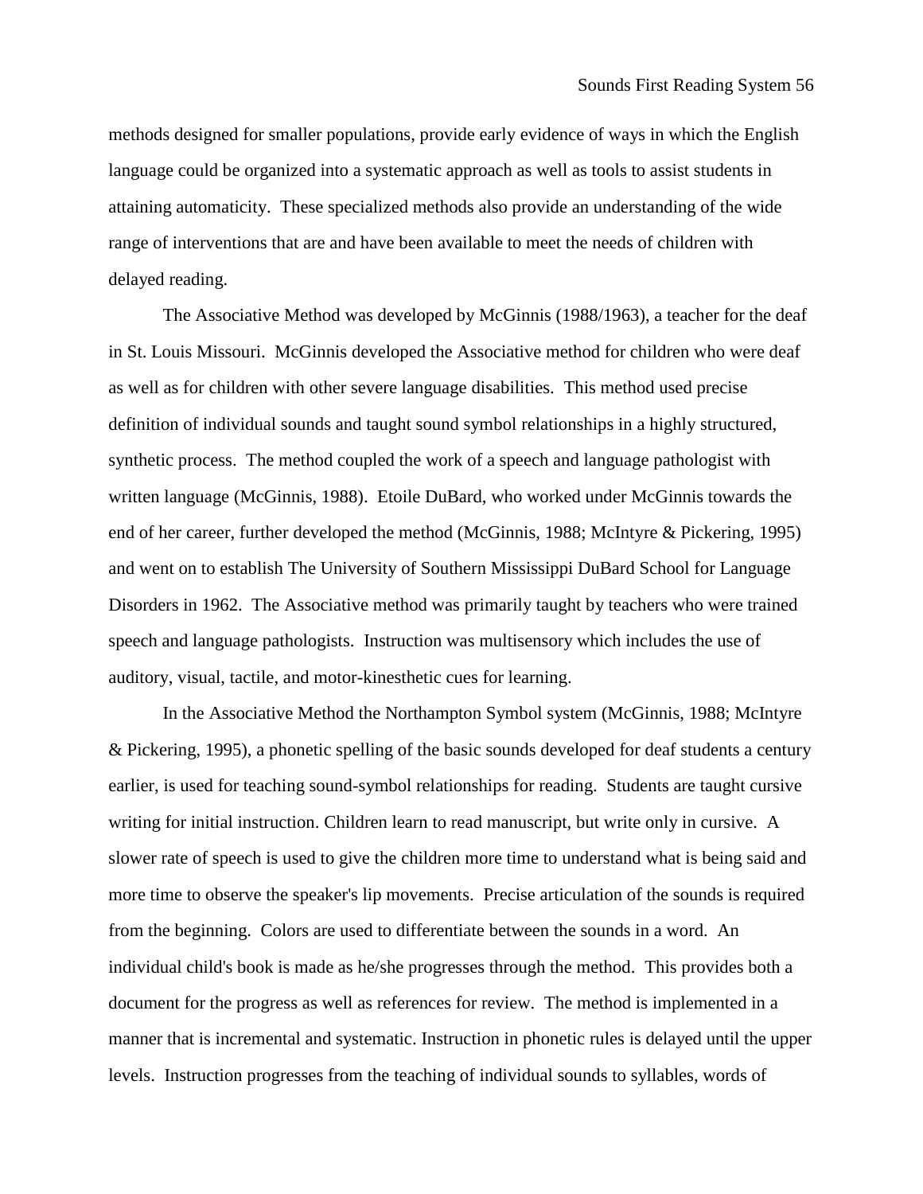methods designed for smaller populations, provide early evidence of ways in which the English language could be organized into a systematic approach as well as tools to assist students in attaining automaticity. These specialized methods also provide an understanding of the wide range of interventions that are and have been available to meet the needs of children with delayed reading.

The Associative Method was developed by McGinnis (1988/1963), a teacher for the deaf in St. Louis Missouri. McGinnis developed the Associative method for children who were deaf as well as for children with other severe language disabilities. This method used precise definition of individual sounds and taught sound symbol relationships in a highly structured, synthetic process. The method coupled the work of a speech and language pathologist with written language (McGinnis, 1988). Etoile DuBard, who worked under McGinnis towards the end of her career, further developed the method (McGinnis, 1988; McIntyre & Pickering, 1995) and went on to establish The University of Southern Mississippi DuBard School for Language Disorders in 1962. The Associative method was primarily taught by teachers who were trained speech and language pathologists. Instruction was multisensory which includes the use of auditory, visual, tactile, and motor-kinesthetic cues for learning.

In the Associative Method the Northampton Symbol system (McGinnis, 1988; McIntyre & Pickering, 1995), a phonetic spelling of the basic sounds developed for deaf students a century earlier, is used for teaching sound-symbol relationships for reading. Students are taught cursive writing for initial instruction. Children learn to read manuscript, but write only in cursive. A slower rate of speech is used to give the children more time to understand what is being said and more time to observe the speaker's lip movements. Precise articulation of the sounds is required from the beginning. Colors are used to differentiate between the sounds in a word. An individual child's book is made as he/she progresses through the method. This provides both a document for the progress as well as references for review. The method is implemented in a manner that is incremental and systematic. Instruction in phonetic rules is delayed until the upper levels. Instruction progresses from the teaching of individual sounds to syllables, words of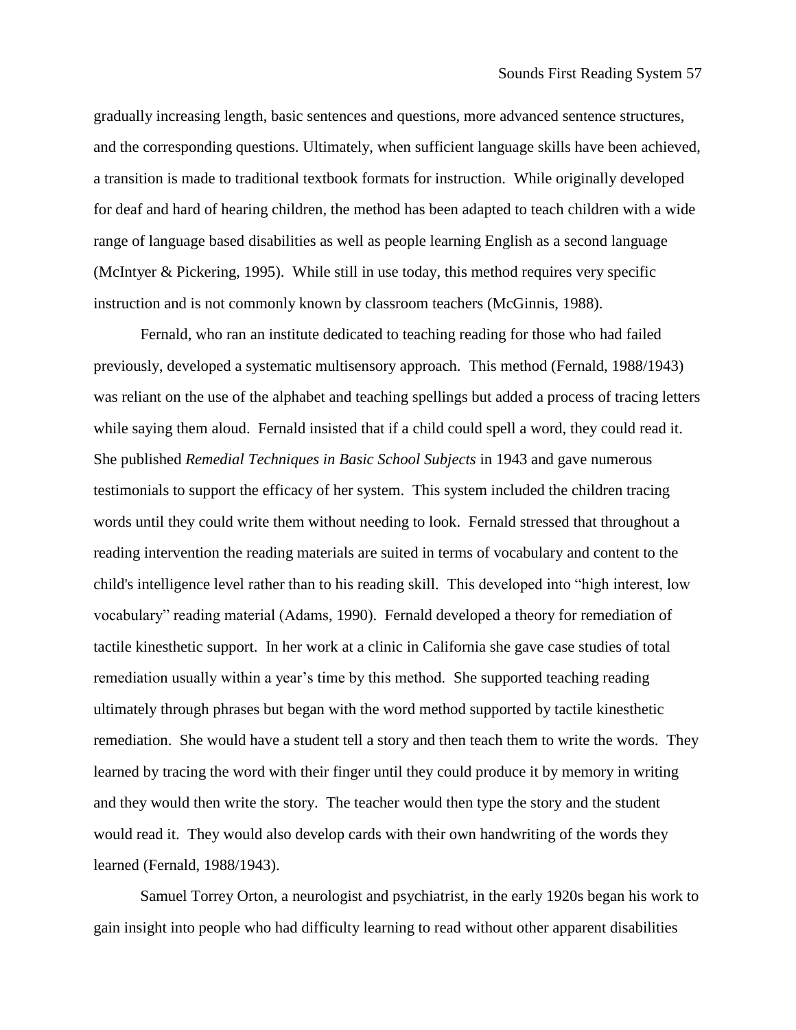gradually increasing length, basic sentences and questions, more advanced sentence structures, and the corresponding questions. Ultimately, when sufficient language skills have been achieved, a transition is made to traditional textbook formats for instruction. While originally developed for deaf and hard of hearing children, the method has been adapted to teach children with a wide range of language based disabilities as well as people learning English as a second language (McIntyer & Pickering, 1995). While still in use today, this method requires very specific instruction and is not commonly known by classroom teachers (McGinnis, 1988).

Fernald, who ran an institute dedicated to teaching reading for those who had failed previously, developed a systematic multisensory approach. This method (Fernald, 1988/1943) was reliant on the use of the alphabet and teaching spellings but added a process of tracing letters while saying them aloud. Fernald insisted that if a child could spell a word, they could read it. She published *Remedial Techniques in Basic School Subjects* in 1943 and gave numerous testimonials to support the efficacy of her system. This system included the children tracing words until they could write them without needing to look. Fernald stressed that throughout a reading intervention the reading materials are suited in terms of vocabulary and content to the child's intelligence level rather than to his reading skill. This developed into "high interest, low vocabulary" reading material (Adams, 1990). Fernald developed a theory for remediation of tactile kinesthetic support. In her work at a clinic in California she gave case studies of total remediation usually within a year's time by this method. She supported teaching reading ultimately through phrases but began with the word method supported by tactile kinesthetic remediation. She would have a student tell a story and then teach them to write the words. They learned by tracing the word with their finger until they could produce it by memory in writing and they would then write the story. The teacher would then type the story and the student would read it. They would also develop cards with their own handwriting of the words they learned (Fernald, 1988/1943).

Samuel Torrey Orton, a neurologist and psychiatrist, in the early 1920s began his work to gain insight into people who had difficulty learning to read without other apparent disabilities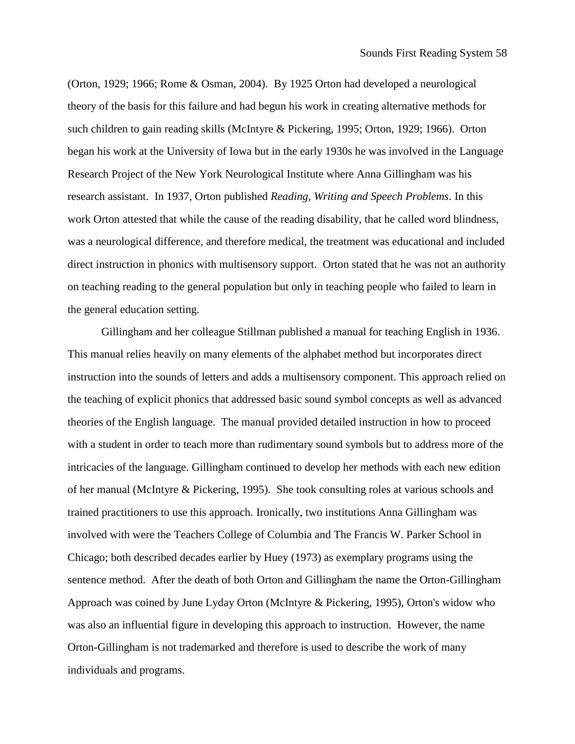(Orton, 1929; 1966; Rome & Osman, 2004). By 1925 Orton had developed a neurological theory of the basis for this failure and had begun his work in creating alternative methods for such children to gain reading skills (McIntyre & Pickering, 1995; Orton, 1929; 1966). Orton began his work at the University of Iowa but in the early 1930s he was involved in the Language Research Project of the New York Neurological Institute where Anna Gillingham was his research assistant. In 1937, Orton published *Reading, Writing and Speech Problems*. In this work Orton attested that while the cause of the reading disability, that he called word blindness, was a neurological difference, and therefore medical, the treatment was educational and included direct instruction in phonics with multisensory support. Orton stated that he was not an authority on teaching reading to the general population but only in teaching people who failed to learn in the general education setting.

Gillingham and her colleague Stillman published a manual for teaching English in 1936. This manual relies heavily on many elements of the alphabet method but incorporates direct instruction into the sounds of letters and adds a multisensory component. This approach relied on the teaching of explicit phonics that addressed basic sound symbol concepts as well as advanced theories of the English language. The manual provided detailed instruction in how to proceed with a student in order to teach more than rudimentary sound symbols but to address more of the intricacies of the language. Gillingham continued to develop her methods with each new edition of her manual (McIntyre & Pickering, 1995). She took consulting roles at various schools and trained practitioners to use this approach. Ironically, two institutions Anna Gillingham was involved with were the Teachers College of Columbia and The Francis W. Parker School in Chicago; both described decades earlier by Huey (1973) as exemplary programs using the sentence method. After the death of both Orton and Gillingham the name the Orton-Gillingham Approach was coined by June Lyday Orton (McIntyre & Pickering, 1995), Orton's widow who was also an influential figure in developing this approach to instruction. However, the name Orton-Gillingham is not trademarked and therefore is used to describe the work of many individuals and programs.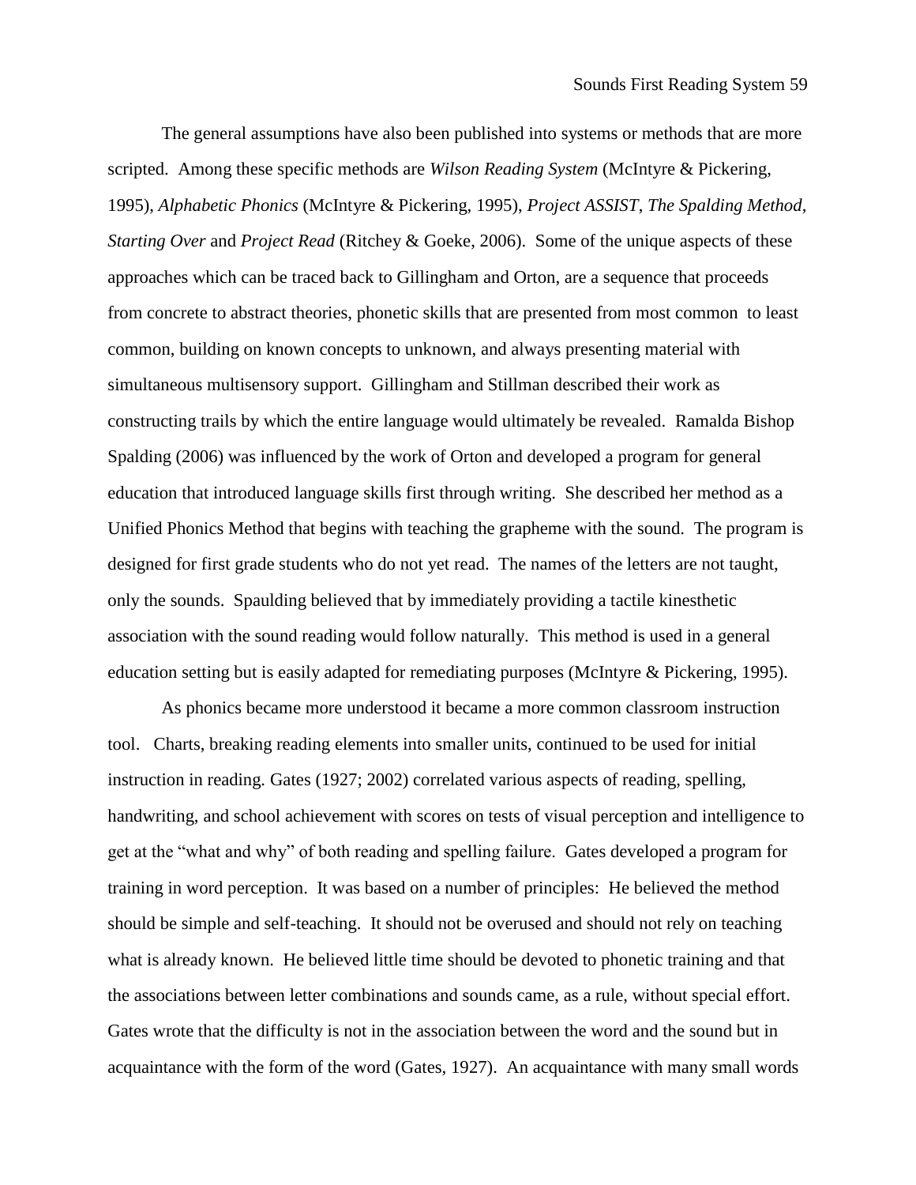The general assumptions have also been published into systems or methods that are more scripted. Among these specific methods are *Wilson Reading System* (McIntyre & Pickering, 1995), *Alphabetic Phonics* (McIntyre & Pickering, 1995), *Project ASSIST*, *The Spalding Method*, *Starting Over* and *Project Read* (Ritchey & Goeke, 2006). Some of the unique aspects of these approaches which can be traced back to Gillingham and Orton, are a sequence that proceeds from concrete to abstract theories, phonetic skills that are presented from most common to least common, building on known concepts to unknown, and always presenting material with simultaneous multisensory support. Gillingham and Stillman described their work as constructing trails by which the entire language would ultimately be revealed. Ramalda Bishop Spalding (2006) was influenced by the work of Orton and developed a program for general education that introduced language skills first through writing. She described her method as a Unified Phonics Method that begins with teaching the grapheme with the sound. The program is designed for first grade students who do not yet read. The names of the letters are not taught, only the sounds. Spaulding believed that by immediately providing a tactile kinesthetic association with the sound reading would follow naturally. This method is used in a general education setting but is easily adapted for remediating purposes (McIntyre & Pickering, 1995).

As phonics became more understood it became a more common classroom instruction tool. Charts, breaking reading elements into smaller units, continued to be used for initial instruction in reading. Gates (1927; 2002) correlated various aspects of reading, spelling, handwriting, and school achievement with scores on tests of visual perception and intelligence to get at the "what and why" of both reading and spelling failure. Gates developed a program for training in word perception. It was based on a number of principles: He believed the method should be simple and self-teaching. It should not be overused and should not rely on teaching what is already known. He believed little time should be devoted to phonetic training and that the associations between letter combinations and sounds came, as a rule, without special effort. Gates wrote that the difficulty is not in the association between the word and the sound but in acquaintance with the form of the word (Gates, 1927). An acquaintance with many small words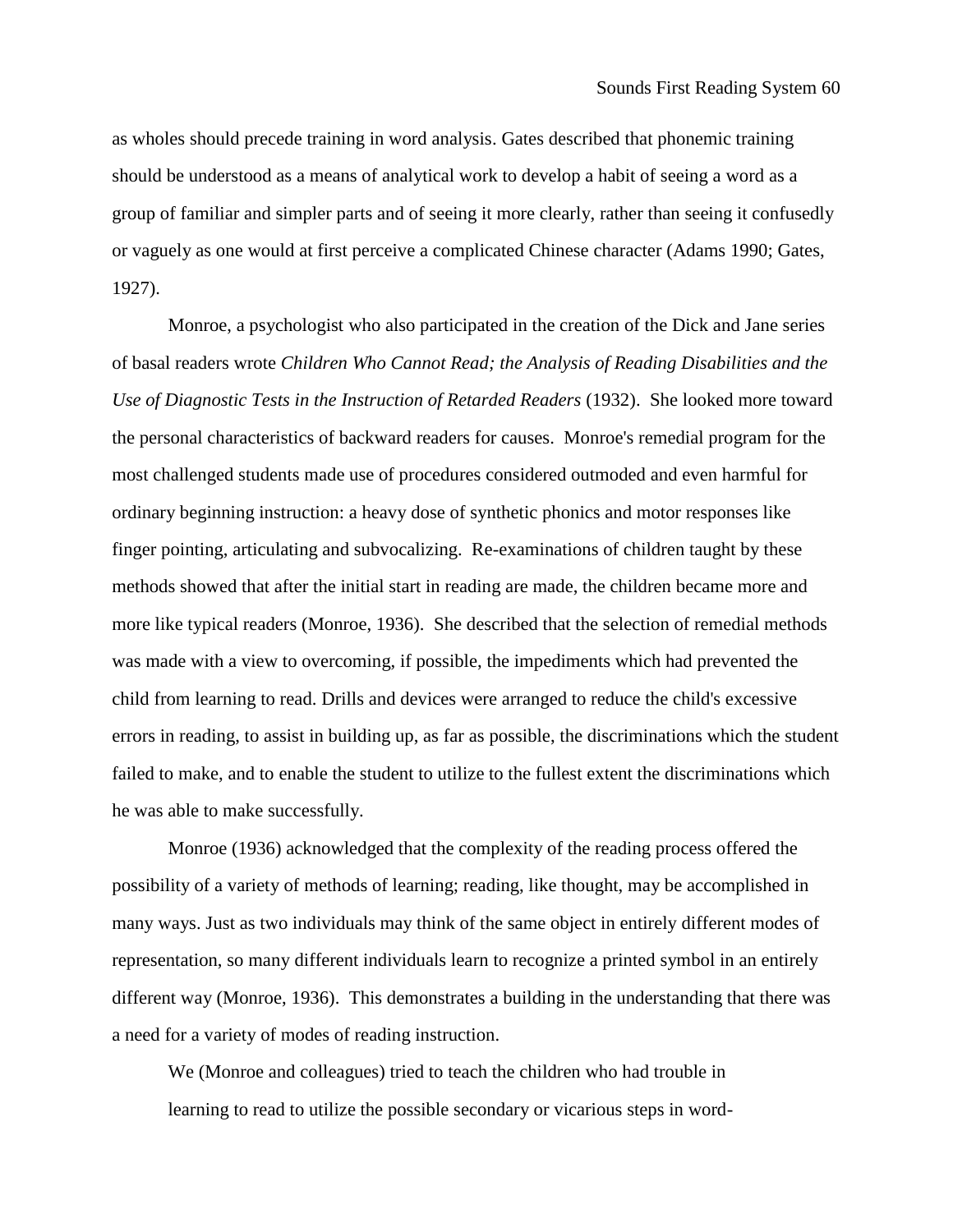as wholes should precede training in word analysis. Gates described that phonemic training should be understood as a means of analytical work to develop a habit of seeing a word as a group of familiar and simpler parts and of seeing it more clearly, rather than seeing it confusedly or vaguely as one would at first perceive a complicated Chinese character (Adams 1990; Gates, 1927).

Monroe, a psychologist who also participated in the creation of the Dick and Jane series of basal readers wrote *Children Who Cannot Read; the Analysis of Reading Disabilities and the Use of Diagnostic Tests in the Instruction of Retarded Readers* (1932). She looked more toward the personal characteristics of backward readers for causes. Monroe's remedial program for the most challenged students made use of procedures considered outmoded and even harmful for ordinary beginning instruction: a heavy dose of synthetic phonics and motor responses like finger pointing, articulating and subvocalizing. Re-examinations of children taught by these methods showed that after the initial start in reading are made, the children became more and more like typical readers (Monroe, 1936). She described that the selection of remedial methods was made with a view to overcoming, if possible, the impediments which had prevented the child from learning to read. Drills and devices were arranged to reduce the child's excessive errors in reading, to assist in building up, as far as possible, the discriminations which the student failed to make, and to enable the student to utilize to the fullest extent the discriminations which he was able to make successfully.

Monroe (1936) acknowledged that the complexity of the reading process offered the possibility of a variety of methods of learning; reading, like thought, may be accomplished in many ways. Just as two individuals may think of the same object in entirely different modes of representation, so many different individuals learn to recognize a printed symbol in an entirely different way (Monroe, 1936). This demonstrates a building in the understanding that there was a need for a variety of modes of reading instruction.

> We (Monroe and colleagues) tried to teach the children who had trouble in learning to read to utilize the possible secondary or vicarious steps in word-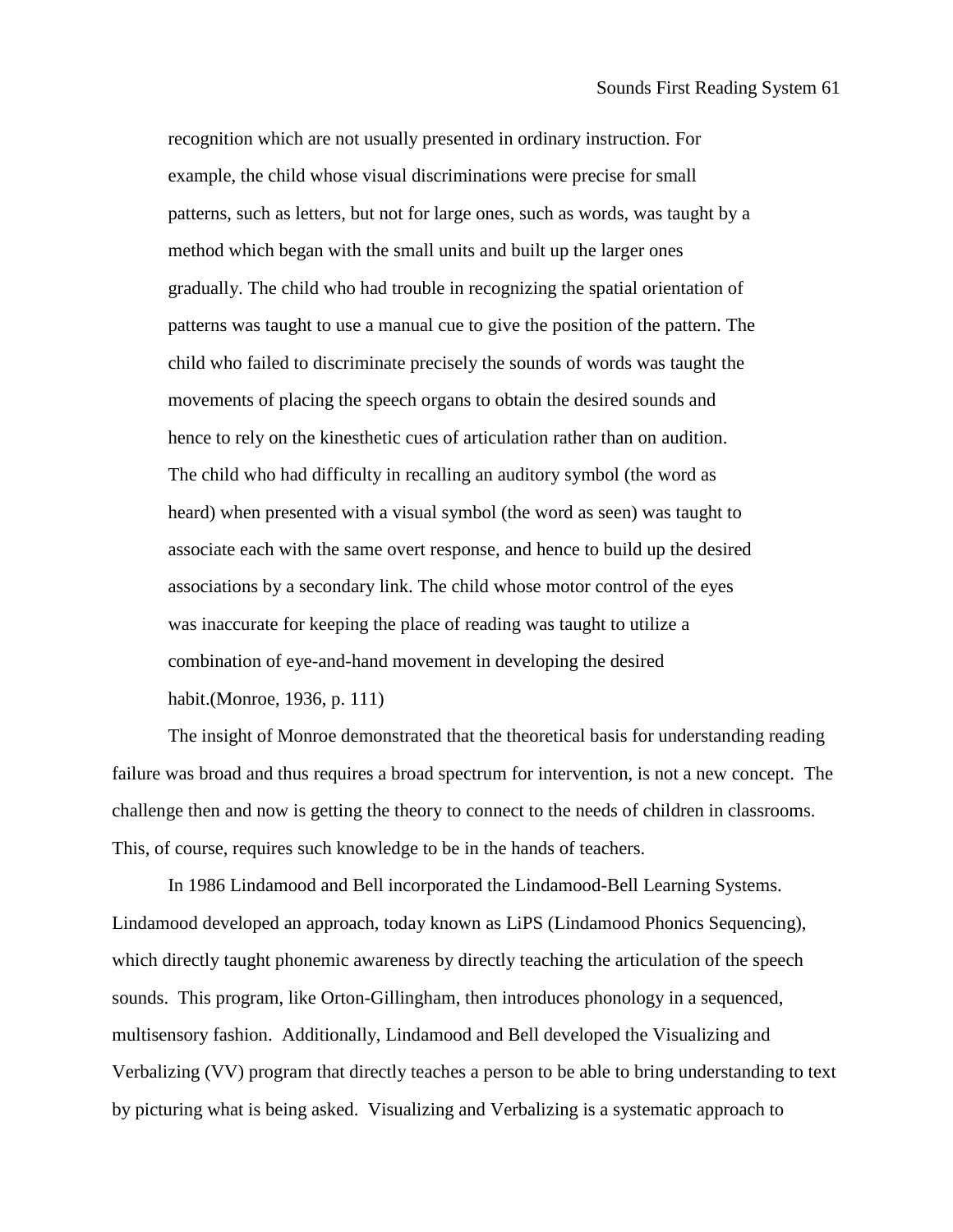> recognition which are not usually presented in ordinary instruction. For example, the child whose visual discriminations were precise for small patterns, such as letters, but not for large ones, such as words, was taught by a method which began with the small units and built up the larger ones gradually. The child who had trouble in recognizing the spatial orientation of patterns was taught to use a manual cue to give the position of the pattern. The child who failed to discriminate precisely the sounds of words was taught the movements of placing the speech organs to obtain the desired sounds and hence to rely on the kinesthetic cues of articulation rather than on audition. The child who had difficulty in recalling an auditory symbol (the word as heard) when presented with a visual symbol (the word as seen) was taught to associate each with the same overt response, and hence to build up the desired associations by a secondary link. The child whose motor control of the eyes was inaccurate for keeping the place of reading was taught to utilize a combination of eye-and-hand movement in developing the desired habit.(Monroe, 1936, p. 111)

The insight of Monroe demonstrated that the theoretical basis for understanding reading failure was broad and thus requires a broad spectrum for intervention, is not a new concept. The challenge then and now is getting the theory to connect to the needs of children in classrooms. This, of course, requires such knowledge to be in the hands of teachers.

In 1986 Lindamood and Bell incorporated the Lindamood-Bell Learning Systems. Lindamood developed an approach, today known as LiPS (Lindamood Phonics Sequencing), which directly taught phonemic awareness by directly teaching the articulation of the speech sounds. This program, like Orton-Gillingham, then introduces phonology in a sequenced, multisensory fashion. Additionally, Lindamood and Bell developed the Visualizing and Verbalizing (VV) program that directly teaches a person to be able to bring understanding to text by picturing what is being asked. Visualizing and Verbalizing is a systematic approach to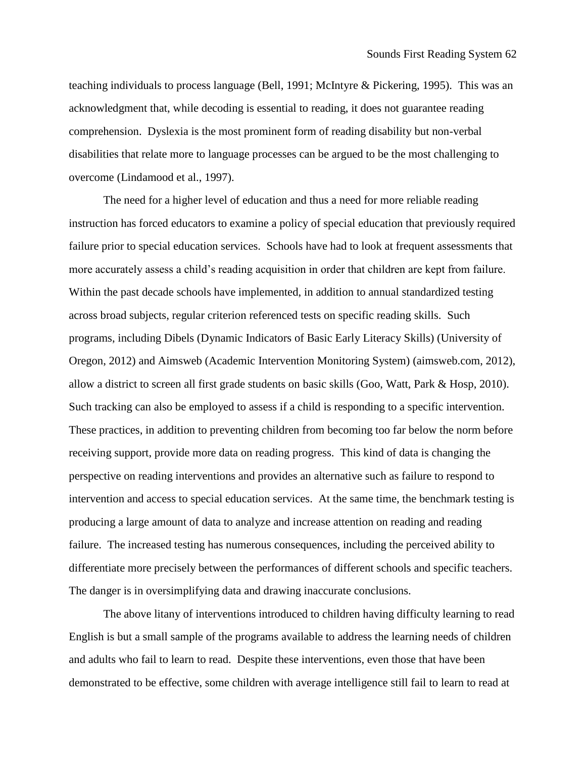teaching individuals to process language (Bell, 1991; McIntyre & Pickering, 1995). This was an acknowledgment that, while decoding is essential to reading, it does not guarantee reading comprehension. Dyslexia is the most prominent form of reading disability but non-verbal disabilities that relate more to language processes can be argued to be the most challenging to overcome (Lindamood et al., 1997).

The need for a higher level of education and thus a need for more reliable reading instruction has forced educators to examine a policy of special education that previously required failure prior to special education services. Schools have had to look at frequent assessments that more accurately assess a child's reading acquisition in order that children are kept from failure. Within the past decade schools have implemented, in addition to annual standardized testing across broad subjects, regular criterion referenced tests on specific reading skills. Such programs, including Dibels (Dynamic Indicators of Basic Early Literacy Skills) (University of Oregon, 2012) and Aimsweb (Academic Intervention Monitoring System) (aimsweb.com, 2012), allow a district to screen all first grade students on basic skills (Goo, Watt, Park & Hosp, 2010). Such tracking can also be employed to assess if a child is responding to a specific intervention. These practices, in addition to preventing children from becoming too far below the norm before receiving support, provide more data on reading progress. This kind of data is changing the perspective on reading interventions and provides an alternative such as failure to respond to intervention and access to special education services. At the same time, the benchmark testing is producing a large amount of data to analyze and increase attention on reading and reading failure. The increased testing has numerous consequences, including the perceived ability to differentiate more precisely between the performances of different schools and specific teachers. The danger is in oversimplifying data and drawing inaccurate conclusions.

The above litany of interventions introduced to children having difficulty learning to read English is but a small sample of the programs available to address the learning needs of children and adults who fail to learn to read. Despite these interventions, even those that have been demonstrated to be effective, some children with average intelligence still fail to learn to read at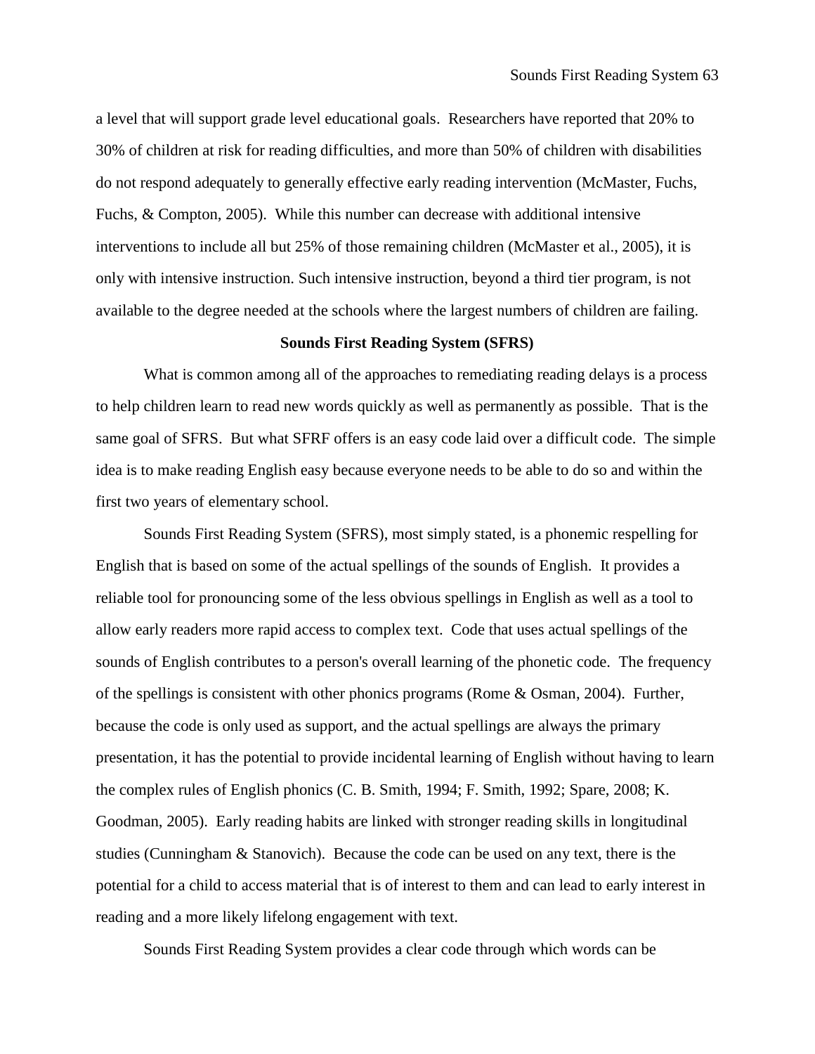a level that will support grade level educational goals. Researchers have reported that 20% to 30% of children at risk for reading difficulties, and more than 50% of children with disabilities do not respond adequately to generally effective early reading intervention (McMaster, Fuchs, Fuchs, & Compton, 2005). While this number can decrease with additional intensive interventions to include all but 25% of those remaining children (McMaster et al., 2005), it is only with intensive instruction. Such intensive instruction, beyond a third tier program, is not available to the degree needed at the schools where the largest numbers of children are failing.

## Sounds First Reading System (SFRS)

What is common among all of the approaches to remediating reading delays is a process to help children learn to read new words quickly as well as permanently as possible. That is the same goal of SFRS. But what SFRF offers is an easy code laid over a difficult code. The simple idea is to make reading English easy because everyone needs to be able to do so and within the first two years of elementary school.

Sounds First Reading System (SFRS), most simply stated, is a phonemic respelling for English that is based on some of the actual spellings of the sounds of English. It provides a reliable tool for pronouncing some of the less obvious spellings in English as well as a tool to allow early readers more rapid access to complex text. Code that uses actual spellings of the sounds of English contributes to a person's overall learning of the phonetic code. The frequency of the spellings is consistent with other phonics programs (Rome & Osman, 2004). Further, because the code is only used as support, and the actual spellings are always the primary presentation, it has the potential to provide incidental learning of English without having to learn the complex rules of English phonics (C. B. Smith, 1994; F. Smith, 1992; Spare, 2008; K. Goodman, 2005). Early reading habits are linked with stronger reading skills in longitudinal studies (Cunningham & Stanovich). Because the code can be used on any text, there is the potential for a child to access material that is of interest to them and can lead to early interest in reading and a more likely lifelong engagement with text.

Sounds First Reading System provides a clear code through which words can be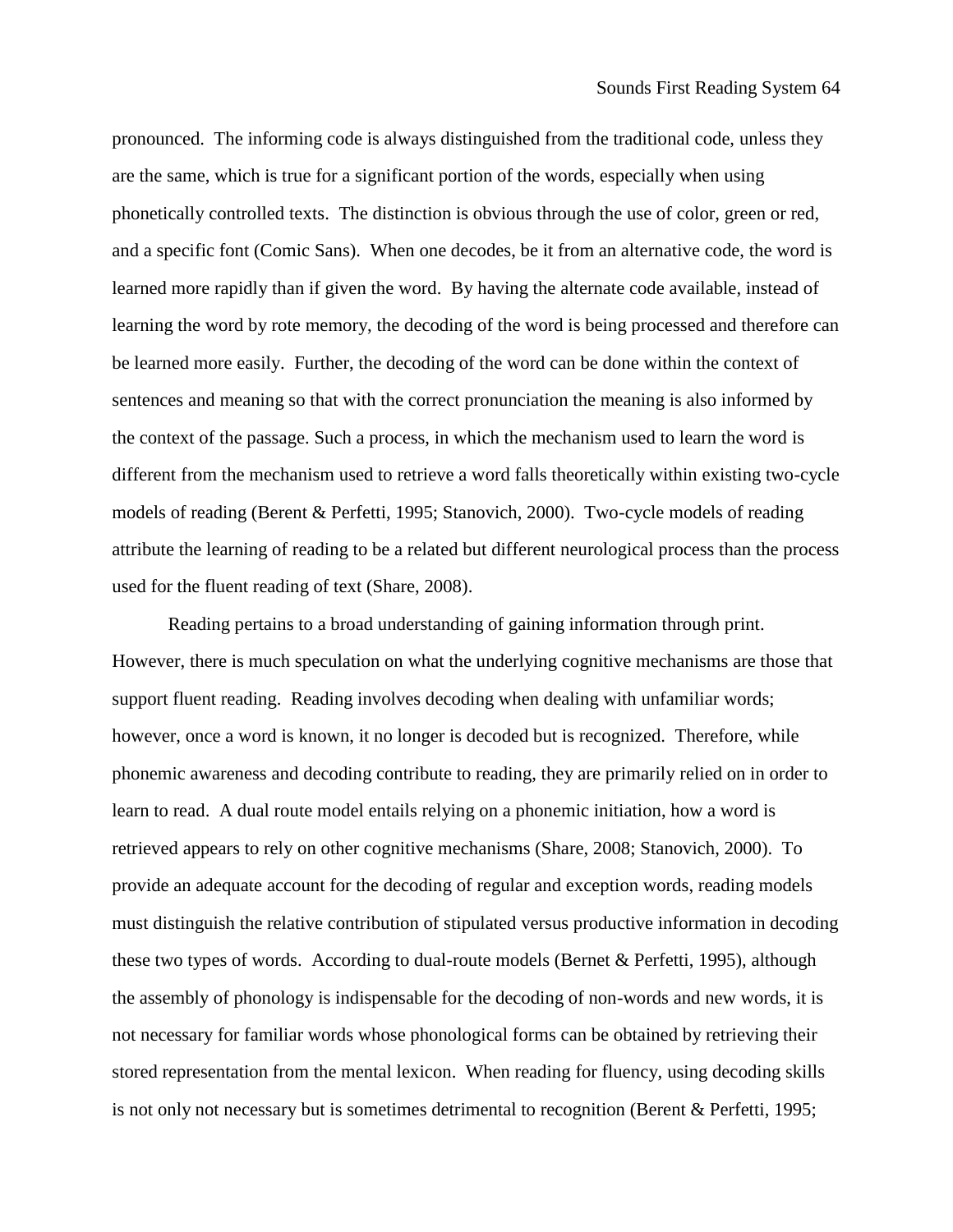pronounced. The informing code is always distinguished from the traditional code, unless they are the same, which is true for a significant portion of the words, especially when using phonetically controlled texts. The distinction is obvious through the use of color, green or red, and a specific font (Comic Sans). When one decodes, be it from an alternative code, the word is learned more rapidly than if given the word. By having the alternate code available, instead of learning the word by rote memory, the decoding of the word is being processed and therefore can be learned more easily. Further, the decoding of the word can be done within the context of sentences and meaning so that with the correct pronunciation the meaning is also informed by the context of the passage. Such a process, in which the mechanism used to learn the word is different from the mechanism used to retrieve a word falls theoretically within existing two-cycle models of reading (Berent & Perfetti, 1995; Stanovich, 2000). Two-cycle models of reading attribute the learning of reading to be a related but different neurological process than the process used for the fluent reading of text (Share, 2008).

Reading pertains to a broad understanding of gaining information through print. However, there is much speculation on what the underlying cognitive mechanisms are those that support fluent reading. Reading involves decoding when dealing with unfamiliar words; however, once a word is known, it no longer is decoded but is recognized. Therefore, while phonemic awareness and decoding contribute to reading, they are primarily relied on in order to learn to read. A dual route model entails relying on a phonemic initiation, how a word is retrieved appears to rely on other cognitive mechanisms (Share, 2008; Stanovich, 2000). To provide an adequate account for the decoding of regular and exception words, reading models must distinguish the relative contribution of stipulated versus productive information in decoding these two types of words. According to dual-route models (Bernet & Perfetti, 1995), although the assembly of phonology is indispensable for the decoding of non-words and new words, it is not necessary for familiar words whose phonological forms can be obtained by retrieving their stored representation from the mental lexicon. When reading for fluency, using decoding skills is not only not necessary but is sometimes detrimental to recognition (Berent & Perfetti, 1995;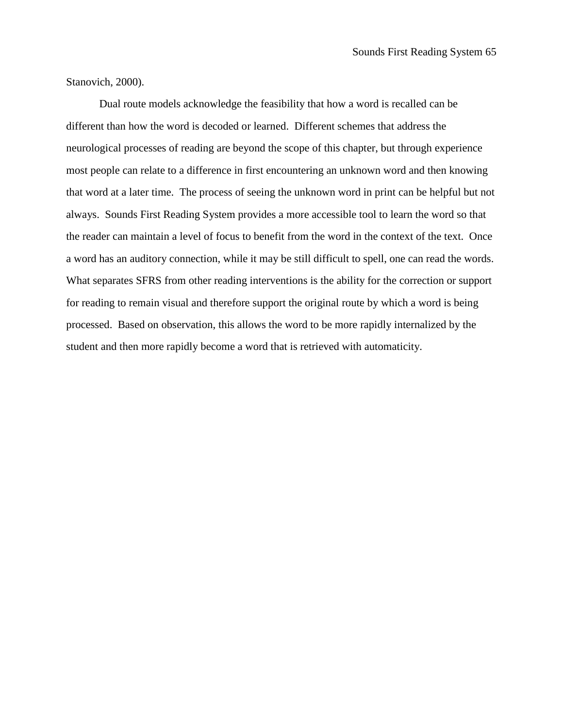Stanovich, 2000).

Dual route models acknowledge the feasibility that how a word is recalled can be different than how the word is decoded or learned. Different schemes that address the neurological processes of reading are beyond the scope of this chapter, but through experience most people can relate to a difference in first encountering an unknown word and then knowing that word at a later time. The process of seeing the unknown word in print can be helpful but not always. Sounds First Reading System provides a more accessible tool to learn the word so that the reader can maintain a level of focus to benefit from the word in the context of the text. Once a word has an auditory connection, while it may be still difficult to spell, one can read the words. What separates SFRS from other reading interventions is the ability for the correction or support for reading to remain visual and therefore support the original route by which a word is being processed. Based on observation, this allows the word to be more rapidly internalized by the student and then more rapidly become a word that is retrieved with automaticity.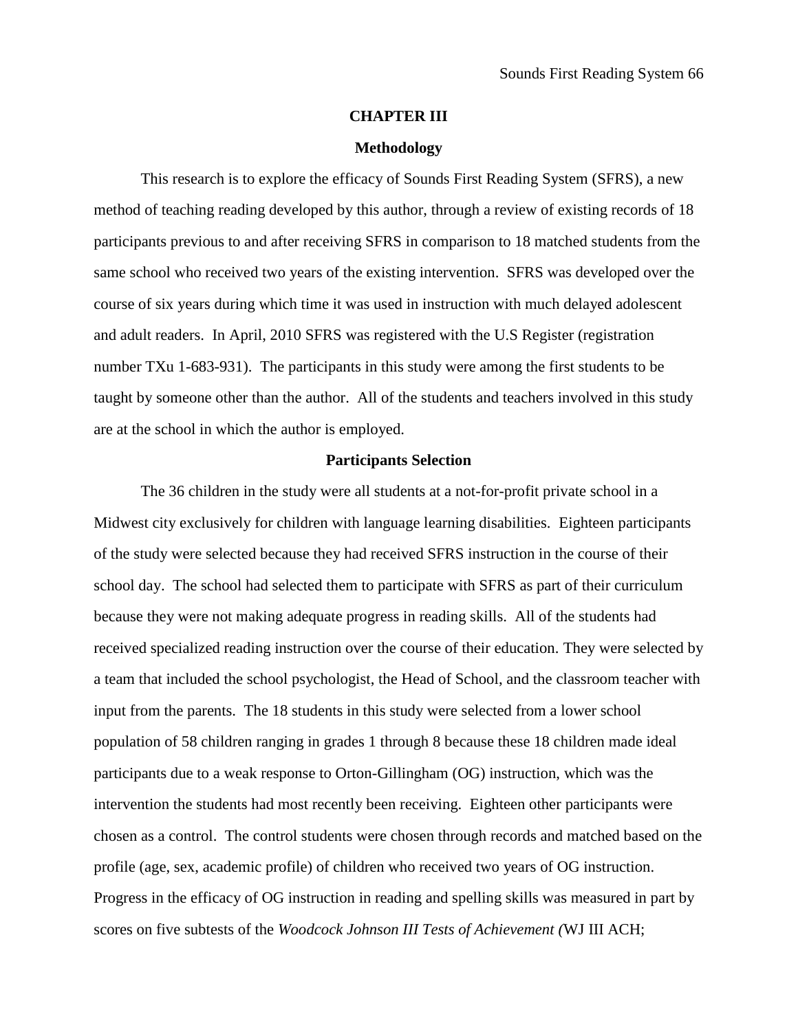# CHAPTER III

## Methodology

This research is to explore the efficacy of Sounds First Reading System (SFRS), a new method of teaching reading developed by this author, through a review of existing records of 18 participants previous to and after receiving SFRS in comparison to 18 matched students from the same school who received two years of the existing intervention. SFRS was developed over the course of six years during which time it was used in instruction with much delayed adolescent and adult readers. In April, 2010 SFRS was registered with the U.S Register (registration number TXu 1-683-931). The participants in this study were among the first students to be taught by someone other than the author. All of the students and teachers involved in this study are at the school in which the author is employed.

### Participants Selection

The 36 children in the study were all students at a not-for-profit private school in a Midwest city exclusively for children with language learning disabilities. Eighteen participants of the study were selected because they had received SFRS instruction in the course of their school day. The school had selected them to participate with SFRS as part of their curriculum because they were not making adequate progress in reading skills. All of the students had received specialized reading instruction over the course of their education. They were selected by a team that included the school psychologist, the Head of School, and the classroom teacher with input from the parents. The 18 students in this study were selected from a lower school population of 58 children ranging in grades 1 through 8 because these 18 children made ideal participants due to a weak response to Orton-Gillingham (OG) instruction, which was the intervention the students had most recently been receiving. Eighteen other participants were chosen as a control. The control students were chosen through records and matched based on the profile (age, sex, academic profile) of children who received two years of OG instruction. Progress in the efficacy of OG instruction in reading and spelling skills was measured in part by scores on five subtests of the *Woodcock Johnson III Tests of Achievement (*WJ III ACH;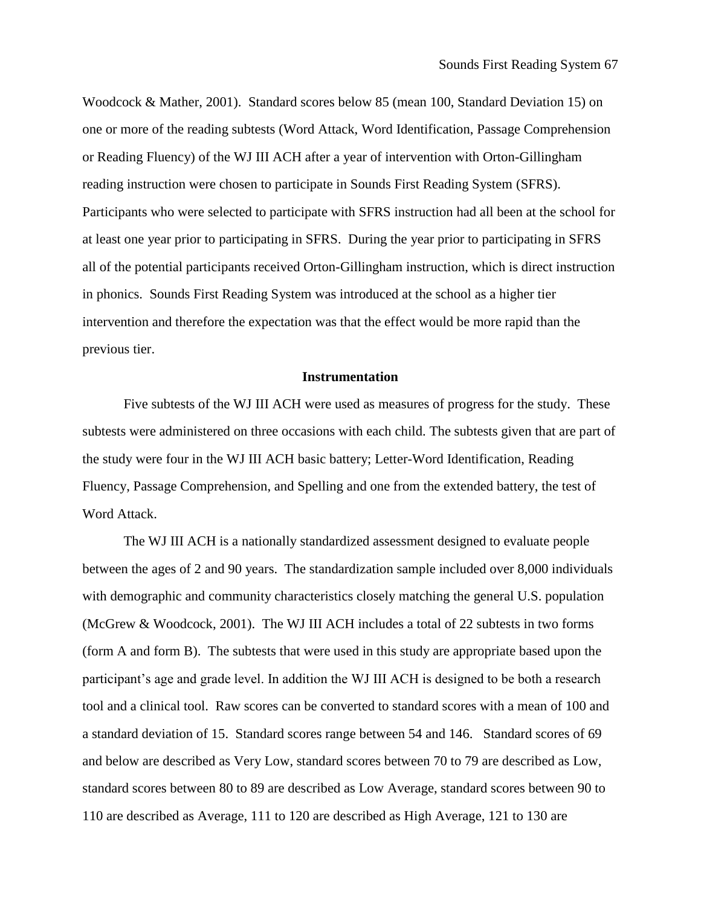Woodcock & Mather, 2001). Standard scores below 85 (mean 100, Standard Deviation 15) on one or more of the reading subtests (Word Attack, Word Identification, Passage Comprehension or Reading Fluency) of the WJ III ACH after a year of intervention with Orton-Gillingham reading instruction were chosen to participate in Sounds First Reading System (SFRS). Participants who were selected to participate with SFRS instruction had all been at the school for at least one year prior to participating in SFRS. During the year prior to participating in SFRS all of the potential participants received Orton-Gillingham instruction, which is direct instruction in phonics. Sounds First Reading System was introduced at the school as a higher tier intervention and therefore the expectation was that the effect would be more rapid than the previous tier.

**Instrumentation**

Five subtests of the WJ III ACH were used as measures of progress for the study. These subtests were administered on three occasions with each child. The subtests given that are part of the study were four in the WJ III ACH basic battery; Letter-Word Identification, Reading Fluency, Passage Comprehension, and Spelling and one from the extended battery, the test of Word Attack.

The WJ III ACH is a nationally standardized assessment designed to evaluate people between the ages of 2 and 90 years. The standardization sample included over 8,000 individuals with demographic and community characteristics closely matching the general U.S. population (McGrew & Woodcock, 2001). The WJ III ACH includes a total of 22 subtests in two forms (form A and form B). The subtests that were used in this study are appropriate based upon the participant's age and grade level. In addition the WJ III ACH is designed to be both a research tool and a clinical tool. Raw scores can be converted to standard scores with a mean of 100 and a standard deviation of 15. Standard scores range between 54 and 146. Standard scores of 69 and below are described as Very Low, standard scores between 70 to 79 are described as Low, standard scores between 80 to 89 are described as Low Average, standard scores between 90 to 110 are described as Average, 111 to 120 are described as High Average, 121 to 130 are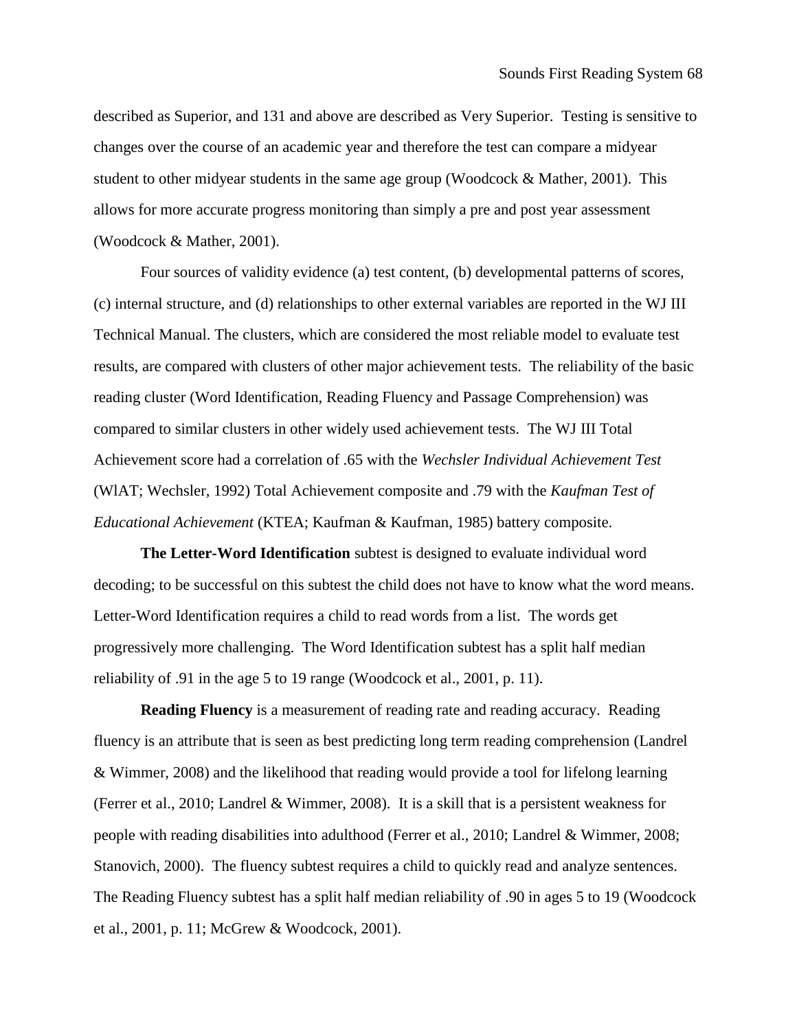described as Superior, and 131 and above are described as Very Superior. Testing is sensitive to changes over the course of an academic year and therefore the test can compare a midyear student to other midyear students in the same age group (Woodcock & Mather, 2001). This allows for more accurate progress monitoring than simply a pre and post year assessment (Woodcock & Mather, 2001).

Four sources of validity evidence (a) test content, (b) developmental patterns of scores, (c) internal structure, and (d) relationships to other external variables are reported in the WJ III Technical Manual. The clusters, which are considered the most reliable model to evaluate test results, are compared with clusters of other major achievement tests. The reliability of the basic reading cluster (Word Identification, Reading Fluency and Passage Comprehension) was compared to similar clusters in other widely used achievement tests. The WJ III Total Achievement score had a correlation of .65 with the *Wechsler Individual Achievement Test* (WlAT; Wechsler, 1992) Total Achievement composite and .79 with the *Kaufman Test of Educational Achievement* (KTEA; Kaufman & Kaufman, 1985) battery composite.

**The Letter-Word Identification** subtest is designed to evaluate individual word decoding; to be successful on this subtest the child does not have to know what the word means. Letter-Word Identification requires a child to read words from a list. The words get progressively more challenging. The Word Identification subtest has a split half median reliability of .91 in the age 5 to 19 range (Woodcock et al., 2001, p. 11).

**Reading Fluency** is a measurement of reading rate and reading accuracy. Reading fluency is an attribute that is seen as best predicting long term reading comprehension (Landrel & Wimmer, 2008) and the likelihood that reading would provide a tool for lifelong learning (Ferrer et al., 2010; Landrel & Wimmer, 2008). It is a skill that is a persistent weakness for people with reading disabilities into adulthood (Ferrer et al., 2010; Landrel & Wimmer, 2008; Stanovich, 2000). The fluency subtest requires a child to quickly read and analyze sentences. The Reading Fluency subtest has a split half median reliability of .90 in ages 5 to 19 (Woodcock et al., 2001, p. 11; McGrew & Woodcock, 2001).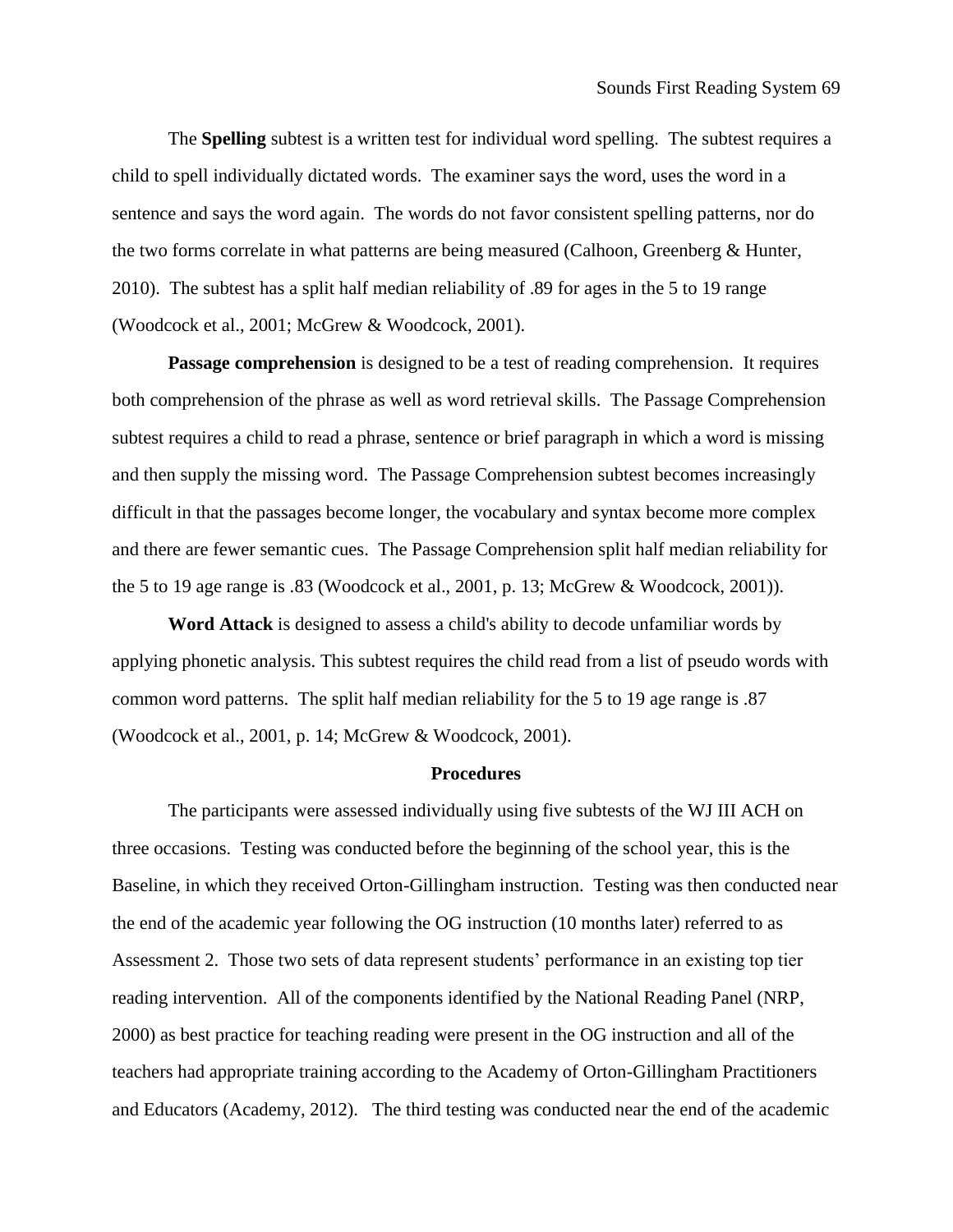The **Spelling** subtest is a written test for individual word spelling. The subtest requires a child to spell individually dictated words. The examiner says the word, uses the word in a sentence and says the word again. The words do not favor consistent spelling patterns, nor do the two forms correlate in what patterns are being measured (Calhoon, Greenberg & Hunter, 2010). The subtest has a split half median reliability of .89 for ages in the 5 to 19 range (Woodcock et al., 2001; McGrew & Woodcock, 2001).

**Passage comprehension** is designed to be a test of reading comprehension. It requires both comprehension of the phrase as well as word retrieval skills. The Passage Comprehension subtest requires a child to read a phrase, sentence or brief paragraph in which a word is missing and then supply the missing word. The Passage Comprehension subtest becomes increasingly difficult in that the passages become longer, the vocabulary and syntax become more complex and there are fewer semantic cues. The Passage Comprehension split half median reliability for the 5 to 19 age range is .83 (Woodcock et al., 2001, p. 13; McGrew & Woodcock, 2001)).

**Word Attack** is designed to assess a child's ability to decode unfamiliar words by applying phonetic analysis. This subtest requires the child read from a list of pseudo words with common word patterns. The split half median reliability for the 5 to 19 age range is .87 (Woodcock et al., 2001, p. 14; McGrew & Woodcock, 2001).

## Procedures

The participants were assessed individually using five subtests of the WJ III ACH on three occasions. Testing was conducted before the beginning of the school year, this is the Baseline, in which they received Orton-Gillingham instruction. Testing was then conducted near the end of the academic year following the OG instruction (10 months later) referred to as Assessment 2. Those two sets of data represent students' performance in an existing top tier reading intervention. All of the components identified by the National Reading Panel (NRP, 2000) as best practice for teaching reading were present in the OG instruction and all of the teachers had appropriate training according to the Academy of Orton-Gillingham Practitioners and Educators (Academy, 2012). The third testing was conducted near the end of the academic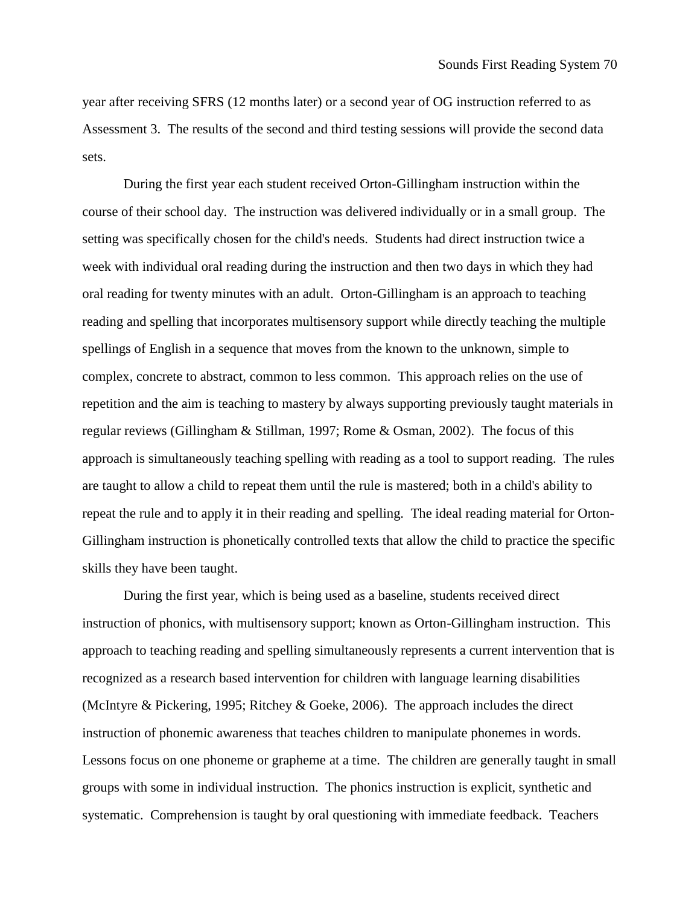year after receiving SFRS (12 months later) or a second year of OG instruction referred to as Assessment 3. The results of the second and third testing sessions will provide the second data sets.

During the first year each student received Orton-Gillingham instruction within the course of their school day. The instruction was delivered individually or in a small group. The setting was specifically chosen for the child's needs. Students had direct instruction twice a week with individual oral reading during the instruction and then two days in which they had oral reading for twenty minutes with an adult. Orton-Gillingham is an approach to teaching reading and spelling that incorporates multisensory support while directly teaching the multiple spellings of English in a sequence that moves from the known to the unknown, simple to complex, concrete to abstract, common to less common. This approach relies on the use of repetition and the aim is teaching to mastery by always supporting previously taught materials in regular reviews (Gillingham & Stillman, 1997; Rome & Osman, 2002). The focus of this approach is simultaneously teaching spelling with reading as a tool to support reading. The rules are taught to allow a child to repeat them until the rule is mastered; both in a child's ability to repeat the rule and to apply it in their reading and spelling. The ideal reading material for Orton-Gillingham instruction is phonetically controlled texts that allow the child to practice the specific skills they have been taught.

During the first year, which is being used as a baseline, students received direct instruction of phonics, with multisensory support; known as Orton-Gillingham instruction. This approach to teaching reading and spelling simultaneously represents a current intervention that is recognized as a research based intervention for children with language learning disabilities (McIntyre & Pickering, 1995; Ritchey & Goeke, 2006). The approach includes the direct instruction of phonemic awareness that teaches children to manipulate phonemes in words. Lessons focus on one phoneme or grapheme at a time. The children are generally taught in small groups with some in individual instruction. The phonics instruction is explicit, synthetic and systematic. Comprehension is taught by oral questioning with immediate feedback. Teachers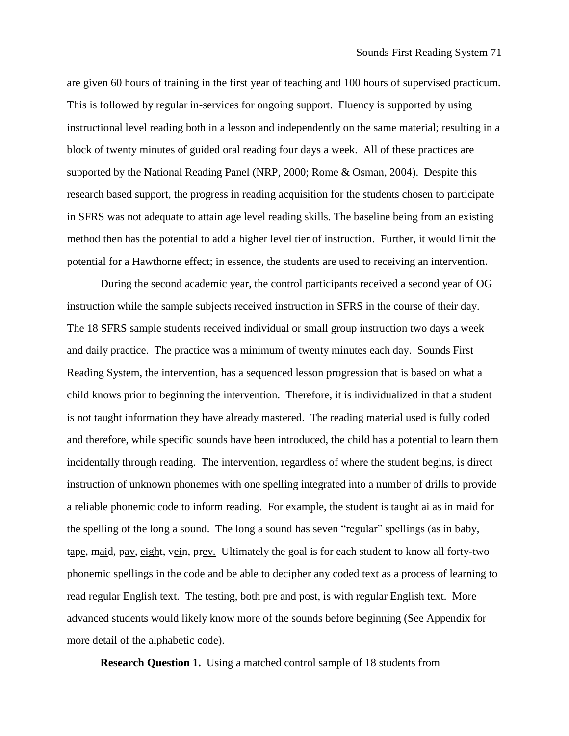are given 60 hours of training in the first year of teaching and 100 hours of supervised practicum. This is followed by regular in-services for ongoing support. Fluency is supported by using instructional level reading both in a lesson and independently on the same material; resulting in a block of twenty minutes of guided oral reading four days a week. All of these practices are supported by the National Reading Panel (NRP, 2000; Rome & Osman, 2004). Despite this research based support, the progress in reading acquisition for the students chosen to participate in SFRS was not adequate to attain age level reading skills. The baseline being from an existing method then has the potential to add a higher level tier of instruction. Further, it would limit the potential for a Hawthorne effect; in essence, the students are used to receiving an intervention.

During the second academic year, the control participants received a second year of OG instruction while the sample subjects received instruction in SFRS in the course of their day. The 18 SFRS sample students received individual or small group instruction two days a week and daily practice. The practice was a minimum of twenty minutes each day. Sounds First Reading System, the intervention, has a sequenced lesson progression that is based on what a child knows prior to beginning the intervention. Therefore, it is individualized in that a student is not taught information they have already mastered. The reading material used is fully coded and therefore, while specific sounds have been introduced, the child has a potential to learn them incidentally through reading. The intervention, regardless of where the student begins, is direct instruction of unknown phonemes with one spelling integrated into a number of drills to provide a reliable phonemic code to inform reading. For example, the student is taught <u>ai</u> as in maid for the spelling of the long a sound. The long a sound has seven "regular" spellings (as in b<u>a</u>by, t<u>a</u>p<u>e</u>, m<u>ai</u>d, p<u>ay</u>, <u>eigh</u>t, v<u>ei</u>n, pr<u>ey.</u> Ultimately the goal is for each student to know all forty-two phonemic spellings in the code and be able to decipher any coded text as a process of learning to read regular English text. The testing, both pre and post, is with regular English text. More advanced students would likely know more of the sounds before beginning (See Appendix for more detail of the alphabetic code).

**Research Question 1.** Using a matched control sample of 18 students from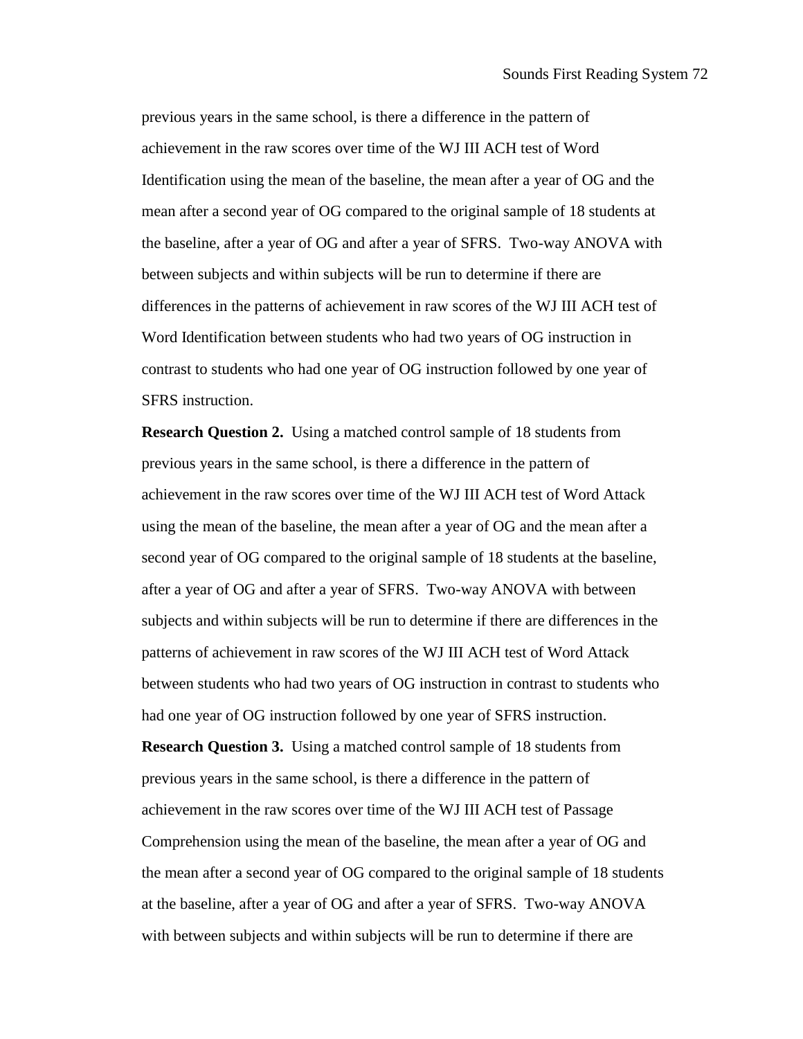previous years in the same school, is there a difference in the pattern of achievement in the raw scores over time of the WJ III ACH test of Word Identification using the mean of the baseline, the mean after a year of OG and the mean after a second year of OG compared to the original sample of 18 students at the baseline, after a year of OG and after a year of SFRS. Two-way ANOVA with between subjects and within subjects will be run to determine if there are differences in the patterns of achievement in raw scores of the WJ III ACH test of Word Identification between students who had two years of OG instruction in contrast to students who had one year of OG instruction followed by one year of SFRS instruction.

**Research Question 2.** Using a matched control sample of 18 students from previous years in the same school, is there a difference in the pattern of achievement in the raw scores over time of the WJ III ACH test of Word Attack using the mean of the baseline, the mean after a year of OG and the mean after a second year of OG compared to the original sample of 18 students at the baseline, after a year of OG and after a year of SFRS. Two-way ANOVA with between subjects and within subjects will be run to determine if there are differences in the patterns of achievement in raw scores of the WJ III ACH test of Word Attack between students who had two years of OG instruction in contrast to students who had one year of OG instruction followed by one year of SFRS instruction.

**Research Question 3.** Using a matched control sample of 18 students from previous years in the same school, is there a difference in the pattern of achievement in the raw scores over time of the WJ III ACH test of Passage Comprehension using the mean of the baseline, the mean after a year of OG and the mean after a second year of OG compared to the original sample of 18 students at the baseline, after a year of OG and after a year of SFRS. Two-way ANOVA with between subjects and within subjects will be run to determine if there are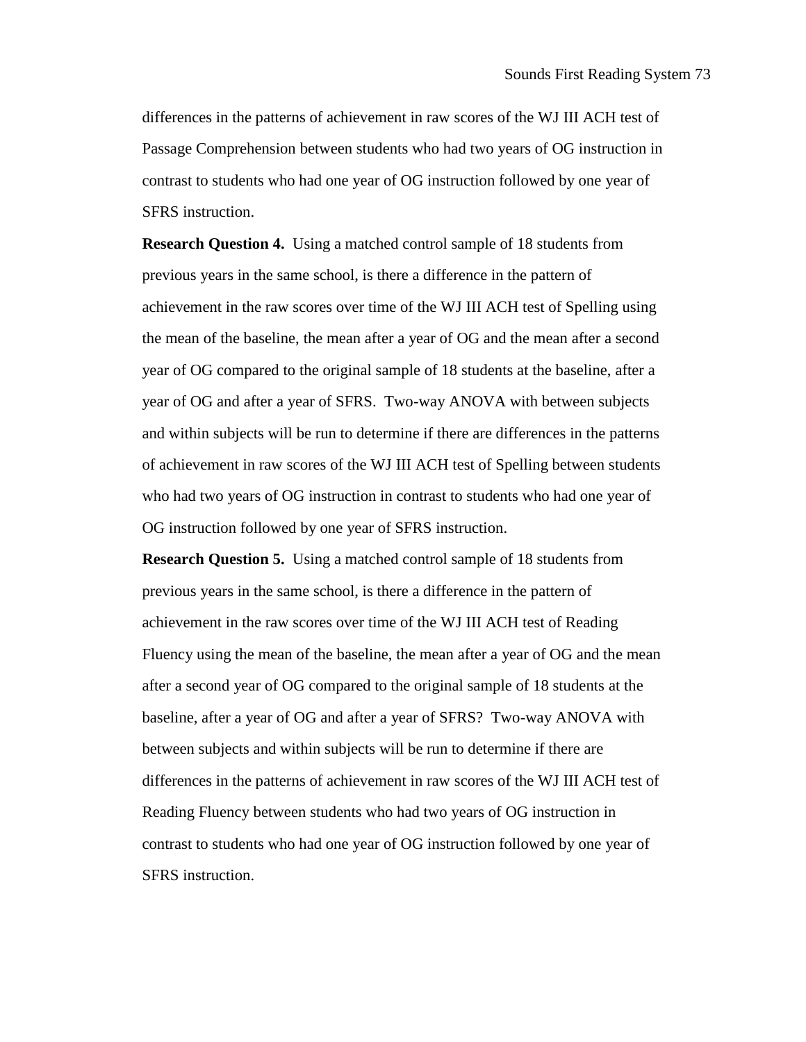differences in the patterns of achievement in raw scores of the WJ III ACH test of Passage Comprehension between students who had two years of OG instruction in contrast to students who had one year of OG instruction followed by one year of SFRS instruction.

**Research Question 4.** Using a matched control sample of 18 students from previous years in the same school, is there a difference in the pattern of achievement in the raw scores over time of the WJ III ACH test of Spelling using the mean of the baseline, the mean after a year of OG and the mean after a second year of OG compared to the original sample of 18 students at the baseline, after a year of OG and after a year of SFRS. Two-way ANOVA with between subjects and within subjects will be run to determine if there are differences in the patterns of achievement in raw scores of the WJ III ACH test of Spelling between students who had two years of OG instruction in contrast to students who had one year of OG instruction followed by one year of SFRS instruction.

**Research Question 5.** Using a matched control sample of 18 students from previous years in the same school, is there a difference in the pattern of achievement in the raw scores over time of the WJ III ACH test of Reading Fluency using the mean of the baseline, the mean after a year of OG and the mean after a second year of OG compared to the original sample of 18 students at the baseline, after a year of OG and after a year of SFRS? Two-way ANOVA with between subjects and within subjects will be run to determine if there are differences in the patterns of achievement in raw scores of the WJ III ACH test of Reading Fluency between students who had two years of OG instruction in contrast to students who had one year of OG instruction followed by one year of SFRS instruction.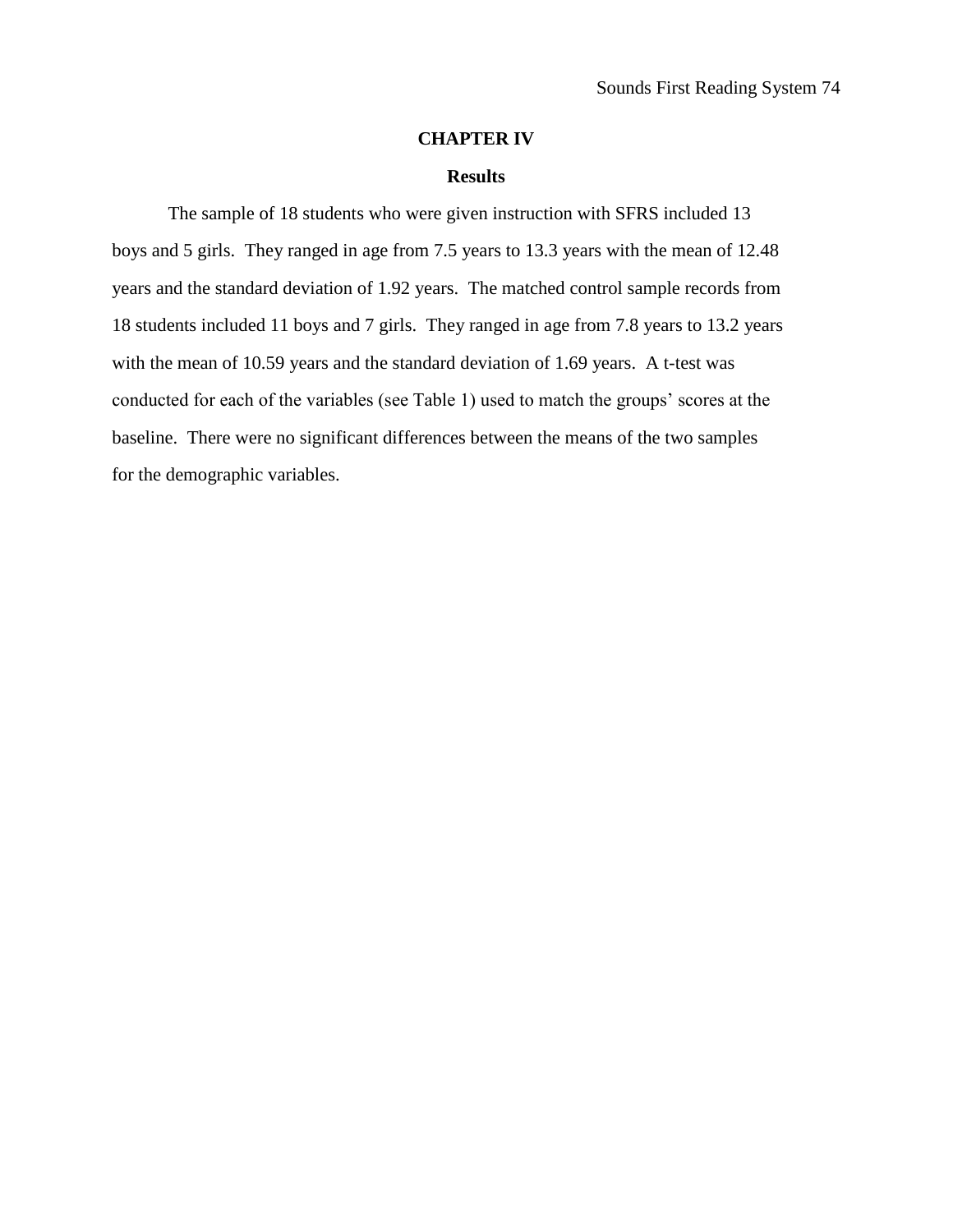# CHAPTER IV

## Results

The sample of 18 students who were given instruction with SFRS included 13 boys and 5 girls. They ranged in age from 7.5 years to 13.3 years with the mean of 12.48 years and the standard deviation of 1.92 years. The matched control sample records from 18 students included 11 boys and 7 girls. They ranged in age from 7.8 years to 13.2 years with the mean of 10.59 years and the standard deviation of 1.69 years. A t-test was conducted for each of the variables (see Table 1) used to match the groups' scores at the baseline. There were no significant differences between the means of the two samples for the demographic variables.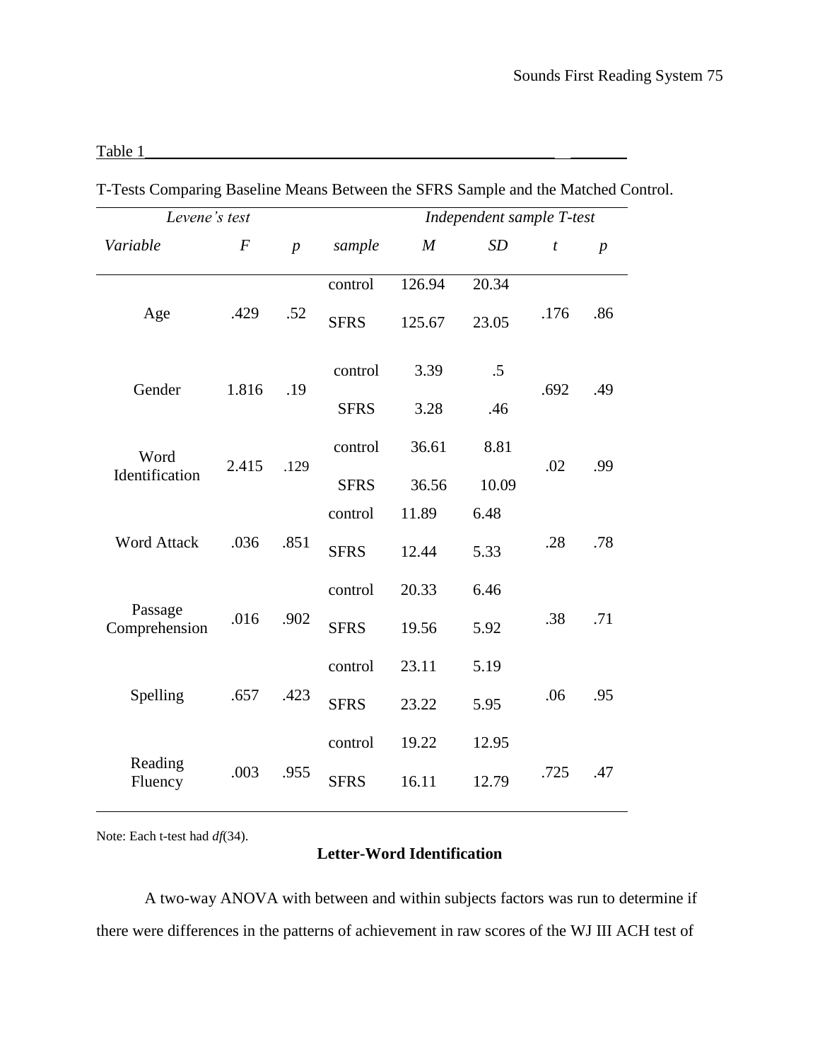Table 1

T-Tests Comparing Baseline Means Between the SFRS Sample and the Matched Control.

| *Levene's test* | | | | *Independent sample T-test* | | | |
|---|---|---|---|---|---|---|---|
| *Variable* | *F* | *p* | *sample* | *M* | *SD* | *t* | *p* |
| Age | .429 | .52 | control | 126.94 | 20.34 | .176 | .86 |
| | | | SFRS | 125.67 | 23.05 | | |
| Gender | 1.816 | .19 | control | 3.39 | .5 | .692 | .49 |
| | | | SFRS | 3.28 | .46 | | |
| Word Identification | 2.415 | .129 | control | 36.61 | 8.81 | .02 | .99 |
| | | | SFRS | 36.56 | 10.09 | | |
| Word Attack | .036 | .851 | control | 11.89 | 6.48 | .28 | .78 |
| | | | SFRS | 12.44 | 5.33 | | |
| Passage Comprehension | .016 | .902 | control | 20.33 | 6.46 | .38 | .71 |
| | | | SFRS | 19.56 | 5.92 | | |
| Spelling | .657 | .423 | control | 23.11 | 5.19 | .06 | .95 |
| | | | SFRS | 23.22 | 5.95 | | |
| Reading Fluency | .003 | .955 | control | 19.22 | 12.95 | .725 | .47 |
| | | | SFRS | 16.11 | 12.79 | | |

Note: Each t-test had *df*(34).

**Letter-Word Identification**

A two-way ANOVA with between and within subjects factors was run to determine if there were differences in the patterns of achievement in raw scores of the WJ III ACH test of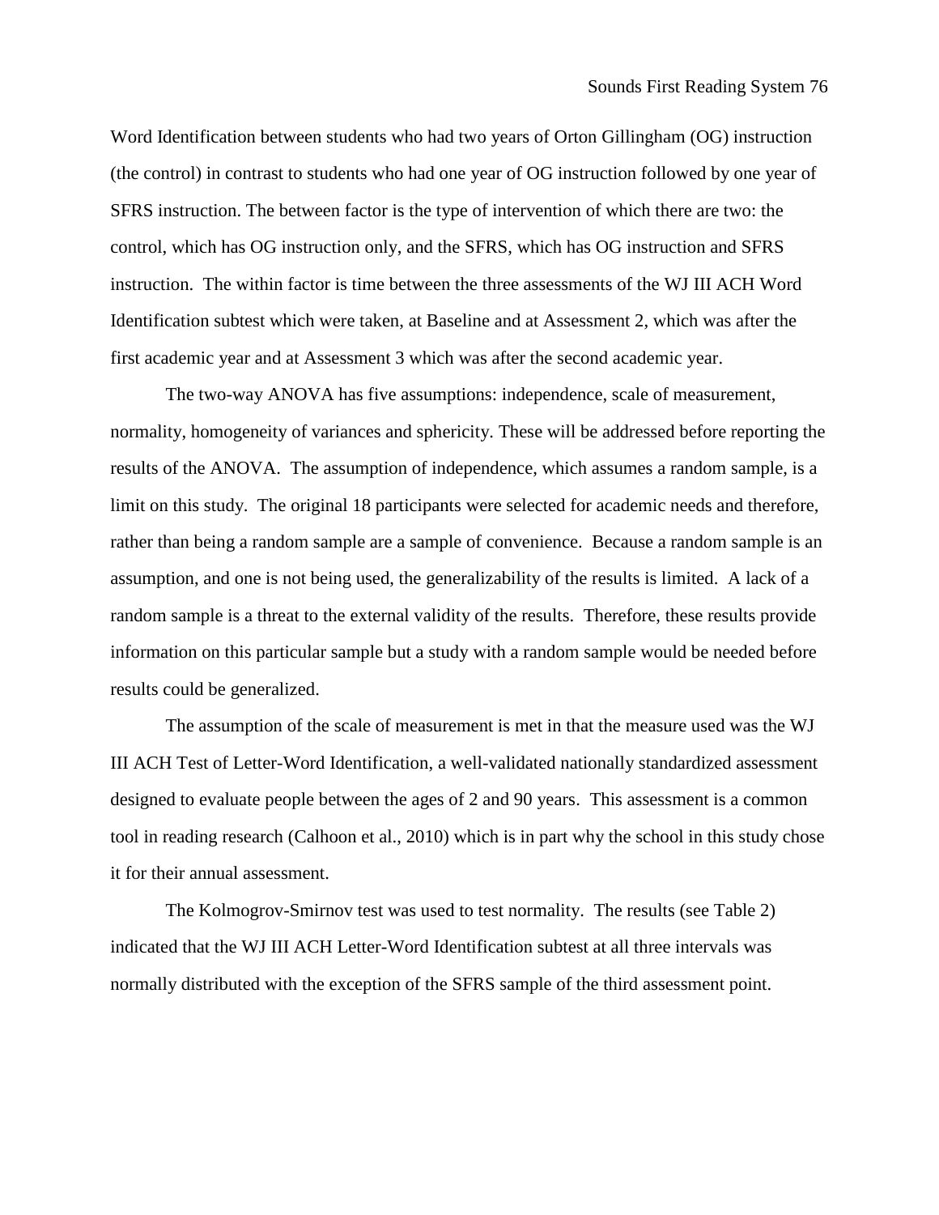Word Identification between students who had two years of Orton Gillingham (OG) instruction (the control) in contrast to students who had one year of OG instruction followed by one year of SFRS instruction. The between factor is the type of intervention of which there are two: the control, which has OG instruction only, and the SFRS, which has OG instruction and SFRS instruction. The within factor is time between the three assessments of the WJ III ACH Word Identification subtest which were taken, at Baseline and at Assessment 2, which was after the first academic year and at Assessment 3 which was after the second academic year.

The two-way ANOVA has five assumptions: independence, scale of measurement, normality, homogeneity of variances and sphericity. These will be addressed before reporting the results of the ANOVA. The assumption of independence, which assumes a random sample, is a limit on this study. The original 18 participants were selected for academic needs and therefore, rather than being a random sample are a sample of convenience. Because a random sample is an assumption, and one is not being used, the generalizability of the results is limited. A lack of a random sample is a threat to the external validity of the results. Therefore, these results provide information on this particular sample but a study with a random sample would be needed before results could be generalized.

The assumption of the scale of measurement is met in that the measure used was the WJ III ACH Test of Letter-Word Identification, a well-validated nationally standardized assessment designed to evaluate people between the ages of 2 and 90 years. This assessment is a common tool in reading research (Calhoon et al., 2010) which is in part why the school in this study chose it for their annual assessment.

The Kolmogrov-Smirnov test was used to test normality. The results (see Table 2) indicated that the WJ III ACH Letter-Word Identification subtest at all three intervals was normally distributed with the exception of the SFRS sample of the third assessment point.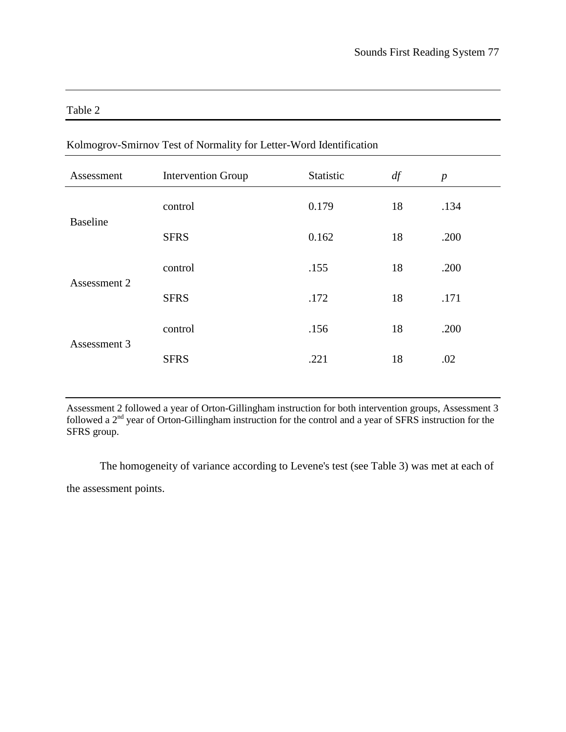Table 2

Kolmogrov-Smirnov Test of Normality for Letter-Word Identification

| Assessment | Intervention Group | Statistic | *df* | *p* |
|---|---|---|---|---|
| Baseline | control | 0.179 | 18 | .134 |
| | SFRS | 0.162 | 18 | .200 |
| Assessment 2 | control | .155 | 18 | .200 |
| | SFRS | .172 | 18 | .171 |
| Assessment 3 | control | .156 | 18 | .200 |
| | SFRS | .221 | 18 | .02 |

Assessment 2 followed a year of Orton-Gillingham instruction for both intervention groups, Assessment 3 followed a 2nd year of Orton-Gillingham instruction for the control and a year of SFRS instruction for the SFRS group.

The homogeneity of variance according to Levene's test (see Table 3) was met at each of the assessment points.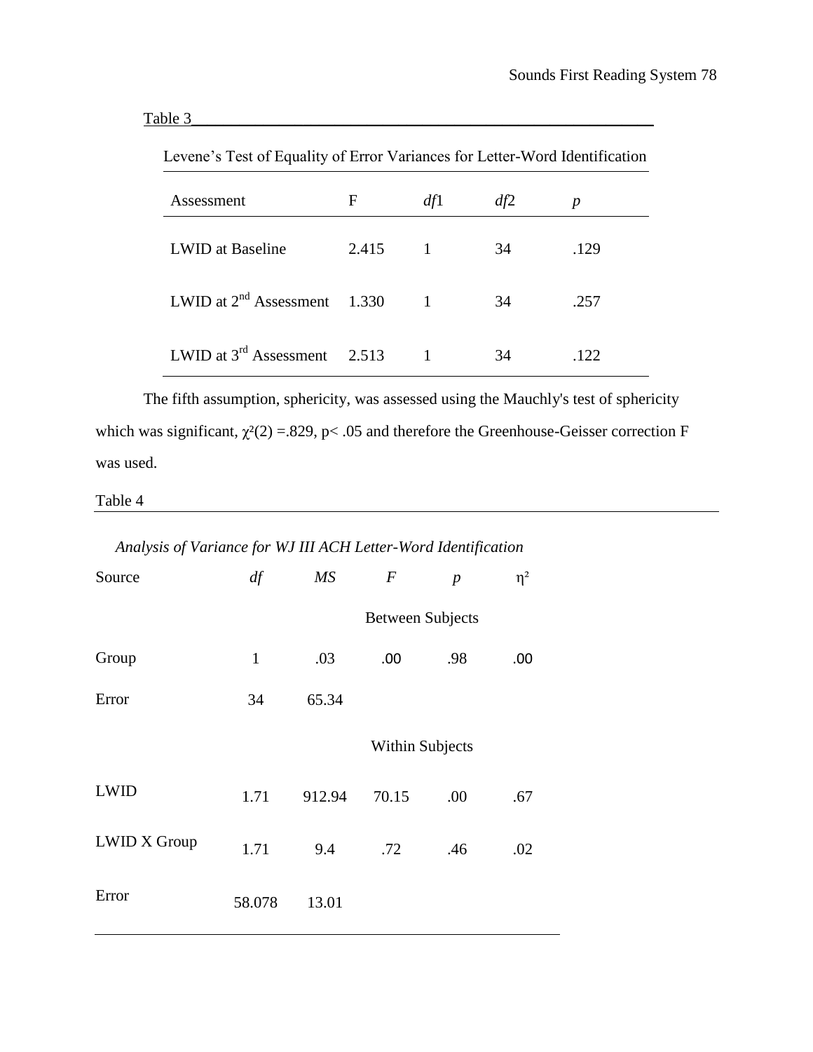Table 3

Levene's Test of Equality of Error Variances for Letter-Word Identification

| Assessment | F | *df*1 | *df*2 | *p* |
|---|---|---|---|---|
| LWID at Baseline | 2.415 | 1 | 34 | .129 |
| LWID at 2nd Assessment | 1.330 | 1 | 34 | .257 |
| LWID at 3rd Assessment | 2.513 | 1 | 34 | .122 |

The fifth assumption, sphericity, was assessed using the Mauchly's test of sphericity which was significant, $\chi^2(2) = .829$, $p < .05$ and therefore the Greenhouse-Geisser correction F was used.

Table 4

*Analysis of Variance for WJ III ACH Letter-Word Identification*

| Source | *df* | *MS* | *F* | *p* | $\eta^2$ |
|---|---|---|---|---|---|
| | | | Between Subjects | | |
| Group | 1 | .03 | .00 | .98 | .00 |
| Error | 34 | 65.34 | | | |
| | | | Within Subjects | | |
| LWID | 1.71 | 912.94 | 70.15 | .00 | .67 |
| LWID X Group | 1.71 | 9.4 | .72 | .46 | .02 |
| Error | 58.078 | 13.01 | | | |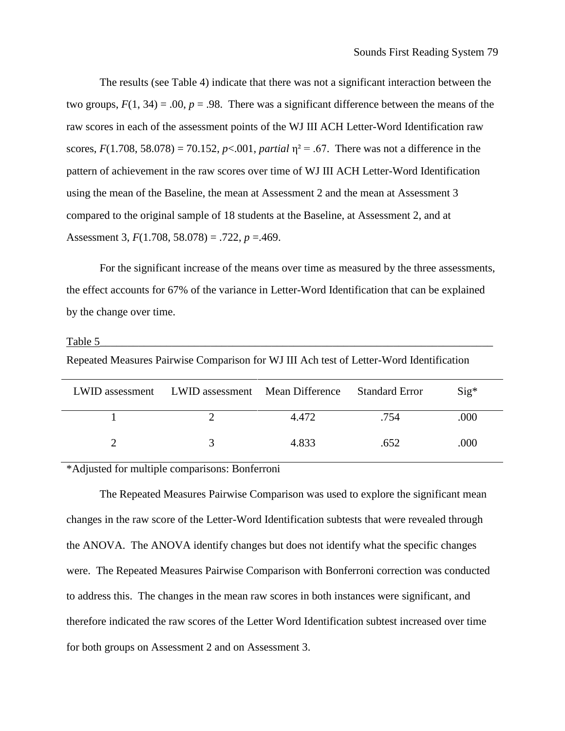The results (see Table 4) indicate that there was not a significant interaction between the two groups, $F(1, 34) = .00$, $p = .98$. There was a significant difference between the means of the raw scores in each of the assessment points of the WJ III ACH Letter-Word Identification raw scores, $F(1.708, 58.078) = 70.152$, $p<.001$, *partial* $\eta^2 = .67$. There was not a difference in the pattern of achievement in the raw scores over time of WJ III ACH Letter-Word Identification using the mean of the Baseline, the mean at Assessment 2 and the mean at Assessment 3 compared to the original sample of 18 students at the Baseline, at Assessment 2, and at Assessment 3, $F(1.708, 58.078) = .722$, $p =.469$.

For the significant increase of the means over time as measured by the three assessments, the effect accounts for 67% of the variance in Letter-Word Identification that can be explained by the change over time.

Table 5

Repeated Measures Pairwise Comparison for WJ III Ach test of Letter-Word Identification

| LWID assessment | LWID assessment | Mean Difference | Standard Error | Sig* |
|---|---|---|---|---|
| 1 | 2 | 4.472 | .754 | .000 |
| 2 | 3 | 4.833 | .652 | .000 |

*Adjusted for multiple comparisons: Bonferroni

The Repeated Measures Pairwise Comparison was used to explore the significant mean changes in the raw score of the Letter-Word Identification subtests that were revealed through the ANOVA. The ANOVA identify changes but does not identify what the specific changes were. The Repeated Measures Pairwise Comparison with Bonferroni correction was conducted to address this. The changes in the mean raw scores in both instances were significant, and therefore indicated the raw scores of the Letter Word Identification subtest increased over time for both groups on Assessment 2 and on Assessment 3.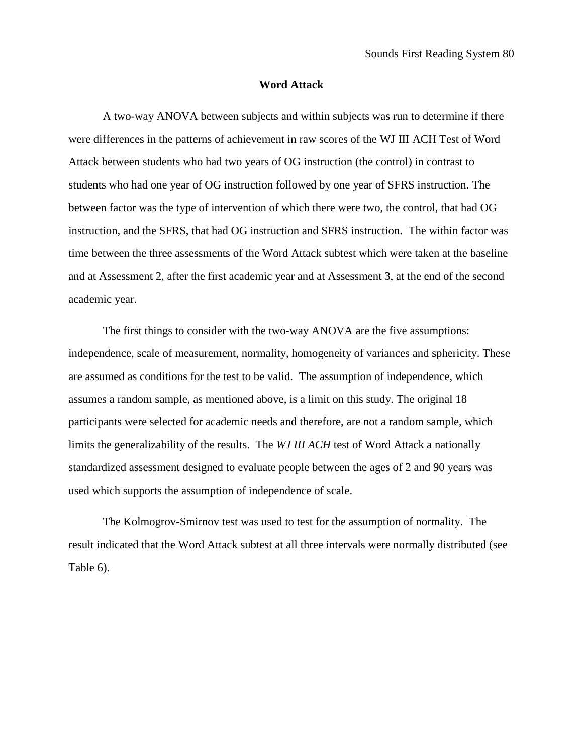## Word Attack

A two-way ANOVA between subjects and within subjects was run to determine if there were differences in the patterns of achievement in raw scores of the WJ III ACH Test of Word Attack between students who had two years of OG instruction (the control) in contrast to students who had one year of OG instruction followed by one year of SFRS instruction. The between factor was the type of intervention of which there were two, the control, that had OG instruction, and the SFRS, that had OG instruction and SFRS instruction. The within factor was time between the three assessments of the Word Attack subtest which were taken at the baseline and at Assessment 2, after the first academic year and at Assessment 3, at the end of the second academic year.

The first things to consider with the two-way ANOVA are the five assumptions: independence, scale of measurement, normality, homogeneity of variances and sphericity. These are assumed as conditions for the test to be valid. The assumption of independence, which assumes a random sample, as mentioned above, is a limit on this study. The original 18 participants were selected for academic needs and therefore, are not a random sample, which limits the generalizability of the results. The *WJ III ACH* test of Word Attack a nationally standardized assessment designed to evaluate people between the ages of 2 and 90 years was used which supports the assumption of independence of scale.

The Kolmogrov-Smirnov test was used to test for the assumption of normality. The result indicated that the Word Attack subtest at all three intervals were normally distributed (see Table 6).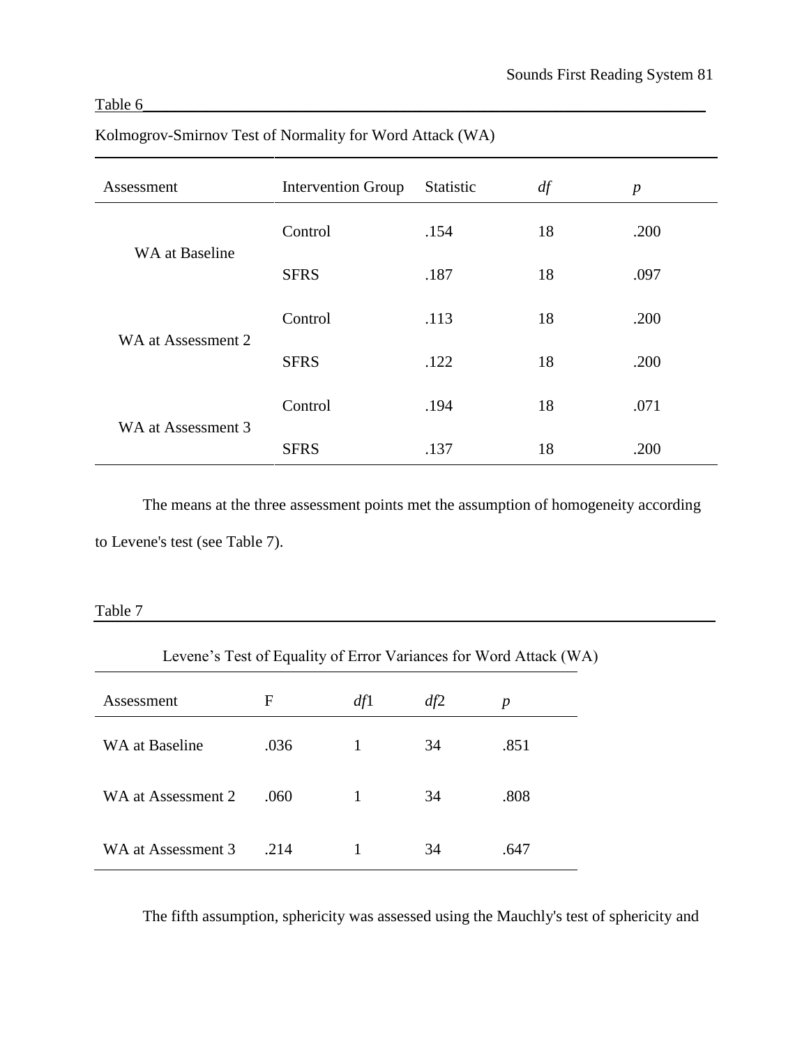Table 6

Kolmogrov-Smirnov Test of Normality for Word Attack (WA)

| Assessment | Intervention Group | Statistic | *df* | *p* |
|---|---|---|---|---|
| WA at Baseline | Control | .154 | 18 | .200 |
| | SFRS | .187 | 18 | .097 |
| WA at Assessment 2 | Control | .113 | 18 | .200 |
| | SFRS | .122 | 18 | .200 |
| WA at Assessment 3 | Control | .194 | 18 | .071 |
| | SFRS | .137 | 18 | .200 |

The means at the three assessment points met the assumption of homogeneity according to Levene's test (see Table 7).

Table 7

Levene's Test of Equality of Error Variances for Word Attack (WA)

| Assessment | F | *df*1 | *df*2 | *p* |
|---|---|---|---|---|
| WA at Baseline | .036 | 1 | 34 | .851 |
| WA at Assessment 2 | .060 | 1 | 34 | .808 |
| WA at Assessment 3 | .214 | 1 | 34 | .647 |

The fifth assumption, sphericity was assessed using the Mauchly's test of sphericity and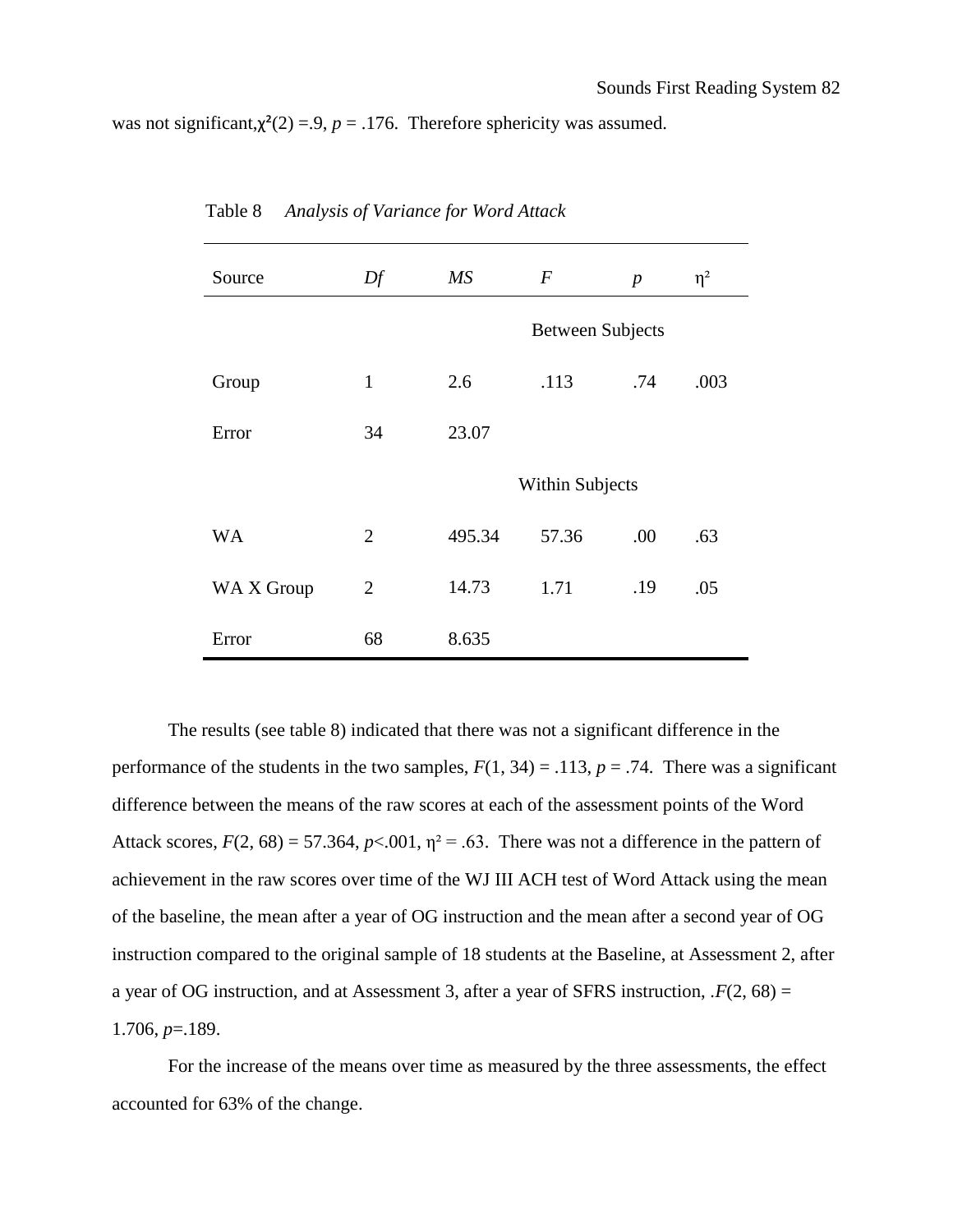was not significant, $\chi^2(2) = .9$, $p = .176$. Therefore sphericity was assumed.

Table 8 *Analysis of Variance for Word Attack*

| Source | *Df* | *MS* | *F* | *p* | $\eta^2$ |
|---|---|---|---|---|---|
| | | | Between Subjects | | |
| Group | 1 | 2.6 | .113 | .74 | .003 |
| Error | 34 | 23.07 | | | |
| | | | Within Subjects | | |
| WA | 2 | 495.34 | 57.36 | .00 | .63 |
| WA X Group | 2 | 14.73 | 1.71 | .19 | .05 |
| Error | 68 | 8.635 | | | |

The results (see table 8) indicated that there was not a significant difference in the performance of the students in the two samples, $F(1, 34) = .113$, $p = .74$. There was a significant difference between the means of the raw scores at each of the assessment points of the Word Attack scores, $F(2, 68) = 57.364$, $p<.001$, $\eta^2 = .63$. There was not a difference in the pattern of achievement in the raw scores over time of the WJ III ACH test of Word Attack using the mean of the baseline, the mean after a year of OG instruction and the mean after a second year of OG instruction compared to the original sample of 18 students at the Baseline, at Assessment 2, after a year of OG instruction, and at Assessment 3, after a year of SFRS instruction, .$F(2, 68) = 1.706$, $p=.189$.

For the increase of the means over time as measured by the three assessments, the effect accounted for 63% of the change.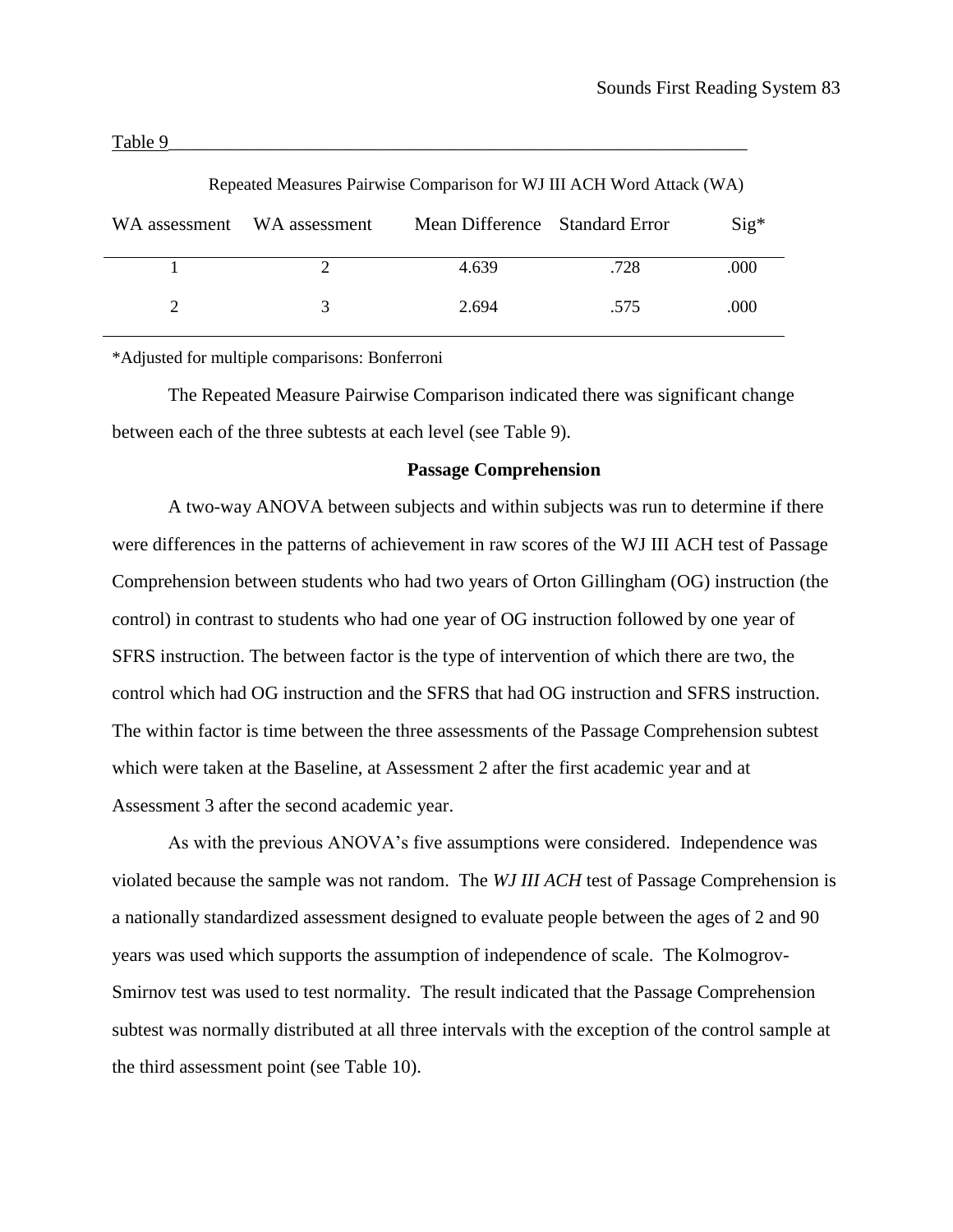Table 9

Repeated Measures Pairwise Comparison for WJ III ACH Word Attack (WA)

| WA assessment | WA assessment | Mean Difference | Standard Error | Sig* |
|---|---|---|---|---|
| 1 | 2 | 4.639 | .728 | .000 |
| 2 | 3 | 2.694 | .575 | .000 |

*Adjusted for multiple comparisons: Bonferroni

The Repeated Measure Pairwise Comparison indicated there was significant change between each of the three subtests at each level (see Table 9).

**Passage Comprehension**

A two-way ANOVA between subjects and within subjects was run to determine if there were differences in the patterns of achievement in raw scores of the WJ III ACH test of Passage Comprehension between students who had two years of Orton Gillingham (OG) instruction (the control) in contrast to students who had one year of OG instruction followed by one year of SFRS instruction. The between factor is the type of intervention of which there are two, the control which had OG instruction and the SFRS that had OG instruction and SFRS instruction. The within factor is time between the three assessments of the Passage Comprehension subtest which were taken at the Baseline, at Assessment 2 after the first academic year and at Assessment 3 after the second academic year.

As with the previous ANOVA's five assumptions were considered. Independence was violated because the sample was not random. The *WJ III ACH* test of Passage Comprehension is a nationally standardized assessment designed to evaluate people between the ages of 2 and 90 years was used which supports the assumption of independence of scale. The Kolmogrov-Smirnov test was used to test normality. The result indicated that the Passage Comprehension subtest was normally distributed at all three intervals with the exception of the control sample at the third assessment point (see Table 10).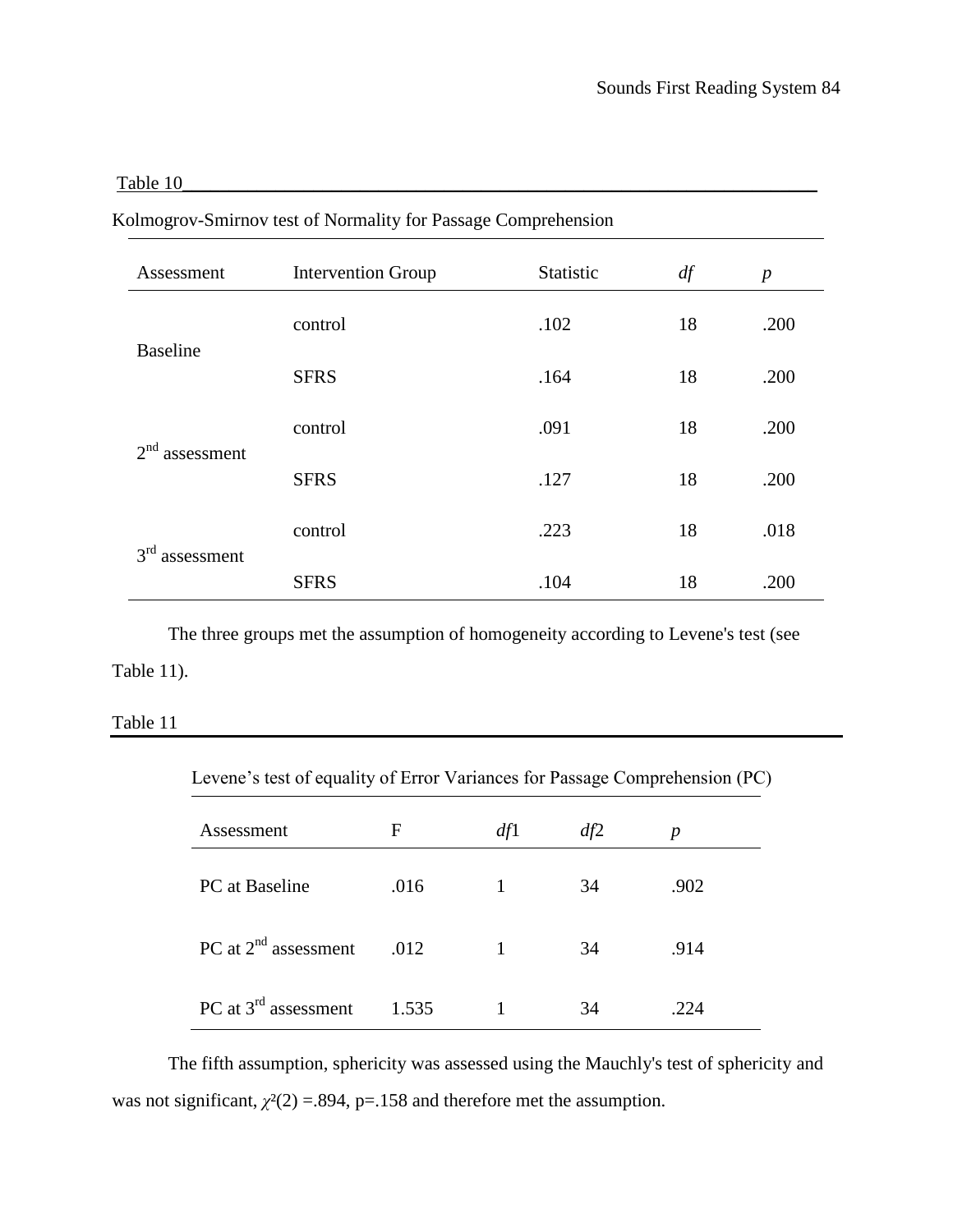Table 10

Kolmogrov-Smirnov test of Normality for Passage Comprehension

| Assessment | Intervention Group | Statistic | *df* | *p* |
|---|---|---|---|---|
| Baseline | control | .102 | 18 | .200 |
| | SFRS | .164 | 18 | .200 |
| 2nd assessment | control | .091 | 18 | .200 |
| | SFRS | .127 | 18 | .200 |
| 3rd assessment | control | .223 | 18 | .018 |
| | SFRS | .104 | 18 | .200 |

The three groups met the assumption of homogeneity according to Levene's test (see Table 11).

Table 11

Levene's test of equality of Error Variances for Passage Comprehension (PC)

| Assessment | F | *df*1 | *df*2 | *p* |
|---|---|---|---|---|
| PC at Baseline | .016 | 1 | 34 | .902 |
| PC at 2nd assessment | .012 | 1 | 34 | .914 |
| PC at 3rd assessment | 1.535 | 1 | 34 | .224 |

The fifth assumption, sphericity was assessed using the Mauchly's test of sphericity and was not significant, $\chi^2(2) = .894$, $p = .158$ and therefore met the assumption.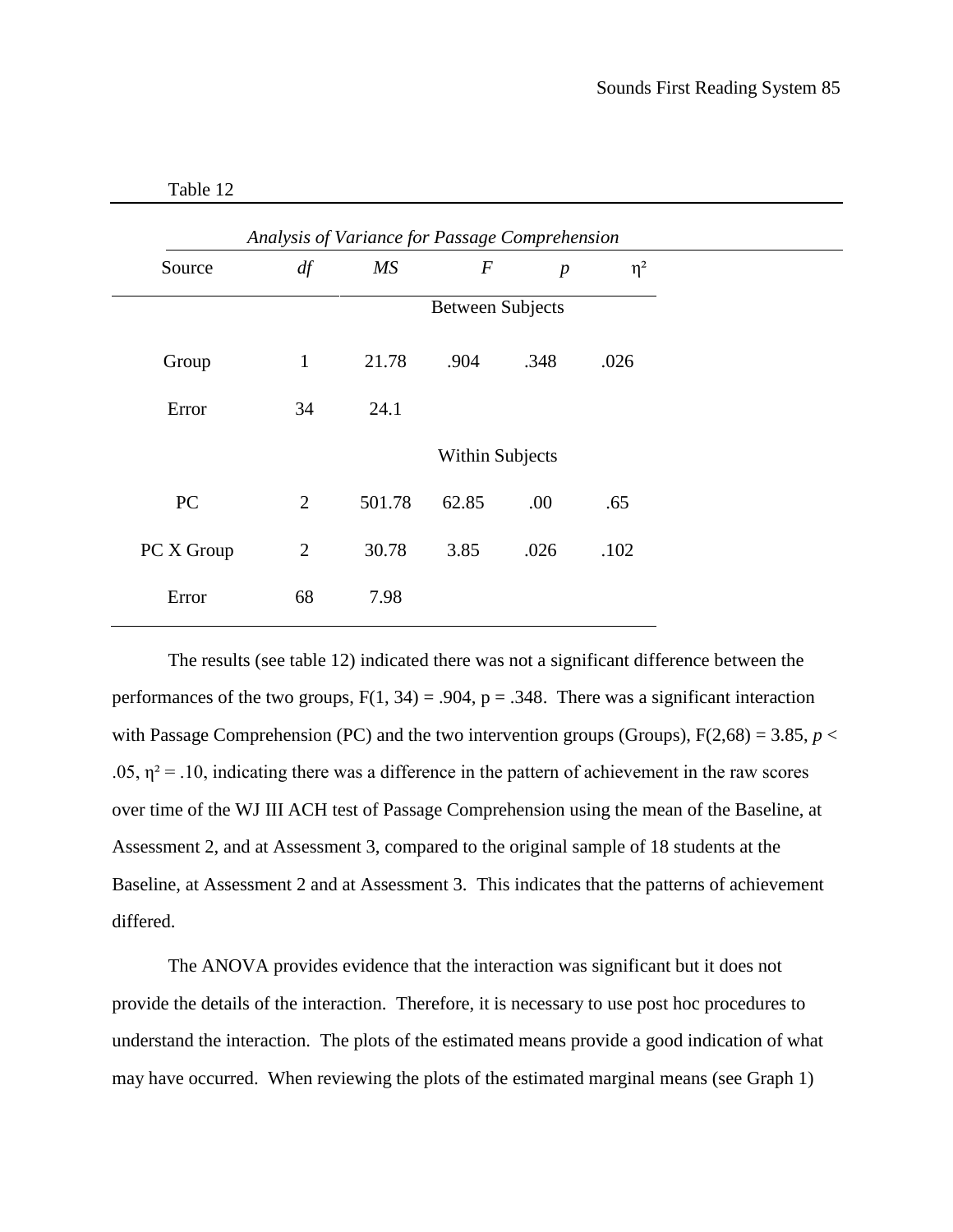Table 12

*Analysis of Variance for Passage Comprehension*

| Source | *df* | *MS* | *F* | *p* | $\eta^2$ |
|---|---|---|---|---|---|
| | | | Between Subjects | | |
| Group | 1 | 21.78 | .904 | .348 | .026 |
| Error | 34 | 24.1 | | | |
| | | | Within Subjects | | |
| PC | 2 | 501.78 | 62.85 | .00 | .65 |
| PC X Group | 2 | 30.78 | 3.85 | .026 | .102 |
| Error | 68 | 7.98 | | | |

The results (see table 12) indicated there was not a significant difference between the performances of the two groups, $F(1, 34) = .904$, $p = .348$. There was a significant interaction with Passage Comprehension (PC) and the two intervention groups (Groups), $F(2,68) = 3.85$, $p < .05$, $\eta^2 = .10$, indicating there was a difference in the pattern of achievement in the raw scores over time of the WJ III ACH test of Passage Comprehension using the mean of the Baseline, at Assessment 2, and at Assessment 3, compared to the original sample of 18 students at the Baseline, at Assessment 2 and at Assessment 3. This indicates that the patterns of achievement differed.

The ANOVA provides evidence that the interaction was significant but it does not provide the details of the interaction. Therefore, it is necessary to use post hoc procedures to understand the interaction. The plots of the estimated means provide a good indication of what may have occurred. When reviewing the plots of the estimated marginal means (see Graph 1)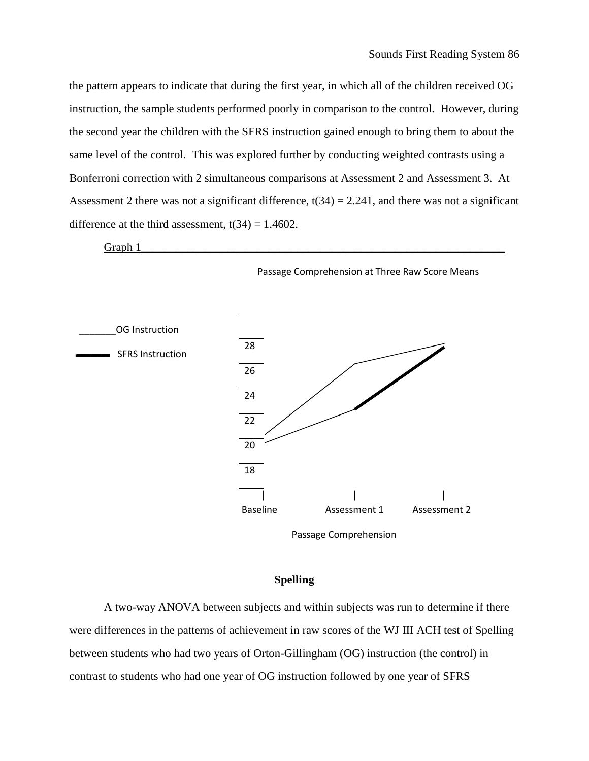the pattern appears to indicate that during the first year, in which all of the children received OG instruction, the sample students performed poorly in comparison to the control. However, during the second year the children with the SFRS instruction gained enough to bring them to about the same level of the control. This was explored further by conducting weighted contrasts using a Bonferroni correction with 2 simultaneous comparisons at Assessment 2 and Assessment 3. At Assessment 2 there was not a significant difference, $t(34) = 2.241$, and there was not a significant difference at the third assessment, $t(34) = 1.4602$.

Graph 1

Passage Comprehension at Three Raw Score Means

_______OG Instruction

SFRS Instruction

28
26
24
22
20
18

Baseline    Assessment 1    Assessment 2

Passage Comprehension

## Spelling

A two-way ANOVA between subjects and within subjects was run to determine if there were differences in the patterns of achievement in raw scores of the WJ III ACH test of Spelling between students who had two years of Orton-Gillingham (OG) instruction (the control) in contrast to students who had one year of OG instruction followed by one year of SFRS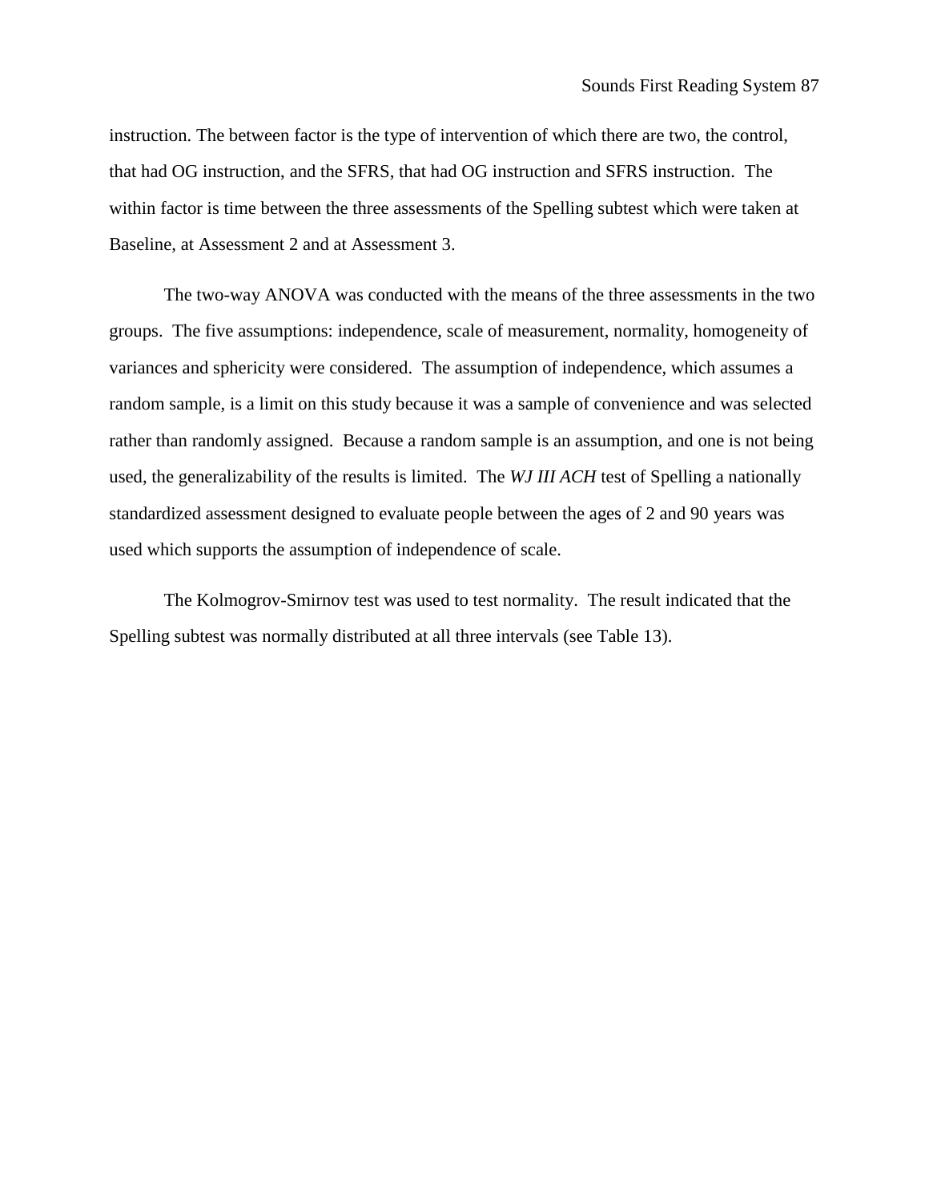instruction. The between factor is the type of intervention of which there are two, the control, that had OG instruction, and the SFRS, that had OG instruction and SFRS instruction. The within factor is time between the three assessments of the Spelling subtest which were taken at Baseline, at Assessment 2 and at Assessment 3.

The two-way ANOVA was conducted with the means of the three assessments in the two groups. The five assumptions: independence, scale of measurement, normality, homogeneity of variances and sphericity were considered. The assumption of independence, which assumes a random sample, is a limit on this study because it was a sample of convenience and was selected rather than randomly assigned. Because a random sample is an assumption, and one is not being used, the generalizability of the results is limited. The *WJ III ACH* test of Spelling a nationally standardized assessment designed to evaluate people between the ages of 2 and 90 years was used which supports the assumption of independence of scale.

The Kolmogrov-Smirnov test was used to test normality. The result indicated that the Spelling subtest was normally distributed at all three intervals (see Table 13).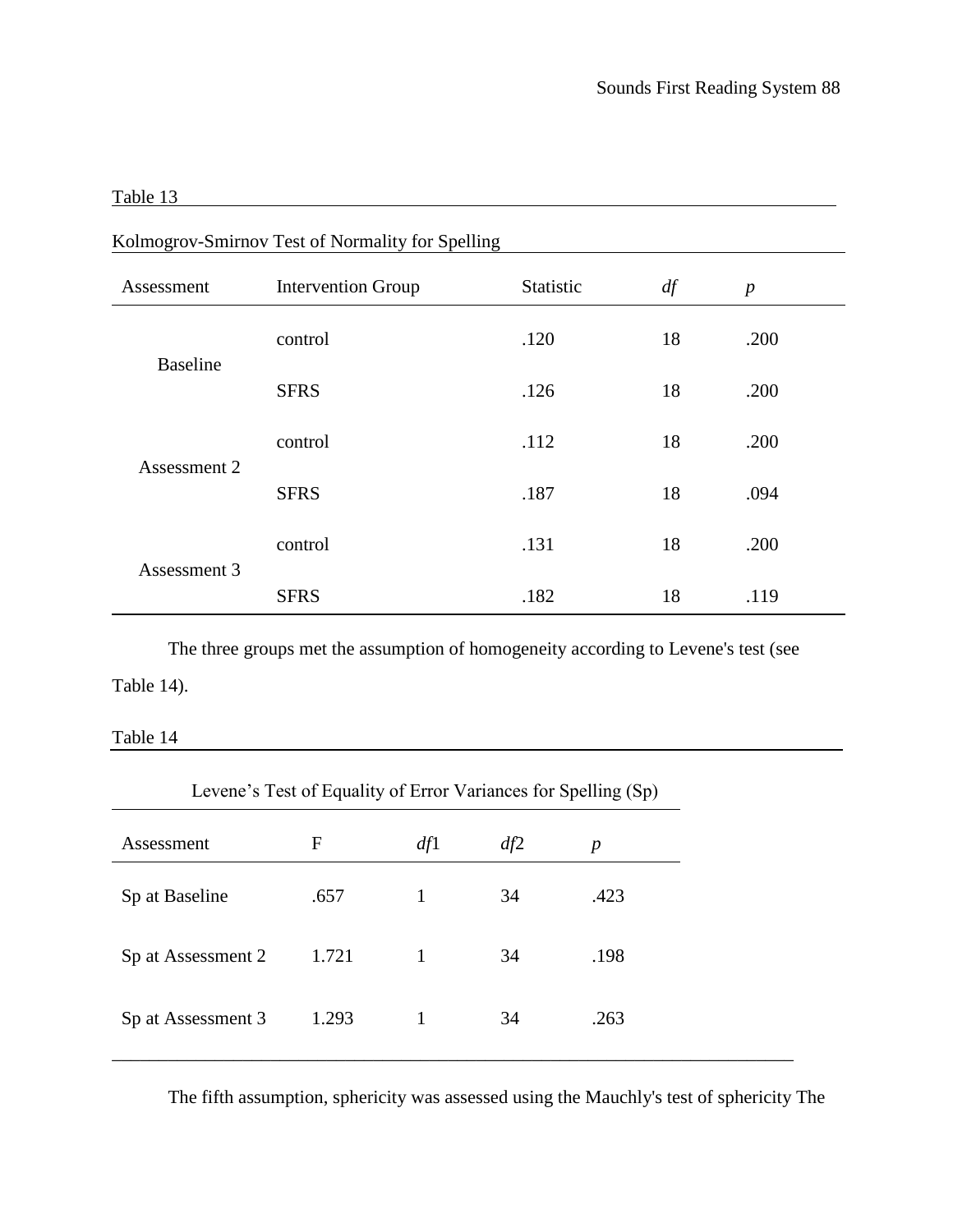Table 13

Kolmogrov-Smirnov Test of Normality for Spelling

| Assessment | Intervention Group | Statistic | *df* | *p* |
|---|---|---|---|---|
| Baseline | control | .120 | 18 | .200 |
| | SFRS | .126 | 18 | .200 |
| Assessment 2 | control | .112 | 18 | .200 |
| | SFRS | .187 | 18 | .094 |
| Assessment 3 | control | .131 | 18 | .200 |
| | SFRS | .182 | 18 | .119 |

The three groups met the assumption of homogeneity according to Levene's test (see Table 14).

Table 14

Levene's Test of Equality of Error Variances for Spelling (Sp)

| Assessment | F | *df*1 | *df*2 | *p* |
|---|---|---|---|---|
| Sp at Baseline | .657 | 1 | 34 | .423 |
| Sp at Assessment 2 | 1.721 | 1 | 34 | .198 |
| Sp at Assessment 3 | 1.293 | 1 | 34 | .263 |

The fifth assumption, sphericity was assessed using the Mauchly's test of sphericity The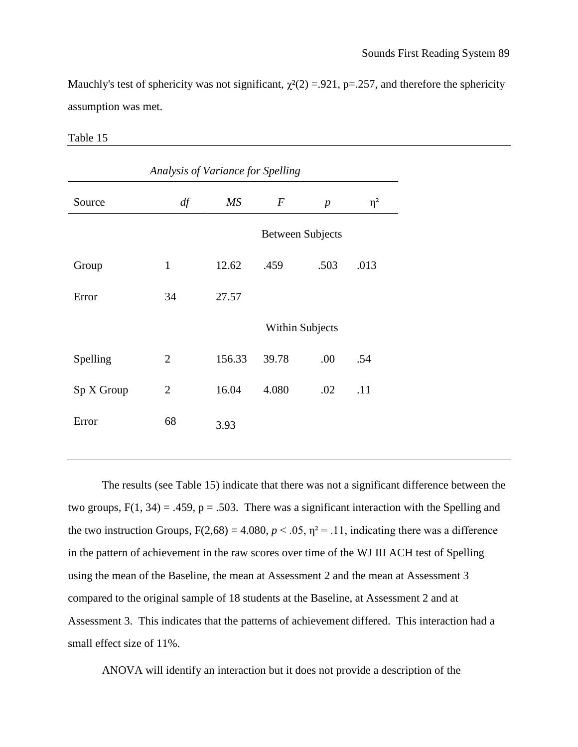Mauchly's test of sphericity was not significant, $\chi^2(2) = .921$, $p = .257$, and therefore the sphericity assumption was met.

Table 15

*Analysis of Variance for Spelling*

| Source | *df* | *MS* | *F* | *p* | $\eta^2$ |
|---|---|---|---|---|---|
| | | | Between Subjects | | |
| Group | 1 | 12.62 | .459 | .503 | .013 |
| Error | 34 | 27.57 | | | |
| | | | Within Subjects | | |
| Spelling | 2 | 156.33 | 39.78 | .00 | .54 |
| Sp X Group | 2 | 16.04 | 4.080 | .02 | .11 |
| Error | 68 | 3.93 | | | |

The results (see Table 15) indicate that there was not a significant difference between the two groups, $F(1, 34) = .459$, $p = .503$. There was a significant interaction with the Spelling and the two instruction Groups, $F(2,68) = 4.080$, $p < .05$, $\eta^2 = .11$, indicating there was a difference in the pattern of achievement in the raw scores over time of the WJ III ACH test of Spelling using the mean of the Baseline, the mean at Assessment 2 and the mean at Assessment 3 compared to the original sample of 18 students at the Baseline, at Assessment 2 and at Assessment 3. This indicates that the patterns of achievement differed. This interaction had a small effect size of 11%.

ANOVA will identify an interaction but it does not provide a description of the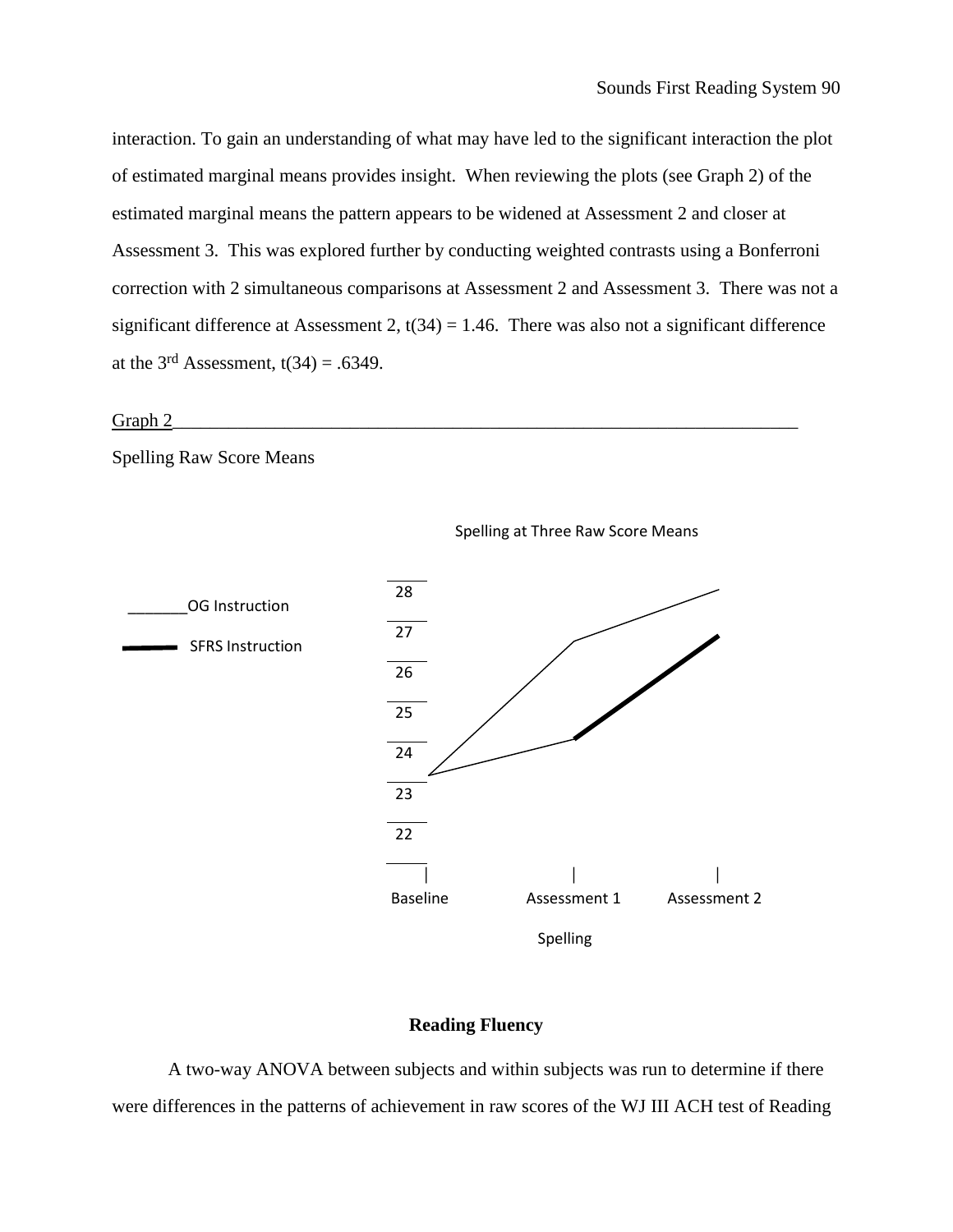interaction. To gain an understanding of what may have led to the significant interaction the plot of estimated marginal means provides insight. When reviewing the plots (see Graph 2) of the estimated marginal means the pattern appears to be widened at Assessment 2 and closer at Assessment 3. This was explored further by conducting weighted contrasts using a Bonferroni correction with 2 simultaneous comparisons at Assessment 2 and Assessment 3. There was not a significant difference at Assessment 2, $t(34) = 1.46$. There was also not a significant difference at the 3rd Assessment, $t(34) = .6349$.

Graph 2

Spelling Raw Score Means

Spelling at Three Raw Score Means

_______OG Instruction

SFRS Instruction

28
27
26
25
24
23
22

Baseline Assessment 1 Assessment 2

Spelling

## Reading Fluency

A two-way ANOVA between subjects and within subjects was run to determine if there were differences in the patterns of achievement in raw scores of the WJ III ACH test of Reading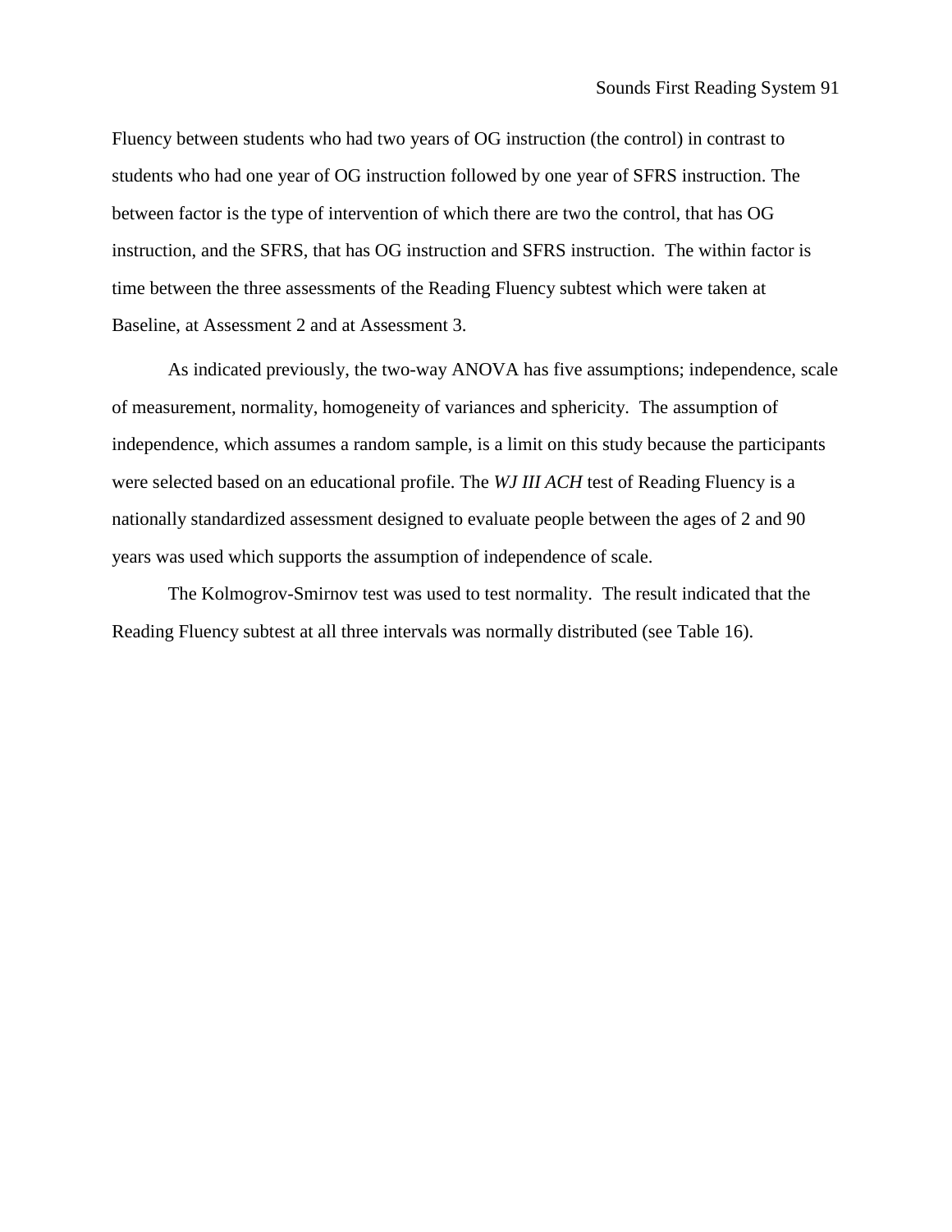Fluency between students who had two years of OG instruction (the control) in contrast to students who had one year of OG instruction followed by one year of SFRS instruction. The between factor is the type of intervention of which there are two the control, that has OG instruction, and the SFRS, that has OG instruction and SFRS instruction. The within factor is time between the three assessments of the Reading Fluency subtest which were taken at Baseline, at Assessment 2 and at Assessment 3.

As indicated previously, the two-way ANOVA has five assumptions; independence, scale of measurement, normality, homogeneity of variances and sphericity. The assumption of independence, which assumes a random sample, is a limit on this study because the participants were selected based on an educational profile. The *WJ III ACH* test of Reading Fluency is a nationally standardized assessment designed to evaluate people between the ages of 2 and 90 years was used which supports the assumption of independence of scale.

The Kolmogrov-Smirnov test was used to test normality. The result indicated that the Reading Fluency subtest at all three intervals was normally distributed (see Table 16).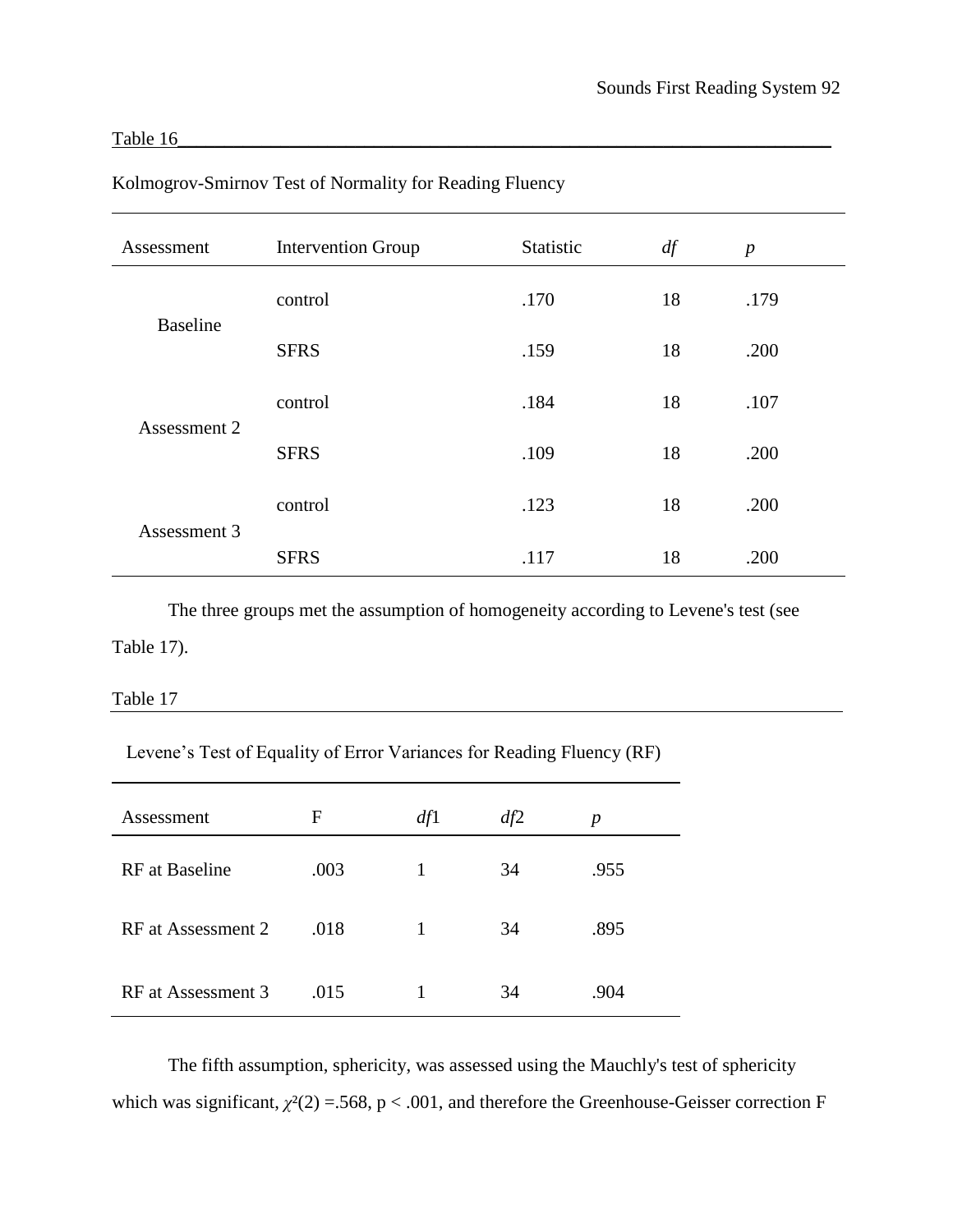Table 16

Kolmogrov-Smirnov Test of Normality for Reading Fluency

| Assessment | Intervention Group | Statistic | *df* | *p* |
|---|---|---|---|---|
| Baseline | control | .170 | 18 | .179 |
| | SFRS | .159 | 18 | .200 |
| Assessment 2 | control | .184 | 18 | .107 |
| | SFRS | .109 | 18 | .200 |
| Assessment 3 | control | .123 | 18 | .200 |
| | SFRS | .117 | 18 | .200 |

The three groups met the assumption of homogeneity according to Levene's test (see Table 17).

Table 17

Levene's Test of Equality of Error Variances for Reading Fluency (RF)

| Assessment | F | *df*1 | *df*2 | *p* |
|---|---|---|---|---|
| RF at Baseline | .003 | 1 | 34 | .955 |
| RF at Assessment 2 | .018 | 1 | 34 | .895 |
| RF at Assessment 3 | .015 | 1 | 34 | .904 |

The fifth assumption, sphericity, was assessed using the Mauchly's test of sphericity which was significant, $\chi^2(2) = .568$, $p < .001$, and therefore the Greenhouse-Geisser correction F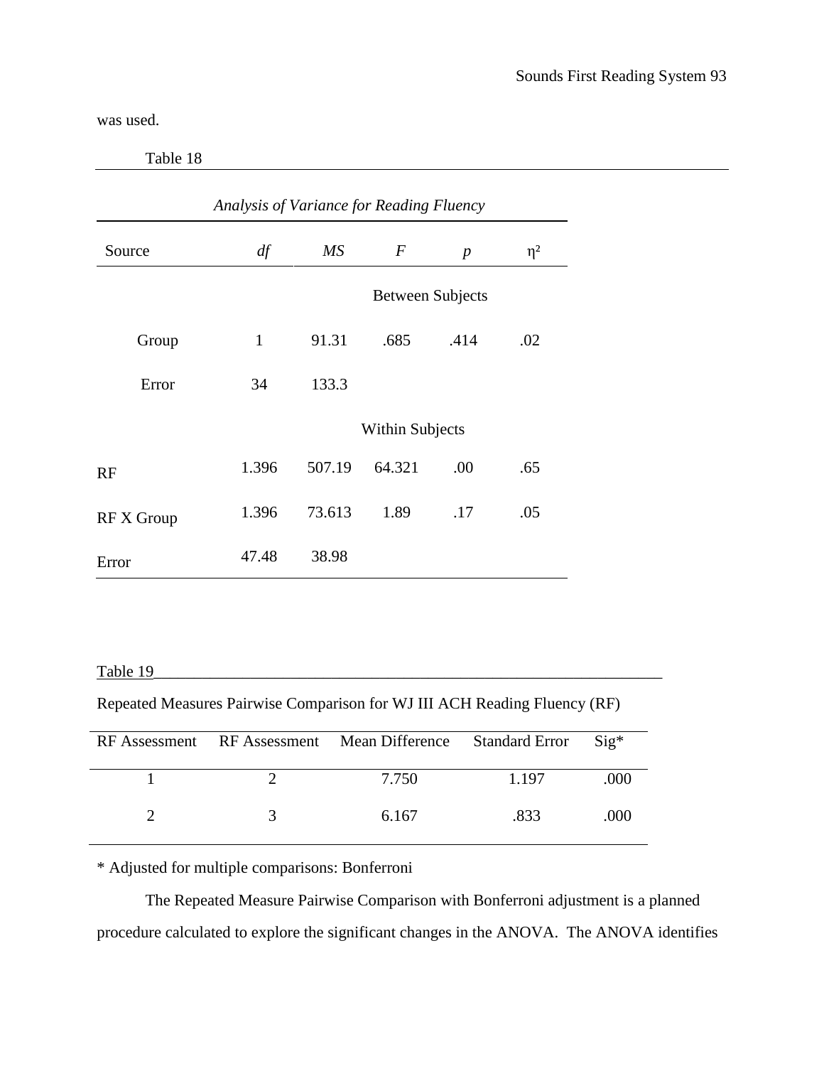was used.

Table 18

*Analysis of Variance for Reading Fluency*

| Source | *df* | *MS* | *F* | *p* | η² |
|---|---|---|---|---|---|
| | | | Between Subjects | | |
| Group | 1 | 91.31 | .685 | .414 | .02 |
| Error | 34 | 133.3 | | | |
| | | | Within Subjects | | |
| RF | 1.396 | 507.19 | 64.321 | .00 | .65 |
| RF X Group | 1.396 | 73.613 | 1.89 | .17 | .05 |
| Error | 47.48 | 38.98 | | | |

Table 19

Repeated Measures Pairwise Comparison for WJ III ACH Reading Fluency (RF)

| RF Assessment | RF Assessment | Mean Difference | Standard Error | Sig* |
|---|---|---|---|---|
| 1 | 2 | 7.750 | 1.197 | .000 |
| 2 | 3 | 6.167 | .833 | .000 |

* Adjusted for multiple comparisons: Bonferroni

The Repeated Measure Pairwise Comparison with Bonferroni adjustment is a planned procedure calculated to explore the significant changes in the ANOVA. The ANOVA identifies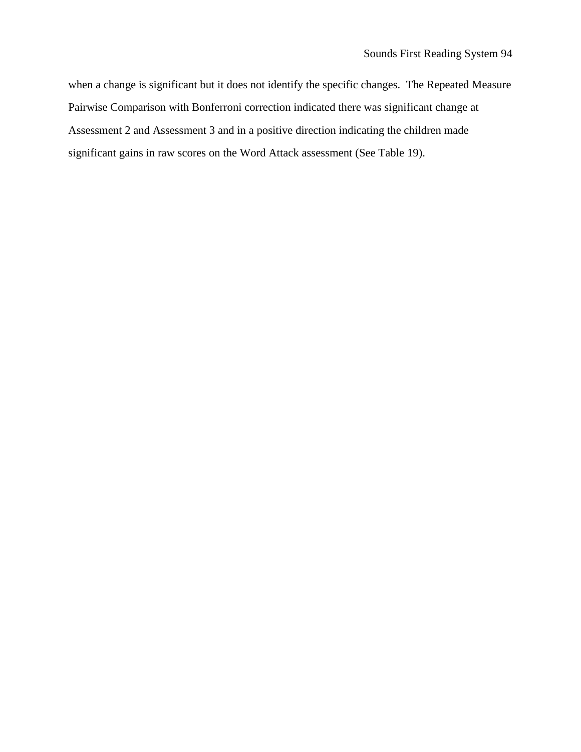when a change is significant but it does not identify the specific changes.  The Repeated Measure Pairwise Comparison with Bonferroni correction indicated there was significant change at Assessment 2 and Assessment 3 and in a positive direction indicating the children made significant gains in raw scores on the Word Attack assessment (See Table 19).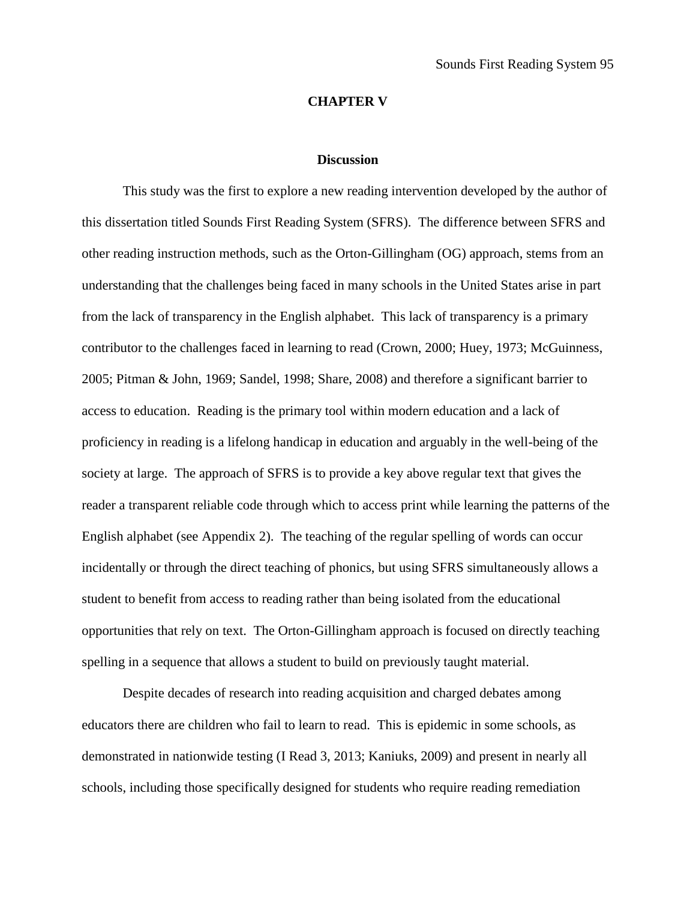# CHAPTER V

## Discussion

This study was the first to explore a new reading intervention developed by the author of this dissertation titled Sounds First Reading System (SFRS). The difference between SFRS and other reading instruction methods, such as the Orton-Gillingham (OG) approach, stems from an understanding that the challenges being faced in many schools in the United States arise in part from the lack of transparency in the English alphabet. This lack of transparency is a primary contributor to the challenges faced in learning to read (Crown, 2000; Huey, 1973; McGuinness, 2005; Pitman & John, 1969; Sandel, 1998; Share, 2008) and therefore a significant barrier to access to education. Reading is the primary tool within modern education and a lack of proficiency in reading is a lifelong handicap in education and arguably in the well-being of the society at large. The approach of SFRS is to provide a key above regular text that gives the reader a transparent reliable code through which to access print while learning the patterns of the English alphabet (see Appendix 2). The teaching of the regular spelling of words can occur incidentally or through the direct teaching of phonics, but using SFRS simultaneously allows a student to benefit from access to reading rather than being isolated from the educational opportunities that rely on text. The Orton-Gillingham approach is focused on directly teaching spelling in a sequence that allows a student to build on previously taught material.

Despite decades of research into reading acquisition and charged debates among educators there are children who fail to learn to read. This is epidemic in some schools, as demonstrated in nationwide testing (I Read 3, 2013; Kaniuks, 2009) and present in nearly all schools, including those specifically designed for students who require reading remediation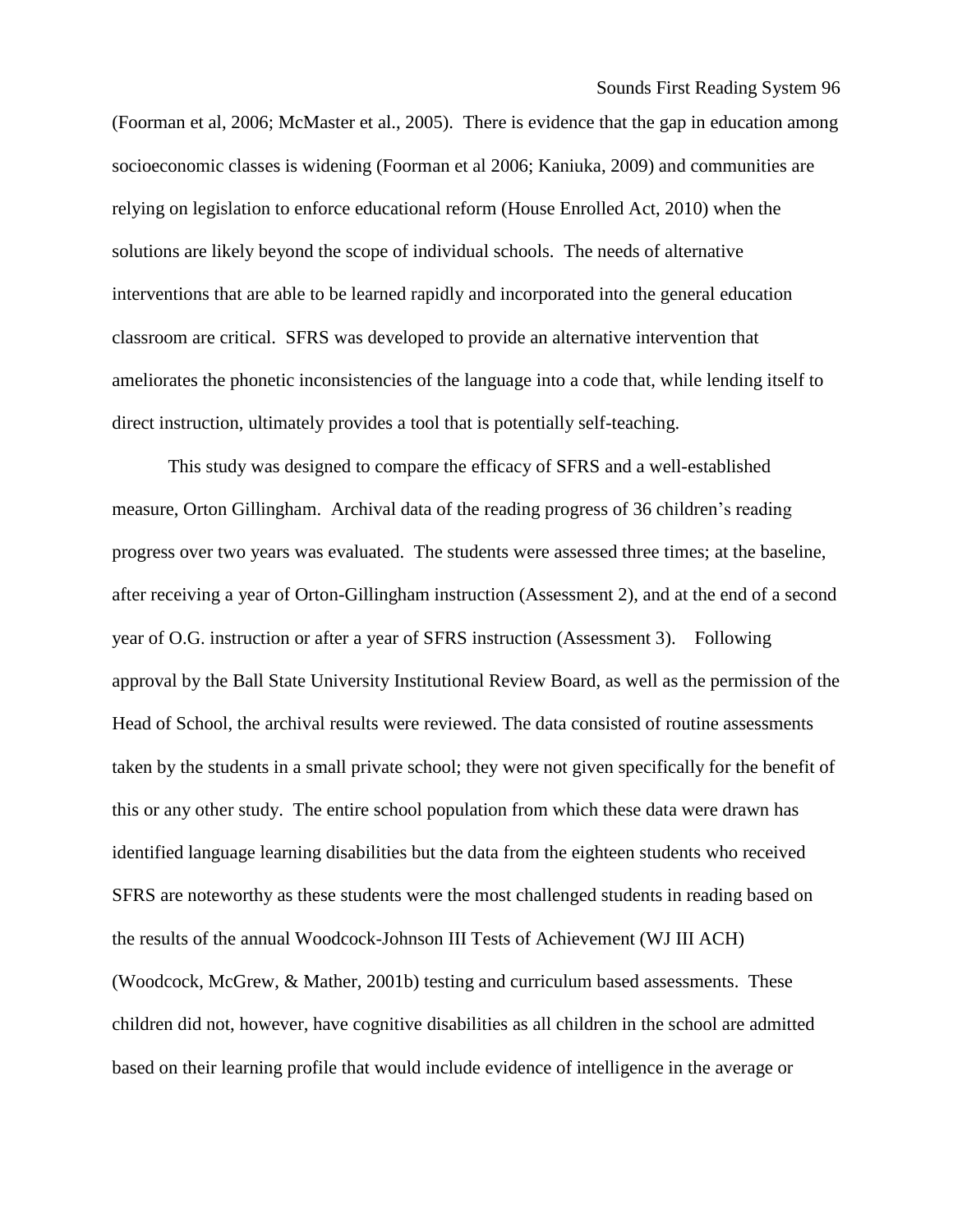(Foorman et al, 2006; McMaster et al., 2005). There is evidence that the gap in education among socioeconomic classes is widening (Foorman et al 2006; Kaniuka, 2009) and communities are relying on legislation to enforce educational reform (House Enrolled Act, 2010) when the solutions are likely beyond the scope of individual schools. The needs of alternative interventions that are able to be learned rapidly and incorporated into the general education classroom are critical. SFRS was developed to provide an alternative intervention that ameliorates the phonetic inconsistencies of the language into a code that, while lending itself to direct instruction, ultimately provides a tool that is potentially self-teaching.

This study was designed to compare the efficacy of SFRS and a well-established measure, Orton Gillingham. Archival data of the reading progress of 36 children's reading progress over two years was evaluated. The students were assessed three times; at the baseline, after receiving a year of Orton-Gillingham instruction (Assessment 2), and at the end of a second year of O.G. instruction or after a year of SFRS instruction (Assessment 3). Following approval by the Ball State University Institutional Review Board, as well as the permission of the Head of School, the archival results were reviewed. The data consisted of routine assessments taken by the students in a small private school; they were not given specifically for the benefit of this or any other study. The entire school population from which these data were drawn has identified language learning disabilities but the data from the eighteen students who received SFRS are noteworthy as these students were the most challenged students in reading based on the results of the annual Woodcock-Johnson III Tests of Achievement (WJ III ACH) (Woodcock, McGrew, & Mather, 2001b) testing and curriculum based assessments. These children did not, however, have cognitive disabilities as all children in the school are admitted based on their learning profile that would include evidence of intelligence in the average or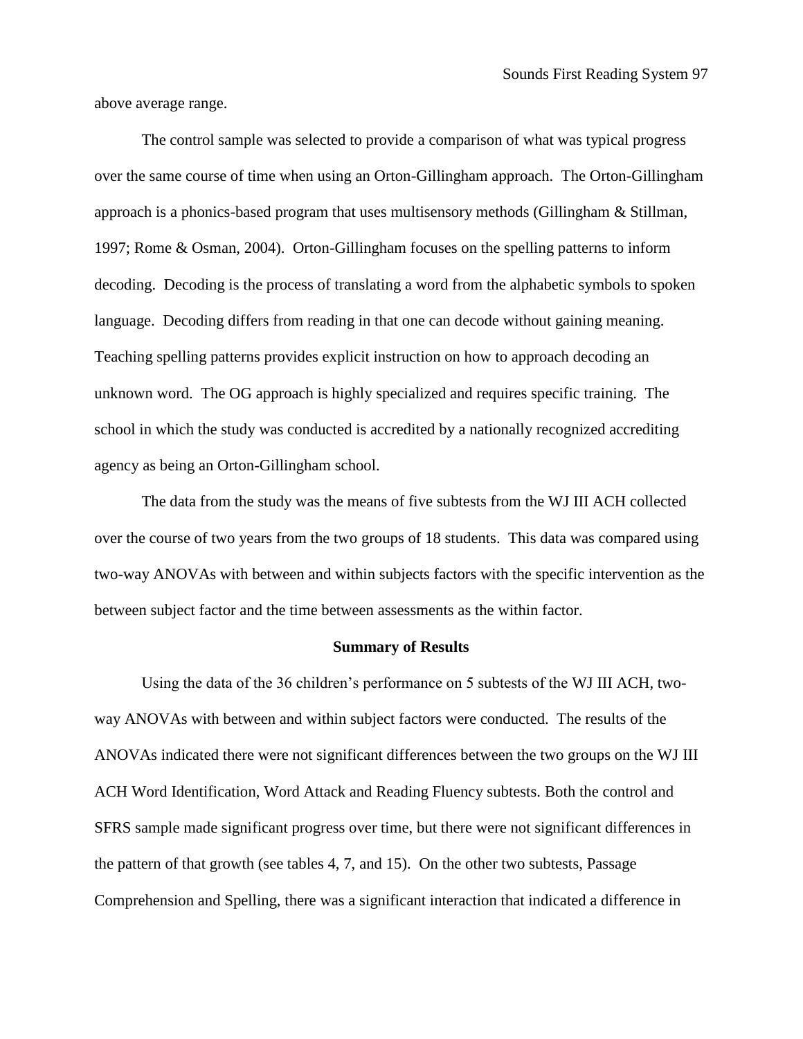above average range.

The control sample was selected to provide a comparison of what was typical progress over the same course of time when using an Orton-Gillingham approach. The Orton-Gillingham approach is a phonics-based program that uses multisensory methods (Gillingham & Stillman, 1997; Rome & Osman, 2004). Orton-Gillingham focuses on the spelling patterns to inform decoding. Decoding is the process of translating a word from the alphabetic symbols to spoken language. Decoding differs from reading in that one can decode without gaining meaning. Teaching spelling patterns provides explicit instruction on how to approach decoding an unknown word. The OG approach is highly specialized and requires specific training. The school in which the study was conducted is accredited by a nationally recognized accrediting agency as being an Orton-Gillingham school.

The data from the study was the means of five subtests from the WJ III ACH collected over the course of two years from the two groups of 18 students. This data was compared using two-way ANOVAs with between and within subjects factors with the specific intervention as the between subject factor and the time between assessments as the within factor.

## Summary of Results

Using the data of the 36 children's performance on 5 subtests of the WJ III ACH, two-way ANOVAs with between and within subject factors were conducted. The results of the ANOVAs indicated there were not significant differences between the two groups on the WJ III ACH Word Identification, Word Attack and Reading Fluency subtests. Both the control and SFRS sample made significant progress over time, but there were not significant differences in the pattern of that growth (see tables 4, 7, and 15). On the other two subtests, Passage Comprehension and Spelling, there was a significant interaction that indicated a difference in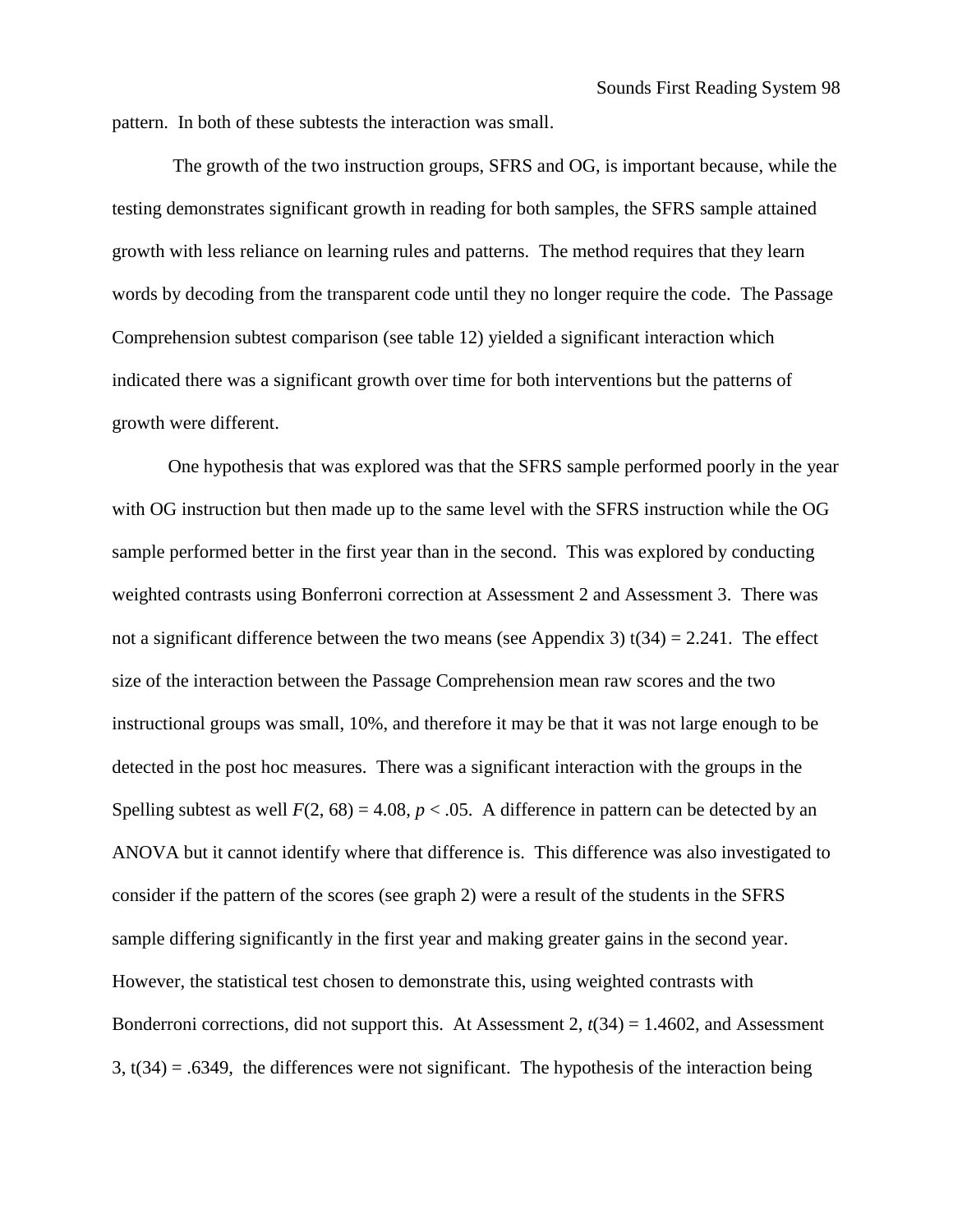pattern. In both of these subtests the interaction was small.

The growth of the two instruction groups, SFRS and OG, is important because, while the testing demonstrates significant growth in reading for both samples, the SFRS sample attained growth with less reliance on learning rules and patterns. The method requires that they learn words by decoding from the transparent code until they no longer require the code. The Passage Comprehension subtest comparison (see table 12) yielded a significant interaction which indicated there was a significant growth over time for both interventions but the patterns of growth were different.

One hypothesis that was explored was that the SFRS sample performed poorly in the year with OG instruction but then made up to the same level with the SFRS instruction while the OG sample performed better in the first year than in the second. This was explored by conducting weighted contrasts using Bonferroni correction at Assessment 2 and Assessment 3. There was not a significant difference between the two means (see Appendix 3) $t(34) = 2.241$. The effect size of the interaction between the Passage Comprehension mean raw scores and the two instructional groups was small, 10%, and therefore it may be that it was not large enough to be detected in the post hoc measures. There was a significant interaction with the groups in the Spelling subtest as well $F(2, 68) = 4.08$, $p < .05$. A difference in pattern can be detected by an ANOVA but it cannot identify where that difference is. This difference was also investigated to consider if the pattern of the scores (see graph 2) were a result of the students in the SFRS sample differing significantly in the first year and making greater gains in the second year. However, the statistical test chosen to demonstrate this, using weighted contrasts with Bonderroni corrections, did not support this. At Assessment 2, $t(34) = 1.4602$, and Assessment 3, $t(34) = .6349$, the differences were not significant. The hypothesis of the interaction being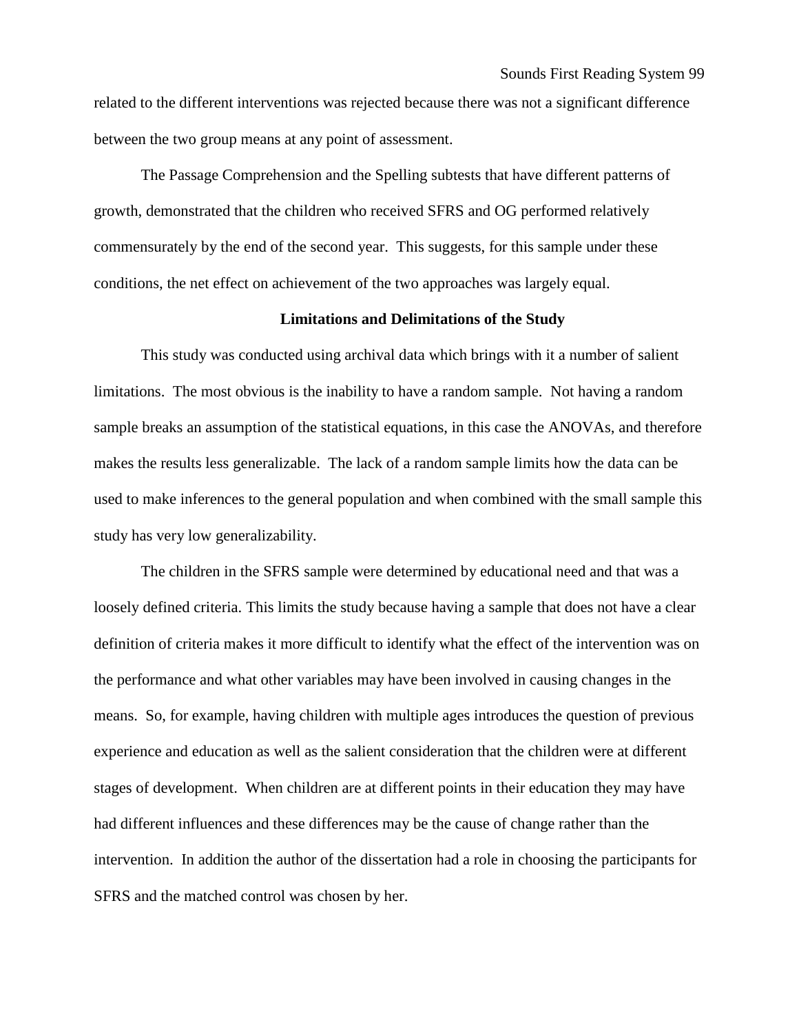related to the different interventions was rejected because there was not a significant difference between the two group means at any point of assessment.

The Passage Comprehension and the Spelling subtests that have different patterns of growth, demonstrated that the children who received SFRS and OG performed relatively commensurately by the end of the second year. This suggests, for this sample under these conditions, the net effect on achievement of the two approaches was largely equal.

## Limitations and Delimitations of the Study

This study was conducted using archival data which brings with it a number of salient limitations. The most obvious is the inability to have a random sample. Not having a random sample breaks an assumption of the statistical equations, in this case the ANOVAs, and therefore makes the results less generalizable. The lack of a random sample limits how the data can be used to make inferences to the general population and when combined with the small sample this study has very low generalizability.

The children in the SFRS sample were determined by educational need and that was a loosely defined criteria. This limits the study because having a sample that does not have a clear definition of criteria makes it more difficult to identify what the effect of the intervention was on the performance and what other variables may have been involved in causing changes in the means. So, for example, having children with multiple ages introduces the question of previous experience and education as well as the salient consideration that the children were at different stages of development. When children are at different points in their education they may have had different influences and these differences may be the cause of change rather than the intervention. In addition the author of the dissertation had a role in choosing the participants for SFRS and the matched control was chosen by her.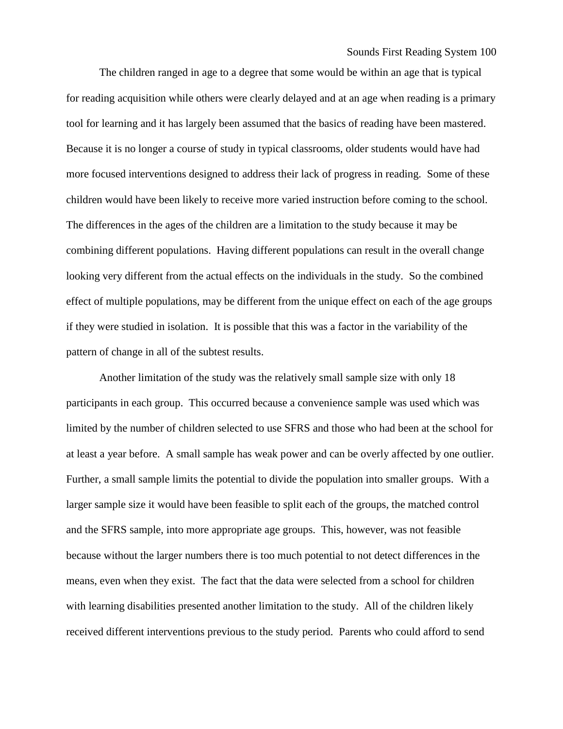The children ranged in age to a degree that some would be within an age that is typical for reading acquisition while others were clearly delayed and at an age when reading is a primary tool for learning and it has largely been assumed that the basics of reading have been mastered. Because it is no longer a course of study in typical classrooms, older students would have had more focused interventions designed to address their lack of progress in reading. Some of these children would have been likely to receive more varied instruction before coming to the school. The differences in the ages of the children are a limitation to the study because it may be combining different populations. Having different populations can result in the overall change looking very different from the actual effects on the individuals in the study. So the combined effect of multiple populations, may be different from the unique effect on each of the age groups if they were studied in isolation. It is possible that this was a factor in the variability of the pattern of change in all of the subtest results.

Another limitation of the study was the relatively small sample size with only 18 participants in each group. This occurred because a convenience sample was used which was limited by the number of children selected to use SFRS and those who had been at the school for at least a year before. A small sample has weak power and can be overly affected by one outlier. Further, a small sample limits the potential to divide the population into smaller groups. With a larger sample size it would have been feasible to split each of the groups, the matched control and the SFRS sample, into more appropriate age groups. This, however, was not feasible because without the larger numbers there is too much potential to not detect differences in the means, even when they exist. The fact that the data were selected from a school for children with learning disabilities presented another limitation to the study. All of the children likely received different interventions previous to the study period. Parents who could afford to send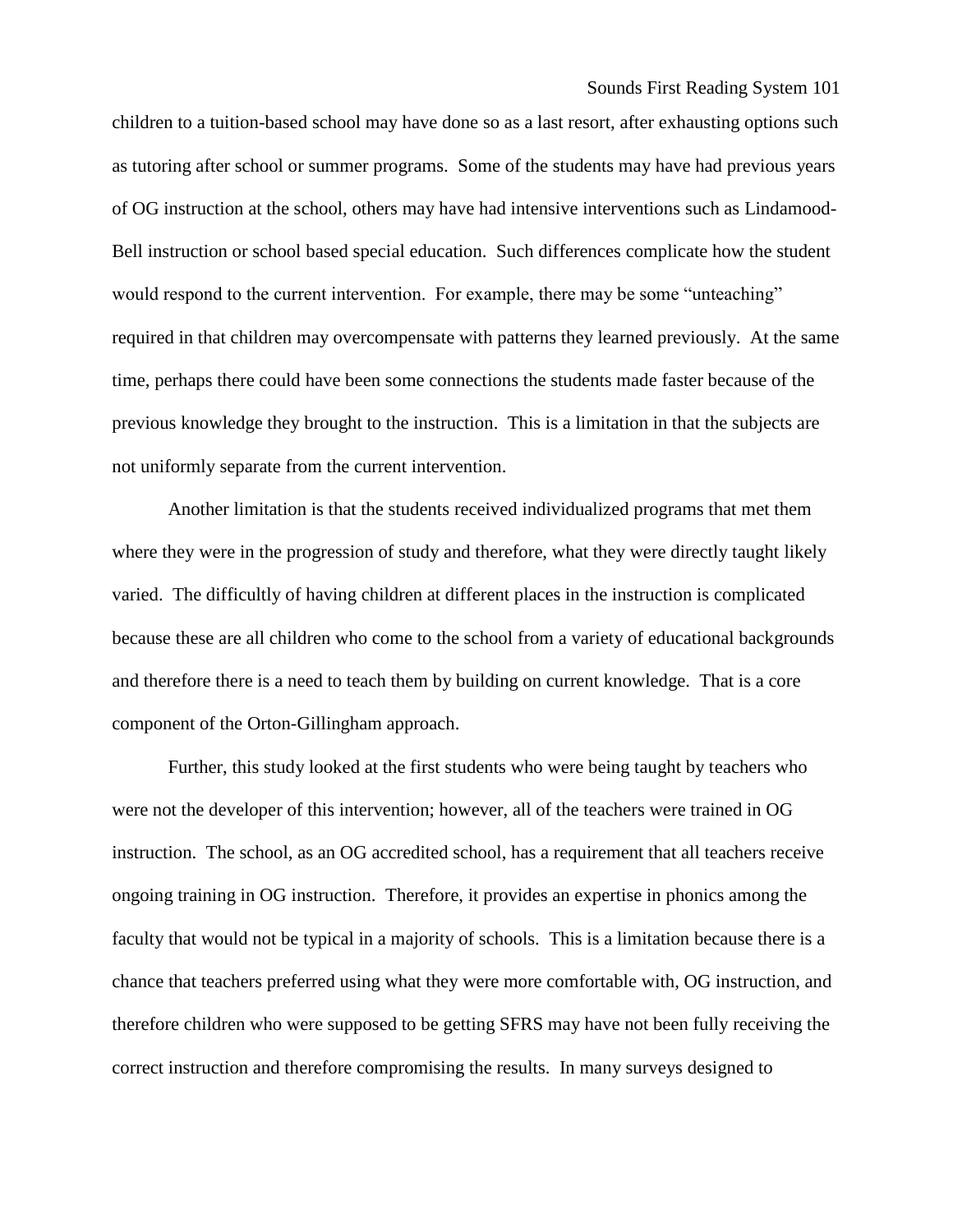children to a tuition-based school may have done so as a last resort, after exhausting options such as tutoring after school or summer programs. Some of the students may have had previous years of OG instruction at the school, others may have had intensive interventions such as Lindamood-Bell instruction or school based special education. Such differences complicate how the student would respond to the current intervention. For example, there may be some "unteaching" required in that children may overcompensate with patterns they learned previously. At the same time, perhaps there could have been some connections the students made faster because of the previous knowledge they brought to the instruction. This is a limitation in that the subjects are not uniformly separate from the current intervention.

Another limitation is that the students received individualized programs that met them where they were in the progression of study and therefore, what they were directly taught likely varied. The difficultly of having children at different places in the instruction is complicated because these are all children who come to the school from a variety of educational backgrounds and therefore there is a need to teach them by building on current knowledge. That is a core component of the Orton-Gillingham approach.

Further, this study looked at the first students who were being taught by teachers who were not the developer of this intervention; however, all of the teachers were trained in OG instruction. The school, as an OG accredited school, has a requirement that all teachers receive ongoing training in OG instruction. Therefore, it provides an expertise in phonics among the faculty that would not be typical in a majority of schools. This is a limitation because there is a chance that teachers preferred using what they were more comfortable with, OG instruction, and therefore children who were supposed to be getting SFRS may have not been fully receiving the correct instruction and therefore compromising the results. In many surveys designed to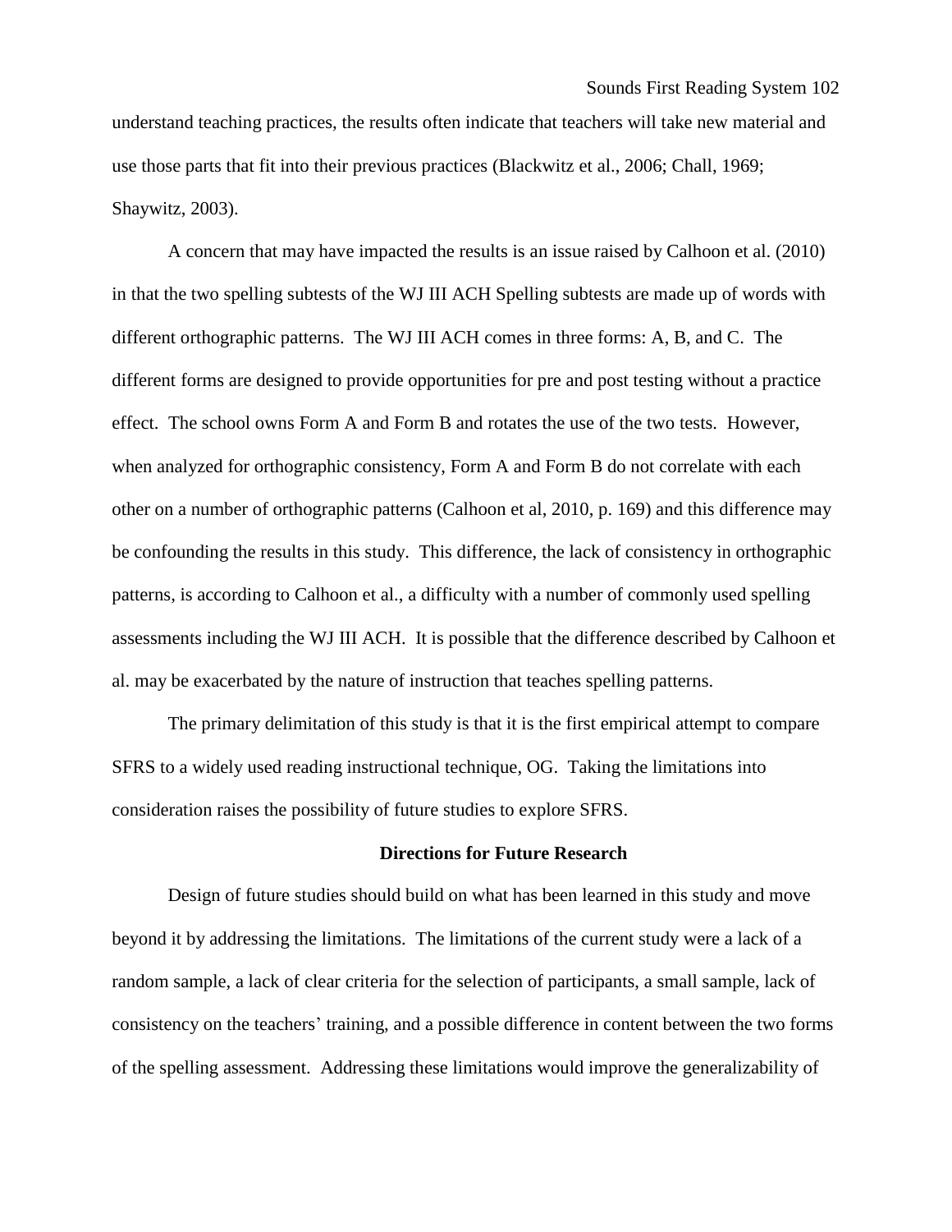understand teaching practices, the results often indicate that teachers will take new material and use those parts that fit into their previous practices (Blackwitz et al., 2006; Chall, 1969; Shaywitz, 2003).

A concern that may have impacted the results is an issue raised by Calhoon et al. (2010) in that the two spelling subtests of the WJ III ACH Spelling subtests are made up of words with different orthographic patterns. The WJ III ACH comes in three forms: A, B, and C. The different forms are designed to provide opportunities for pre and post testing without a practice effect. The school owns Form A and Form B and rotates the use of the two tests. However, when analyzed for orthographic consistency, Form A and Form B do not correlate with each other on a number of orthographic patterns (Calhoon et al, 2010, p. 169) and this difference may be confounding the results in this study. This difference, the lack of consistency in orthographic patterns, is according to Calhoon et al., a difficulty with a number of commonly used spelling assessments including the WJ III ACH. It is possible that the difference described by Calhoon et al. may be exacerbated by the nature of instruction that teaches spelling patterns.

The primary delimitation of this study is that it is the first empirical attempt to compare SFRS to a widely used reading instructional technique, OG. Taking the limitations into consideration raises the possibility of future studies to explore SFRS.

## Directions for Future Research

Design of future studies should build on what has been learned in this study and move beyond it by addressing the limitations. The limitations of the current study were a lack of a random sample, a lack of clear criteria for the selection of participants, a small sample, lack of consistency on the teachers' training, and a possible difference in content between the two forms of the spelling assessment. Addressing these limitations would improve the generalizability of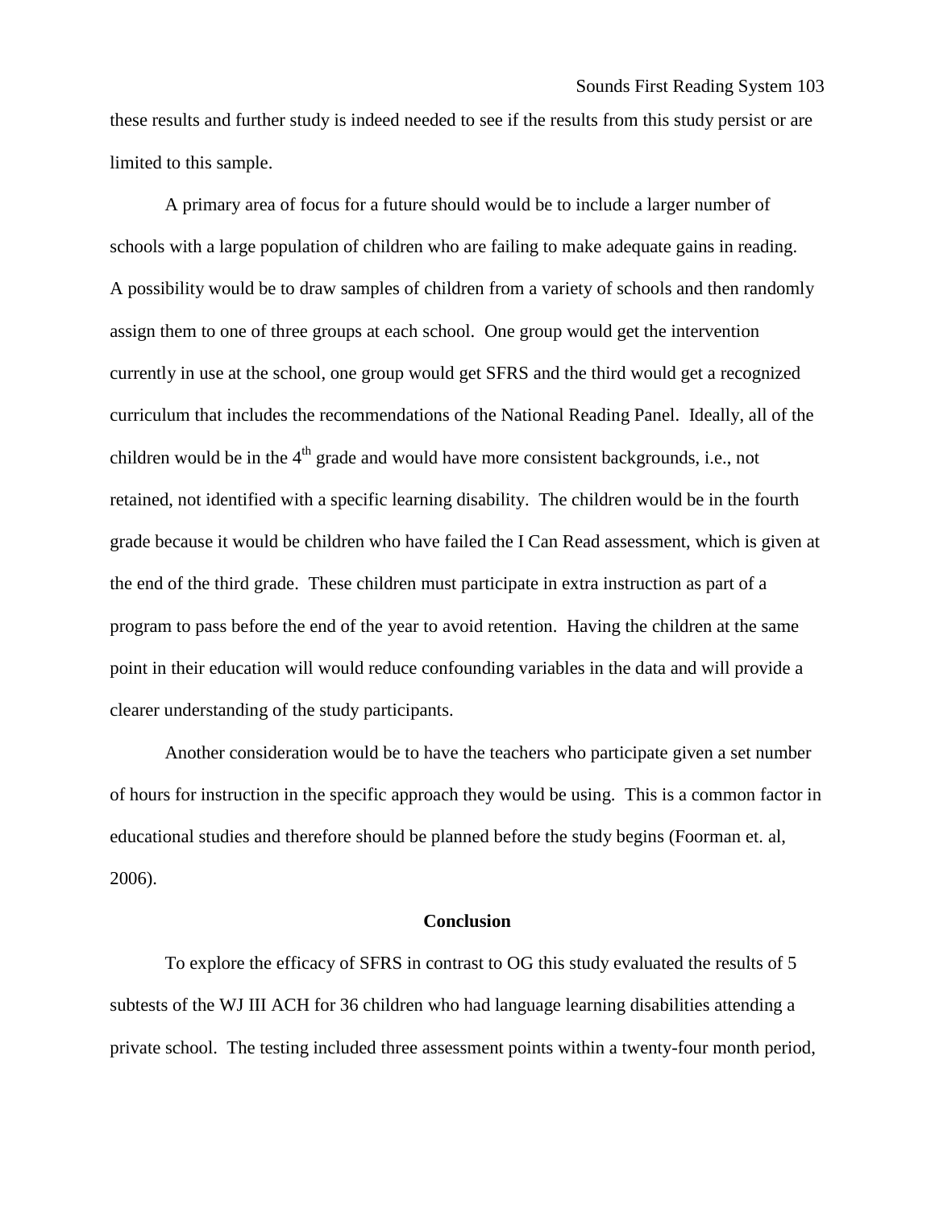these results and further study is indeed needed to see if the results from this study persist or are limited to this sample.

A primary area of focus for a future should would be to include a larger number of schools with a large population of children who are failing to make adequate gains in reading. A possibility would be to draw samples of children from a variety of schools and then randomly assign them to one of three groups at each school. One group would get the intervention currently in use at the school, one group would get SFRS and the third would get a recognized curriculum that includes the recommendations of the National Reading Panel. Ideally, all of the children would be in the 4th grade and would have more consistent backgrounds, i.e., not retained, not identified with a specific learning disability. The children would be in the fourth grade because it would be children who have failed the I Can Read assessment, which is given at the end of the third grade. These children must participate in extra instruction as part of a program to pass before the end of the year to avoid retention. Having the children at the same point in their education will would reduce confounding variables in the data and will provide a clearer understanding of the study participants.

Another consideration would be to have the teachers who participate given a set number of hours for instruction in the specific approach they would be using. This is a common factor in educational studies and therefore should be planned before the study begins (Foorman et. al, 2006).

## Conclusion

To explore the efficacy of SFRS in contrast to OG this study evaluated the results of 5 subtests of the WJ III ACH for 36 children who had language learning disabilities attending a private school. The testing included three assessment points within a twenty-four month period,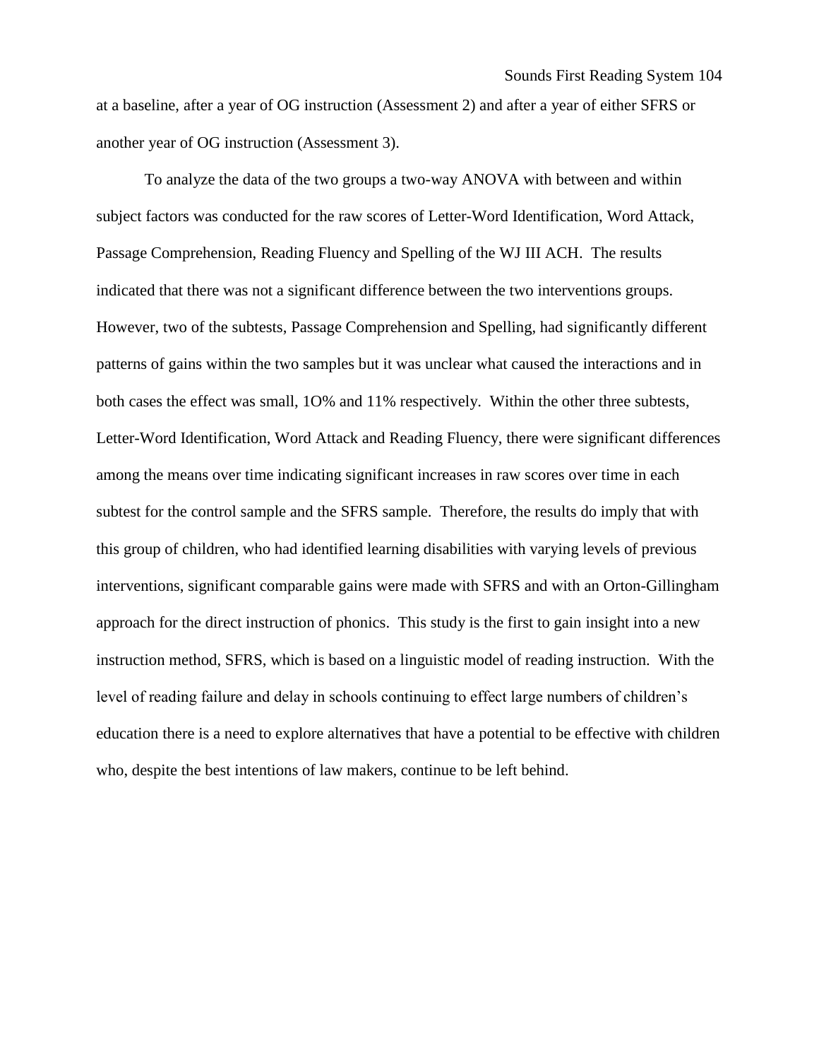at a baseline, after a year of OG instruction (Assessment 2) and after a year of either SFRS or another year of OG instruction (Assessment 3).

To analyze the data of the two groups a two-way ANOVA with between and within subject factors was conducted for the raw scores of Letter-Word Identification, Word Attack, Passage Comprehension, Reading Fluency and Spelling of the WJ III ACH. The results indicated that there was not a significant difference between the two interventions groups. However, two of the subtests, Passage Comprehension and Spelling, had significantly different patterns of gains within the two samples but it was unclear what caused the interactions and in both cases the effect was small, 1O% and 11% respectively. Within the other three subtests, Letter-Word Identification, Word Attack and Reading Fluency, there were significant differences among the means over time indicating significant increases in raw scores over time in each subtest for the control sample and the SFRS sample. Therefore, the results do imply that with this group of children, who had identified learning disabilities with varying levels of previous interventions, significant comparable gains were made with SFRS and with an Orton-Gillingham approach for the direct instruction of phonics. This study is the first to gain insight into a new instruction method, SFRS, which is based on a linguistic model of reading instruction. With the level of reading failure and delay in schools continuing to effect large numbers of children's education there is a need to explore alternatives that have a potential to be effective with children who, despite the best intentions of law makers, continue to be left behind.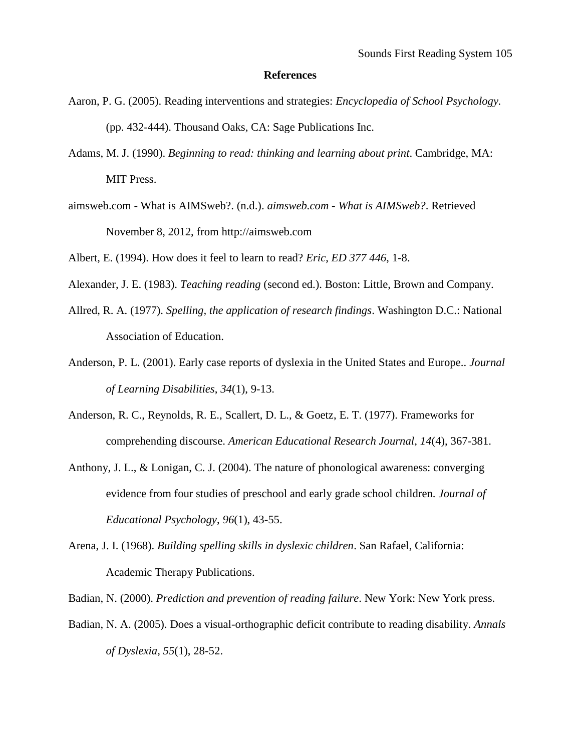**References**

Aaron, P. G. (2005). Reading interventions and strategies: *Encyclopedia of School Psychology.* (pp. 432-444). Thousand Oaks, CA: Sage Publications Inc.

Adams, M. J. (1990). *Beginning to read: thinking and learning about print*. Cambridge, MA: MIT Press.

aimsweb.com - What is AIMSweb?. (n.d.). *aimsweb.com - What is AIMSweb?*. Retrieved November 8, 2012, from http://aimsweb.com

Albert, E. (1994). How does it feel to learn to read? *Eric, ED 377 446*, 1-8.

Alexander, J. E. (1983). *Teaching reading* (second ed.). Boston: Little, Brown and Company.

Allred, R. A. (1977). *Spelling, the application of research findings*. Washington D.C.: National Association of Education.

Anderson, P. L. (2001). Early case reports of dyslexia in the United States and Europe.. *Journal of Learning Disabilities*, *34*(1), 9-13.

Anderson, R. C., Reynolds, R. E., Scallert, D. L., & Goetz, E. T. (1977). Frameworks for comprehending discourse. *American Educational Research Journal*, *14*(4), 367-381.

Anthony, J. L., & Lonigan, C. J. (2004). The nature of phonological awareness: converging evidence from four studies of preschool and early grade school children. *Journal of Educational Psychology*, *96*(1), 43-55.

Arena, J. I. (1968). *Building spelling skills in dyslexic children*. San Rafael, California: Academic Therapy Publications.

Badian, N. (2000). *Prediction and prevention of reading failure*. New York: New York press.

Badian, N. A. (2005). Does a visual-orthographic deficit contribute to reading disability. *Annals of Dyslexia*, *55*(1), 28-52.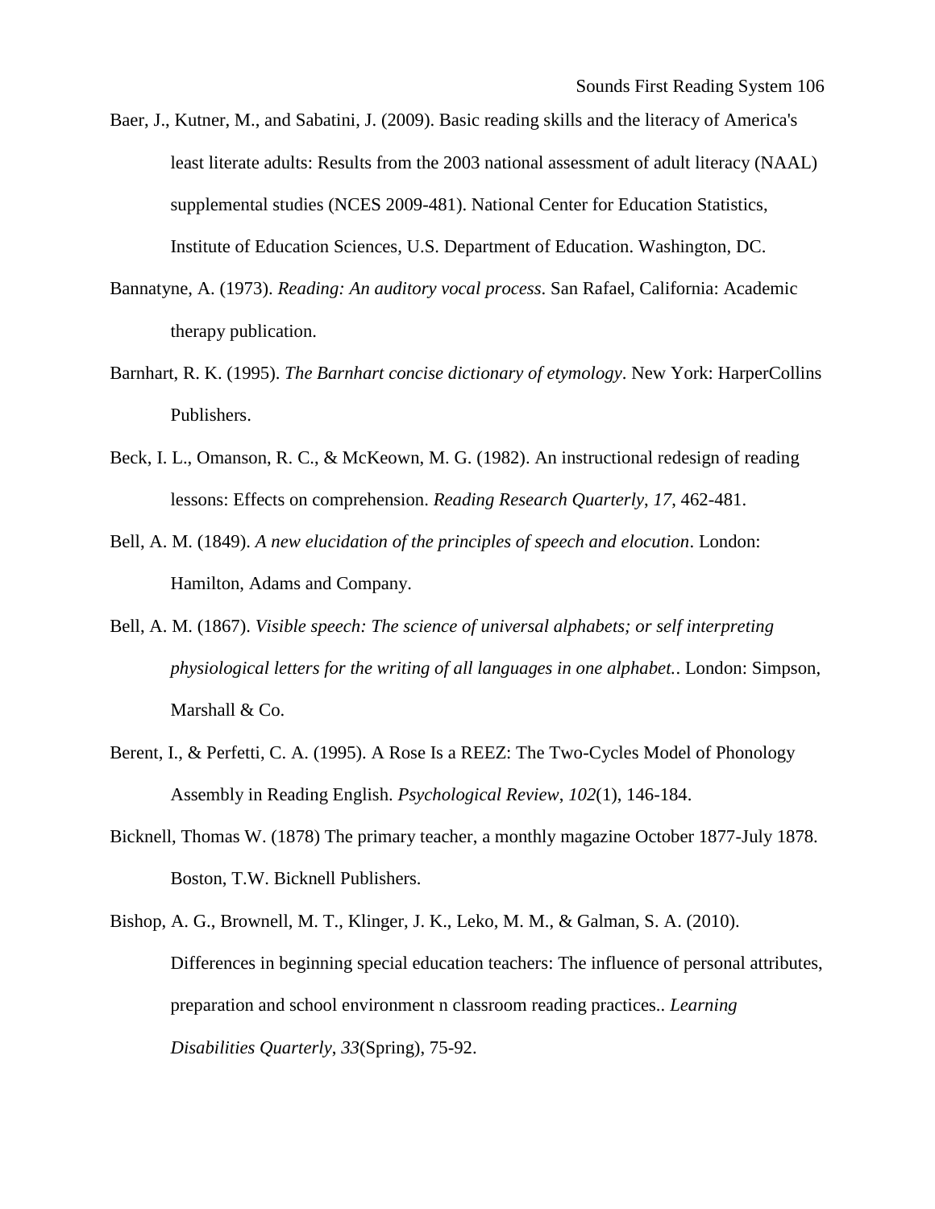Baer, J., Kutner, M., and Sabatini, J. (2009). Basic reading skills and the literacy of America's least literate adults: Results from the 2003 national assessment of adult literacy (NAAL) supplemental studies (NCES 2009-481). National Center for Education Statistics, Institute of Education Sciences, U.S. Department of Education. Washington, DC.

Bannatyne, A. (1973). *Reading: An auditory vocal process*. San Rafael, California: Academic therapy publication.

Barnhart, R. K. (1995). *The Barnhart concise dictionary of etymology*. New York: HarperCollins Publishers.

Beck, I. L., Omanson, R. C., & McKeown, M. G. (1982). An instructional redesign of reading lessons: Effects on comprehension. *Reading Research Quarterly*, *17*, 462-481.

Bell, A. M. (1849). *A new elucidation of the principles of speech and elocution*. London: Hamilton, Adams and Company.

Bell, A. M. (1867). *Visible speech: The science of universal alphabets; or self interpreting physiological letters for the writing of all languages in one alphabet.*. London: Simpson, Marshall & Co.

Berent, I., & Perfetti, C. A. (1995). A Rose Is a REEZ: The Two-Cycles Model of Phonology Assembly in Reading English. *Psychological Review*, *102*(1), 146-184.

Bicknell, Thomas W. (1878) The primary teacher, a monthly magazine October 1877-July 1878. Boston, T.W. Bicknell Publishers.

Bishop, A. G., Brownell, M. T., Klinger, J. K., Leko, M. M., & Galman, S. A. (2010). Differences in beginning special education teachers: The influence of personal attributes, preparation and school environment n classroom reading practices.. *Learning Disabilities Quarterly*, *33*(Spring), 75-92.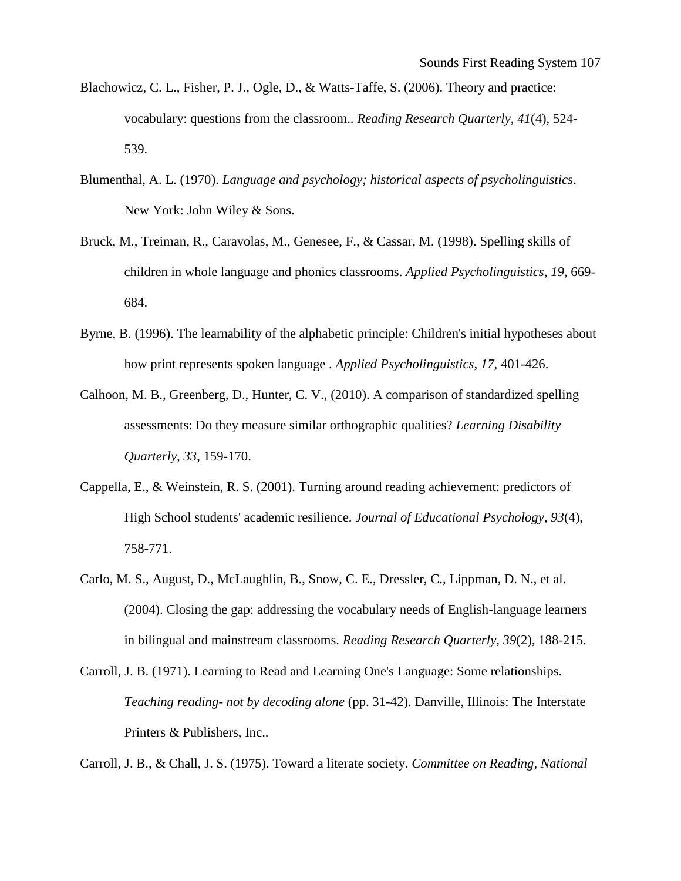Blachowicz, C. L., Fisher, P. J., Ogle, D., & Watts-Taffe, S. (2006). Theory and practice: vocabulary: questions from the classroom.. *Reading Research Quarterly*, *41*(4), 524-539.

Blumenthal, A. L. (1970). *Language and psychology; historical aspects of psycholinguistics*. New York: John Wiley & Sons.

Bruck, M., Treiman, R., Caravolas, M., Genesee, F., & Cassar, M. (1998). Spelling skills of children in whole language and phonics classrooms. *Applied Psycholinguistics*, *19*, 669-684.

Byrne, B. (1996). The learnability of the alphabetic principle: Children's initial hypotheses about how print represents spoken language . *Applied Psycholinguistics*, *17*, 401-426.

Calhoon, M. B., Greenberg, D., Hunter, C. V., (2010). A comparison of standardized spelling assessments: Do they measure similar orthographic qualities? *Learning Disability Quarterly, 33*, 159-170.

Cappella, E., & Weinstein, R. S. (2001). Turning around reading achievement: predictors of High School students' academic resilience. *Journal of Educational Psychology*, *93*(4), 758-771.

Carlo, M. S., August, D., McLaughlin, B., Snow, C. E., Dressler, C., Lippman, D. N., et al. (2004). Closing the gap: addressing the vocabulary needs of English-language learners in bilingual and mainstream classrooms. *Reading Research Quarterly*, *39*(2), 188-215.

Carroll, J. B. (1971). Learning to Read and Learning One's Language: Some relationships. *Teaching reading- not by decoding alone* (pp. 31-42). Danville, Illinois: The Interstate Printers & Publishers, Inc..

Carroll, J. B., & Chall, J. S. (1975). Toward a literate society. *Committee on Reading, National*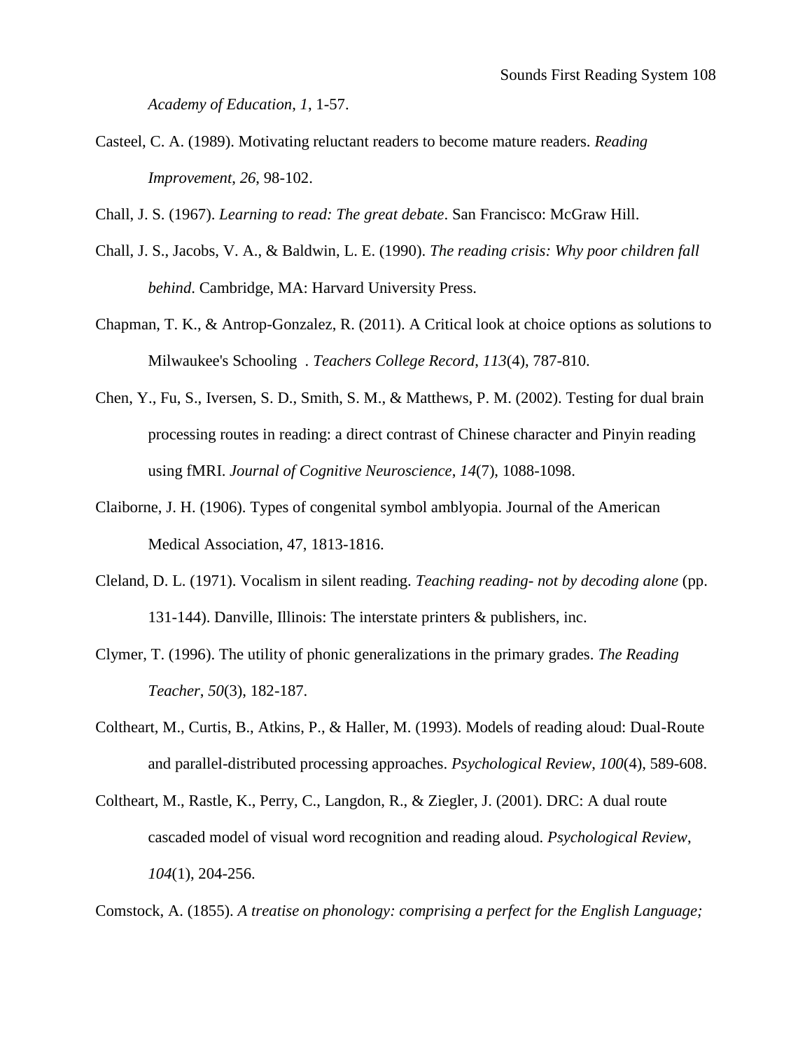*Academy of Education*, *1*, 1-57.

Casteel, C. A. (1989). Motivating reluctant readers to become mature readers. *Reading Improvement*, *26*, 98-102.

Chall, J. S. (1967). *Learning to read: The great debate*. San Francisco: McGraw Hill.

Chall, J. S., Jacobs, V. A., & Baldwin, L. E. (1990). *The reading crisis: Why poor children fall behind*. Cambridge, MA: Harvard University Press.

Chapman, T. K., & Antrop-Gonzalez, R. (2011). A Critical look at choice options as solutions to Milwaukee's Schooling . *Teachers College Record*, *113*(4), 787-810.

Chen, Y., Fu, S., Iversen, S. D., Smith, S. M., & Matthews, P. M. (2002). Testing for dual brain processing routes in reading: a direct contrast of Chinese character and Pinyin reading using fMRI. *Journal of Cognitive Neuroscience*, *14*(7), 1088-1098.

Claiborne, J. H. (1906). Types of congenital symbol amblyopia. Journal of the American Medical Association, 47, 1813-1816.

Cleland, D. L. (1971). Vocalism in silent reading. *Teaching reading- not by decoding alone* (pp. 131-144). Danville, Illinois: The interstate printers & publishers, inc.

Clymer, T. (1996). The utility of phonic generalizations in the primary grades. *The Reading Teacher*, *50*(3), 182-187.

Coltheart, M., Curtis, B., Atkins, P., & Haller, M. (1993). Models of reading aloud: Dual-Route and parallel-distributed processing approaches. *Psychological Review*, *100*(4), 589-608.

Coltheart, M., Rastle, K., Perry, C., Langdon, R., & Ziegler, J. (2001). DRC: A dual route cascaded model of visual word recognition and reading aloud. *Psychological Review*, *104*(1), 204-256.

Comstock, A. (1855). *A treatise on phonology: comprising a perfect for the English Language;*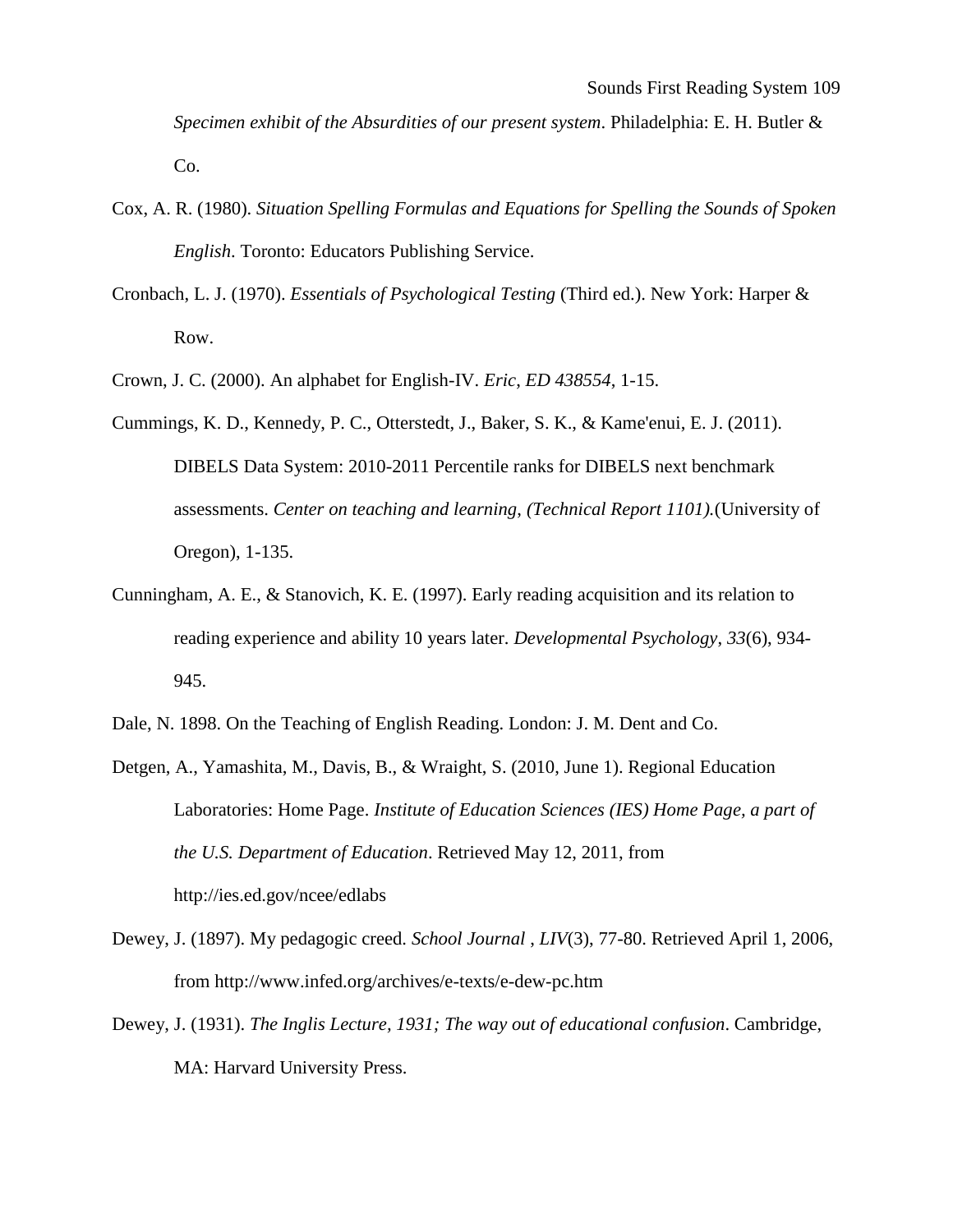*Specimen exhibit of the Absurdities of our present system*. Philadelphia: E. H. Butler & Co.

Cox, A. R. (1980). *Situation Spelling Formulas and Equations for Spelling the Sounds of Spoken English*. Toronto: Educators Publishing Service.

Cronbach, L. J. (1970). *Essentials of Psychological Testing* (Third ed.). New York: Harper & Row.

Crown, J. C. (2000). An alphabet for English-IV. *Eric*, *ED 438554*, 1-15.

Cummings, K. D., Kennedy, P. C., Otterstedt, J., Baker, S. K., & Kame'enui, E. J. (2011). DIBELS Data System: 2010-2011 Percentile ranks for DIBELS next benchmark assessments. *Center on teaching and learning*, *(Technical Report 1101).*(University of Oregon), 1-135.

Cunningham, A. E., & Stanovich, K. E. (1997). Early reading acquisition and its relation to reading experience and ability 10 years later. *Developmental Psychology*, *33*(6), 934-945.

Dale, N. 1898. On the Teaching of English Reading. London: J. M. Dent and Co.

Detgen, A., Yamashita, M., Davis, B., & Wraight, S. (2010, June 1). Regional Education Laboratories: Home Page. *Institute of Education Sciences (IES) Home Page, a part of the U.S. Department of Education*. Retrieved May 12, 2011, from http://ies.ed.gov/ncee/edlabs

Dewey, J. (1897). My pedagogic creed. *School Journal* , *LIV*(3), 77-80. Retrieved April 1, 2006, from http://www.infed.org/archives/e-texts/e-dew-pc.htm

Dewey, J. (1931). *The Inglis Lecture, 1931; The way out of educational confusion*. Cambridge, MA: Harvard University Press.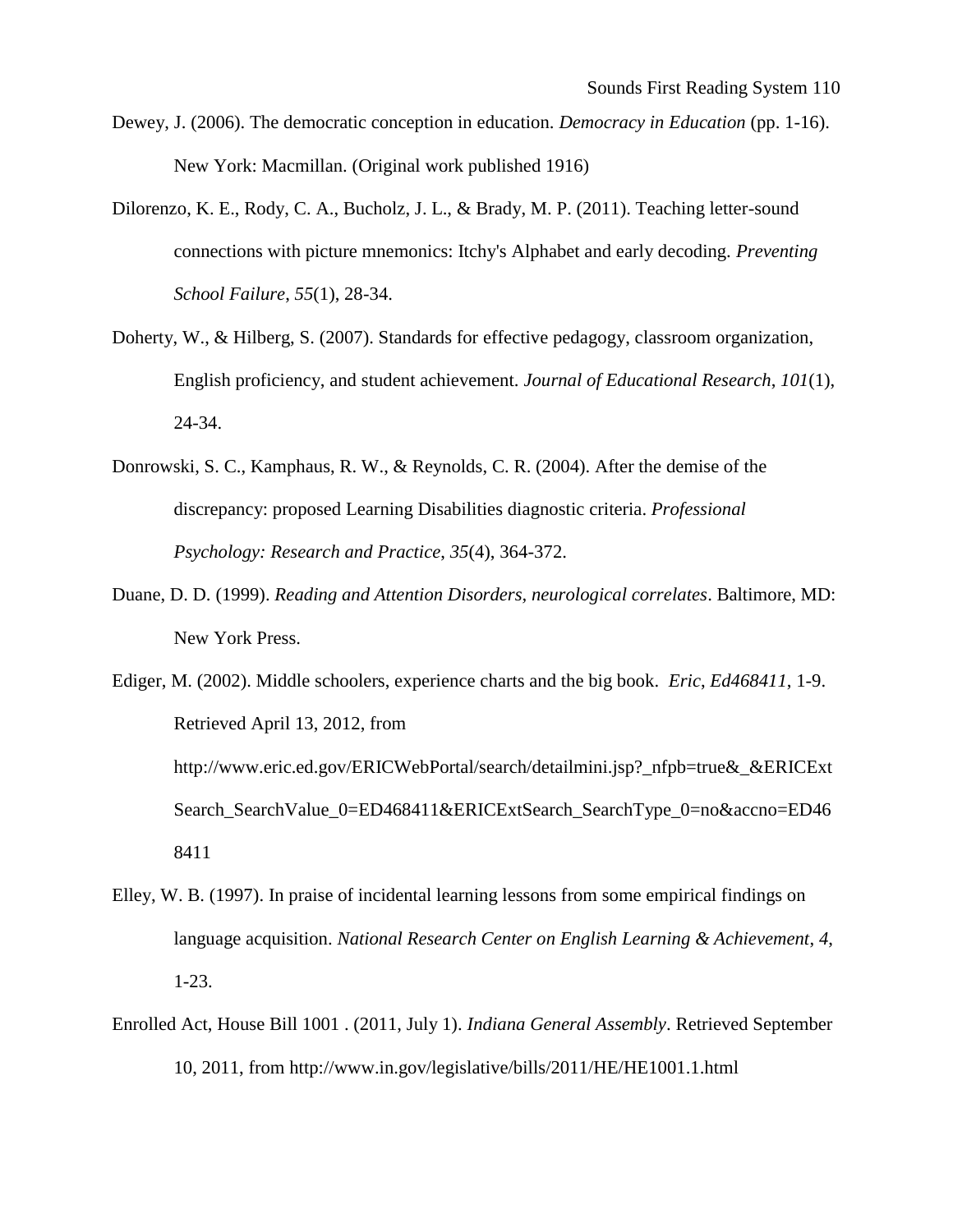Dewey, J. (2006). The democratic conception in education. *Democracy in Education* (pp. 1-16). New York: Macmillan. (Original work published 1916)

Dilorenzo, K. E., Rody, C. A., Bucholz, J. L., & Brady, M. P. (2011). Teaching letter-sound connections with picture mnemonics: Itchy's Alphabet and early decoding. *Preventing School Failure*, *55*(1), 28-34.

Doherty, W., & Hilberg, S. (2007). Standards for effective pedagogy, classroom organization, English proficiency, and student achievement. *Journal of Educational Research*, *101*(1), 24-34.

Donrowski, S. C., Kamphaus, R. W., & Reynolds, C. R. (2004). After the demise of the discrepancy: proposed Learning Disabilities diagnostic criteria. *Professional Psychology: Research and Practice*, *35*(4), 364-372.

Duane, D. D. (1999). *Reading and Attention Disorders, neurological correlates*. Baltimore, MD: New York Press.

Ediger, M. (2002). Middle schoolers, experience charts and the big book. *Eric*, *Ed468411*, 1-9. Retrieved April 13, 2012, from http://www.eric.ed.gov/ERICWebPortal/search/detailmini.jsp?_nfpb=true&_&ERICExtSearch_SearchValue_0=ED468411&ERICExtSearch_SearchType_0=no&accno=ED468411

Elley, W. B. (1997). In praise of incidental learning lessons from some empirical findings on language acquisition. *National Research Center on English Learning & Achievement*, *4*, 1-23.

Enrolled Act, House Bill 1001 . (2011, July 1). *Indiana General Assembly*. Retrieved September 10, 2011, from http://www.in.gov/legislative/bills/2011/HE/HE1001.1.html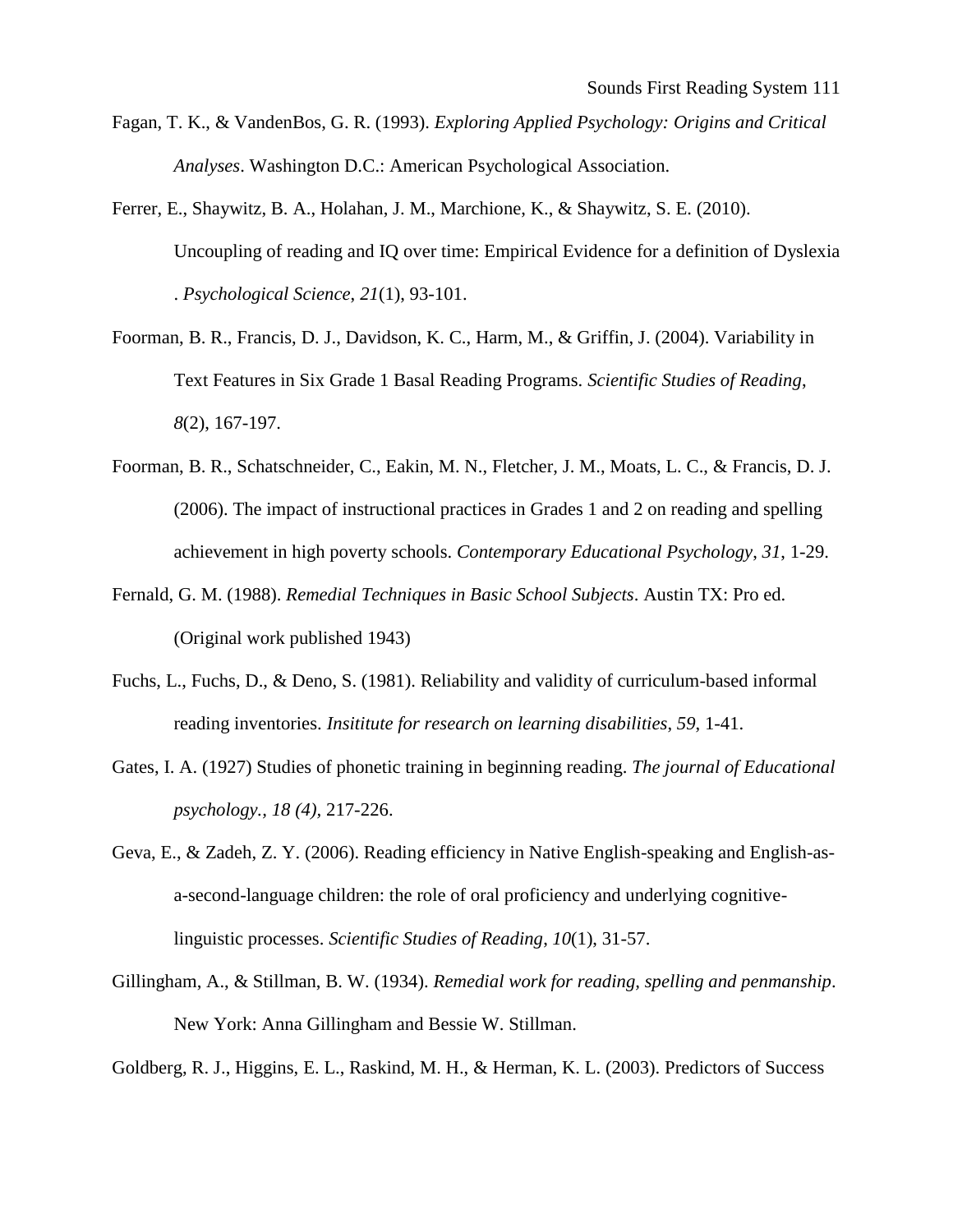Fagan, T. K., & VandenBos, G. R. (1993). *Exploring Applied Psychology: Origins and Critical Analyses*. Washington D.C.: American Psychological Association.

Ferrer, E., Shaywitz, B. A., Holahan, J. M., Marchione, K., & Shaywitz, S. E. (2010). Uncoupling of reading and IQ over time: Empirical Evidence for a definition of Dyslexia . *Psychological Science*, *21*(1), 93-101.

Foorman, B. R., Francis, D. J., Davidson, K. C., Harm, M., & Griffin, J. (2004). Variability in Text Features in Six Grade 1 Basal Reading Programs. *Scientific Studies of Reading*, *8*(2), 167-197.

Foorman, B. R., Schatschneider, C., Eakin, M. N., Fletcher, J. M., Moats, L. C., & Francis, D. J. (2006). The impact of instructional practices in Grades 1 and 2 on reading and spelling achievement in high poverty schools. *Contemporary Educational Psychology*, *31*, 1-29.

Fernald, G. M. (1988). *Remedial Techniques in Basic School Subjects*. Austin TX: Pro ed. (Original work published 1943)

Fuchs, L., Fuchs, D., & Deno, S. (1981). Reliability and validity of curriculum-based informal reading inventories. *Insititute for research on learning disabilities*, *59*, 1-41.

Gates, I. A. (1927) Studies of phonetic training in beginning reading. *The journal of Educational psychology., 18 (4)*, 217-226.

Geva, E., & Zadeh, Z. Y. (2006). Reading efficiency in Native English-speaking and English-as-a-second-language children: the role of oral proficiency and underlying cognitive-linguistic processes. *Scientific Studies of Reading*, *10*(1), 31-57.

Gillingham, A., & Stillman, B. W. (1934). *Remedial work for reading, spelling and penmanship*. New York: Anna Gillingham and Bessie W. Stillman.

Goldberg, R. J., Higgins, E. L., Raskind, M. H., & Herman, K. L. (2003). Predictors of Success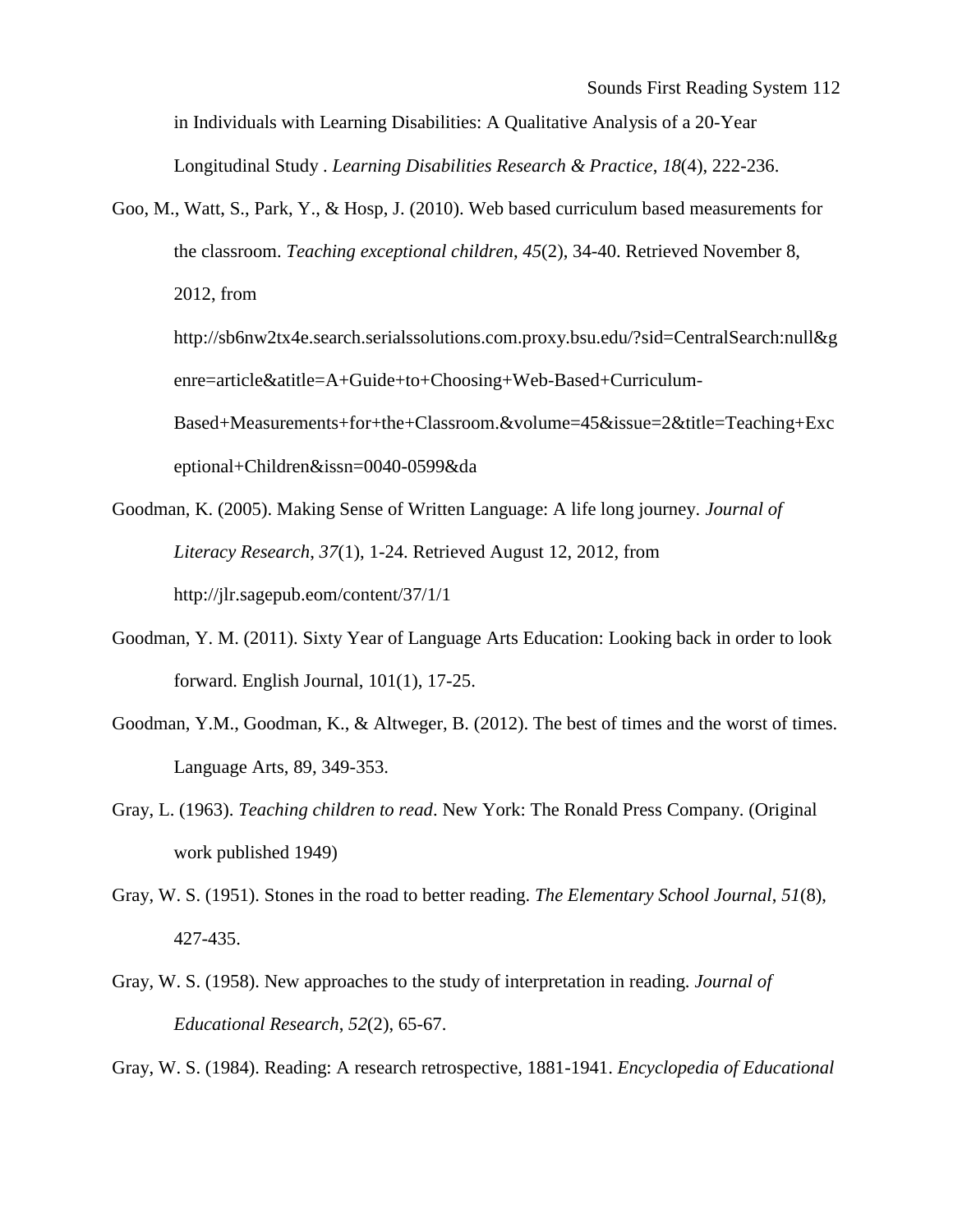in Individuals with Learning Disabilities: A Qualitative Analysis of a 20-Year Longitudinal Study . *Learning Disabilities Research & Practice*, *18*(4), 222-236.

Goo, M., Watt, S., Park, Y., & Hosp, J. (2010). Web based curriculum based measurements for the classroom. *Teaching exceptional children*, *45*(2), 34-40. Retrieved November 8, 2012, from http://sb6nw2tx4e.search.serialssolutions.com.proxy.bsu.edu/?sid=CentralSearch:null&genre=article&atitle=A+Guide+to+Choosing+Web-Based+Curriculum-Based+Measurements+for+the+Classroom.&volume=45&issue=2&title=Teaching+Exceptional+Children&issn=0040-0599&da

Goodman, K. (2005). Making Sense of Written Language: A life long journey. *Journal of Literacy Research*, *37*(1), 1-24. Retrieved August 12, 2012, from http://jlr.sagepub.eom/content/37/1/1

Goodman, Y. M. (2011). Sixty Year of Language Arts Education: Looking back in order to look forward. English Journal, 101(1), 17-25.

Goodman, Y.M., Goodman, K., & Altweger, B. (2012). The best of times and the worst of times. Language Arts, 89, 349-353.

Gray, L. (1963). *Teaching children to read*. New York: The Ronald Press Company. (Original work published 1949)

Gray, W. S. (1951). Stones in the road to better reading. *The Elementary School Journal*, *51*(8), 427-435.

Gray, W. S. (1958). New approaches to the study of interpretation in reading. *Journal of Educational Research*, *52*(2), 65-67.

Gray, W. S. (1984). Reading: A research retrospective, 1881-1941. *Encyclopedia of Educational*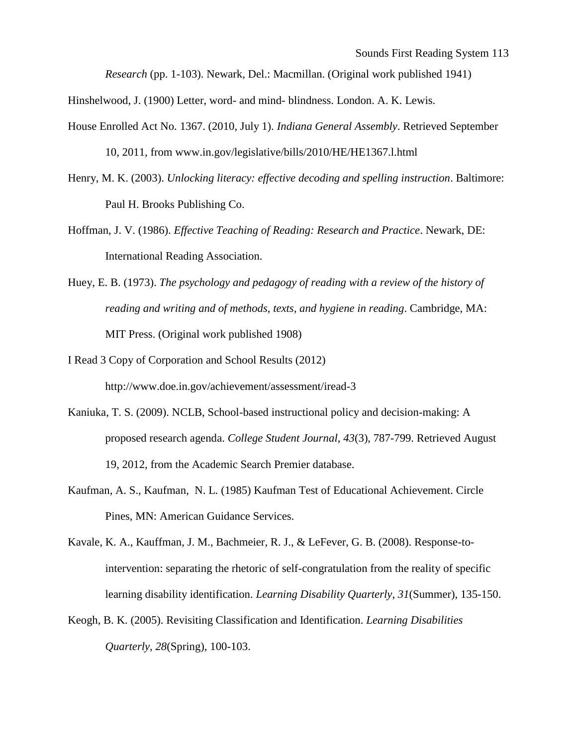*Research* (pp. 1-103). Newark, Del.: Macmillan. (Original work published 1941)

Hinshelwood, J. (1900) Letter, word- and mind- blindness. London. A. K. Lewis.

House Enrolled Act No. 1367. (2010, July 1). *Indiana General Assembly*. Retrieved September 10, 2011, from www.in.gov/legislative/bills/2010/HE/HE1367.l.html

Henry, M. K. (2003). *Unlocking literacy: effective decoding and spelling instruction*. Baltimore: Paul H. Brooks Publishing Co.

Hoffman, J. V. (1986). *Effective Teaching of Reading: Research and Practice*. Newark, DE: International Reading Association.

Huey, E. B. (1973). *The psychology and pedagogy of reading with a review of the history of reading and writing and of methods, texts, and hygiene in reading*. Cambridge, MA: MIT Press. (Original work published 1908)

I Read 3 Copy of Corporation and School Results (2012) http://www.doe.in.gov/achievement/assessment/iread-3

Kaniuka, T. S. (2009). NCLB, School-based instructional policy and decision-making: A proposed research agenda. *College Student Journal*, *43*(3), 787-799. Retrieved August 19, 2012, from the Academic Search Premier database.

Kaufman, A. S., Kaufman, N. L. (1985) Kaufman Test of Educational Achievement. Circle Pines, MN: American Guidance Services.

Kavale, K. A., Kauffman, J. M., Bachmeier, R. J., & LeFever, G. B. (2008). Response-to-intervention: separating the rhetoric of self-congratulation from the reality of specific learning disability identification. *Learning Disability Quarterly*, *31*(Summer), 135-150.

Keogh, B. K. (2005). Revisiting Classification and Identification. *Learning Disabilities Quarterly*, *28*(Spring), 100-103.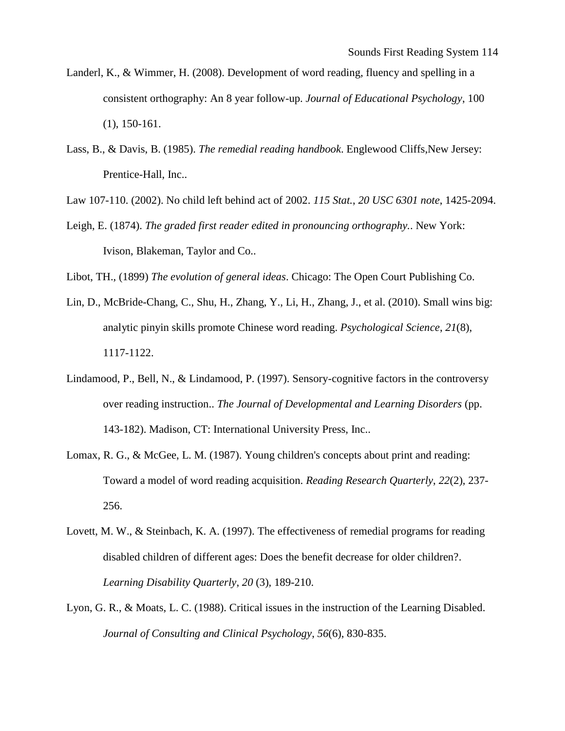Landerl, K., & Wimmer, H. (2008). Development of word reading, fluency and spelling in a consistent orthography: An 8 year follow-up. *Journal of Educational Psychology*, 100 (1), 150-161.

Lass, B., & Davis, B. (1985). *The remedial reading handbook*. Englewood Cliffs,New Jersey: Prentice-Hall, Inc..

Law 107-110. (2002). No child left behind act of 2002. *115 Stat.*, *20 USC 6301 note*, 1425-2094.

Leigh, E. (1874). *The graded first reader edited in pronouncing orthography.*. New York: Ivison, Blakeman, Taylor and Co..

Libot, TH., (1899) *The evolution of general ideas*. Chicago: The Open Court Publishing Co.

Lin, D., McBride-Chang, C., Shu, H., Zhang, Y., Li, H., Zhang, J., et al. (2010). Small wins big: analytic pinyin skills promote Chinese word reading. *Psychological Science*, *21*(8), 1117-1122.

Lindamood, P., Bell, N., & Lindamood, P. (1997). Sensory-cognitive factors in the controversy over reading instruction.. *The Journal of Developmental and Learning Disorders* (pp. 143-182). Madison, CT: International University Press, Inc..

Lomax, R. G., & McGee, L. M. (1987). Young children's concepts about print and reading: Toward a model of word reading acquisition. *Reading Research Quarterly*, *22*(2), 237-256.

Lovett, M. W., & Steinbach, K. A. (1997). The effectiveness of remedial programs for reading disabled children of different ages: Does the benefit decrease for older children?. *Learning Disability Quarterly*, *20* (3), 189-210.

Lyon, G. R., & Moats, L. C. (1988). Critical issues in the instruction of the Learning Disabled. *Journal of Consulting and Clinical Psychology*, *56*(6), 830-835.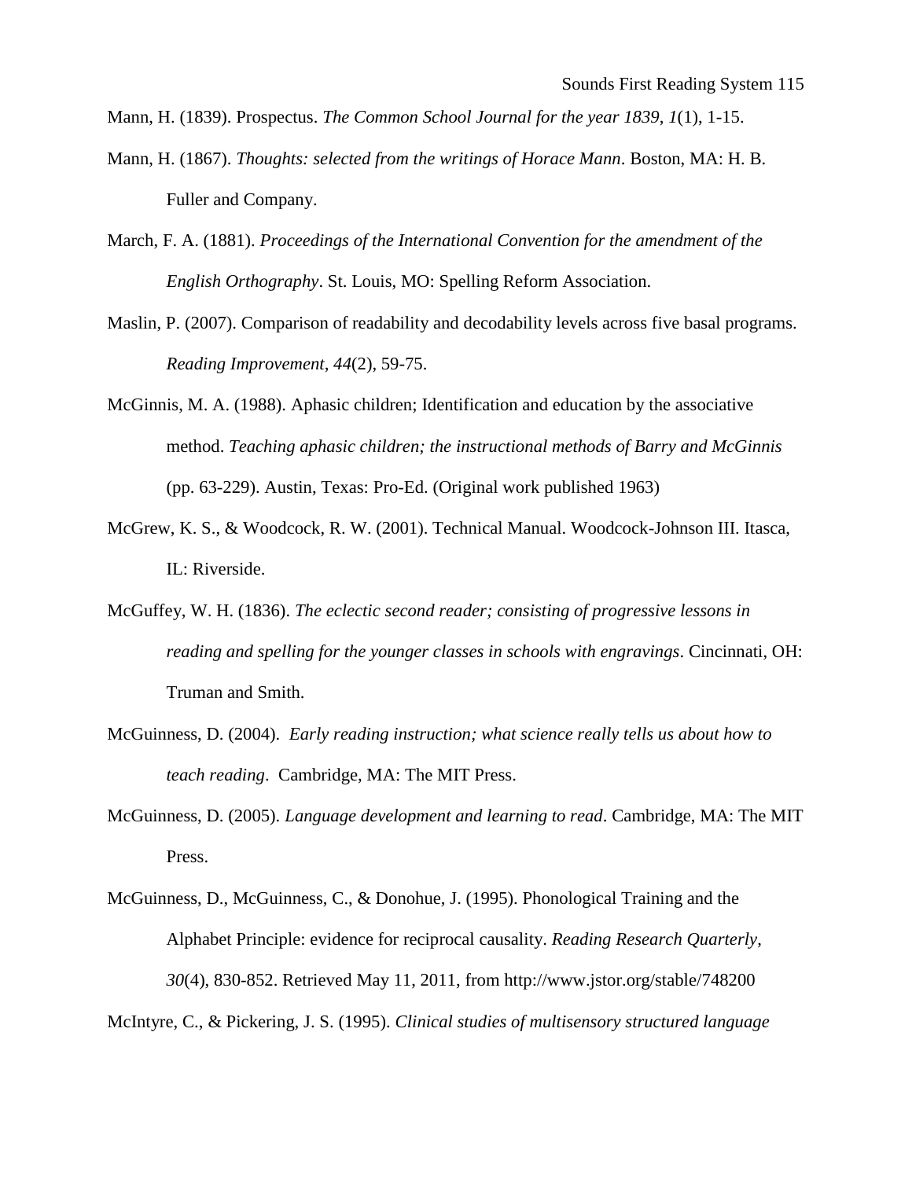Mann, H. (1839). Prospectus. *The Common School Journal for the year 1839*, *1*(1), 1-15.

Mann, H. (1867). *Thoughts: selected from the writings of Horace Mann*. Boston, MA: H. B. Fuller and Company.

March, F. A. (1881). *Proceedings of the International Convention for the amendment of the English Orthography*. St. Louis, MO: Spelling Reform Association.

Maslin, P. (2007). Comparison of readability and decodability levels across five basal programs. *Reading Improvement*, *44*(2), 59-75.

McGinnis, M. A. (1988). Aphasic children; Identification and education by the associative method. *Teaching aphasic children; the instructional methods of Barry and McGinnis* (pp. 63-229). Austin, Texas: Pro-Ed. (Original work published 1963)

McGrew, K. S., & Woodcock, R. W. (2001). Technical Manual. Woodcock-Johnson III. Itasca, IL: Riverside.

McGuffey, W. H. (1836). *The eclectic second reader; consisting of progressive lessons in reading and spelling for the younger classes in schools with engravings*. Cincinnati, OH: Truman and Smith.

McGuinness, D. (2004). *Early reading instruction; what science really tells us about how to teach reading*. Cambridge, MA: The MIT Press.

McGuinness, D. (2005). *Language development and learning to read*. Cambridge, MA: The MIT Press.

McGuinness, D., McGuinness, C., & Donohue, J. (1995). Phonological Training and the Alphabet Principle: evidence for reciprocal causality. *Reading Research Quarterly*, *30*(4), 830-852. Retrieved May 11, 2011, from http://www.jstor.org/stable/748200

McIntyre, C., & Pickering, J. S. (1995). *Clinical studies of multisensory structured language*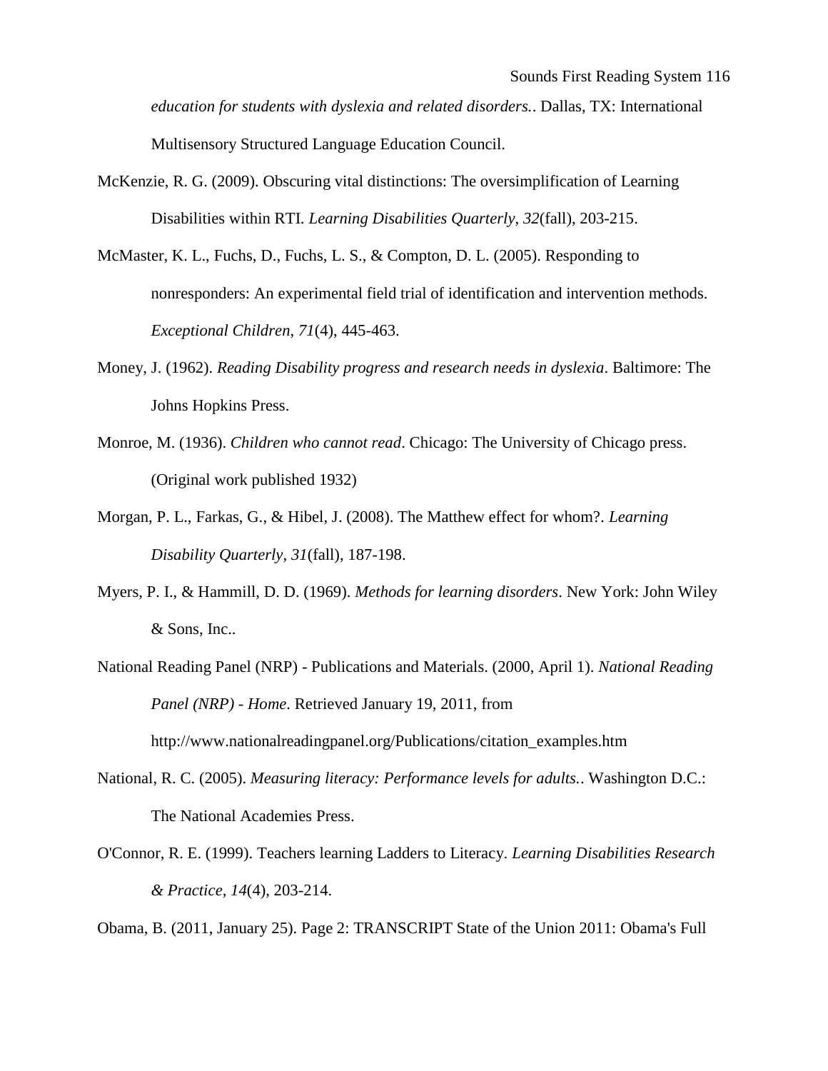*education for students with dyslexia and related disorders.*. Dallas, TX: International Multisensory Structured Language Education Council.

McKenzie, R. G. (2009). Obscuring vital distinctions: The oversimplification of Learning Disabilities within RTI. *Learning Disabilities Quarterly*, *32*(fall), 203-215.

McMaster, K. L., Fuchs, D., Fuchs, L. S., & Compton, D. L. (2005). Responding to nonresponders: An experimental field trial of identification and intervention methods. *Exceptional Children*, *71*(4), 445-463.

Money, J. (1962). *Reading Disability progress and research needs in dyslexia*. Baltimore: The Johns Hopkins Press.

Monroe, M. (1936). *Children who cannot read*. Chicago: The University of Chicago press. (Original work published 1932)

Morgan, P. L., Farkas, G., & Hibel, J. (2008). The Matthew effect for whom?. *Learning Disability Quarterly*, *31*(fall), 187-198.

Myers, P. I., & Hammill, D. D. (1969). *Methods for learning disorders*. New York: John Wiley & Sons, Inc..

National Reading Panel (NRP) - Publications and Materials. (2000, April 1). *National Reading Panel (NRP) - Home*. Retrieved January 19, 2011, from http://www.nationalreadingpanel.org/Publications/citation_examples.htm

National, R. C. (2005). *Measuring literacy: Performance levels for adults.*. Washington D.C.: The National Academies Press.

O'Connor, R. E. (1999). Teachers learning Ladders to Literacy. *Learning Disabilities Research & Practice*, *14*(4), 203-214.

Obama, B. (2011, January 25). Page 2: TRANSCRIPT State of the Union 2011: Obama's Full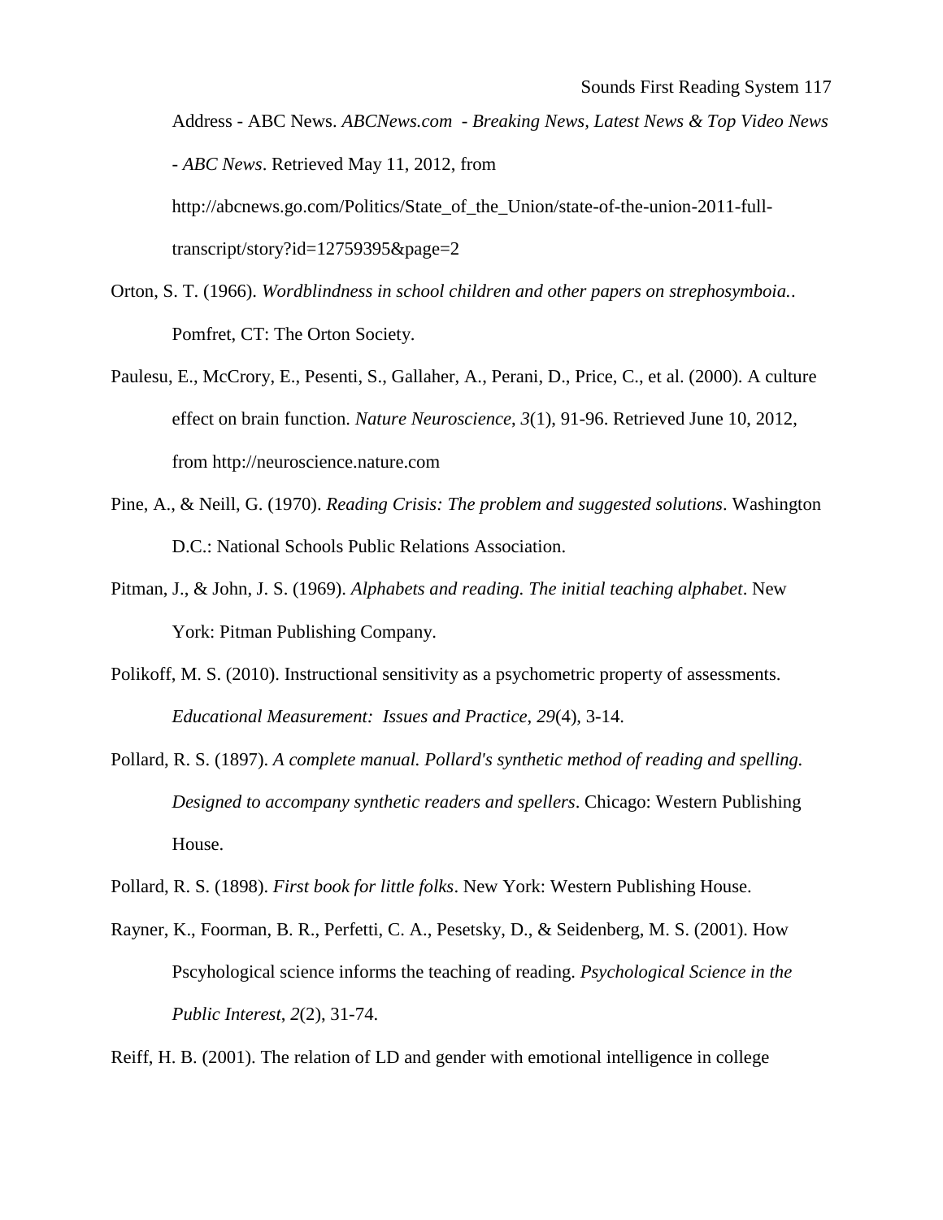Address - ABC News. *ABCNews.com - Breaking News, Latest News & Top Video News - ABC News*. Retrieved May 11, 2012, from http://abcnews.go.com/Politics/State_of_the_Union/state-of-the-union-2011-full-transcript/story?id=12759395&page=2

Orton, S. T. (1966). *Wordblindness in school children and other papers on strephosymboia.*. Pomfret, CT: The Orton Society.

Paulesu, E., McCrory, E., Pesenti, S., Gallaher, A., Perani, D., Price, C., et al. (2000). A culture effect on brain function. *Nature Neuroscience*, *3*(1), 91-96. Retrieved June 10, 2012, from http://neuroscience.nature.com

Pine, A., & Neill, G. (1970). *Reading Crisis: The problem and suggested solutions*. Washington D.C.: National Schools Public Relations Association.

Pitman, J., & John, J. S. (1969). *Alphabets and reading. The initial teaching alphabet*. New York: Pitman Publishing Company.

Polikoff, M. S. (2010). Instructional sensitivity as a psychometric property of assessments. *Educational Measurement: Issues and Practice*, *29*(4), 3-14.

Pollard, R. S. (1897). *A complete manual. Pollard's synthetic method of reading and spelling. Designed to accompany synthetic readers and spellers*. Chicago: Western Publishing House.

Pollard, R. S. (1898). *First book for little folks*. New York: Western Publishing House.

Rayner, K., Foorman, B. R., Perfetti, C. A., Pesetsky, D., & Seidenberg, M. S. (2001). How Pscyhological science informs the teaching of reading. *Psychological Science in the Public Interest*, *2*(2), 31-74.

Reiff, H. B. (2001). The relation of LD and gender with emotional intelligence in college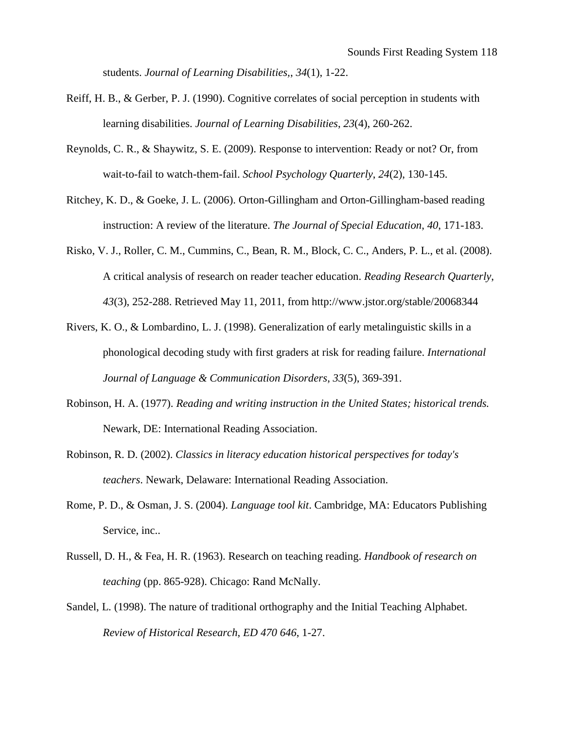students. *Journal of Learning Disabilities*,, *34*(1), 1-22.

Reiff, H. B., & Gerber, P. J. (1990). Cognitive correlates of social perception in students with learning disabilities. *Journal of Learning Disabilities*, *23*(4), 260-262.

Reynolds, C. R., & Shaywitz, S. E. (2009). Response to intervention: Ready or not? Or, from wait-to-fail to watch-them-fail. *School Psychology Quarterly*, *24*(2), 130-145.

Ritchey, K. D., & Goeke, J. L. (2006). Orton-Gillingham and Orton-Gillingham-based reading instruction: A review of the literature. *The Journal of Special Education*, *40*, 171-183.

Risko, V. J., Roller, C. M., Cummins, C., Bean, R. M., Block, C. C., Anders, P. L., et al. (2008). A critical analysis of research on reader teacher education. *Reading Research Quarterly*, *43*(3), 252-288. Retrieved May 11, 2011, from http://www.jstor.org/stable/20068344

Rivers, K. O., & Lombardino, L. J. (1998). Generalization of early metalinguistic skills in a phonological decoding study with first graders at risk for reading failure. *International Journal of Language & Communication Disorders*, *33*(5), 369-391.

Robinson, H. A. (1977). *Reading and writing instruction in the United States; historical trends.* Newark, DE: International Reading Association.

Robinson, R. D. (2002). *Classics in literacy education historical perspectives for today's teachers*. Newark, Delaware: International Reading Association.

Rome, P. D., & Osman, J. S. (2004). *Language tool kit*. Cambridge, MA: Educators Publishing Service, inc..

Russell, D. H., & Fea, H. R. (1963). Research on teaching reading. *Handbook of research on teaching* (pp. 865-928). Chicago: Rand McNally.

Sandel, L. (1998). The nature of traditional orthography and the Initial Teaching Alphabet. *Review of Historical Research*, *ED 470 646*, 1-27.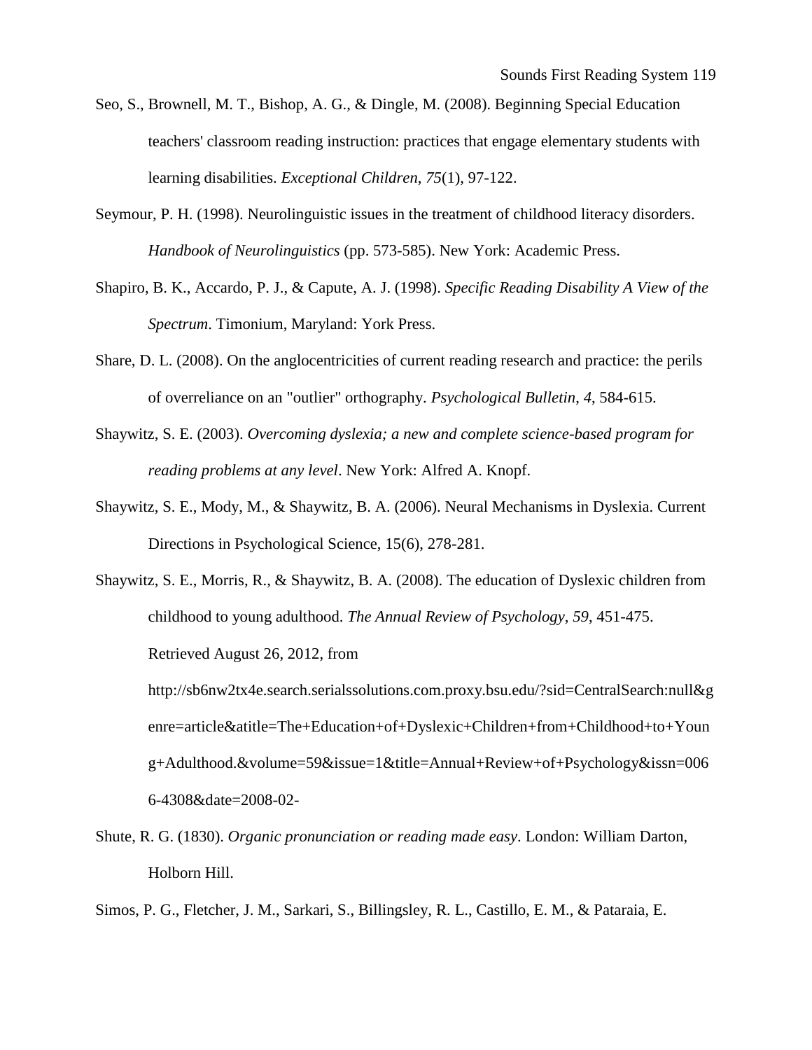Seo, S., Brownell, M. T., Bishop, A. G., & Dingle, M. (2008). Beginning Special Education teachers' classroom reading instruction: practices that engage elementary students with learning disabilities. *Exceptional Children*, *75*(1), 97-122.

Seymour, P. H. (1998). Neurolinguistic issues in the treatment of childhood literacy disorders. *Handbook of Neurolinguistics* (pp. 573-585). New York: Academic Press.

Shapiro, B. K., Accardo, P. J., & Capute, A. J. (1998). *Specific Reading Disability A View of the Spectrum*. Timonium, Maryland: York Press.

Share, D. L. (2008). On the anglocentricities of current reading research and practice: the perils of overreliance on an "outlier" orthography. *Psychological Bulletin*, *4*, 584-615.

Shaywitz, S. E. (2003). *Overcoming dyslexia; a new and complete science-based program for reading problems at any level*. New York: Alfred A. Knopf.

Shaywitz, S. E., Mody, M., & Shaywitz, B. A. (2006). Neural Mechanisms in Dyslexia. Current Directions in Psychological Science, 15(6), 278-281.

Shaywitz, S. E., Morris, R., & Shaywitz, B. A. (2008). The education of Dyslexic children from childhood to young adulthood. *The Annual Review of Psychology*, *59*, 451-475. Retrieved August 26, 2012, from http://sb6nw2tx4e.search.serialssolutions.com.proxy.bsu.edu/?sid=CentralSearch:null&genre=article&atitle=The+Education+of+Dyslexic+Children+from+Childhood+to+Young+Adulthood.&volume=59&issue=1&title=Annual+Review+of+Psychology&issn=0066-4308&date=2008-02-

Shute, R. G. (1830). *Organic pronunciation or reading made easy*. London: William Darton, Holborn Hill.

Simos, P. G., Fletcher, J. M., Sarkari, S., Billingsley, R. L., Castillo, E. M., & Pataraia, E.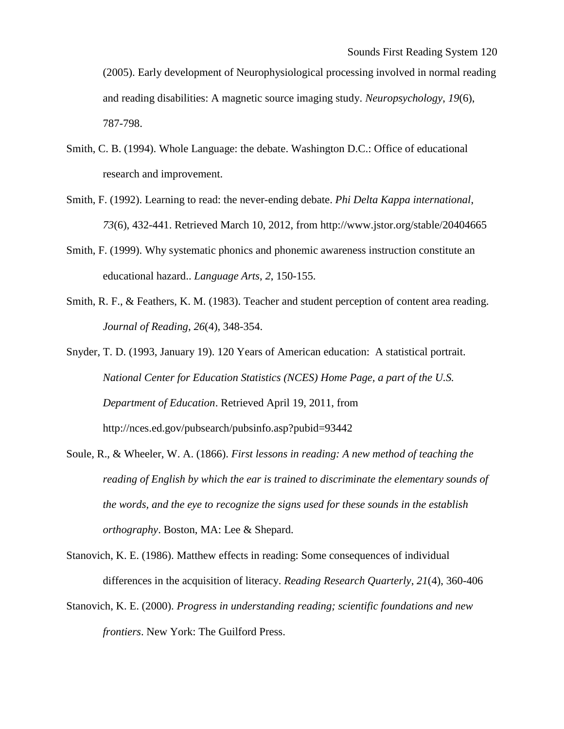(2005). Early development of Neurophysiological processing involved in normal reading and reading disabilities: A magnetic source imaging study. *Neuropsychology*, *19*(6), 787-798.

Smith, C. B. (1994). Whole Language: the debate. Washington D.C.: Office of educational research and improvement.

Smith, F. (1992). Learning to read: the never-ending debate. *Phi Delta Kappa international*, *73*(6), 432-441. Retrieved March 10, 2012, from http://www.jstor.org/stable/20404665

Smith, F. (1999). Why systematic phonics and phonemic awareness instruction constitute an educational hazard.. *Language Arts*, *2*, 150-155.

Smith, R. F., & Feathers, K. M. (1983). Teacher and student perception of content area reading. *Journal of Reading*, *26*(4), 348-354.

Snyder, T. D. (1993, January 19). 120 Years of American education: A statistical portrait. *National Center for Education Statistics (NCES) Home Page, a part of the U.S. Department of Education*. Retrieved April 19, 2011, from http://nces.ed.gov/pubsearch/pubsinfo.asp?pubid=93442

Soule, R., & Wheeler, W. A. (1866). *First lessons in reading: A new method of teaching the reading of English by which the ear is trained to discriminate the elementary sounds of the words, and the eye to recognize the signs used for these sounds in the establish orthography*. Boston, MA: Lee & Shepard.

Stanovich, K. E. (1986). Matthew effects in reading: Some consequences of individual differences in the acquisition of literacy. *Reading Research Quarterly*, *21*(4), 360-406

Stanovich, K. E. (2000). *Progress in understanding reading; scientific foundations and new frontiers*. New York: The Guilford Press.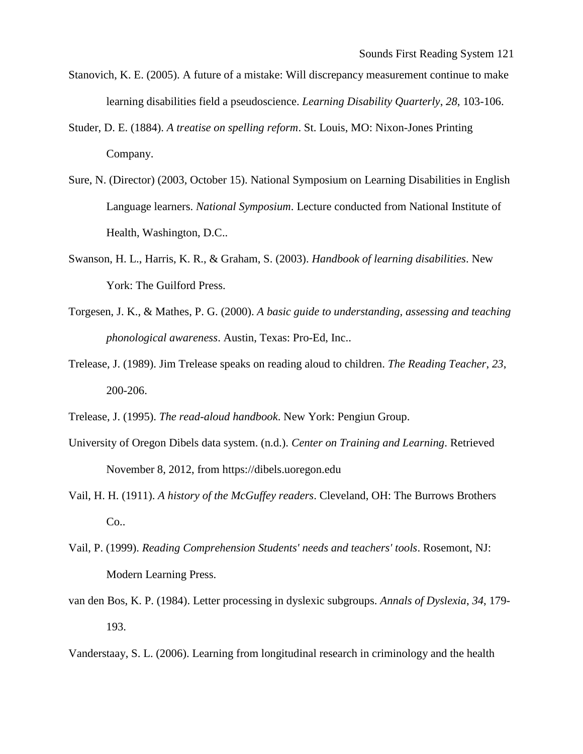Stanovich, K. E. (2005). A future of a mistake: Will discrepancy measurement continue to make learning disabilities field a pseudoscience. *Learning Disability Quarterly*, *28*, 103-106.

Studer, D. E. (1884). *A treatise on spelling reform*. St. Louis, MO: Nixon-Jones Printing Company.

Sure, N. (Director) (2003, October 15). National Symposium on Learning Disabilities in English Language learners. *National Symposium*. Lecture conducted from National Institute of Health, Washington, D.C..

Swanson, H. L., Harris, K. R., & Graham, S. (2003). *Handbook of learning disabilities*. New York: The Guilford Press.

Torgesen, J. K., & Mathes, P. G. (2000). *A basic guide to understanding, assessing and teaching phonological awareness*. Austin, Texas: Pro-Ed, Inc..

Trelease, J. (1989). Jim Trelease speaks on reading aloud to children. *The Reading Teacher*, *23*, 200-206.

Trelease, J. (1995). *The read-aloud handbook*. New York: Pengiun Group.

University of Oregon Dibels data system. (n.d.). *Center on Training and Learning*. Retrieved November 8, 2012, from https://dibels.uoregon.edu

Vail, H. H. (1911). *A history of the McGuffey readers*. Cleveland, OH: The Burrows Brothers Co..

Vail, P. (1999). *Reading Comprehension Students' needs and teachers' tools*. Rosemont, NJ: Modern Learning Press.

van den Bos, K. P. (1984). Letter processing in dyslexic subgroups. *Annals of Dyslexia*, *34*, 179-193.

Vanderstaay, S. L. (2006). Learning from longitudinal research in criminology and the health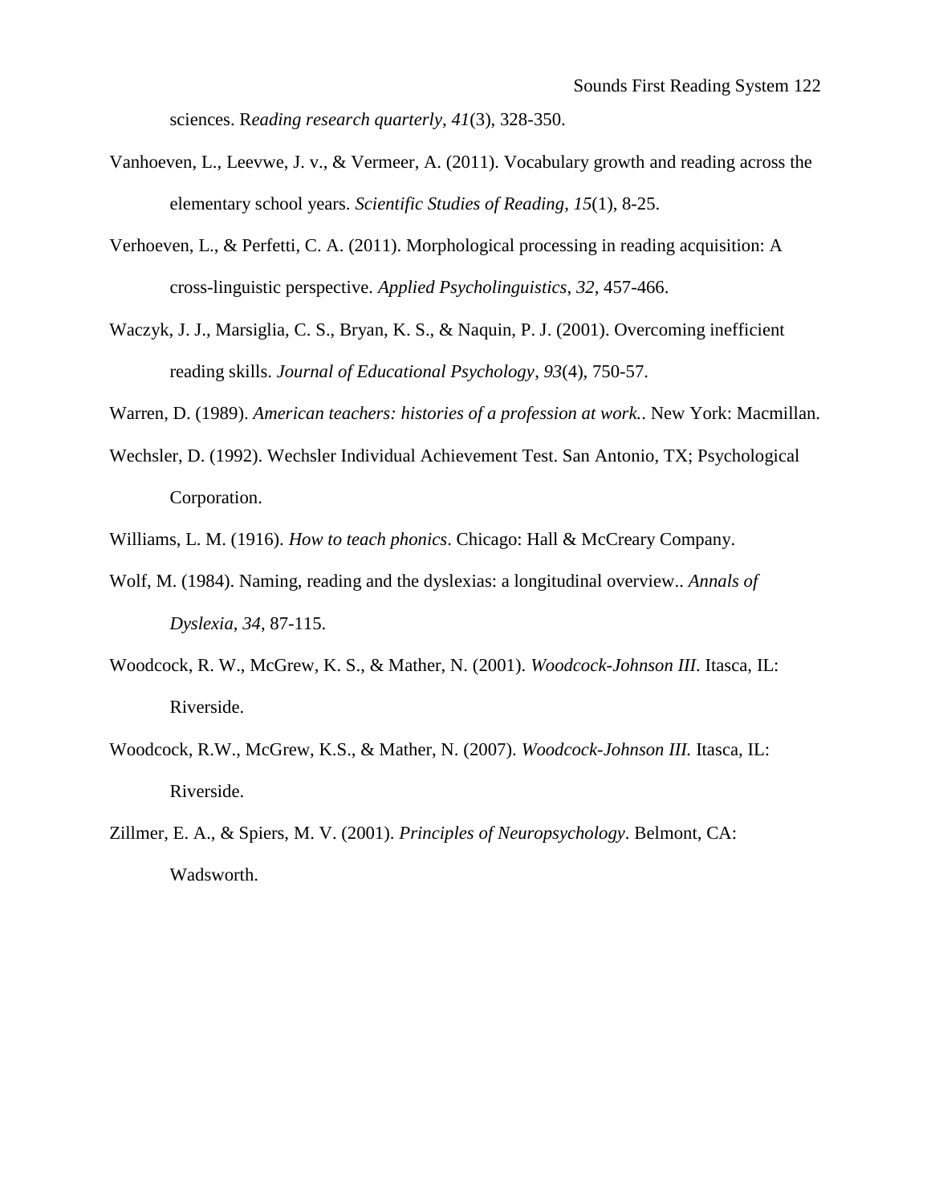sciences. R*eading research quarterly*, *41*(3), 328-350.

Vanhoeven, L., Leevwe, J. v., & Vermeer, A. (2011). Vocabulary growth and reading across the elementary school years. *Scientific Studies of Reading*, *15*(1), 8-25.

Verhoeven, L., & Perfetti, C. A. (2011). Morphological processing in reading acquisition: A cross-linguistic perspective. *Applied Psycholinguistics*, *32*, 457-466.

Waczyk, J. J., Marsiglia, C. S., Bryan, K. S., & Naquin, P. J. (2001). Overcoming inefficient reading skills. *Journal of Educational Psychology*, *93*(4), 750-57.

Warren, D. (1989). *American teachers: histories of a profession at work.*. New York: Macmillan.

Wechsler, D. (1992). Wechsler Individual Achievement Test. San Antonio, TX; Psychological Corporation.

Williams, L. M. (1916). *How to teach phonics*. Chicago: Hall & McCreary Company.

Wolf, M. (1984). Naming, reading and the dyslexias: a longitudinal overview.. *Annals of Dyslexia*, *34*, 87-115.

Woodcock, R. W., McGrew, K. S., & Mather, N. (2001). *Woodcock-Johnson III*. Itasca, IL: Riverside.

Woodcock, R.W., McGrew, K.S., & Mather, N. (2007). *Woodcock-Johnson III.* Itasca, IL: Riverside.

Zillmer, E. A., & Spiers, M. V. (2001). *Principles of Neuropsychology*. Belmont, CA: Wadsworth.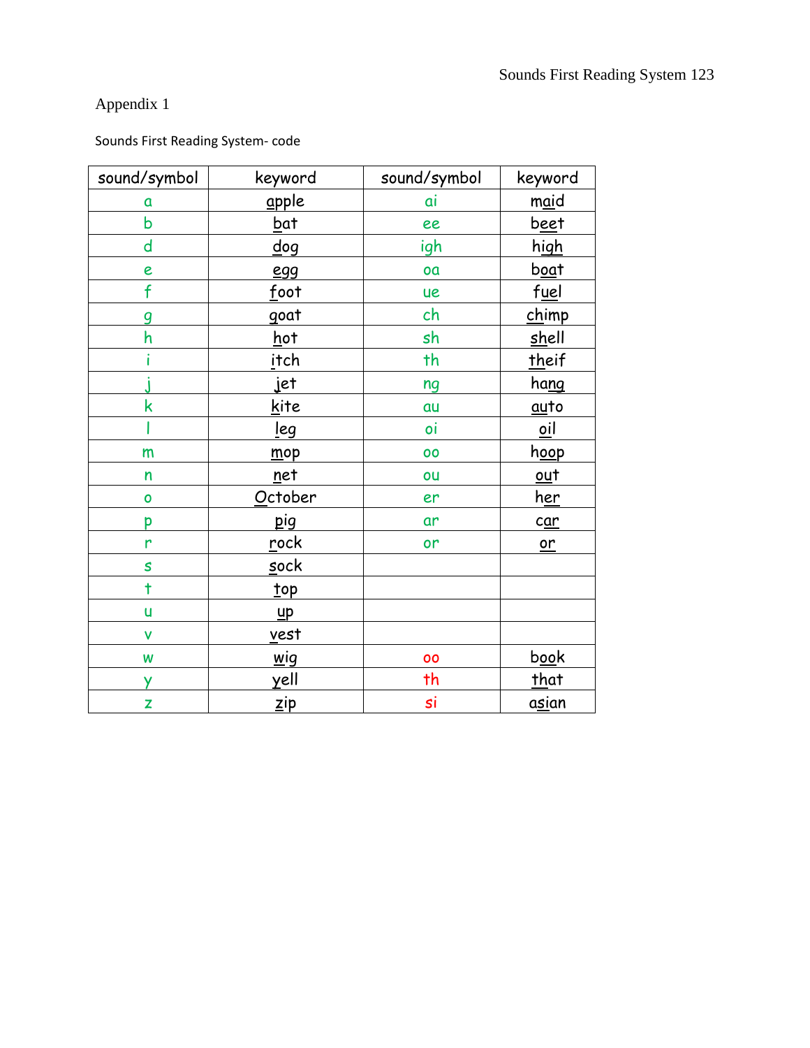Appendix 1

Sounds First Reading System- code

| sound/symbol | keyword | sound/symbol | keyword |
|---|---|---|---|
| a | apple | ai | maid |
| b | bat | ee | beet |
| d | dog | igh | high |
| e | egg | oa | boat |
| f | foot | ue | fuel |
| g | goat | ch | chimp |
| h | hot | sh | shell |
| i | itch | th | theif |
| j | jet | ng | hang |
| k | kite | au | auto |
| l | leg | oi | oil |
| m | mop | oo | hoop |
| n | net | ou | out |
| o | October | er | her |
| p | pig | ar | car |
| r | rock | or | or |
| s | sock | | |
| t | top | | |
| u | up | | |
| v | vest | | |
| w | wig | oo | book |
| y | yell | th | that |
| z | zip | si | asian |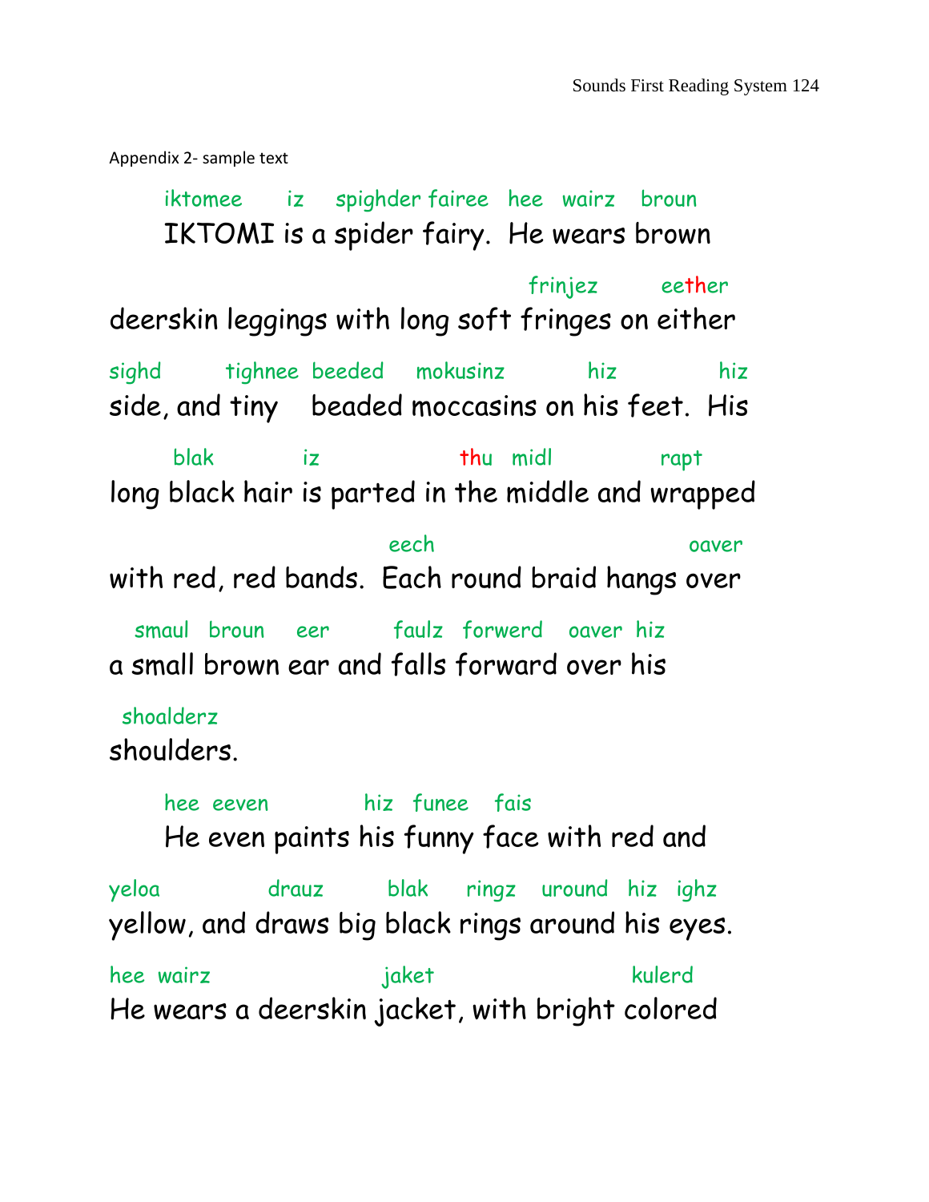Appendix 2- sample text

iktomee iz spighder fairee hee wairz broun
IKTOMI is a spider fairy. He wears brown

frinjez eether
deerskin leggings with long soft fringes on either

sighd tighnee beeded mokusinz hiz hiz
side, and tiny beaded moccasins on his feet. His

blak iz thu midl rapt
long black hair is parted in the middle and wrapped

eech oaver
with red, red bands. Each round braid hangs over

smaul broun eer faulz forwerd oaver hiz
a small brown ear and falls forward over his

shoalderz
shoulders.

hee eeven hiz funee fais
He even paints his funny face with red and

yeloa drauz blak ringz uround hiz ighz
yellow, and draws big black rings around his eyes.

hee wairz jaket kulerd
He wears a deerskin jacket, with bright colored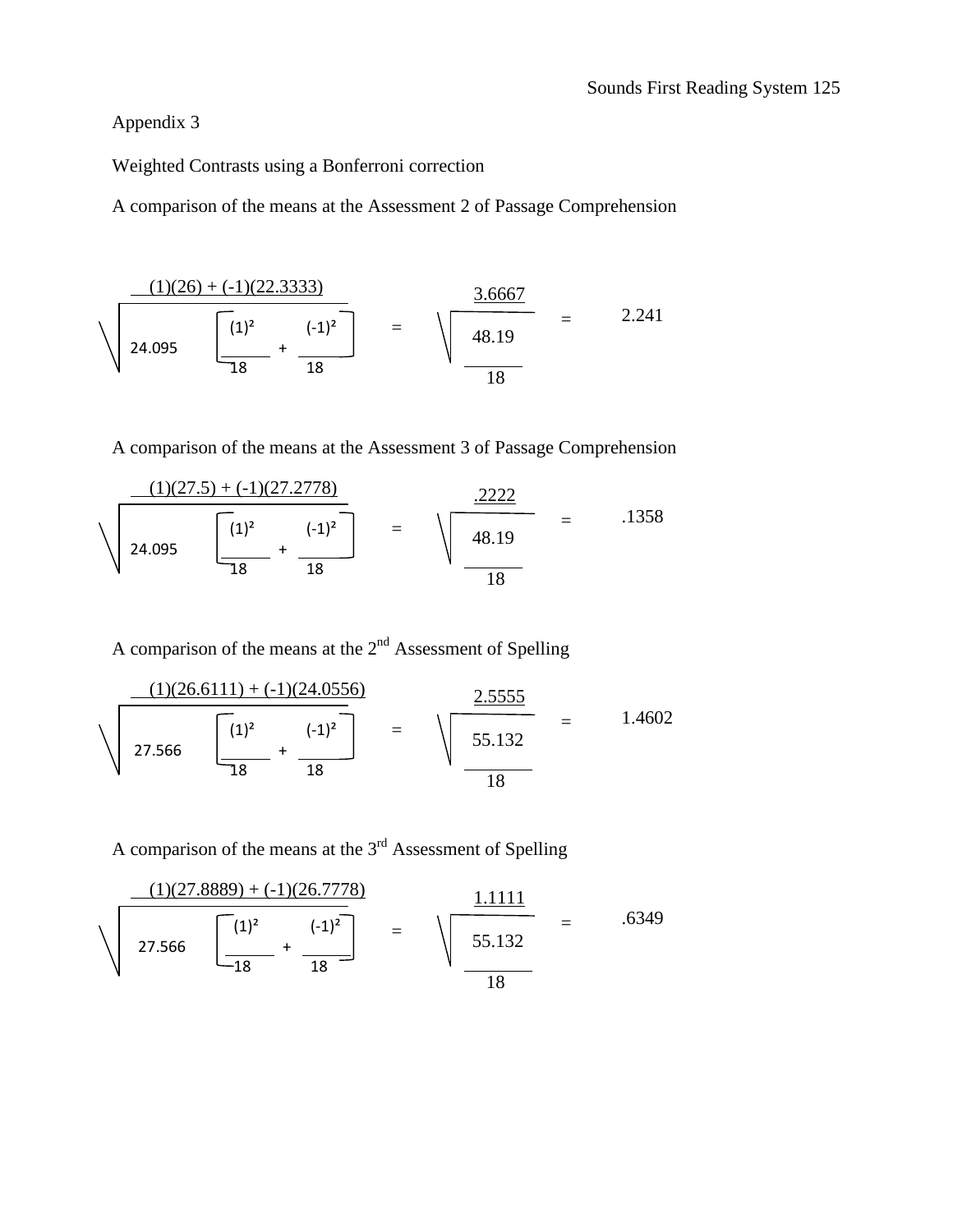Appendix 3

Weighted Contrasts using a Bonferroni correction

A comparison of the means at the Assessment 2 of Passage Comprehension

$$\frac{(1)(26) + (-1)(22.3333)}{\sqrt{24.095 \left[ \frac{(1)^2}{18} + \frac{(-1)^2}{18} \right]}} = \frac{3.6667}{\sqrt{\frac{48.19}{18}}} = 2.241$$

A comparison of the means at the Assessment 3 of Passage Comprehension

$$\frac{(1)(27.5) + (-1)(27.2778)}{\sqrt{24.095 \left[ \frac{(1)^2}{18} + \frac{(-1)^2}{18} \right]}} = \frac{.2222}{\sqrt{\frac{48.19}{18}}} = .1358$$

A comparison of the means at the 2nd Assessment of Spelling

$$\frac{(1)(26.6111) + (-1)(24.0556)}{\sqrt{27.566 \left[ \frac{(1)^2}{18} + \frac{(-1)^2}{18} \right]}} = \frac{2.5555}{\sqrt{\frac{55.132}{18}}} = 1.4602$$

A comparison of the means at the 3rd Assessment of Spelling

$$\frac{(1)(27.8889) + (-1)(26.7778)}{\sqrt{27.566 \left[ \frac{(1)^2}{18} + \frac{(-1)^2}{18} \right]}} = \frac{1.1111}{\sqrt{\frac{55.132}{18}}} = .6349$$